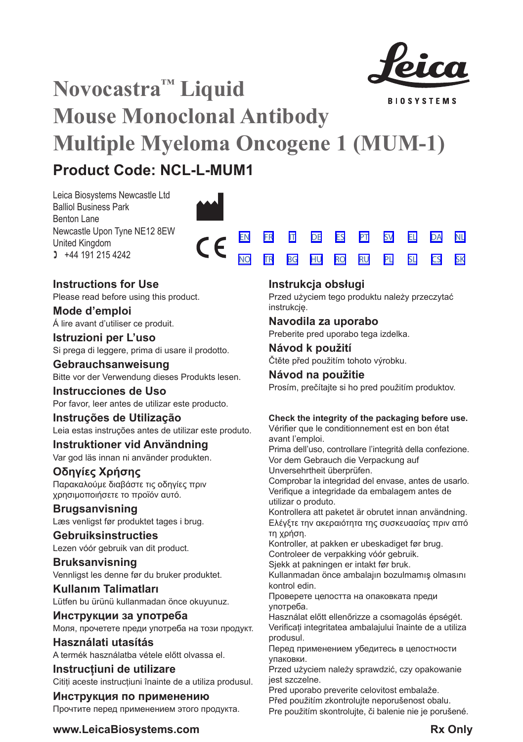# Novocastra™ Liquid Mouse Monoclonal Antibody Multiple Myeloma Oncogene 1 (MUM-1)

## Product Code: NCL-L-MUM1

Leica Biosystems Newcastle Ltd
Balliol Business Park
Benton Lane
Newcastle Upon Tyne NE12 8EW
United Kingdom
+44 191 215 4242

EN FR IT DE ES PT SV EL DA NL
NO TR BG HU RO RU PL SL CS SK

### Instructions for Use
Please read before using this product.

### Mode d'emploi
Á lire avant d'utiliser ce produit.

### Istruzioni per L'uso
Si prega di leggere, prima di usare il prodotto.

### Gebrauchsanweisung
Bitte vor der Verwendung dieses Produkts lesen.

### Instrucciones de Uso
Por favor, leer antes de utilizar este producto.

### Instruções de Utilização
Leia estas instruções antes de utilizar este produto.

### Instruktioner vid Användning
Var god läs innan ni använder produkten.

### Οδηγίες Χρήσης
Παρακαλούμε διαβάστε τις οδηγίες πριν χρησιμοποιήσετε το προϊόν αυτό.

### Brugsanvisning
Læs venligst før produktet tages i brug.

### Gebruiksinstructies
Lezen vóór gebruik van dit product.

### Bruksanvisning
Vennligst les denne før du bruker produktet.

### Kullanım Talimatları
Lütfen bu ürünü kullanmadan önce okuyunuz.

### Инструкции за употреба
Моля, прочетете преди употреба на този продукт.

### Használati utasítás
A termék használatba vétele előtt olvassa el.

### Instrucțiuni de utilizare
Citiți aceste instrucțiuni înainte de a utiliza produsul.

### Инструкция по применению
Прочтите перед применением этого продукта.

### Instrukcja obsługi
Przed użyciem tego produktu należy przeczytać instrukcję.

### Navodila za uporabo
Preberite pred uporabo tega izdelka.

### Návod k použití
Čtěte před použitím tohoto výrobku.

### Návod na použitie
Prosím, prečítajte si ho pred použitím produktov.

**Check the integrity of the packaging before use.**
Vérifier que le conditionnement est en bon état avant l'emploi.
Prima dell'uso, controllare l'integrità della confezione.
Vor dem Gebrauch die Verpackung auf Unversehrtheit überprüfen.
Comprobar la integridad del envase, antes de usarlo.
Verifique a integridade da embalagem antes de utilizar o produto.
Kontrollera att paketet är obrutet innan användning.
Ελέγξτε την ακεραιότητα της συσκευασίας πριν από τη χρήση.
Kontroller, at pakken er ubeskadiget før brug.
Controleer de verpakking vóór gebruik.
Sjekk at pakningen er intakt før bruk.
Kullanmadan önce ambalajın bozulmamış olmasını kontrol edin.
Проверете целостта на опаковката преди употреба.
Használat előtt ellenőrizze a csomagolás épségét.
Verificați integritatea ambalajului înainte de a utiliza produsul.
Перед применением убедитесь в целостности упаковки.
Przed użyciem należy sprawdzić, czy opakowanie jest szczelne.
Pred uporabo preverite celovitost embalaže.
Před použitím zkontrolujte neporušenost obalu.
Pre použitím skontrolujte, či balenie nie je porušené.

www.LeicaBiosystems.com

Rx Only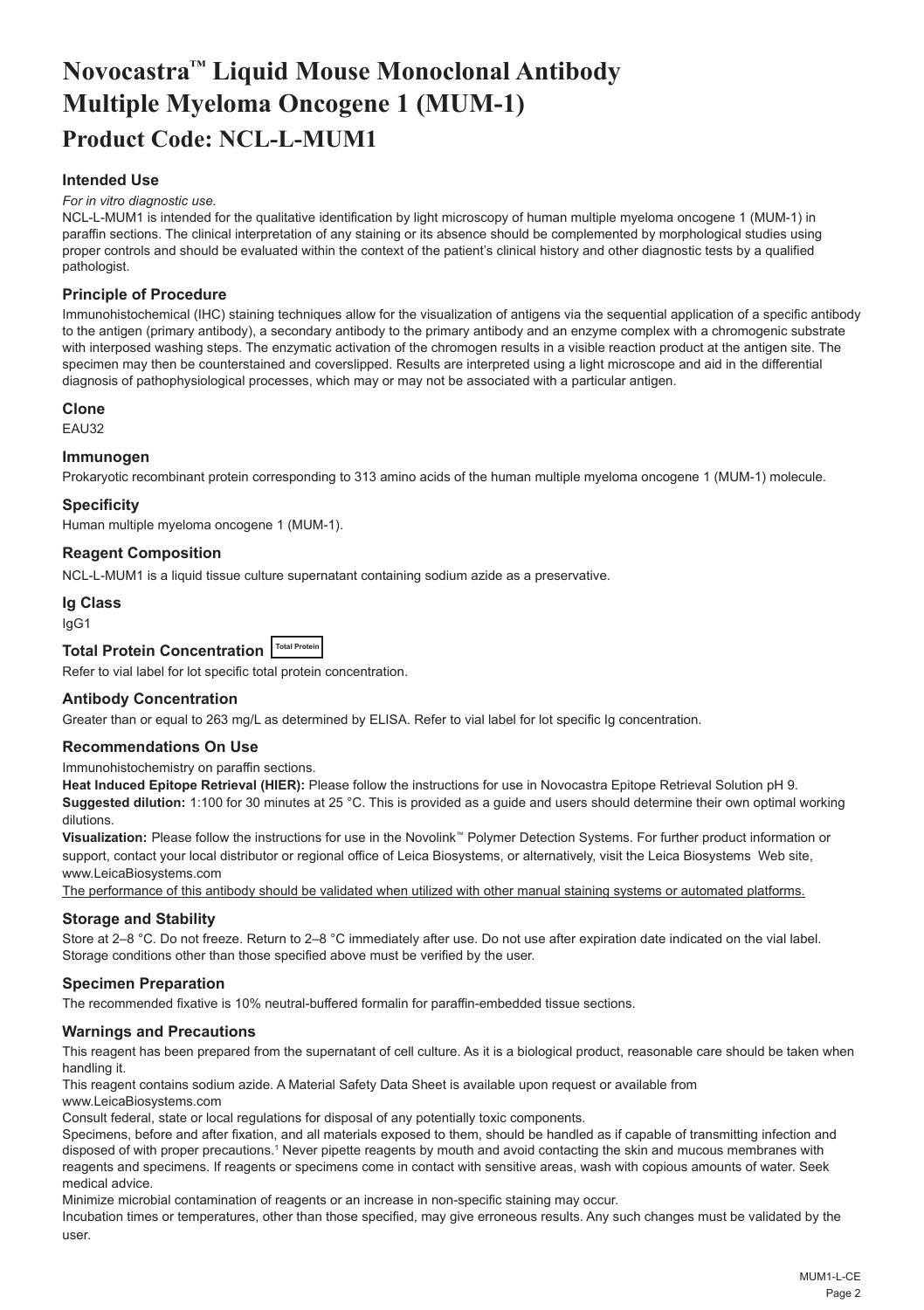# Novocastra™ Liquid Mouse Monoclonal Antibody Multiple Myeloma Oncogene 1 (MUM-1)

## Product Code: NCL-L-MUM1

### Intended Use

*For in vitro diagnostic use.*

NCL-L-MUM1 is intended for the qualitative identification by light microscopy of human multiple myeloma oncogene 1 (MUM-1) in paraffin sections. The clinical interpretation of any staining or its absence should be complemented by morphological studies using proper controls and should be evaluated within the context of the patient's clinical history and other diagnostic tests by a qualified pathologist.

### Principle of Procedure

Immunohistochemical (IHC) staining techniques allow for the visualization of antigens via the sequential application of a specific antibody to the antigen (primary antibody), a secondary antibody to the primary antibody and an enzyme complex with a chromogenic substrate with interposed washing steps. The enzymatic activation of the chromogen results in a visible reaction product at the antigen site. The specimen may then be counterstained and coverslipped. Results are interpreted using a light microscope and aid in the differential diagnosis of pathophysiological processes, which may or may not be associated with a particular antigen.

### Clone

EAU32

### Immunogen

Prokaryotic recombinant protein corresponding to 313 amino acids of the human multiple myeloma oncogene 1 (MUM-1) molecule.

### Specificity

Human multiple myeloma oncogene 1 (MUM-1).

### Reagent Composition

NCL-L-MUM1 is a liquid tissue culture supernatant containing sodium azide as a preservative.

### Ig Class

IgG1

### Total Protein Concentration Total Protein

Refer to vial label for lot specific total protein concentration.

### Antibody Concentration

Greater than or equal to 263 mg/L as determined by ELISA. Refer to vial label for lot specific Ig concentration.

### Recommendations On Use

Immunohistochemistry on paraffin sections.

**Heat Induced Epitope Retrieval (HIER):** Please follow the instructions for use in Novocastra Epitope Retrieval Solution pH 9.

**Suggested dilution:** 1:100 for 30 minutes at 25 °C. This is provided as a guide and users should determine their own optimal working dilutions.

**Visualization:** Please follow the instructions for use in the Novolink™ Polymer Detection Systems. For further product information or support, contact your local distributor or regional office of Leica Biosystems, or alternatively, visit the Leica Biosystems Web site, www.LeicaBiosystems.com

The performance of this antibody should be validated when utilized with other manual staining systems or automated platforms.

### Storage and Stability

Store at 2–8 °C. Do not freeze. Return to 2–8 °C immediately after use. Do not use after expiration date indicated on the vial label. Storage conditions other than those specified above must be verified by the user.

### Specimen Preparation

The recommended fixative is 10% neutral-buffered formalin for paraffin-embedded tissue sections.

### Warnings and Precautions

This reagent has been prepared from the supernatant of cell culture. As it is a biological product, reasonable care should be taken when handling it.

This reagent contains sodium azide. A Material Safety Data Sheet is available upon request or available from www.LeicaBiosystems.com

Consult federal, state or local regulations for disposal of any potentially toxic components.

Specimens, before and after fixation, and all materials exposed to them, should be handled as if capable of transmitting infection and disposed of with proper precautions.[1] Never pipette reagents by mouth and avoid contacting the skin and mucous membranes with reagents and specimens. If reagents or specimens come in contact with sensitive areas, wash with copious amounts of water. Seek medical advice.

Minimize microbial contamination of reagents or an increase in non-specific staining may occur.

Incubation times or temperatures, other than those specified, may give erroneous results. Any such changes must be validated by the user.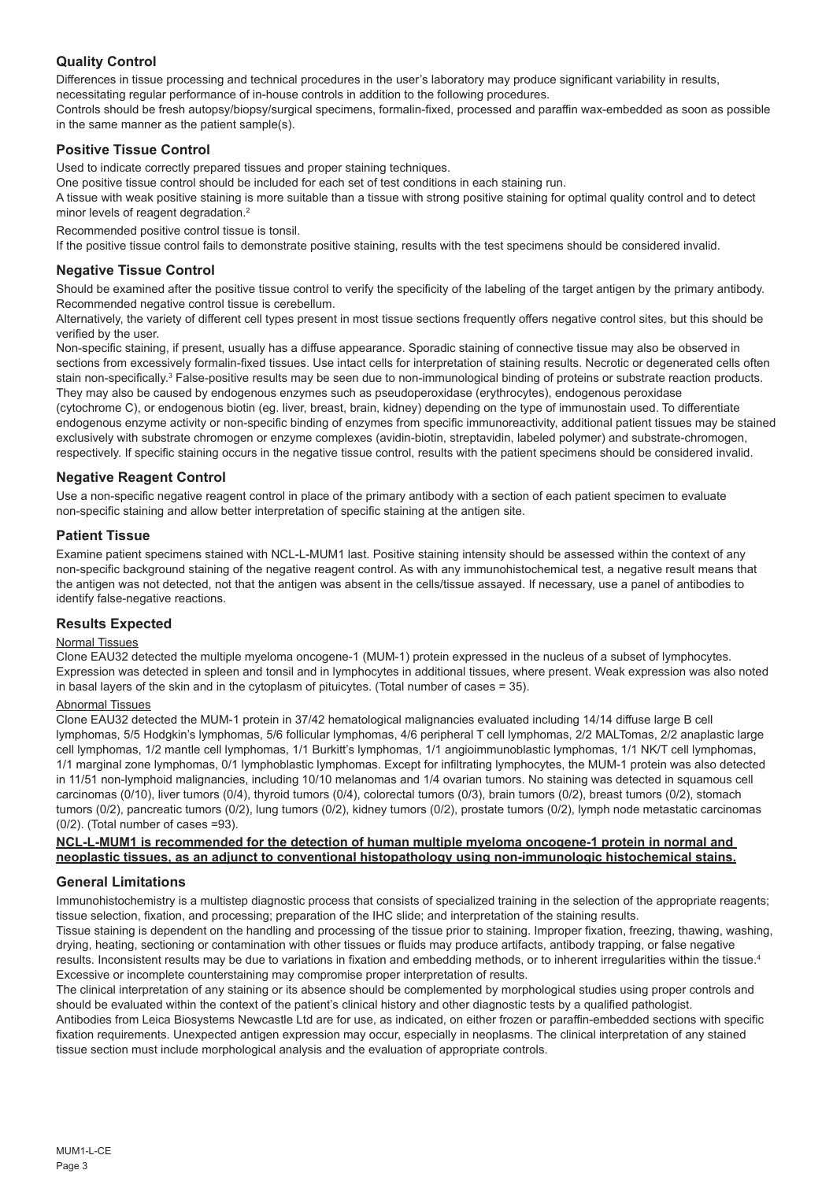## Quality Control

Differences in tissue processing and technical procedures in the user's laboratory may produce significant variability in results, necessitating regular performance of in-house controls in addition to the following procedures.

Controls should be fresh autopsy/biopsy/surgical specimens, formalin-fixed, processed and paraffin wax-embedded as soon as possible in the same manner as the patient sample(s).

## Positive Tissue Control

Used to indicate correctly prepared tissues and proper staining techniques.

One positive tissue control should be included for each set of test conditions in each staining run.

A tissue with weak positive staining is more suitable than a tissue with strong positive staining for optimal quality control and to detect minor levels of reagent degradation.[2]

Recommended positive control tissue is tonsil.

If the positive tissue control fails to demonstrate positive staining, results with the test specimens should be considered invalid.

## Negative Tissue Control

Should be examined after the positive tissue control to verify the specificity of the labeling of the target antigen by the primary antibody. Recommended negative control tissue is cerebellum.

Alternatively, the variety of different cell types present in most tissue sections frequently offers negative control sites, but this should be verified by the user.

Non-specific staining, if present, usually has a diffuse appearance. Sporadic staining of connective tissue may also be observed in sections from excessively formalin-fixed tissues. Use intact cells for interpretation of staining results. Necrotic or degenerated cells often stain non-specifically.[3] False-positive results may be seen due to non-immunological binding of proteins or substrate reaction products. They may also be caused by endogenous enzymes such as pseudoperoxidase (erythrocytes), endogenous peroxidase (cytochrome C), or endogenous biotin (eg. liver, breast, brain, kidney) depending on the type of immunostain used. To differentiate endogenous enzyme activity or non-specific binding of enzymes from specific immunoreactivity, additional patient tissues may be stained exclusively with substrate chromogen or enzyme complexes (avidin-biotin, streptavidin, labeled polymer) and substrate-chromogen, respectively. If specific staining occurs in the negative tissue control, results with the patient specimens should be considered invalid.

## Negative Reagent Control

Use a non-specific negative reagent control in place of the primary antibody with a section of each patient specimen to evaluate non-specific staining and allow better interpretation of specific staining at the antigen site.

## Patient Tissue

Examine patient specimens stained with NCL-L-MUM1 last. Positive staining intensity should be assessed within the context of any non-specific background staining of the negative reagent control. As with any immunohistochemical test, a negative result means that the antigen was not detected, not that the antigen was absent in the cells/tissue assayed. If necessary, use a panel of antibodies to identify false-negative reactions.

## Results Expected

Normal Tissues

Clone EAU32 detected the multiple myeloma oncogene-1 (MUM-1) protein expressed in the nucleus of a subset of lymphocytes. Expression was detected in spleen and tonsil and in lymphocytes in additional tissues, where present. Weak expression was also noted in basal layers of the skin and in the cytoplasm of pituicytes. (Total number of cases = 35).

Abnormal Tissues

Clone EAU32 detected the MUM-1 protein in 37/42 hematological malignancies evaluated including 14/14 diffuse large B cell lymphomas, 5/5 Hodgkin's lymphomas, 5/6 follicular lymphomas, 4/6 peripheral T cell lymphomas, 2/2 MALTomas, 2/2 anaplastic large cell lymphomas, 1/2 mantle cell lymphomas, 1/1 Burkitt's lymphomas, 1/1 angioimmunoblastic lymphomas, 1/1 NK/T cell lymphomas, 1/1 marginal zone lymphomas, 0/1 lymphoblastic lymphomas. Except for infiltrating lymphocytes, the MUM-1 protein was also detected in 11/51 non-lymphoid malignancies, including 10/10 melanomas and 1/4 ovarian tumors. No staining was detected in squamous cell carcinomas (0/10), liver tumors (0/4), thyroid tumors (0/4), colorectal tumors (0/3), brain tumors (0/2), breast tumors (0/2), stomach tumors (0/2), pancreatic tumors (0/2), lung tumors (0/2), kidney tumors (0/2), prostate tumors (0/2), lymph node metastatic carcinomas (0/2). (Total number of cases =93).

**NCL-L-MUM1 is recommended for the detection of human multiple myeloma oncogene-1 protein in normal and neoplastic tissues, as an adjunct to conventional histopathology using non-immunologic histochemical stains.**

## General Limitations

Immunohistochemistry is a multistep diagnostic process that consists of specialized training in the selection of the appropriate reagents; tissue selection, fixation, and processing; preparation of the IHC slide; and interpretation of the staining results.

Tissue staining is dependent on the handling and processing of the tissue prior to staining. Improper fixation, freezing, thawing, washing, drying, heating, sectioning or contamination with other tissues or fluids may produce artifacts, antibody trapping, or false negative results. Inconsistent results may be due to variations in fixation and embedding methods, or to inherent irregularities within the tissue.[4] Excessive or incomplete counterstaining may compromise proper interpretation of results.

The clinical interpretation of any staining or its absence should be complemented by morphological studies using proper controls and should be evaluated within the context of the patient's clinical history and other diagnostic tests by a qualified pathologist.

Antibodies from Leica Biosystems Newcastle Ltd are for use, as indicated, on either frozen or paraffin-embedded sections with specific fixation requirements. Unexpected antigen expression may occur, especially in neoplasms. The clinical interpretation of any stained tissue section must include morphological analysis and the evaluation of appropriate controls.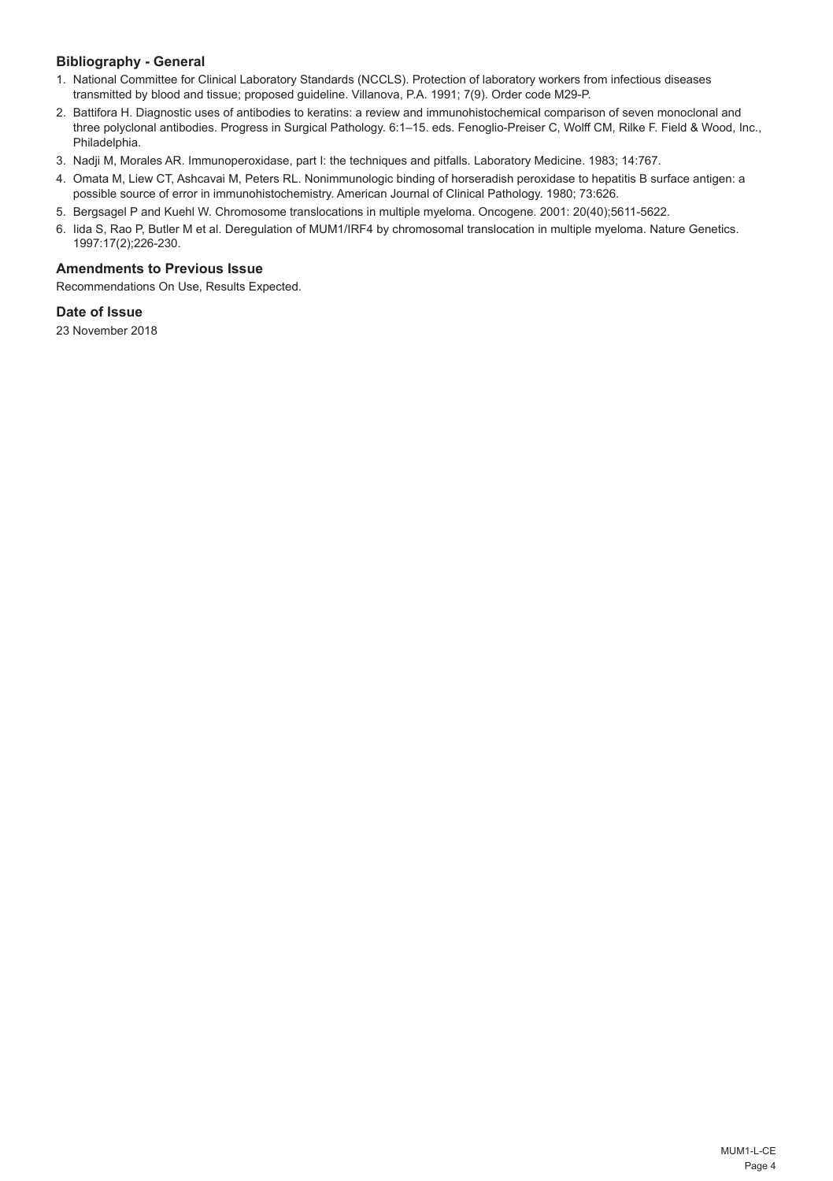## Bibliography - General

1. National Committee for Clinical Laboratory Standards (NCCLS). Protection of laboratory workers from infectious diseases transmitted by blood and tissue; proposed guideline. Villanova, P.A. 1991; 7(9). Order code M29-P.
2. Battifora H. Diagnostic uses of antibodies to keratins: a review and immunohistochemical comparison of seven monoclonal and three polyclonal antibodies. Progress in Surgical Pathology. 6:1–15. eds. Fenoglio-Preiser C, Wolff CM, Rilke F. Field & Wood, Inc., Philadelphia.
3. Nadji M, Morales AR. Immunoperoxidase, part I: the techniques and pitfalls. Laboratory Medicine. 1983; 14:767.
4. Omata M, Liew CT, Ashcavai M, Peters RL. Nonimmunologic binding of horseradish peroxidase to hepatitis B surface antigen: a possible source of error in immunohistochemistry. American Journal of Clinical Pathology. 1980; 73:626.
5. Bergsagel P and Kuehl W. Chromosome translocations in multiple myeloma. Oncogene. 2001: 20(40);5611-5622.
6. Iida S, Rao P, Butler M et al. Deregulation of MUM1/IRF4 by chromosomal translocation in multiple myeloma. Nature Genetics. 1997:17(2);226-230.

## Amendments to Previous Issue

Recommendations On Use, Results Expected.

## Date of Issue

23 November 2018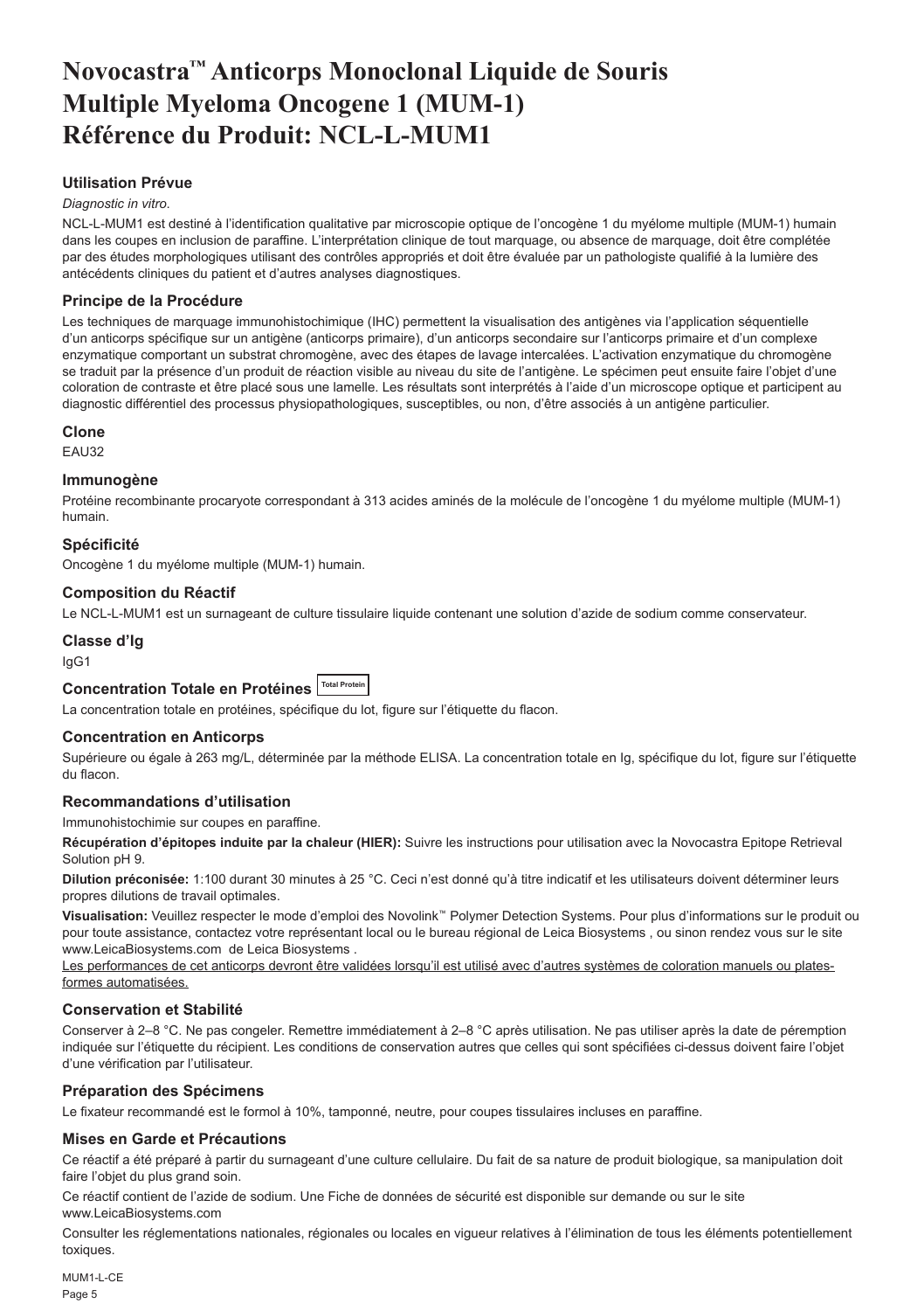# Novocastra™ Anticorps Monoclonal Liquide de Souris Multiple Myeloma Oncogene 1 (MUM-1) Référence du Produit: NCL-L-MUM1

### Utilisation Prévue

*Diagnostic in vitro*.

NCL-L-MUM1 est destiné à l'identification qualitative par microscopie optique de l'oncogène 1 du myélome multiple (MUM-1) humain dans les coupes en inclusion de paraffine. L'interprétation clinique de tout marquage, ou absence de marquage, doit être complétée par des études morphologiques utilisant des contrôles appropriés et doit être évaluée par un pathologiste qualifié à la lumière des antécédents cliniques du patient et d'autres analyses diagnostiques.

### Principe de la Procédure

Les techniques de marquage immunohistochimique (IHC) permettent la visualisation des antigènes via l'application séquentielle d'un anticorps spécifique sur un antigène (anticorps primaire), d'un anticorps secondaire sur l'anticorps primaire et d'un complexe enzymatique comportant un substrat chromogène, avec des étapes de lavage intercalées. L'activation enzymatique du chromogène se traduit par la présence d'un produit de réaction visible au niveau du site de l'antigène. Le spécimen peut ensuite faire l'objet d'une coloration de contraste et être placé sous une lamelle. Les résultats sont interprétés à l'aide d'un microscope optique et participent au diagnostic différentiel des processus physiopathologiques, susceptibles, ou non, d'être associés à un antigène particulier.

### Clone

EAU32

### Immunogène

Protéine recombinante procaryote correspondant à 313 acides aminés de la molécule de l'oncogène 1 du myélome multiple (MUM-1) humain.

### Spécificité

Oncogène 1 du myélome multiple (MUM-1) humain.

### Composition du Réactif

Le NCL-L-MUM1 est un surnageant de culture tissulaire liquide contenant une solution d'azide de sodium comme conservateur.

### Classe d'Ig

IgG1

### Concentration Totale en Protéines Total Protein

La concentration totale en protéines, spécifique du lot, figure sur l'étiquette du flacon.

### Concentration en Anticorps

Supérieure ou égale à 263 mg/L, déterminée par la méthode ELISA. La concentration totale en Ig, spécifique du lot, figure sur l'étiquette du flacon.

### Recommandations d'utilisation

Immunohistochimie sur coupes en paraffine.

**Récupération d'épitopes induite par la chaleur (HIER):** Suivre les instructions pour utilisation avec la Novocastra Epitope Retrieval Solution pH 9.

**Dilution préconisée:** 1:100 durant 30 minutes à 25 °C. Ceci n'est donné qu'à titre indicatif et les utilisateurs doivent déterminer leurs propres dilutions de travail optimales.

**Visualisation:** Veuillez respecter le mode d'emploi des Novolink™ Polymer Detection Systems. Pour plus d'informations sur le produit ou pour toute assistance, contactez votre représentant local ou le bureau régional de Leica Biosystems , ou sinon rendez vous sur le site www.LeicaBiosystems.com de Leica Biosystems .

Les performances de cet anticorps devront être validées lorsqu'il est utilisé avec d'autres systèmes de coloration manuels ou plates-formes automatisées.

### Conservation et Stabilité

Conserver à 2–8 °C. Ne pas congeler. Remettre immédiatement à 2–8 °C après utilisation. Ne pas utiliser après la date de péremption indiquée sur l'étiquette du récipient. Les conditions de conservation autres que celles qui sont spécifiées ci-dessus doivent faire l'objet d'une vérification par l'utilisateur.

### Préparation des Spécimens

Le fixateur recommandé est le formol à 10%, tamponné, neutre, pour coupes tissulaires incluses en paraffine.

### Mises en Garde et Précautions

Ce réactif a été préparé à partir du surnageant d'une culture cellulaire. Du fait de sa nature de produit biologique, sa manipulation doit faire l'objet du plus grand soin.

Ce réactif contient de l'azide de sodium. Une Fiche de données de sécurité est disponible sur demande ou sur le site www.LeicaBiosystems.com

Consulter les réglementations nationales, régionales ou locales en vigueur relatives à l'élimination de tous les éléments potentiellement toxiques.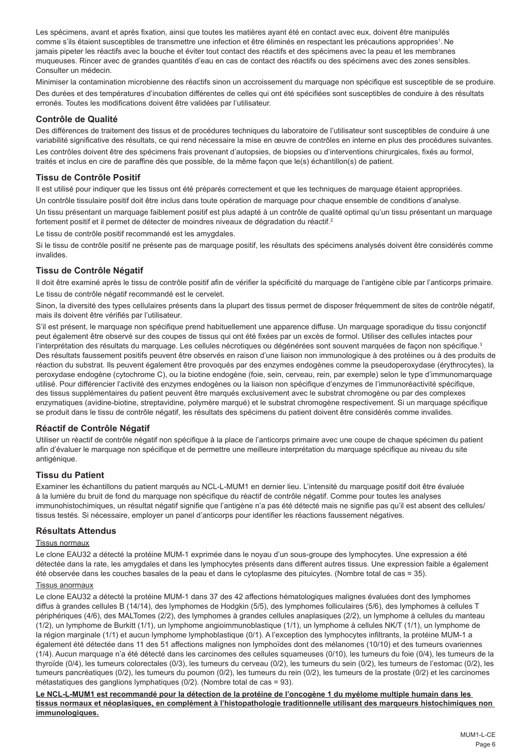Les spécimens, avant et après fixation, ainsi que toutes les matières ayant été en contact avec eux, doivent être manipulés comme s'ils étaient susceptibles de transmettre une infection et être éliminés en respectant les précautions appropriées[1]. Ne jamais pipeter les réactifs avec la bouche et éviter tout contact des réactifs et des spécimens avec la peau et les membranes muqueuses. Rincer avec de grandes quantités d'eau en cas de contact des réactifs ou des spécimens avec des zones sensibles. Consulter un médecin.

Minimiser la contamination microbienne des réactifs sinon un accroissement du marquage non spécifique est susceptible de se produire.

Des durées et des températures d'incubation différentes de celles qui ont été spécifiées sont susceptibles de conduire à des résultats erronés. Toutes les modifications doivent être validées par l'utilisateur.

## Contrôle de Qualité

Des différences de traitement des tissus et de procédures techniques du laboratoire de l'utilisateur sont susceptibles de conduire à une variabilité significative des résultats, ce qui rend nécessaire la mise en œuvre de contrôles en interne en plus des procédures suivantes.

Les contrôles doivent être des spécimens frais provenant d'autopsies, de biopsies ou d'interventions chirurgicales, fixés au formol, traités et inclus en cire de paraffine dès que possible, de la même façon que le(s) échantillon(s) de patient.

## Tissu de Contrôle Positif

Il est utilisé pour indiquer que les tissus ont été préparés correctement et que les techniques de marquage étaient appropriées.

Un contrôle tissulaire positif doit être inclus dans toute opération de marquage pour chaque ensemble de conditions d'analyse.

Un tissu présentant un marquage faiblement positif est plus adapté à un contrôle de qualité optimal qu'un tissu présentant un marquage fortement positif et il permet de détecter de moindres niveaux de dégradation du réactif.[2]

Le tissu de contrôle positif recommandé est les amygdales.

Si le tissu de contrôle positif ne présente pas de marquage positif, les résultats des spécimens analysés doivent être considérés comme invalides.

## Tissu de Contrôle Négatif

Il doit être examiné après le tissu de contrôle positif afin de vérifier la spécificité du marquage de l'antigène cible par l'anticorps primaire.

Le tissu de contrôle négatif recommandé est le cervelet.

Sinon, la diversité des types cellulaires présents dans la plupart des tissus permet de disposer fréquemment de sites de contrôle négatif, mais ils doivent être vérifiés par l'utilisateur.

S'il est présent, le marquage non spécifique prend habituellement une apparence diffuse. Un marquage sporadique du tissu conjonctif peut également être observé sur des coupes de tissus qui ont été fixées par un excès de formol. Utiliser des cellules intactes pour l'interprétation des résultats du marquage. Les cellules nécrotiques ou dégénérées sont souvent marquées de façon non spécifique.[3] Des résultats faussement positifs peuvent être observés en raison d'une liaison non immunologique à des protéines ou à des produits de réaction du substrat. Ils peuvent également être provoqués par des enzymes endogènes comme la pseudoperoxydase (érythrocytes), la peroxydase endogène (cytochrome C), ou la biotine endogène (foie, sein, cerveau, rein, par exemple) selon le type d'immunomarquage utilisé. Pour différencier l'activité des enzymes endogènes ou la liaison non spécifique d'enzymes de l'immunoréactivité spécifique, des tissus supplémentaires du patient peuvent être marqués exclusivement avec le substrat chromogène ou par des complexes enzymatiques (avidine-biotine, streptavidine, polymère marqué) et le substrat chromogène respectivement. Si un marquage spécifique se produit dans le tissu de contrôle négatif, les résultats des spécimens du patient doivent être considérés comme invalides.

## Réactif de Contrôle Négatif

Utiliser un réactif de contrôle négatif non spécifique à la place de l'anticorps primaire avec une coupe de chaque spécimen du patient afin d'évaluer le marquage non spécifique et de permettre une meilleure interprétation du marquage spécifique au niveau du site antigénique.

## Tissu du Patient

Examiner les échantillons du patient marqués au NCL-L-MUM1 en dernier lieu. L'intensité du marquage positif doit être évaluée à la lumière du bruit de fond du marquage non spécifique du réactif de contrôle négatif. Comme pour toutes les analyses immunohistochimiques, un résultat négatif signifie que l'antigène n'a pas été détecté mais ne signifie pas qu'il est absent des cellules/tissus testés. Si nécessaire, employer un panel d'anticorps pour identifier les réactions faussement négatives.

## Résultats Attendus

Tissus normaux

Le clone EAU32 a détecté la protéine MUM-1 exprimée dans le noyau d'un sous-groupe des lymphocytes. Une expression a été détectée dans la rate, les amygdales et dans les lymphocytes présents dans different autres tissus. Une expression faible a également été observée dans les couches basales de la peau et dans le cytoplasme des pituicytes. (Nombre total de cas = 35).

Tissus anormaux

Le clone EAU32 a détecté la protéine MUM-1 dans 37 des 42 affections hématologiques malignes évaluées dont des lymphomes diffus à grandes cellules B (14/14), des lymphomes de Hodgkin (5/5), des lymphomes folliculaires (5/6), des lymphomes à cellules T périphériques (4/6), des MALTomes (2/2), des lymphomes à grandes cellules anaplasiques (2/2), un lymphome à cellules du manteau (1/2), un lymphome de Burkitt (1/1), un lymphome angioimmunoblastique (1/1), un lymphome à cellules NK/T (1/1), un lymphome de la région marginale (1/1) et aucun lymphome lymphoblastique (0/1). A l'exception des lymphocytes infiltrants, la protéine MUM-1 a également été détectée dans 11 des 51 affections malignes non lymphoïdes dont des mélanomes (10/10) et des tumeurs ovariennes (1/4). Aucun marquage n'a été détecté dans les carcinomes des cellules squameuses (0/10), les tumeurs du foie (0/4), les tumeurs de la thyroïde (0/4), les tumeurs colorectales (0/3), les tumeurs du cerveau (0/2), les tumeurs du sein (0/2), les tumeurs de l'estomac (0/2), les tumeurs pancréatiques (0/2), les tumeurs du poumon (0/2), les tumeurs du rein (0/2), les tumeurs de la prostate (0/2) et les carcinomes métastatiques des ganglions lymphatiques (0/2). (Nombre total de cas = 93).

**Le NCL-L-MUM1 est recommandé pour la détection de la protéine de l'oncogène 1 du myélome multiple humain dans les tissus normaux et néoplasiques, en complément à l'histopathologie traditionnelle utilisant des marqueurs histochimiques non immunologiques.**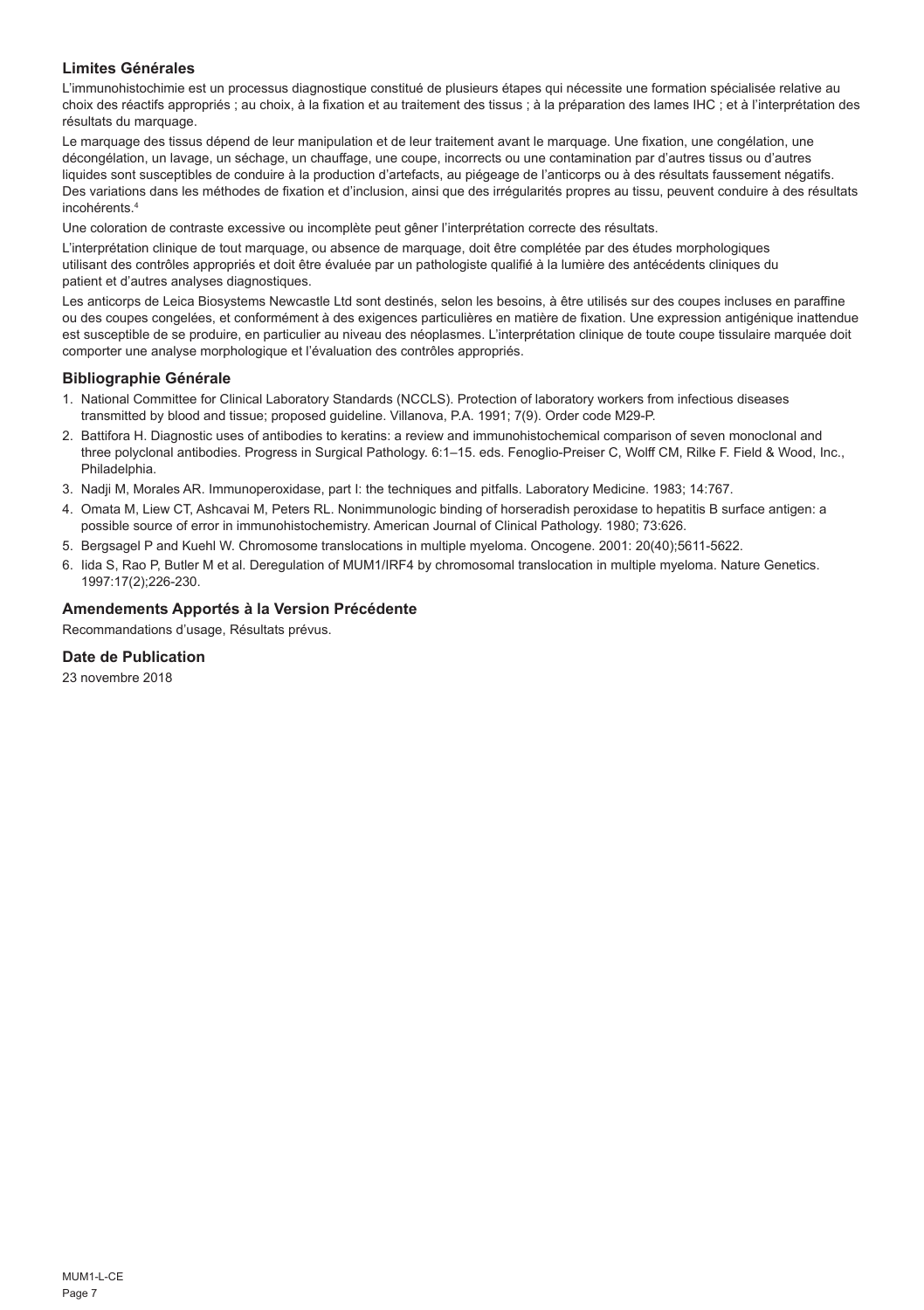## Limites Générales

L'immunohistochimie est un processus diagnostique constitué de plusieurs étapes qui nécessite une formation spécialisée relative au choix des réactifs appropriés ; au choix, à la fixation et au traitement des tissus ; à la préparation des lames IHC ; et à l'interprétation des résultats du marquage.

Le marquage des tissus dépend de leur manipulation et de leur traitement avant le marquage. Une fixation, une congélation, une décongélation, un lavage, un séchage, un chauffage, une coupe, incorrects ou une contamination par d'autres tissus ou d'autres liquides sont susceptibles de conduire à la production d'artefacts, au piégeage de l'anticorps ou à des résultats faussement négatifs. Des variations dans les méthodes de fixation et d'inclusion, ainsi que des irrégularités propres au tissu, peuvent conduire à des résultats incohérents.[4]

Une coloration de contraste excessive ou incomplète peut gêner l'interprétation correcte des résultats.

L'interprétation clinique de tout marquage, ou absence de marquage, doit être complétée par des études morphologiques utilisant des contrôles appropriés et doit être évaluée par un pathologiste qualifié à la lumière des antécédents cliniques du patient et d'autres analyses diagnostiques.

Les anticorps de Leica Biosystems Newcastle Ltd sont destinés, selon les besoins, à être utilisés sur des coupes incluses en paraffine ou des coupes congelées, et conformément à des exigences particulières en matière de fixation. Une expression antigénique inattendue est susceptible de se produire, en particulier au niveau des néoplasmes. L'interprétation clinique de toute coupe tissulaire marquée doit comporter une analyse morphologique et l'évaluation des contrôles appropriés.

## Bibliographie Générale

1. National Committee for Clinical Laboratory Standards (NCCLS). Protection of laboratory workers from infectious diseases transmitted by blood and tissue; proposed guideline. Villanova, P.A. 1991; 7(9). Order code M29-P.
2. Battifora H. Diagnostic uses of antibodies to keratins: a review and immunohistochemical comparison of seven monoclonal and three polyclonal antibodies. Progress in Surgical Pathology. 6:1–15. eds. Fenoglio-Preiser C, Wolff CM, Rilke F. Field & Wood, Inc., Philadelphia.
3. Nadji M, Morales AR. Immunoperoxidase, part I: the techniques and pitfalls. Laboratory Medicine. 1983; 14:767.
4. Omata M, Liew CT, Ashcavai M, Peters RL. Nonimmunologic binding of horseradish peroxidase to hepatitis B surface antigen: a possible source of error in immunohistochemistry. American Journal of Clinical Pathology. 1980; 73:626.
5. Bergsagel P and Kuehl W. Chromosome translocations in multiple myeloma. Oncogene. 2001: 20(40);5611-5622.
6. Iida S, Rao P, Butler M et al. Deregulation of MUM1/IRF4 by chromosomal translocation in multiple myeloma. Nature Genetics. 1997:17(2);226-230.

## Amendements Apportés à la Version Précédente

Recommandations d'usage, Résultats prévus.

## Date de Publication

23 novembre 2018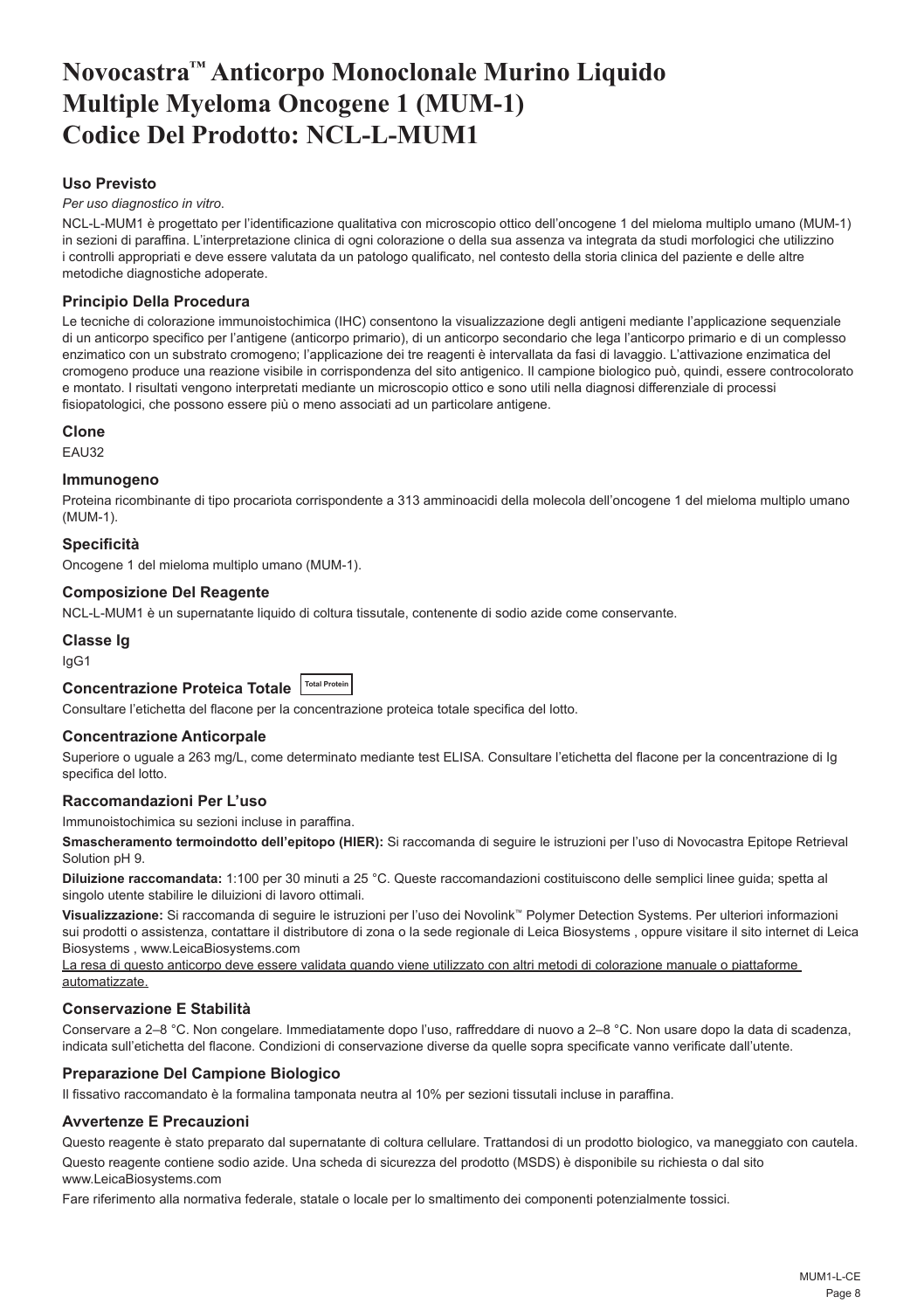# Novocastra™ Anticorpo Monoclonale Murino Liquido Multiple Myeloma Oncogene 1 (MUM-1) Codice Del Prodotto: NCL-L-MUM1

## Uso Previsto

*Per uso diagnostico in vitro*.

NCL-L-MUM1 è progettato per l'identificazione qualitativa con microscopio ottico dell'oncogene 1 del mieloma multiplo umano (MUM-1) in sezioni di paraffina. L'interpretazione clinica di ogni colorazione o della sua assenza va integrata da studi morfologici che utilizzino i controlli appropriati e deve essere valutata da un patologo qualificato, nel contesto della storia clinica del paziente e delle altre metodiche diagnostiche adoperate.

## Principio Della Procedura

Le tecniche di colorazione immunoistochimica (IHC) consentono la visualizzazione degli antigeni mediante l'applicazione sequenziale di un anticorpo specifico per l'antigene (anticorpo primario), di un anticorpo secondario che lega l'anticorpo primario e di un complesso enzimatico con un substrato cromogeno; l'applicazione dei tre reagenti è intervallata da fasi di lavaggio. L'attivazione enzimatica del cromogeno produce una reazione visibile in corrispondenza del sito antigenico. Il campione biologico può, quindi, essere controcolorato e montato. I risultati vengono interpretati mediante un microscopio ottico e sono utili nella diagnosi differenziale di processi fisiopatologici, che possono essere più o meno associati ad un particolare antigene.

## Clone

EAU32

## Immunogeno

Proteina ricombinante di tipo procariota corrispondente a 313 amminoacidi della molecola dell'oncogene 1 del mieloma multiplo umano (MUM-1).

## Specificità

Oncogene 1 del mieloma multiplo umano (MUM-1).

## Composizione Del Reagente

NCL-L-MUM1 è un supernatante liquido di coltura tissutale, contenente di sodio azide come conservante.

## Classe Ig

IgG1

## Concentrazione Proteica Totale Total Protein

Consultare l'etichetta del flacone per la concentrazione proteica totale specifica del lotto.

## Concentrazione Anticorpale

Superiore o uguale a 263 mg/L, come determinato mediante test ELISA. Consultare l'etichetta del flacone per la concentrazione di Ig specifica del lotto.

## Raccomandazioni Per L'uso

Immunoistochimica su sezioni incluse in paraffina.

**Smascheramento termoindotto dell'epitopo (HIER):** Si raccomanda di seguire le istruzioni per l'uso di Novocastra Epitope Retrieval Solution pH 9.

**Diluizione raccomandata:** 1:100 per 30 minuti a 25 °C. Queste raccomandazioni costituiscono delle semplici linee guida; spetta al singolo utente stabilire le diluizioni di lavoro ottimali.

**Visualizzazione:** Si raccomanda di seguire le istruzioni per l'uso dei Novolink™ Polymer Detection Systems. Per ulteriori informazioni sui prodotti o assistenza, contattare il distributore di zona o la sede regionale di Leica Biosystems , oppure visitare il sito internet di Leica Biosystems , www.LeicaBiosystems.com

La resa di questo anticorpo deve essere validata quando viene utilizzato con altri metodi di colorazione manuale o piattaforme automatizzate.

## Conservazione E Stabilità

Conservare a 2–8 °C. Non congelare. Immediatamente dopo l'uso, raffreddare di nuovo a 2–8 °C. Non usare dopo la data di scadenza, indicata sull'etichetta del flacone. Condizioni di conservazione diverse da quelle sopra specificate vanno verificate dall'utente.

## Preparazione Del Campione Biologico

Il fissativo raccomandato è la formalina tamponata neutra al 10% per sezioni tissutali incluse in paraffina.

## Avvertenze E Precauzioni

Questo reagente è stato preparato dal supernatante di coltura cellulare. Trattandosi di un prodotto biologico, va maneggiato con cautela.

Questo reagente contiene sodio azide. Una scheda di sicurezza del prodotto (MSDS) è disponibile su richiesta o dal sito www.LeicaBiosystems.com

Fare riferimento alla normativa federale, statale o locale per lo smaltimento dei componenti potenzialmente tossici.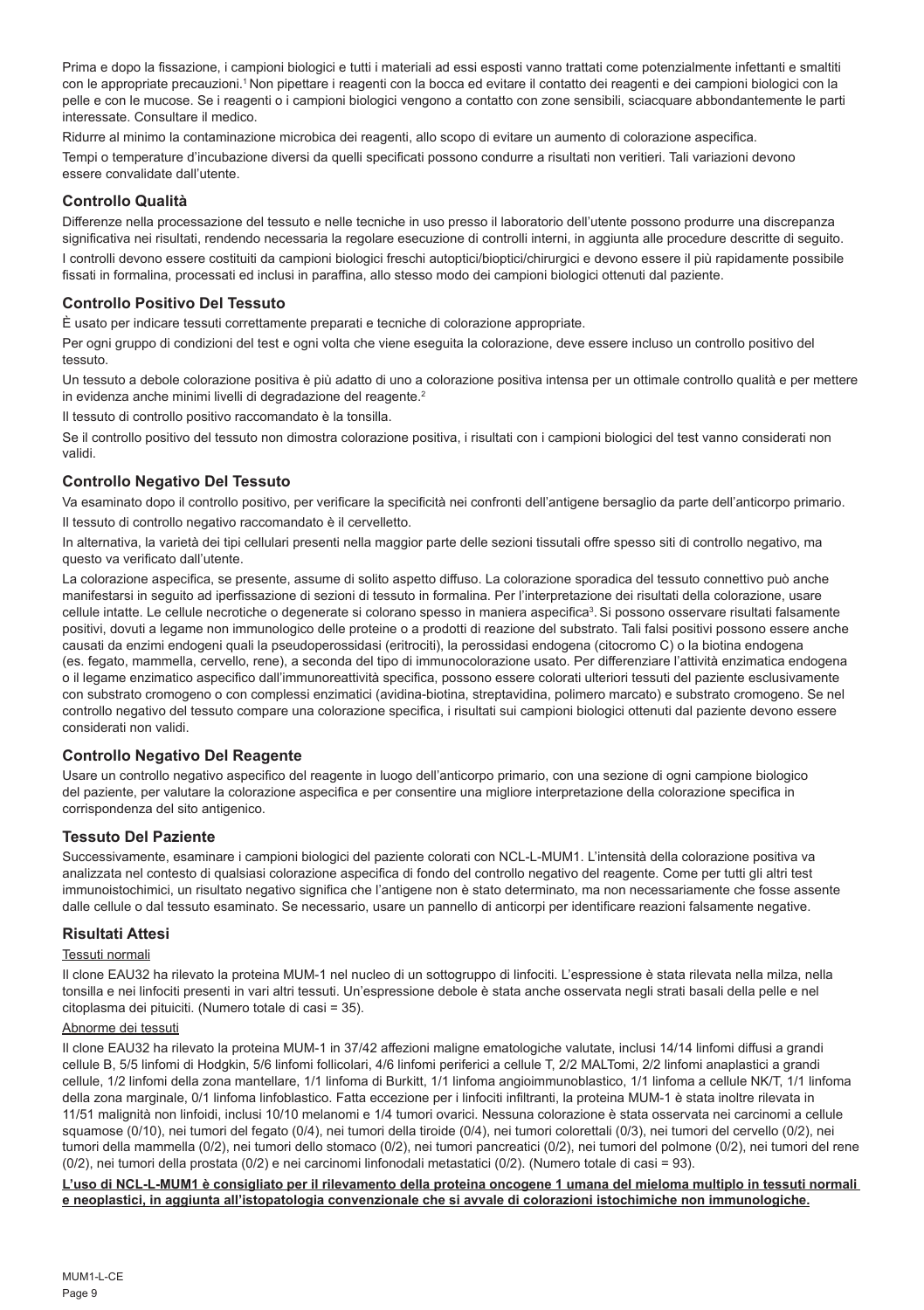Prima e dopo la fissazione, i campioni biologici e tutti i materiali ad essi esposti vanno trattati come potenzialmente infettanti e smaltiti con le appropriate precauzioni.[1] Non pipettare i reagenti con la bocca ed evitare il contatto dei reagenti e dei campioni biologici con la pelle e con le mucose. Se i reagenti o i campioni biologici vengono a contatto con zone sensibili, sciacquare abbondantemente le parti interessate. Consultare il medico.

Ridurre al minimo la contaminazione microbica dei reagenti, allo scopo di evitare un aumento di colorazione aspecifica.

Tempi o temperature d'incubazione diversi da quelli specificati possono condurre a risultati non veritieri. Tali variazioni devono essere convalidate dall'utente.

## Controllo Qualità

Differenze nella processazione del tessuto e nelle tecniche in uso presso il laboratorio dell'utente possono produrre una discrepanza significativa nei risultati, rendendo necessaria la regolare esecuzione di controlli interni, in aggiunta alle procedure descritte di seguito.

I controlli devono essere costituiti da campioni biologici freschi autoptici/bioptici/chirurgici e devono essere il più rapidamente possibile fissati in formalina, processati ed inclusi in paraffina, allo stesso modo dei campioni biologici ottenuti dal paziente.

## Controllo Positivo Del Tessuto

È usato per indicare tessuti correttamente preparati e tecniche di colorazione appropriate.

Per ogni gruppo di condizioni del test e ogni volta che viene eseguita la colorazione, deve essere incluso un controllo positivo del tessuto.

Un tessuto a debole colorazione positiva è più adatto di uno a colorazione positiva intensa per un ottimale controllo qualità e per mettere in evidenza anche minimi livelli di degradazione del reagente.[2]

Il tessuto di controllo positivo raccomandato è la tonsilla.

Se il controllo positivo del tessuto non dimostra colorazione positiva, i risultati con i campioni biologici del test vanno considerati non validi.

## Controllo Negativo Del Tessuto

Va esaminato dopo il controllo positivo, per verificare la specificità nei confronti dell'antigene bersaglio da parte dell'anticorpo primario.

Il tessuto di controllo negativo raccomandato è il cervelletto.

In alternativa, la varietà dei tipi cellulari presenti nella maggior parte delle sezioni tissutali offre spesso siti di controllo negativo, ma questo va verificato dall'utente.

La colorazione aspecifica, se presente, assume di solito aspetto diffuso. La colorazione sporadica del tessuto connettivo può anche manifestarsi in seguito ad iperfissazione di sezioni di tessuto in formalina. Per l'interpretazione dei risultati della colorazione, usare cellule intatte. Le cellule necrotiche o degenerate si colorano spesso in maniera aspecifica[3]. Si possono osservare risultati falsamente positivi, dovuti a legame non immunologico delle proteine o a prodotti di reazione del substrato. Tali falsi positivi possono essere anche causati da enzimi endogeni quali la pseudoperossidasi (eritrociti), la perossidasi endogena (citocromo C) o la biotina endogena (es. fegato, mammella, cervello, rene), a seconda del tipo di immunocolorazione usato. Per differenziare l'attività enzimatica endogena o il legame enzimatico aspecifico dall'immunoreattività specifica, possono essere colorati ulteriori tessuti del paziente esclusivamente con substrato cromogeno o con complessi enzimatici (avidina-biotina, streptavidina, polimero marcato) e substrato cromogeno. Se nel controllo negativo del tessuto compare una colorazione specifica, i risultati sui campioni biologici ottenuti dal paziente devono essere considerati non validi.

## Controllo Negativo Del Reagente

Usare un controllo negativo aspecifico del reagente in luogo dell'anticorpo primario, con una sezione di ogni campione biologico del paziente, per valutare la colorazione aspecifica e per consentire una migliore interpretazione della colorazione specifica in corrispondenza del sito antigenico.

## Tessuto Del Paziente

Successivamente, esaminare i campioni biologici del paziente colorati con NCL-L-MUM1. L'intensità della colorazione positiva va analizzata nel contesto di qualsiasi colorazione aspecifica di fondo del controllo negativo del reagente. Come per tutti gli altri test immunoistochimici, un risultato negativo significa che l'antigene non è stato determinato, ma non necessariamente che fosse assente dalle cellule o dal tessuto esaminato. Se necessario, usare un pannello di anticorpi per identificare reazioni falsamente negative.

## Risultati Attesi

Tessuti normali

Il clone EAU32 ha rilevato la proteina MUM-1 nel nucleo di un sottogruppo di linfociti. L'espressione è stata rilevata nella milza, nella tonsilla e nei linfociti presenti in vari altri tessuti. Un'espressione debole è stata anche osservata negli strati basali della pelle e nel citoplasma dei pituiciti. (Numero totale di casi = 35).

Abnorme dei tessuti

Il clone EAU32 ha rilevato la proteina MUM-1 in 37/42 affezioni maligne ematologiche valutate, inclusi 14/14 linfomi diffusi a grandi cellule B, 5/5 linfomi di Hodgkin, 5/6 linfomi follicolari, 4/6 linfomi periferici a cellule T, 2/2 MALTomi, 2/2 linfomi anaplastici a grandi cellule, 1/2 linfomi della zona mantellare, 1/1 linfoma di Burkitt, 1/1 linfoma angioimmunoblastico, 1/1 linfoma a cellule NK/T, 1/1 linfoma della zona marginale, 0/1 linfoma linfoblastico. Fatta eccezione per i linfociti infiltranti, la proteina MUM-1 è stata inoltre rilevata in 11/51 malignità non linfoidi, inclusi 10/10 melanomi e 1/4 tumori ovarici. Nessuna colorazione è stata osservata nei carcinomi a cellule squamose (0/10), nei tumori del fegato (0/4), nei tumori della tiroide (0/4), nei tumori colorettali (0/3), nei tumori del cervello (0/2), nei tumori della mammella (0/2), nei tumori dello stomaco (0/2), nei tumori pancreatici (0/2), nei tumori del polmone (0/2), nei tumori del rene (0/2), nei tumori della prostata (0/2) e nei carcinomi linfonodali metastatici (0/2). (Numero totale di casi = 93).

**L'uso di NCL-L-MUM1 è consigliato per il rilevamento della proteina oncogene 1 umana del mieloma multiplo in tessuti normali e neoplastici, in aggiunta all'istopatologia convenzionale che si avvale di colorazioni istochimiche non immunologiche.**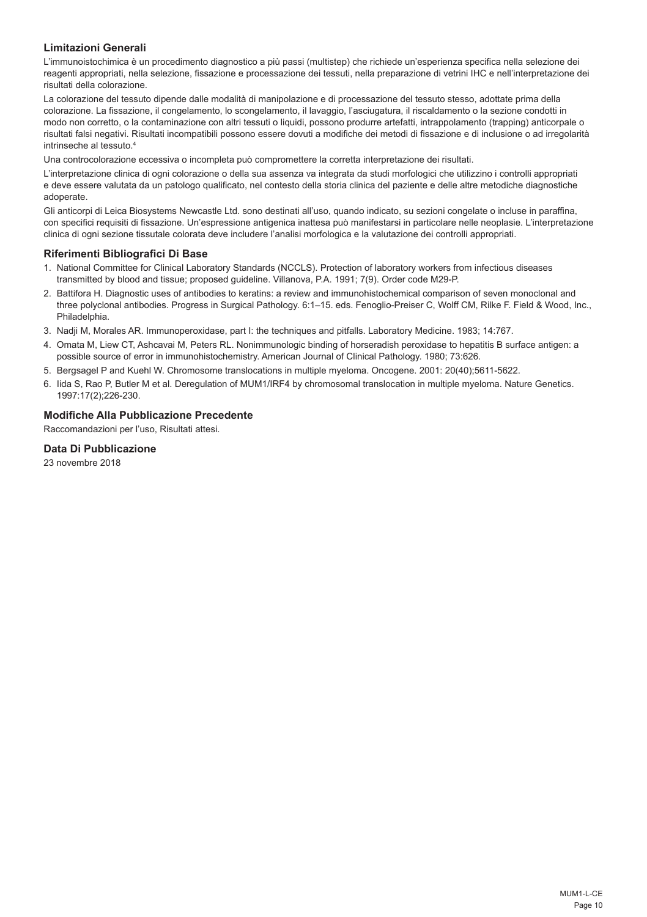## Limitazioni Generali

L'immunoistochimica è un procedimento diagnostico a più passi (multistep) che richiede un'esperienza specifica nella selezione dei reagenti appropriati, nella selezione, fissazione e processazione dei tessuti, nella preparazione di vetrini IHC e nell'interpretazione dei risultati della colorazione.

La colorazione del tessuto dipende dalle modalità di manipolazione e di processazione del tessuto stesso, adottate prima della colorazione. La fissazione, il congelamento, lo scongelamento, il lavaggio, l'asciugatura, il riscaldamento o la sezione condotti in modo non corretto, o la contaminazione con altri tessuti o liquidi, possono produrre artefatti, intrappolamento (trapping) anticorpale o risultati falsi negativi. Risultati incompatibili possono essere dovuti a modifiche dei metodi di fissazione e di inclusione o ad irregolarità intrinseche al tessuto.[4]

Una controcolorazione eccessiva o incompleta può compromettere la corretta interpretazione dei risultati.

L'interpretazione clinica di ogni colorazione o della sua assenza va integrata da studi morfologici che utilizzino i controlli appropriati e deve essere valutata da un patologo qualificato, nel contesto della storia clinica del paziente e delle altre metodiche diagnostiche adoperate.

Gli anticorpi di Leica Biosystems Newcastle Ltd. sono destinati all'uso, quando indicato, su sezioni congelate o incluse in paraffina, con specifici requisiti di fissazione. Un'espressione antigenica inattesa può manifestarsi in particolare nelle neoplasie. L'interpretazione clinica di ogni sezione tissutale colorata deve includere l'analisi morfologica e la valutazione dei controlli appropriati.

## Riferimenti Bibliografici Di Base

1. National Committee for Clinical Laboratory Standards (NCCLS). Protection of laboratory workers from infectious diseases transmitted by blood and tissue; proposed guideline. Villanova, P.A. 1991; 7(9). Order code M29-P.
2. Battifora H. Diagnostic uses of antibodies to keratins: a review and immunohistochemical comparison of seven monoclonal and three polyclonal antibodies. Progress in Surgical Pathology. 6:1–15. eds. Fenoglio-Preiser C, Wolff CM, Rilke F. Field & Wood, Inc., Philadelphia.
3. Nadji M, Morales AR. Immunoperoxidase, part I: the techniques and pitfalls. Laboratory Medicine. 1983; 14:767.
4. Omata M, Liew CT, Ashcavai M, Peters RL. Nonimmunologic binding of horseradish peroxidase to hepatitis B surface antigen: a possible source of error in immunohistochemistry. American Journal of Clinical Pathology. 1980; 73:626.
5. Bergsagel P and Kuehl W. Chromosome translocations in multiple myeloma. Oncogene. 2001: 20(40);5611-5622.
6. Iida S, Rao P, Butler M et al. Deregulation of MUM1/IRF4 by chromosomal translocation in multiple myeloma. Nature Genetics. 1997:17(2);226-230.

## Modifiche Alla Pubblicazione Precedente

Raccomandazioni per l'uso, Risultati attesi.

## Data Di Pubblicazione

23 novembre 2018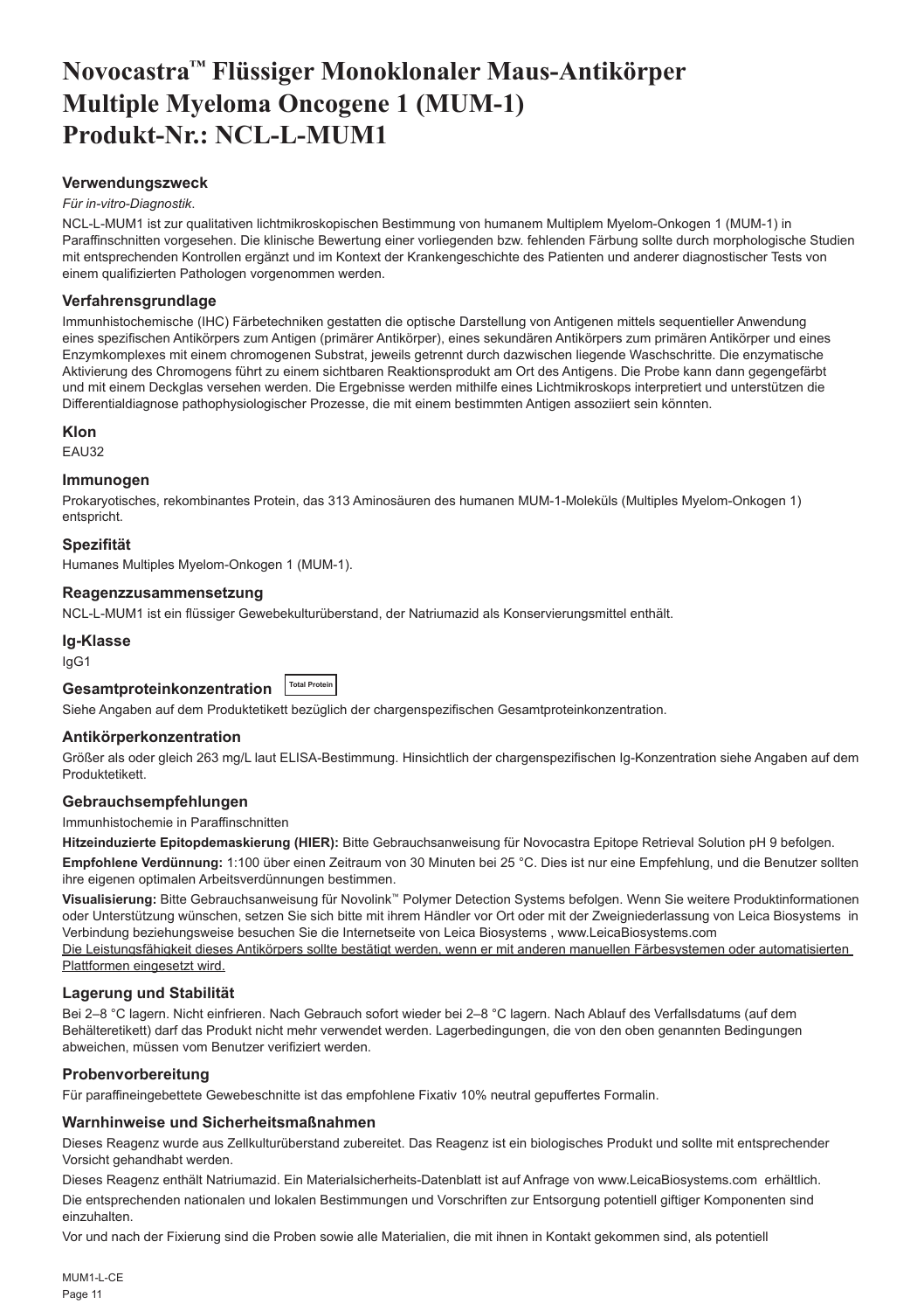# Novocastra™ Flüssiger Monoklonaler Maus-Antikörper Multiple Myeloma Oncogene 1 (MUM-1) Produkt-Nr.: NCL-L-MUM1

## Verwendungszweck

*Für in-vitro-Diagnostik*.

NCL-L-MUM1 ist zur qualitativen lichtmikroskopischen Bestimmung von humanem Multiplem Myelom-Onkogen 1 (MUM-1) in Paraffinschnitten vorgesehen. Die klinische Bewertung einer vorliegenden bzw. fehlenden Färbung sollte durch morphologische Studien mit entsprechenden Kontrollen ergänzt und im Kontext der Krankengeschichte des Patienten und anderer diagnostischer Tests von einem qualifizierten Pathologen vorgenommen werden.

## Verfahrensgrundlage

Immunhistochemische (IHC) Färbetechniken gestatten die optische Darstellung von Antigenen mittels sequentieller Anwendung eines spezifischen Antikörpers zum Antigen (primärer Antikörper), eines sekundären Antikörpers zum primären Antikörper und eines Enzymkomplexes mit einem chromogenen Substrat, jeweils getrennt durch dazwischen liegende Waschschritte. Die enzymatische Aktivierung des Chromogens führt zu einem sichtbaren Reaktionsprodukt am Ort des Antigens. Die Probe kann dann gegengefärbt und mit einem Deckglas versehen werden. Die Ergebnisse werden mithilfe eines Lichtmikroskops interpretiert und unterstützen die Differentialdiagnose pathophysiologischer Prozesse, die mit einem bestimmten Antigen assoziiert sein könnten.

## Klon

EAU32

## Immunogen

Prokaryotisches, rekombinantes Protein, das 313 Aminosäuren des humanen MUM-1-Moleküls (Multiples Myelom-Onkogen 1) entspricht.

## Spezifität

Humanes Multiples Myelom-Onkogen 1 (MUM-1).

## Reagenzzusammensetzung

NCL-L-MUM1 ist ein flüssiger Gewebekulturüberstand, der Natriumazid als Konservierungsmittel enthält.

## Ig-Klasse

IgG1

## Gesamtproteinkonzentration Total Protein

Siehe Angaben auf dem Produktetikett bezüglich der chargenspezifischen Gesamtproteinkonzentration.

## Antikörperkonzentration

Größer als oder gleich 263 mg/L laut ELISA-Bestimmung. Hinsichtlich der chargenspezifischen Ig-Konzentration siehe Angaben auf dem Produktetikett.

## Gebrauchsempfehlungen

Immunhistochemie in Paraffinschnitten

**Hitzeinduzierte Epitopdemaskierung (HIER):** Bitte Gebrauchsanweisung für Novocastra Epitope Retrieval Solution pH 9 befolgen.

**Empfohlene Verdünnung:** 1:100 über einen Zeitraum von 30 Minuten bei 25 °C. Dies ist nur eine Empfehlung, und die Benutzer sollten ihre eigenen optimalen Arbeitsverdünnungen bestimmen.

**Visualisierung:** Bitte Gebrauchsanweisung für Novolink™ Polymer Detection Systems befolgen. Wenn Sie weitere Produktinformationen oder Unterstützung wünschen, setzen Sie sich bitte mit ihrem Händler vor Ort oder mit der Zweigniederlassung von Leica Biosystems in Verbindung beziehungsweise besuchen Sie die Internetseite von Leica Biosystems , www.LeicaBiosystems.com

Die Leistungsfähigkeit dieses Antikörpers sollte bestätigt werden, wenn er mit anderen manuellen Färbesystemen oder automatisierten Plattformen eingesetzt wird.

## Lagerung und Stabilität

Bei 2–8 °C lagern. Nicht einfrieren. Nach Gebrauch sofort wieder bei 2–8 °C lagern. Nach Ablauf des Verfallsdatums (auf dem Behälteretikett) darf das Produkt nicht mehr verwendet werden. Lagerbedingungen, die von den oben genannten Bedingungen abweichen, müssen vom Benutzer verifiziert werden.

## Probenvorbereitung

Für paraffineingebettete Gewebeschnitte ist das empfohlene Fixativ 10% neutral gepuffertes Formalin.

## Warnhinweise und Sicherheitsmaßnahmen

Dieses Reagenz wurde aus Zellkulturüberstand zubereitet. Das Reagenz ist ein biologisches Produkt und sollte mit entsprechender Vorsicht gehandhabt werden.

Dieses Reagenz enthält Natriumazid. Ein Materialsicherheits-Datenblatt ist auf Anfrage von www.LeicaBiosystems.com erhältlich.

Die entsprechenden nationalen und lokalen Bestimmungen und Vorschriften zur Entsorgung potentiell giftiger Komponenten sind einzuhalten.

Vor und nach der Fixierung sind die Proben sowie alle Materialien, die mit ihnen in Kontakt gekommen sind, als potentiell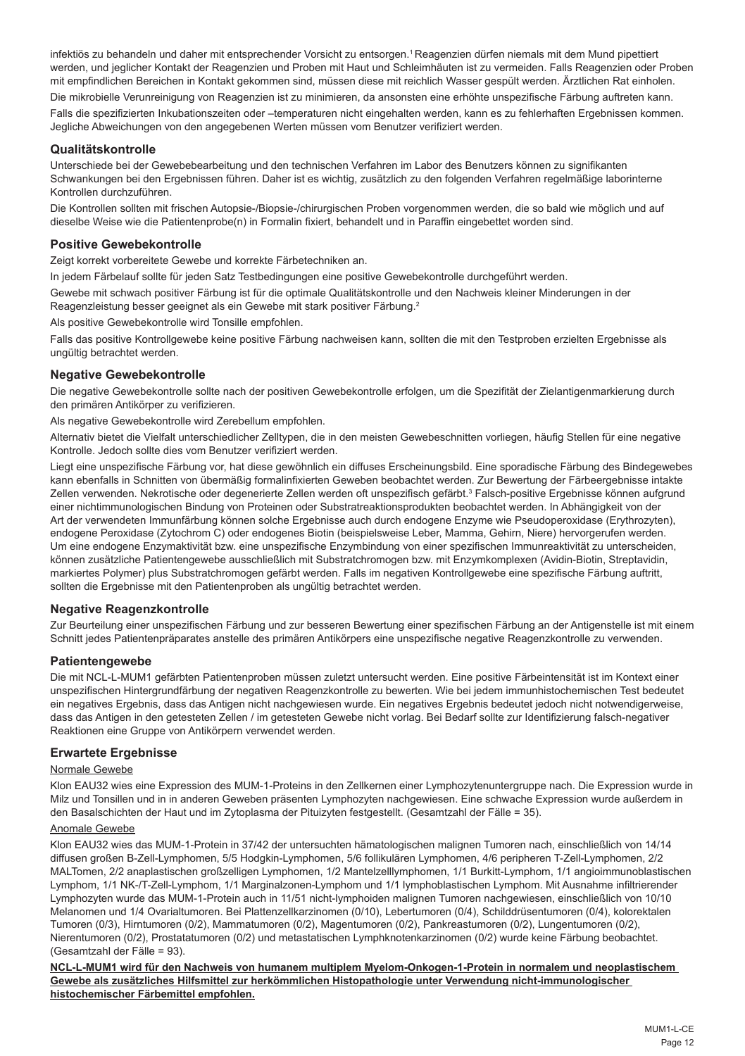infektiös zu behandeln und daher mit entsprechender Vorsicht zu entsorgen.[1] Reagenzien dürfen niemals mit dem Mund pipettiert werden, und jeglicher Kontakt der Reagenzien und Proben mit Haut und Schleimhäuten ist zu vermeiden. Falls Reagenzien oder Proben mit empfindlichen Bereichen in Kontakt gekommen sind, müssen diese mit reichlich Wasser gespült werden. Ärztlichen Rat einholen.

Die mikrobielle Verunreinigung von Reagenzien ist zu minimieren, da ansonsten eine erhöhte unspezifische Färbung auftreten kann.

Falls die spezifizierten Inkubationszeiten oder –temperaturen nicht eingehalten werden, kann es zu fehlerhaften Ergebnissen kommen. Jegliche Abweichungen von den angegebenen Werten müssen vom Benutzer verifiziert werden.

### Qualitätskontrolle

Unterschiede bei der Gewebebearbeitung und den technischen Verfahren im Labor des Benutzers können zu signifikanten Schwankungen bei den Ergebnissen führen. Daher ist es wichtig, zusätzlich zu den folgenden Verfahren regelmäßige laborinterne Kontrollen durchzuführen.

Die Kontrollen sollten mit frischen Autopsie-/Biopsie-/chirurgischen Proben vorgenommen werden, die so bald wie möglich und auf dieselbe Weise wie die Patientenprobe(n) in Formalin fixiert, behandelt und in Paraffin eingebettet worden sind.

### Positive Gewebekontrolle

Zeigt korrekt vorbereitete Gewebe und korrekte Färbetechniken an.

In jedem Färbelauf sollte für jeden Satz Testbedingungen eine positive Gewebekontrolle durchgeführt werden.

Gewebe mit schwach positiver Färbung ist für die optimale Qualitätskontrolle und den Nachweis kleiner Minderungen in der Reagenzleistung besser geeignet als ein Gewebe mit stark positiver Färbung.[2]

Als positive Gewebekontrolle wird Tonsille empfohlen.

Falls das positive Kontrollgewebe keine positive Färbung nachweisen kann, sollten die mit den Testproben erzielten Ergebnisse als ungültig betrachtet werden.

### Negative Gewebekontrolle

Die negative Gewebekontrolle sollte nach der positiven Gewebekontrolle erfolgen, um die Spezifität der Zielantigenmarkierung durch den primären Antikörper zu verifizieren.

Als negative Gewebekontrolle wird Zerebellum empfohlen.

Alternativ bietet die Vielfalt unterschiedlicher Zelltypen, die in den meisten Gewebeschnitten vorliegen, häufig Stellen für eine negative Kontrolle. Jedoch sollte dies vom Benutzer verifiziert werden.

Liegt eine unspezifische Färbung vor, hat diese gewöhnlich ein diffuses Erscheinungsbild. Eine sporadische Färbung des Bindegewebes kann ebenfalls in Schnitten von übermäßig formalinfixierten Geweben beobachtet werden. Zur Bewertung der Färbeergebnisse intakte Zellen verwenden. Nekrotische oder degenerierte Zellen werden oft unspezifisch gefärbt.[3] Falsch-positive Ergebnisse können aufgrund einer nichtimmunologischen Bindung von Proteinen oder Substratreaktionsprodukten beobachtet werden. In Abhängigkeit von der Art der verwendeten Immunfärbung können solche Ergebnisse auch durch endogene Enzyme wie Pseudoperoxidase (Erythrozyten), endogene Peroxidase (Zytochrom C) oder endogenes Biotin (beispielsweise Leber, Mamma, Gehirn, Niere) hervorgerufen werden. Um eine endogene Enzymaktivität bzw. eine unspezifische Enzymbindung von einer spezifischen Immunreaktivität zu unterscheiden, können zusätzliche Patientengewebe ausschließlich mit Substratchromogen bzw. mit Enzymkomplexen (Avidin-Biotin, Streptavidin, markiertes Polymer) plus Substratchromogen gefärbt werden. Falls im negativen Kontrollgewebe eine spezifische Färbung auftritt, sollten die Ergebnisse mit den Patientenproben als ungültig betrachtet werden.

### Negative Reagenzkontrolle

Zur Beurteilung einer unspezifischen Färbung und zur besseren Bewertung einer spezifischen Färbung an der Antigenstelle ist mit einem Schnitt jedes Patientenpräparates anstelle des primären Antikörpers eine unspezifische negative Reagenzkontrolle zu verwenden.

### Patientengewebe

Die mit NCL-L-MUM1 gefärbten Patientenproben müssen zuletzt untersucht werden. Eine positive Färbeintensität ist im Kontext einer unspezifischen Hintergrundfärbung der negativen Reagenzkontrolle zu bewerten. Wie bei jedem immunhistochemischen Test bedeutet ein negatives Ergebnis, dass das Antigen nicht nachgewiesen wurde. Ein negatives Ergebnis bedeutet jedoch nicht notwendigerweise, dass das Antigen in den getesteten Zellen / im getesteten Gewebe nicht vorlag. Bei Bedarf sollte zur Identifizierung falsch-negativer Reaktionen eine Gruppe von Antikörpern verwendet werden.

### Erwartete Ergebnisse

Normale Gewebe

Klon EAU32 wies eine Expression des MUM-1-Proteins in den Zellkernen einer Lymphozytenuntergruppe nach. Die Expression wurde in Milz und Tonsillen und in in anderen Geweben präsenten Lymphozyten nachgewiesen. Eine schwache Expression wurde außerdem in den Basalschichten der Haut und im Zytoplasma der Pituizyten festgestellt. (Gesamtzahl der Fälle = 35).

Anomale Gewebe

Klon EAU32 wies das MUM-1-Protein in 37/42 der untersuchten hämatologischen malignen Tumoren nach, einschließlich von 14/14 diffusen großen B-Zell-Lymphomen, 5/5 Hodgkin-Lymphomen, 5/6 follikulären Lymphomen, 4/6 peripheren T-Zell-Lymphomen, 2/2 MALTomen, 2/2 anaplastischen großzelligen Lymphomen, 1/2 Mantelzelllymphomen, 1/1 Burkitt-Lymphom, 1/1 angioimmunoblastischen Lymphom, 1/1 NK-/T-Zell-Lymphom, 1/1 Marginalzonen-Lymphom und 1/1 lymphoblastischen Lymphom. Mit Ausnahme infiltrierender Lymphozyten wurde das MUM-1-Protein auch in 11/51 nicht-lymphoiden malignen Tumoren nachgewiesen, einschließlich von 10/10 Melanomen und 1/4 Ovarialtumoren. Bei Plattenzellkarzinomen (0/10), Lebertumoren (0/4), Schilddrüsentumoren (0/4), kolorektalen Tumoren (0/3), Hirntumoren (0/2), Mammatumoren (0/2), Magentumoren (0/2), Pankreastumoren (0/2), Lungentumoren (0/2), Nierentumoren (0/2), Prostatatumoren (0/2) und metastatischen Lymphknotenkarzinomen (0/2) wurde keine Färbung beobachtet. (Gesamtzahl der Fälle = 93).

**NCL-L-MUM1 wird für den Nachweis von humanem multiplem Myelom-Onkogen-1-Protein in normalem und neoplastischem Gewebe als zusätzliches Hilfsmittel zur herkömmlichen Histopathologie unter Verwendung nicht-immunologischer histochemischer Färbemittel empfohlen.**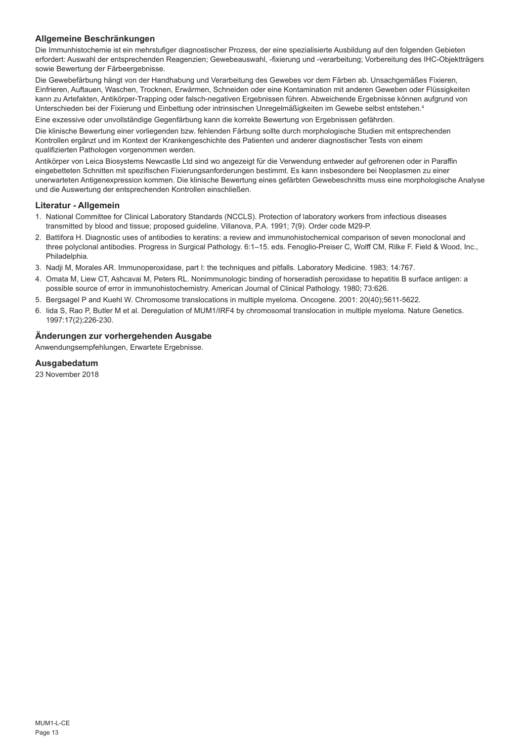## Allgemeine Beschränkungen

Die Immunhistochemie ist ein mehrstufiger diagnostischer Prozess, der eine spezialisierte Ausbildung auf den folgenden Gebieten erfordert: Auswahl der entsprechenden Reagenzien; Gewebeauswahl, -fixierung und -verarbeitung; Vorbereitung des IHC-Objektträgers sowie Bewertung der Färbeergebnisse.

Die Gewebefärbung hängt von der Handhabung und Verarbeitung des Gewebes vor dem Färben ab. Unsachgemäßes Fixieren, Einfrieren, Auftauen, Waschen, Trocknen, Erwärmen, Schneiden oder eine Kontamination mit anderen Geweben oder Flüssigkeiten kann zu Artefakten, Antikörper-Trapping oder falsch-negativen Ergebnissen führen. Abweichende Ergebnisse können aufgrund von Unterschieden bei der Fixierung und Einbettung oder intrinsischen Unregelmäßigkeiten im Gewebe selbst entstehen.[4]

Eine exzessive oder unvollständige Gegenfärbung kann die korrekte Bewertung von Ergebnissen gefährden.

Die klinische Bewertung einer vorliegenden bzw. fehlenden Färbung sollte durch morphologische Studien mit entsprechenden Kontrollen ergänzt und im Kontext der Krankengeschichte des Patienten und anderer diagnostischer Tests von einem qualifizierten Pathologen vorgenommen werden.

Antikörper von Leica Biosystems Newcastle Ltd sind wo angezeigt für die Verwendung entweder auf gefrorenen oder in Paraffin eingebetteten Schnitten mit spezifischen Fixierungsanforderungen bestimmt. Es kann insbesondere bei Neoplasmen zu einer unerwarteten Antigenexpression kommen. Die klinische Bewertung eines gefärbten Gewebeschnitts muss eine morphologische Analyse und die Auswertung der entsprechenden Kontrollen einschließen.

## Literatur - Allgemein

1. National Committee for Clinical Laboratory Standards (NCCLS). Protection of laboratory workers from infectious diseases transmitted by blood and tissue; proposed guideline. Villanova, P.A. 1991; 7(9). Order code M29-P.
2. Battifora H. Diagnostic uses of antibodies to keratins: a review and immunohistochemical comparison of seven monoclonal and three polyclonal antibodies. Progress in Surgical Pathology. 6:1–15. eds. Fenoglio-Preiser C, Wolff CM, Rilke F. Field & Wood, Inc., Philadelphia.
3. Nadji M, Morales AR. Immunoperoxidase, part I: the techniques and pitfalls. Laboratory Medicine. 1983; 14:767.
4. Omata M, Liew CT, Ashcavai M, Peters RL. Nonimmunologic binding of horseradish peroxidase to hepatitis B surface antigen: a possible source of error in immunohistochemistry. American Journal of Clinical Pathology. 1980; 73:626.
5. Bergsagel P and Kuehl W. Chromosome translocations in multiple myeloma. Oncogene. 2001: 20(40);5611-5622.
6. Iida S, Rao P, Butler M et al. Deregulation of MUM1/IRF4 by chromosomal translocation in multiple myeloma. Nature Genetics. 1997:17(2);226-230.

## Änderungen zur vorhergehenden Ausgabe

Anwendungsempfehlungen, Erwartete Ergebnisse.

## Ausgabedatum

23 November 2018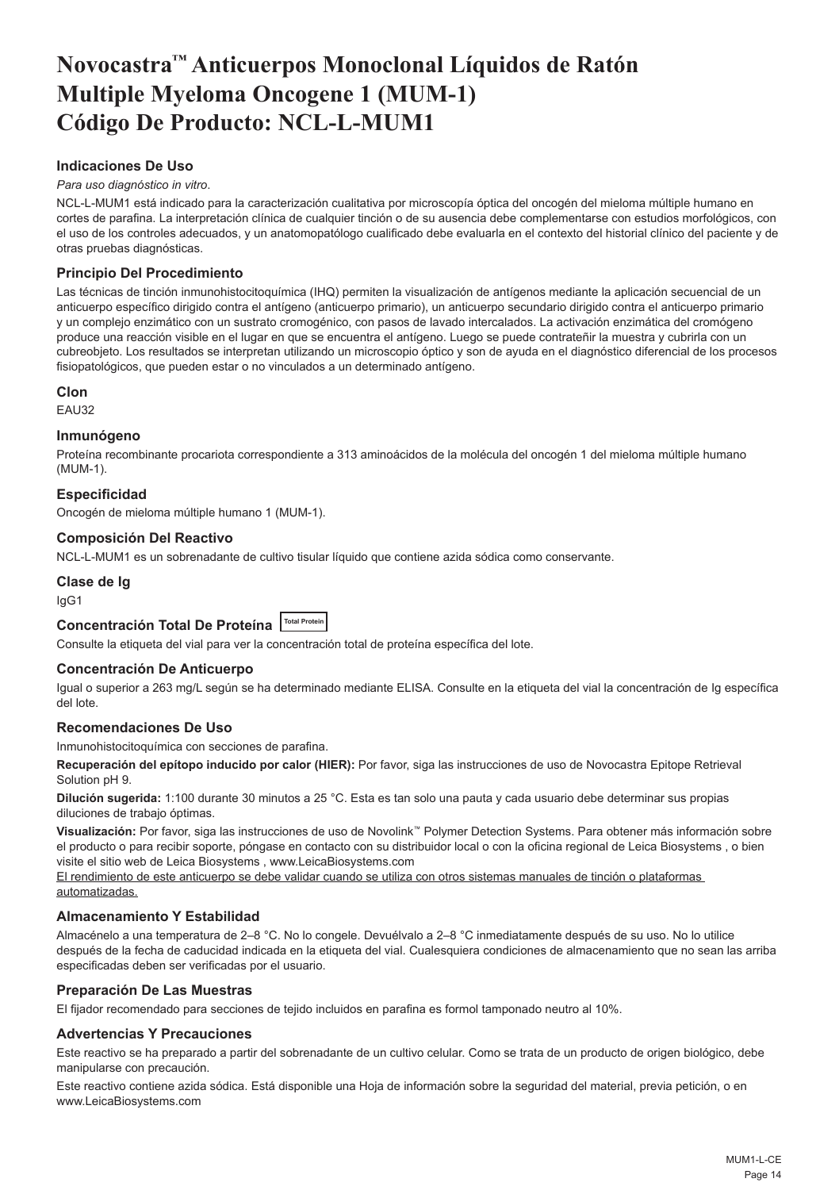# Novocastra™ Anticuerpos Monoclonal Líquidos de Ratón Multiple Myeloma Oncogene 1 (MUM-1) Código De Producto: NCL-L-MUM1

### Indicaciones De Uso

*Para uso diagnóstico in vitro*.

NCL-L-MUM1 está indicado para la caracterización cualitativa por microscopía óptica del oncogén del mieloma múltiple humano en cortes de parafina. La interpretación clínica de cualquier tinción o de su ausencia debe complementarse con estudios morfológicos, con el uso de los controles adecuados, y un anatomopatólogo cualificado debe evaluarla en el contexto del historial clínico del paciente y de otras pruebas diagnósticas.

### Principio Del Procedimiento

Las técnicas de tinción inmunohistocitoquímica (IHQ) permiten la visualización de antígenos mediante la aplicación secuencial de un anticuerpo específico dirigido contra el antígeno (anticuerpo primario), un anticuerpo secundario dirigido contra el anticuerpo primario y un complejo enzimático con un sustrato cromogénico, con pasos de lavado intercalados. La activación enzimática del cromógeno produce una reacción visible en el lugar en que se encuentra el antígeno. Luego se puede contrateñir la muestra y cubrirla con un cubreobjeto. Los resultados se interpretan utilizando un microscopio óptico y son de ayuda en el diagnóstico diferencial de los procesos fisiopatológicos, que pueden estar o no vinculados a un determinado antígeno.

### Clon

EAU32

### Inmunógeno

Proteína recombinante procariota correspondiente a 313 aminoácidos de la molécula del oncogén 1 del mieloma múltiple humano (MUM-1).

### Especificidad

Oncogén de mieloma múltiple humano 1 (MUM-1).

### Composición Del Reactivo

NCL-L-MUM1 es un sobrenadante de cultivo tisular líquido que contiene azida sódica como conservante.

### Clase de Ig

IgG1

### Concentración Total De Proteína Total Protein

Consulte la etiqueta del vial para ver la concentración total de proteína específica del lote.

### Concentración De Anticuerpo

Igual o superior a 263 mg/L según se ha determinado mediante ELISA. Consulte en la etiqueta del vial la concentración de Ig específica del lote.

### Recomendaciones De Uso

Inmunohistocitoquímica con secciones de parafina.

**Recuperación del epítopo inducido por calor (HIER):** Por favor, siga las instrucciones de uso de Novocastra Epitope Retrieval Solution pH 9.

**Dilución sugerida:** 1:100 durante 30 minutos a 25 °C. Esta es tan solo una pauta y cada usuario debe determinar sus propias diluciones de trabajo óptimas.

**Visualización:** Por favor, siga las instrucciones de uso de Novolink™ Polymer Detection Systems. Para obtener más información sobre el producto o para recibir soporte, póngase en contacto con su distribuidor local o con la oficina regional de Leica Biosystems , o bien visite el sitio web de Leica Biosystems , www.LeicaBiosystems.com

El rendimiento de este anticuerpo se debe validar cuando se utiliza con otros sistemas manuales de tinción o plataformas automatizadas.

### Almacenamiento Y Estabilidad

Almacénelo a una temperatura de 2–8 °C. No lo congele. Devuélvalo a 2–8 °C inmediatamente después de su uso. No lo utilice después de la fecha de caducidad indicada en la etiqueta del vial. Cualesquiera condiciones de almacenamiento que no sean las arriba especificadas deben ser verificadas por el usuario.

### Preparación De Las Muestras

El fijador recomendado para secciones de tejido incluidos en parafina es formol tamponado neutro al 10%.

### Advertencias Y Precauciones

Este reactivo se ha preparado a partir del sobrenadante de un cultivo celular. Como se trata de un producto de origen biológico, debe manipularse con precaución.

Este reactivo contiene azida sódica. Está disponible una Hoja de información sobre la seguridad del material, previa petición, o en www.LeicaBiosystems.com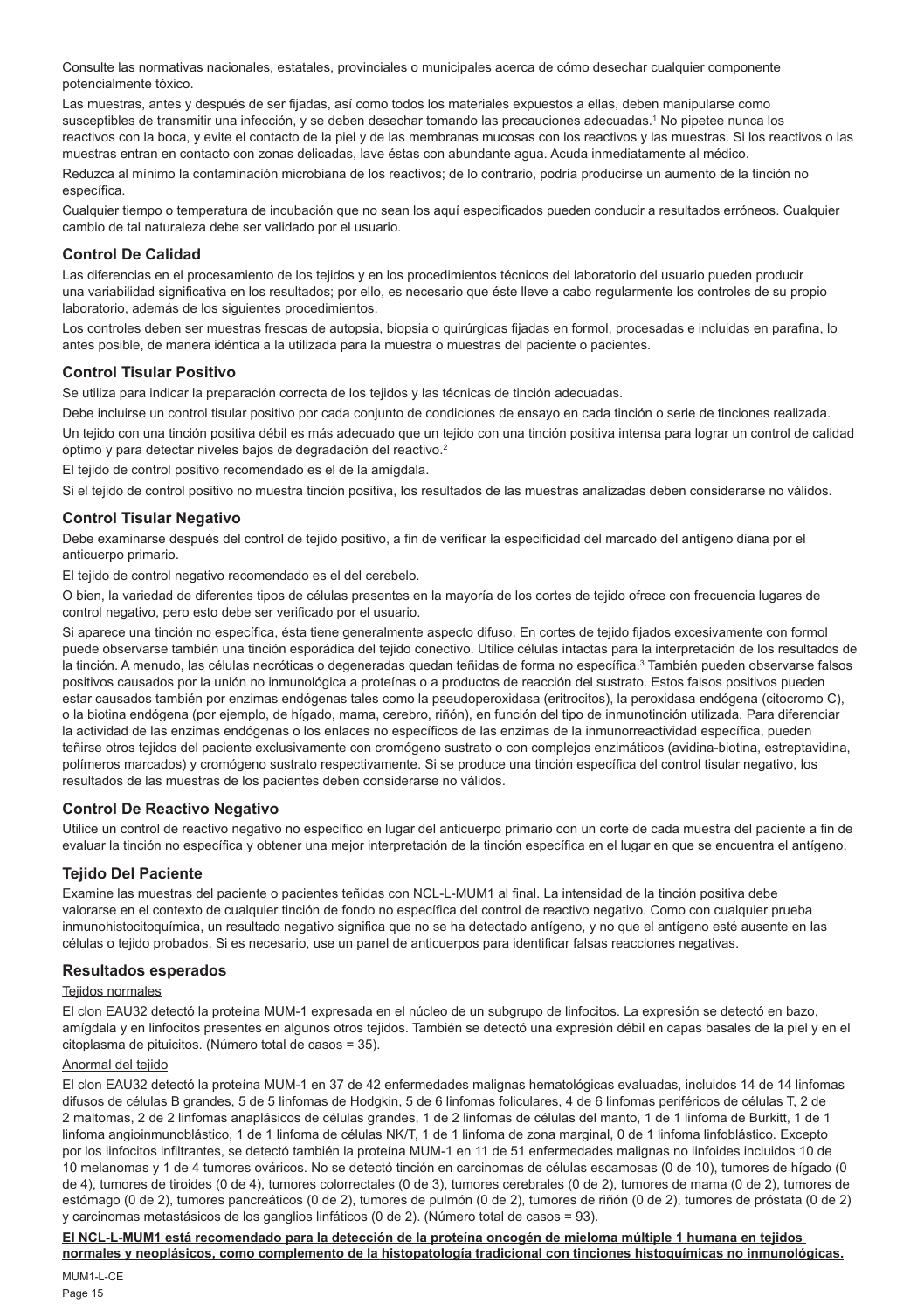Consulte las normativas nacionales, estatales, provinciales o municipales acerca de cómo desechar cualquier componente potencialmente tóxico.

Las muestras, antes y después de ser fijadas, así como todos los materiales expuestos a ellas, deben manipularse como susceptibles de transmitir una infección, y se deben desechar tomando las precauciones adecuadas.[1] No pipetee nunca los reactivos con la boca, y evite el contacto de la piel y de las membranas mucosas con los reactivos y las muestras. Si los reactivos o las muestras entran en contacto con zonas delicadas, lave éstas con abundante agua. Acuda inmediatamente al médico.

Reduzca al mínimo la contaminación microbiana de los reactivos; de lo contrario, podría producirse un aumento de la tinción no específica.

Cualquier tiempo o temperatura de incubación que no sean los aquí especificados pueden conducir a resultados erróneos. Cualquier cambio de tal naturaleza debe ser validado por el usuario.

## Control De Calidad

Las diferencias en el procesamiento de los tejidos y en los procedimientos técnicos del laboratorio del usuario pueden producir una variabilidad significativa en los resultados; por ello, es necesario que éste lleve a cabo regularmente los controles de su propio laboratorio, además de los siguientes procedimientos.

Los controles deben ser muestras frescas de autopsia, biopsia o quirúrgicas fijadas en formol, procesadas e incluidas en parafina, lo antes posible, de manera idéntica a la utilizada para la muestra o muestras del paciente o pacientes.

## Control Tisular Positivo

Se utiliza para indicar la preparación correcta de los tejidos y las técnicas de tinción adecuadas.

Debe incluirse un control tisular positivo por cada conjunto de condiciones de ensayo en cada tinción o serie de tinciones realizada.

Un tejido con una tinción positiva débil es más adecuado que un tejido con una tinción positiva intensa para lograr un control de calidad óptimo y para detectar niveles bajos de degradación del reactivo.[2]

El tejido de control positivo recomendado es el de la amígdala.

Si el tejido de control positivo no muestra tinción positiva, los resultados de las muestras analizadas deben considerarse no válidos.

## Control Tisular Negativo

Debe examinarse después del control de tejido positivo, a fin de verificar la especificidad del marcado del antígeno diana por el anticuerpo primario.

El tejido de control negativo recomendado es el del cerebelo.

O bien, la variedad de diferentes tipos de células presentes en la mayoría de los cortes de tejido ofrece con frecuencia lugares de control negativo, pero esto debe ser verificado por el usuario.

Si aparece una tinción no específica, ésta tiene generalmente aspecto difuso. En cortes de tejido fijados excesivamente con formol puede observarse también una tinción esporádica del tejido conectivo. Utilice células intactas para la interpretación de los resultados de la tinción. A menudo, las células necróticas o degeneradas quedan teñidas de forma no específica.[3] También pueden observarse falsos positivos causados por la unión no inmunológica a proteínas o a productos de reacción del sustrato. Estos falsos positivos pueden estar causados también por enzimas endógenas tales como la pseudoperoxidasa (eritrocitos), la peroxidasa endógena (citocromo C), o la biotina endógena (por ejemplo, de hígado, mama, cerebro, riñón), en función del tipo de inmunotinción utilizada. Para diferenciar la actividad de las enzimas endógenas o los enlaces no específicos de las enzimas de la inmunorreactividad específica, pueden teñirse otros tejidos del paciente exclusivamente con cromógeno sustrato o con complejos enzimáticos (avidina-biotina, estreptavidina, polímeros marcados) y cromógeno sustrato respectivamente. Si se produce una tinción específica del control tisular negativo, los resultados de las muestras de los pacientes deben considerarse no válidos.

## Control De Reactivo Negativo

Utilice un control de reactivo negativo no específico en lugar del anticuerpo primario con un corte de cada muestra del paciente a fin de evaluar la tinción no específica y obtener una mejor interpretación de la tinción específica en el lugar en que se encuentra el antígeno.

## Tejido Del Paciente

Examine las muestras del paciente o pacientes teñidas con NCL-L-MUM1 al final. La intensidad de la tinción positiva debe valorarse en el contexto de cualquier tinción de fondo no específica del control de reactivo negativo. Como con cualquier prueba inmunohistocitoquímica, un resultado negativo significa que no se ha detectado antígeno, y no que el antígeno esté ausente en las células o tejido probados. Si es necesario, use un panel de anticuerpos para identificar falsas reacciones negativas.

## Resultados esperados

Tejidos normales

El clon EAU32 detectó la proteína MUM-1 expresada en el núcleo de un subgrupo de linfocitos. La expresión se detectó en bazo, amígdala y en linfocitos presentes en algunos otros tejidos. También se detectó una expresión débil en capas basales de la piel y en el citoplasma de pituicitos. (Número total de casos = 35).

Anormal del tejido

El clon EAU32 detectó la proteína MUM-1 en 37 de 42 enfermedades malignas hematológicas evaluadas, incluidos 14 de 14 linfomas difusos de células B grandes, 5 de 5 linfomas de Hodgkin, 5 de 6 linfomas foliculares, 4 de 6 linfomas periféricos de células T, 2 de 2 maltomas, 2 de 2 linfomas anaplásicos de células grandes, 1 de 2 linfomas de células del manto, 1 de 1 linfoma de Burkitt, 1 de 1 linfoma angioinmunoblástico, 1 de 1 linfoma de células NK/T, 1 de 1 linfoma de zona marginal, 0 de 1 linfoma linfoblástico. Excepto por los linfocitos infiltrantes, se detectó también la proteína MUM-1 en 11 de 51 enfermedades malignas no linfoides incluidos 10 de 10 melanomas y 1 de 4 tumores ováricos. No se detectó tinción en carcinomas de células escamosas (0 de 10), tumores de hígado (0 de 4), tumores de tiroides (0 de 4), tumores colorrectales (0 de 3), tumores cerebrales (0 de 2), tumores de mama (0 de 2), tumores de estómago (0 de 2), tumores pancreáticos (0 de 2), tumores de pulmón (0 de 2), tumores de riñón (0 de 2), tumores de próstata (0 de 2) y carcinomas metastásicos de los ganglios linfáticos (0 de 2). (Número total de casos = 93).

**El NCL-L-MUM1 está recomendado para la detección de la proteína oncogén de mieloma múltiple 1 humana en tejidos normales y neoplásicos, como complemento de la histopatología tradicional con tinciones histoquímicas no inmunológicas.**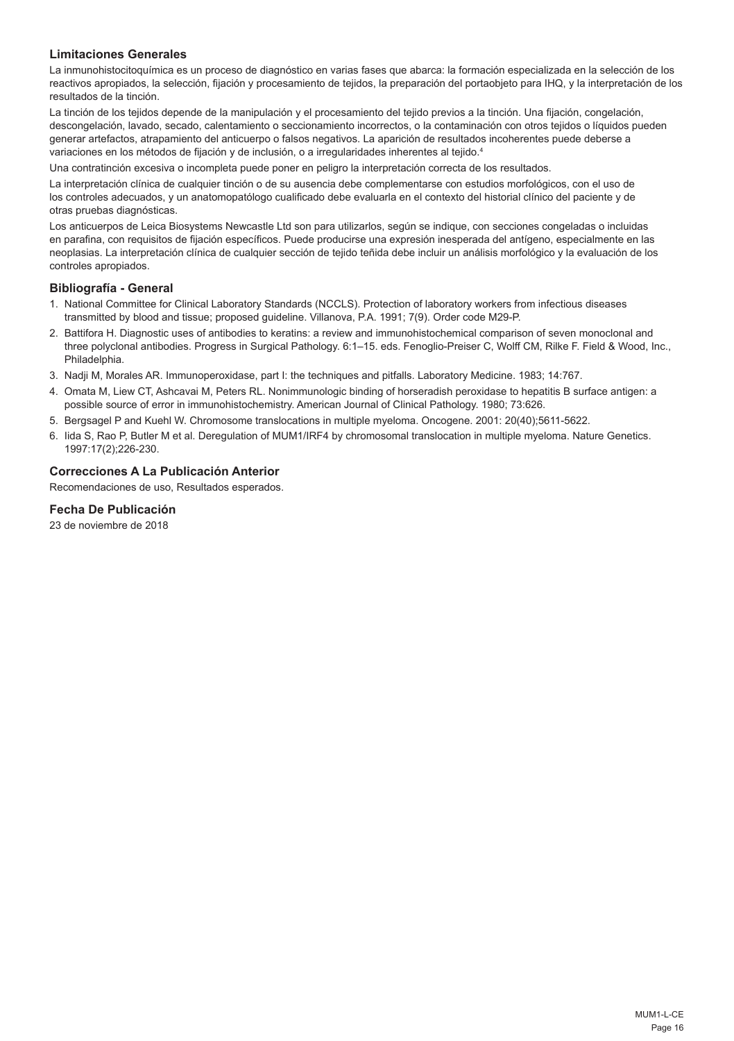## Limitaciones Generales

La inmunohistocitoquímica es un proceso de diagnóstico en varias fases que abarca: la formación especializada en la selección de los reactivos apropiados, la selección, fijación y procesamiento de tejidos, la preparación del portaobjeto para IHQ, y la interpretación de los resultados de la tinción.

La tinción de los tejidos depende de la manipulación y el procesamiento del tejido previos a la tinción. Una fijación, congelación, descongelación, lavado, secado, calentamiento o seccionamiento incorrectos, o la contaminación con otros tejidos o líquidos pueden generar artefactos, atrapamiento del anticuerpo o falsos negativos. La aparición de resultados incoherentes puede deberse a variaciones en los métodos de fijación y de inclusión, o a irregularidades inherentes al tejido.[4]

Una contratinción excesiva o incompleta puede poner en peligro la interpretación correcta de los resultados.

La interpretación clínica de cualquier tinción o de su ausencia debe complementarse con estudios morfológicos, con el uso de los controles adecuados, y un anatomopatólogo cualificado debe evaluarla en el contexto del historial clínico del paciente y de otras pruebas diagnósticas.

Los anticuerpos de Leica Biosystems Newcastle Ltd son para utilizarlos, según se indique, con secciones congeladas o incluidas en parafina, con requisitos de fijación específicos. Puede producirse una expresión inesperada del antígeno, especialmente en las neoplasias. La interpretación clínica de cualquier sección de tejido teñida debe incluir un análisis morfológico y la evaluación de los controles apropiados.

## Bibliografía - General

1. National Committee for Clinical Laboratory Standards (NCCLS). Protection of laboratory workers from infectious diseases transmitted by blood and tissue; proposed guideline. Villanova, P.A. 1991; 7(9). Order code M29-P.
2. Battifora H. Diagnostic uses of antibodies to keratins: a review and immunohistochemical comparison of seven monoclonal and three polyclonal antibodies. Progress in Surgical Pathology. 6:1–15. eds. Fenoglio-Preiser C, Wolff CM, Rilke F. Field & Wood, Inc., Philadelphia.
3. Nadji M, Morales AR. Immunoperoxidase, part I: the techniques and pitfalls. Laboratory Medicine. 1983; 14:767.
4. Omata M, Liew CT, Ashcavai M, Peters RL. Nonimmunologic binding of horseradish peroxidase to hepatitis B surface antigen: a possible source of error in immunohistochemistry. American Journal of Clinical Pathology. 1980; 73:626.
5. Bergsagel P and Kuehl W. Chromosome translocations in multiple myeloma. Oncogene. 2001: 20(40);5611-5622.
6. Iida S, Rao P, Butler M et al. Deregulation of MUM1/IRF4 by chromosomal translocation in multiple myeloma. Nature Genetics. 1997:17(2);226-230.

## Correcciones A La Publicación Anterior

Recomendaciones de uso, Resultados esperados.

## Fecha De Publicación

23 de noviembre de 2018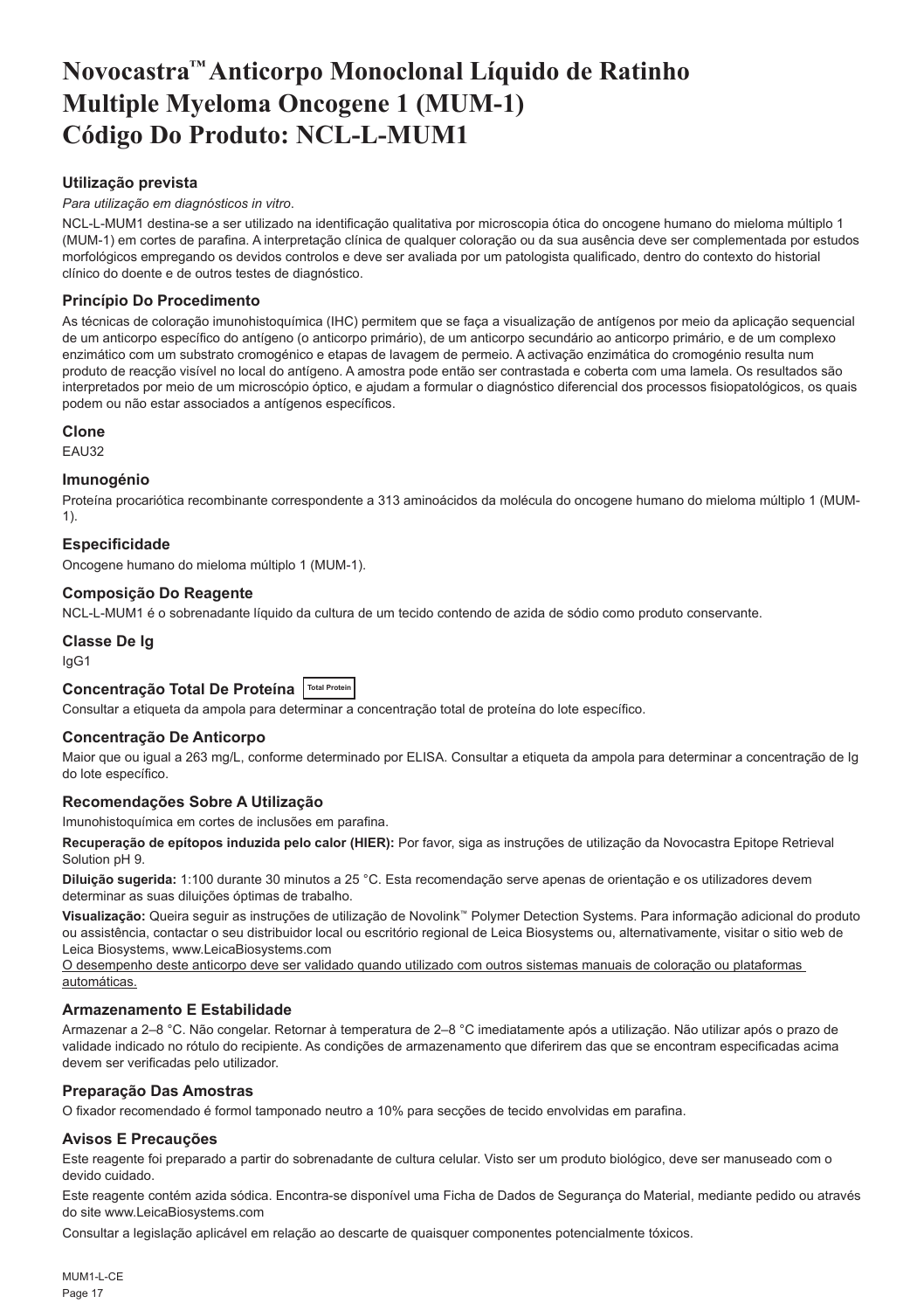# Novocastra™ Anticorpo Monoclonal Líquido de Ratinho Multiple Myeloma Oncogene 1 (MUM-1) Código Do Produto: NCL-L-MUM1

## Utilização prevista

*Para utilização em diagnósticos in vitro*.

NCL-L-MUM1 destina-se a ser utilizado na identificação qualitativa por microscopia ótica do oncogene humano do mieloma múltiplo 1 (MUM-1) em cortes de parafina. A interpretação clínica de qualquer coloração ou da sua ausência deve ser complementada por estudos morfológicos empregando os devidos controlos e deve ser avaliada por um patologista qualificado, dentro do contexto do historial clínico do doente e de outros testes de diagnóstico.

## Princípio Do Procedimento

As técnicas de coloração imunohistoquímica (IHC) permitem que se faça a visualização de antígenos por meio da aplicação sequencial de um anticorpo específico do antígeno (o anticorpo primário), de um anticorpo secundário ao anticorpo primário, e de um complexo enzimático com um substrato cromogénico e etapas de lavagem de permeio. A activação enzimática do cromogénio resulta num produto de reacção visível no local do antígeno. A amostra pode então ser contrastada e coberta com uma lamela. Os resultados são interpretados por meio de um microscópio óptico, e ajudam a formular o diagnóstico diferencial dos processos fisiopatológicos, os quais podem ou não estar associados a antígenos específicos.

## Clone

EAU32

## Imunogénio

Proteína procariótica recombinante correspondente a 313 aminoácidos da molécula do oncogene humano do mieloma múltiplo 1 (MUM-1).

## Especificidade

Oncogene humano do mieloma múltiplo 1 (MUM-1).

## Composição Do Reagente

NCL-L-MUM1 é o sobrenadante líquido da cultura de um tecido contendo de azida de sódio como produto conservante.

## Classe De Ig

IgG1

## Concentração Total De Proteína Total Protein

Consultar a etiqueta da ampola para determinar a concentração total de proteína do lote específico.

## Concentração De Anticorpo

Maior que ou igual a 263 mg/L, conforme determinado por ELISA. Consultar a etiqueta da ampola para determinar a concentração de Ig do lote específico.

## Recomendações Sobre A Utilização

Imunohistoquímica em cortes de inclusões em parafina.

**Recuperação de epítopos induzida pelo calor (HIER):** Por favor, siga as instruções de utilização da Novocastra Epitope Retrieval Solution pH 9.

**Diluição sugerida:** 1:100 durante 30 minutos a 25 °C. Esta recomendação serve apenas de orientação e os utilizadores devem determinar as suas diluições óptimas de trabalho.

**Visualização:** Queira seguir as instruções de utilização de Novolink™ Polymer Detection Systems. Para informação adicional do produto ou assistência, contactar o seu distribuidor local ou escritório regional de Leica Biosystems ou, alternativamente, visitar o sitio web de Leica Biosystems, www.LeicaBiosystems.com

O desempenho deste anticorpo deve ser validado quando utilizado com outros sistemas manuais de coloração ou plataformas automáticas.

## Armazenamento E Estabilidade

Armazenar a 2–8 °C. Não congelar. Retornar à temperatura de 2–8 °C imediatamente após a utilização. Não utilizar após o prazo de validade indicado no rótulo do recipiente. As condições de armazenamento que diferirem das que se encontram especificadas acima devem ser verificadas pelo utilizador.

## Preparação Das Amostras

O fixador recomendado é formol tamponado neutro a 10% para secções de tecido envolvidas em parafina.

## Avisos E Precauções

Este reagente foi preparado a partir do sobrenadante de cultura celular. Visto ser um produto biológico, deve ser manuseado com o devido cuidado.

Este reagente contém azida sódica. Encontra-se disponível uma Ficha de Dados de Segurança do Material, mediante pedido ou através do site www.LeicaBiosystems.com

Consultar a legislação aplicável em relação ao descarte de quaisquer componentes potencialmente tóxicos.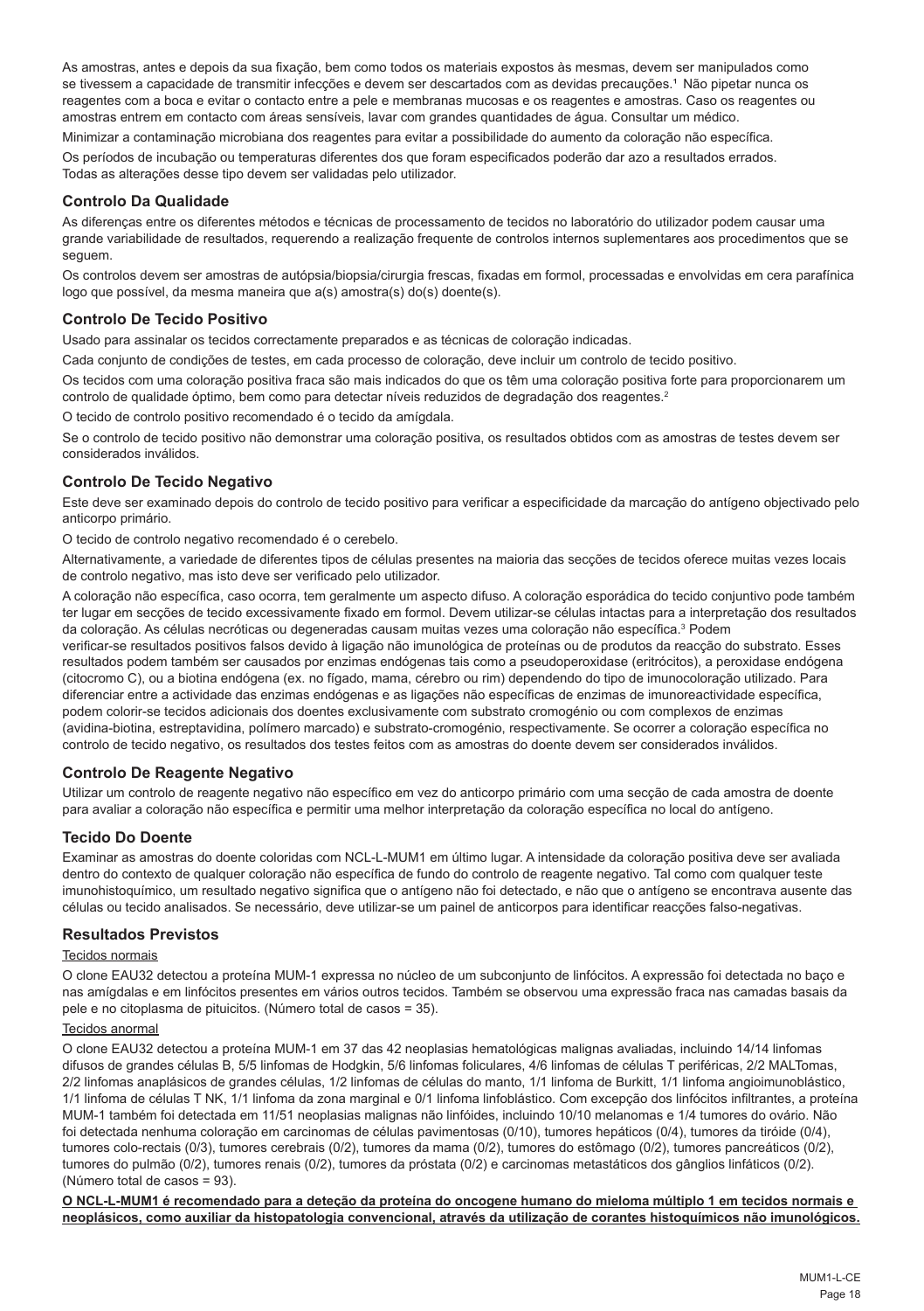As amostras, antes e depois da sua fixação, bem como todos os materiais expostos às mesmas, devem ser manipulados como se tivessem a capacidade de transmitir infecções e devem ser descartados com as devidas precauções.[1] Não pipetar nunca os reagentes com a boca e evitar o contacto entre a pele e membranas mucosas e os reagentes e amostras. Caso os reagentes ou amostras entrem em contacto com áreas sensíveis, lavar com grandes quantidades de água. Consultar um médico.

Minimizar a contaminação microbiana dos reagentes para evitar a possibilidade do aumento da coloração não específica.

Os períodos de incubação ou temperaturas diferentes dos que foram especificados poderão dar azo a resultados errados. Todas as alterações desse tipo devem ser validadas pelo utilizador.

### Controlo Da Qualidade

As diferenças entre os diferentes métodos e técnicas de processamento de tecidos no laboratório do utilizador podem causar uma grande variabilidade de resultados, requerendo a realização frequente de controlos internos suplementares aos procedimentos que se seguem.

Os controlos devem ser amostras de autópsia/biopsia/cirurgia frescas, fixadas em formol, processadas e envolvidas em cera parafínica logo que possível, da mesma maneira que a(s) amostra(s) do(s) doente(s).

### Controlo De Tecido Positivo

Usado para assinalar os tecidos correctamente preparados e as técnicas de coloração indicadas.

Cada conjunto de condições de testes, em cada processo de coloração, deve incluir um controlo de tecido positivo.

Os tecidos com uma coloração positiva fraca são mais indicados do que os têm uma coloração positiva forte para proporcionarem um controlo de qualidade óptimo, bem como para detectar níveis reduzidos de degradação dos reagentes.[2]

O tecido de controlo positivo recomendado é o tecido da amígdala.

Se o controlo de tecido positivo não demonstrar uma coloração positiva, os resultados obtidos com as amostras de testes devem ser considerados inválidos.

### Controlo De Tecido Negativo

Este deve ser examinado depois do controlo de tecido positivo para verificar a especificidade da marcação do antígeno objectivado pelo anticorpo primário.

O tecido de controlo negativo recomendado é o cerebelo.

Alternativamente, a variedade de diferentes tipos de células presentes na maioria das secções de tecidos oferece muitas vezes locais de controlo negativo, mas isto deve ser verificado pelo utilizador.

A coloração não específica, caso ocorra, tem geralmente um aspecto difuso. A coloração esporádica do tecido conjuntivo pode também ter lugar em secções de tecido excessivamente fixado em formol. Devem utilizar-se células intactas para a interpretação dos resultados da coloração. As células necróticas ou degeneradas causam muitas vezes uma coloração não específica.[3] Podem verificar-se resultados positivos falsos devido à ligação não imunológica de proteínas ou de produtos da reacção do substrato. Esses resultados podem também ser causados por enzimas endógenas tais como a pseudoperoxidase (eritrócitos), a peroxidase endógena (citocromo C), ou a biotina endógena (ex. no fígado, mama, cérebro ou rim) dependendo do tipo de imunocoloração utilizado. Para diferenciar entre a actividade das enzimas endógenas e as ligações não específicas de enzimas de imunoreactividade específica, podem colorir-se tecidos adicionais dos doentes exclusivamente com substrato cromogénio ou com complexos de enzimas (avidina-biotina, estreptavidina, polímero marcado) e substrato-cromogénio, respectivamente. Se ocorrer a coloração específica no controlo de tecido negativo, os resultados dos testes feitos com as amostras do doente devem ser considerados inválidos.

### Controlo De Reagente Negativo

Utilizar um controlo de reagente negativo não específico em vez do anticorpo primário com uma secção de cada amostra de doente para avaliar a coloração não específica e permitir uma melhor interpretação da coloração específica no local do antígeno.

### Tecido Do Doente

Examinar as amostras do doente coloridas com NCL-L-MUM1 em último lugar. A intensidade da coloração positiva deve ser avaliada dentro do contexto de qualquer coloração não específica de fundo do controlo de reagente negativo. Tal como com qualquer teste imunohistoquímico, um resultado negativo significa que o antígeno não foi detectado, e não que o antígeno se encontrava ausente das células ou tecido analisados. Se necessário, deve utilizar-se um painel de anticorpos para identificar reacções falso-negativas.

### Resultados Previstos

Tecidos normais

O clone EAU32 detectou a proteína MUM-1 expressa no núcleo de um subconjunto de linfócitos. A expressão foi detectada no baço e nas amígdalas e em linfócitos presentes em vários outros tecidos. Também se observou uma expressão fraca nas camadas basais da pele e no citoplasma de pituicitos. (Número total de casos = 35).

Tecidos anormal

O clone EAU32 detectou a proteína MUM-1 em 37 das 42 neoplasias hematológicas malignas avaliadas, incluindo 14/14 linfomas difusos de grandes células B, 5/5 linfomas de Hodgkin, 5/6 linfomas foliculares, 4/6 linfomas de células T periféricas, 2/2 MALTomas, 2/2 linfomas anaplásicos de grandes células, 1/2 linfomas de células do manto, 1/1 linfoma de Burkitt, 1/1 linfoma angioimunoblástico, 1/1 linfoma de células T NK, 1/1 linfoma da zona marginal e 0/1 linfoma linfoblástico. Com excepção dos linfócitos infiltrantes, a proteína MUM-1 também foi detectada em 11/51 neoplasias malignas não linfóides, incluindo 10/10 melanomas e 1/4 tumores do ovário. Não foi detectada nenhuma coloração em carcinomas de células pavimentosas (0/10), tumores hepáticos (0/4), tumores da tiróide (0/4), tumores colo-rectais (0/3), tumores cerebrais (0/2), tumores da mama (0/2), tumores do estômago (0/2), tumores pancreáticos (0/2), tumores do pulmão (0/2), tumores renais (0/2), tumores da próstata (0/2) e carcinomas metastáticos dos gânglios linfáticos (0/2). (Número total de casos = 93).

**O NCL-L-MUM1 é recomendado para a deteção da proteína do oncogene humano do mieloma múltiplo 1 em tecidos normais e neoplásicos, como auxiliar da histopatologia convencional, através da utilização de corantes histoquímicos não imunológicos.**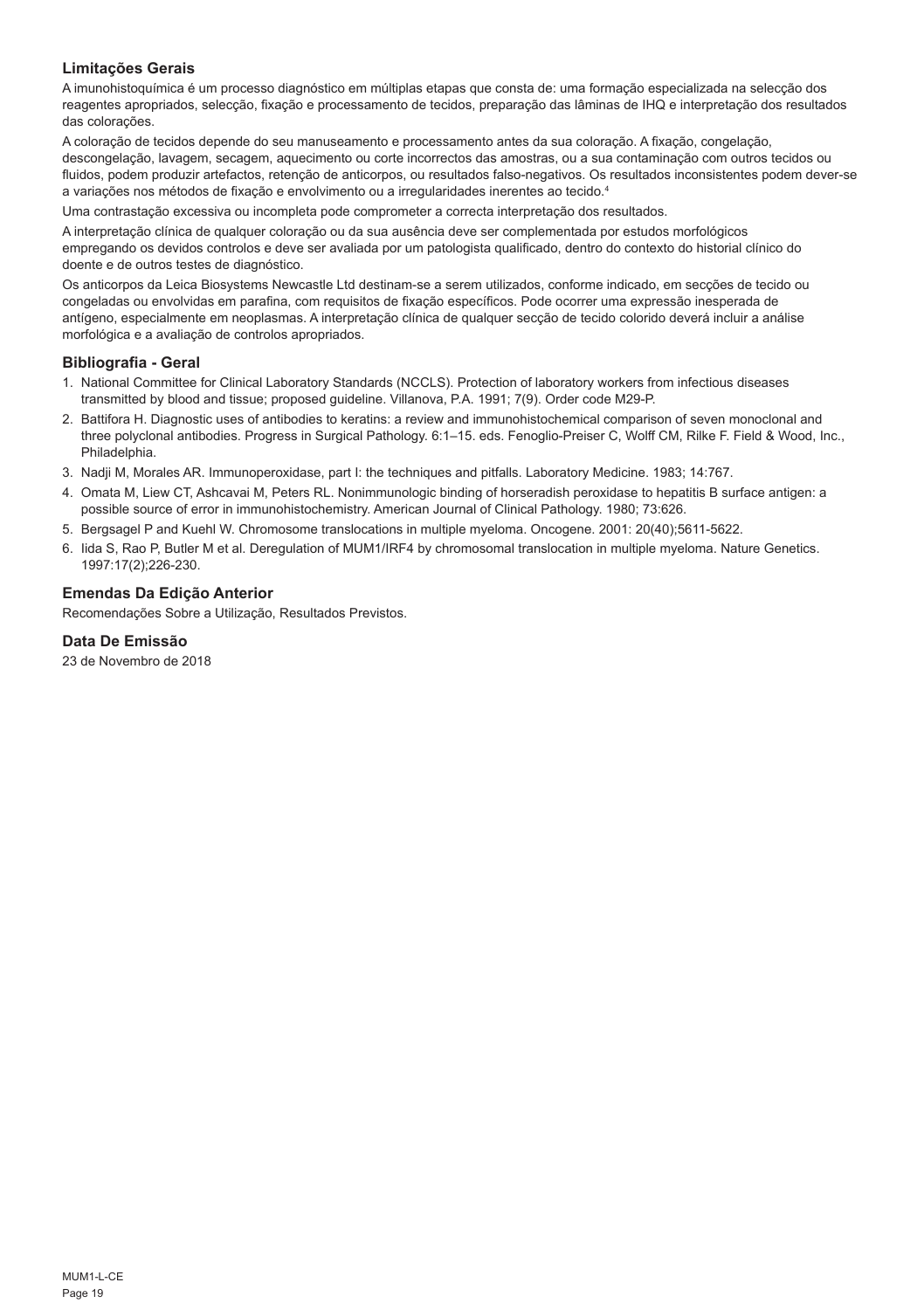### Limitações Gerais

A imunohistoquímica é um processo diagnóstico em múltiplas etapas que consta de: uma formação especializada na selecção dos reagentes apropriados, selecção, fixação e processamento de tecidos, preparação das lâminas de IHQ e interpretação dos resultados das colorações.

A coloração de tecidos depende do seu manuseamento e processamento antes da sua coloração. A fixação, congelação, descongelação, lavagem, secagem, aquecimento ou corte incorrectos das amostras, ou a sua contaminação com outros tecidos ou fluidos, podem produzir artefactos, retenção de anticorpos, ou resultados falso-negativos. Os resultados inconsistentes podem dever-se a variações nos métodos de fixação e envolvimento ou a irregularidades inerentes ao tecido.[4]

Uma contrastação excessiva ou incompleta pode comprometer a correcta interpretação dos resultados.

A interpretação clínica de qualquer coloração ou da sua ausência deve ser complementada por estudos morfológicos empregando os devidos controlos e deve ser avaliada por um patologista qualificado, dentro do contexto do historial clínico do doente e de outros testes de diagnóstico.

Os anticorpos da Leica Biosystems Newcastle Ltd destinam-se a serem utilizados, conforme indicado, em secções de tecido ou congeladas ou envolvidas em parafina, com requisitos de fixação específicos. Pode ocorrer uma expressão inesperada de antígeno, especialmente em neoplasmas. A interpretação clínica de qualquer secção de tecido colorido deverá incluir a análise morfológica e a avaliação de controlos apropriados.

### Bibliografia - Geral

1. National Committee for Clinical Laboratory Standards (NCCLS). Protection of laboratory workers from infectious diseases transmitted by blood and tissue; proposed guideline. Villanova, P.A. 1991; 7(9). Order code M29-P.
2. Battifora H. Diagnostic uses of antibodies to keratins: a review and immunohistochemical comparison of seven monoclonal and three polyclonal antibodies. Progress in Surgical Pathology. 6:1–15. eds. Fenoglio-Preiser C, Wolff CM, Rilke F. Field & Wood, Inc., Philadelphia.
3. Nadji M, Morales AR. Immunoperoxidase, part I: the techniques and pitfalls. Laboratory Medicine. 1983; 14:767.
4. Omata M, Liew CT, Ashcavai M, Peters RL. Nonimmunologic binding of horseradish peroxidase to hepatitis B surface antigen: a possible source of error in immunohistochemistry. American Journal of Clinical Pathology. 1980; 73:626.
5. Bergsagel P and Kuehl W. Chromosome translocations in multiple myeloma. Oncogene. 2001: 20(40);5611-5622.
6. Iida S, Rao P, Butler M et al. Deregulation of MUM1/IRF4 by chromosomal translocation in multiple myeloma. Nature Genetics. 1997:17(2);226-230.

### Emendas Da Edição Anterior

Recomendações Sobre a Utilização, Resultados Previstos.

### Data De Emissão

23 de Novembro de 2018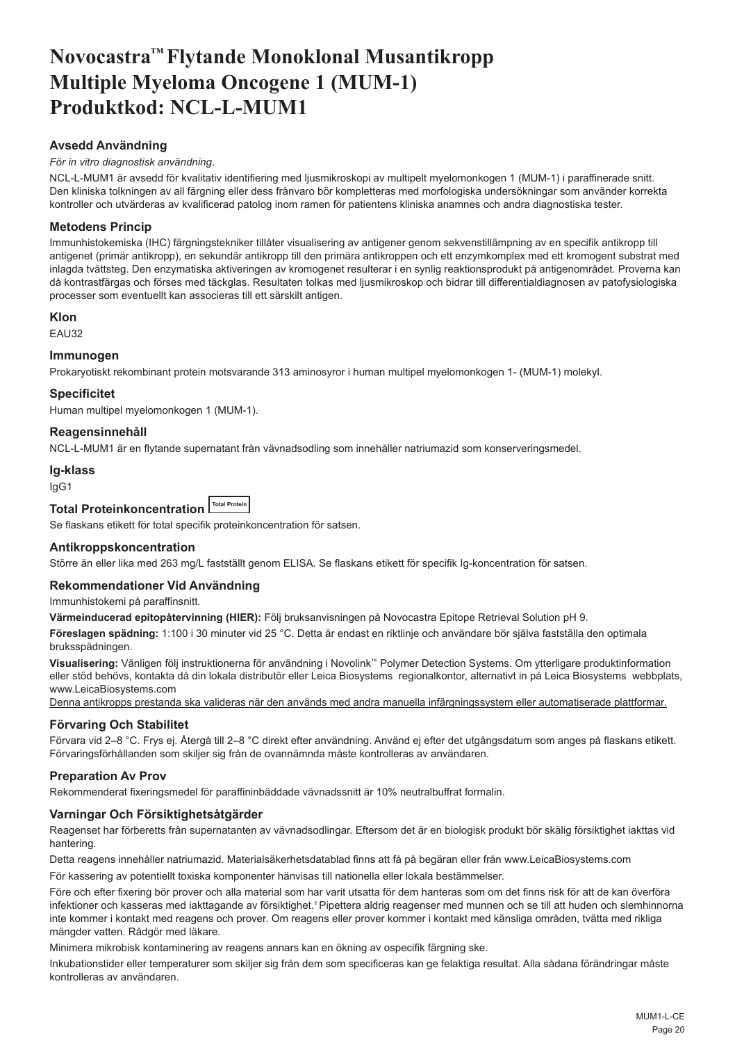# Novocastra™ Flytande Monoklonal Musantikropp Multiple Myeloma Oncogene 1 (MUM-1) Produktkod: NCL-L-MUM1

## Avsedd Användning

*För in vitro diagnostisk användning*.

NCL-L-MUM1 är avsedd för kvalitativ identifiering med ljusmikroskopi av multipelt myelomonkogen 1 (MUM-1) i paraffinerade snitt. Den kliniska tolkningen av all färgning eller dess frånvaro bör kompletteras med morfologiska undersökningar som använder korrekta kontroller och utvärderas av kvalificerad patolog inom ramen för patientens kliniska anamnes och andra diagnostiska tester.

## Metodens Princip

Immunhistokemiska (IHC) färgningstekniker tillåter visualisering av antigener genom sekvenstillämpning av en specifik antikropp till antigenet (primär antikropp), en sekundär antikropp till den primära antikroppen och ett enzymkomplex med ett kromogent substrat med inlagda tvättsteg. Den enzymatiska aktiveringen av kromogenet resulterar i en synlig reaktionsprodukt på antigenområdet. Proverna kan då kontrastfärgas och förses med täckglas. Resultaten tolkas med ljusmikroskop och bidrar till differentialdiagnosen av patofysiologiska processer som eventuellt kan associeras till ett särskilt antigen.

## Klon

EAU32

## Immunogen

Prokaryotiskt rekombinant protein motsvarande 313 aminosyror i human multipel myelomonkogen 1- (MUM-1) molekyl.

## Specificitet

Human multipel myelomonkogen 1 (MUM-1).

## Reagensinnehåll

NCL-L-MUM1 är en flytande supernatant från vävnadsodling som innehåller natriumazid som konserveringsmedel.

## Ig-klass

IgG1

## Total Proteinkoncentration Total Protein

Se flaskans etikett för total specifik proteinkoncentration för satsen.

## Antikroppskoncentration

Större än eller lika med 263 mg/L fastställt genom ELISA. Se flaskans etikett för specifik Ig-koncentration för satsen.

## Rekommendationer Vid Användning

Immunhistokemi på paraffinsnitt.

**Värmeinducerad epitopåtervinning (HIER):** Följ bruksanvisningen på Novocastra Epitope Retrieval Solution pH 9.

**Föreslagen spädning:** 1:100 i 30 minuter vid 25 °C. Detta är endast en riktlinje och användare bör själva fastställa den optimala bruksspädningen.

**Visualisering:** Vänligen följ instruktionerna för användning i Novolink™ Polymer Detection Systems. Om ytterligare produktinformation eller stöd behövs, kontakta då din lokala distributör eller Leica Biosystems regionalkontor, alternativt in på Leica Biosystems webbplats, www.LeicaBiosystems.com

Denna antikropps prestanda ska valideras när den används med andra manuella infärgningssystem eller automatiserade plattformar.

## Förvaring Och Stabilitet

Förvara vid 2–8 °C. Frys ej. Återgå till 2–8 °C direkt efter användning. Använd ej efter det utgångsdatum som anges på flaskans etikett. Förvaringsförhållanden som skiljer sig från de ovannämnda måste kontrolleras av användaren.

## Preparation Av Prov

Rekommenderat fixeringsmedel för paraffininbäddade vävnadssnitt är 10% neutralbuffrat formalin.

## Varningar Och Försiktighetsåtgärder

Reagenset har förberetts från supernatanten av vävnadsodlingar. Eftersom det är en biologisk produkt bör skälig försiktighet iakttas vid hantering.

Detta reagens innehåller natriumazid. Materialsäkerhetsdatablad finns att få på begäran eller från www.LeicaBiosystems.com

För kassering av potentiellt toxiska komponenter hänvisas till nationella eller lokala bestämmelser.

Före och efter fixering bör prover och alla material som har varit utsatta för dem hanteras som om det finns risk för att de kan överföra infektioner och kasseras med iakttagande av försiktighet.[1] Pipettera aldrig reagenser med munnen och se till att huden och slemhinnorna inte kommer i kontakt med reagens och prover. Om reagens eller prover kommer i kontakt med känsliga områden, tvätta med rikliga mängder vatten. Rådgör med läkare.

Minimera mikrobisk kontaminering av reagens annars kan en ökning av ospecifik färgning ske.

Inkubationstider eller temperaturer som skiljer sig från dem som specificeras kan ge felaktiga resultat. Alla sådana förändringar måste kontrolleras av användaren.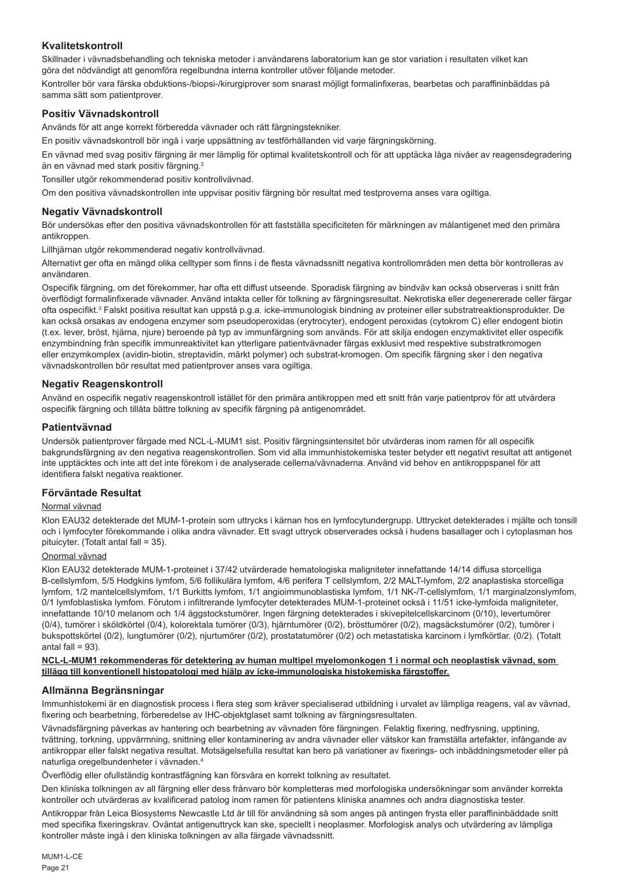## Kvalitetskontroll

Skillnader i vävnadsbehandling och tekniska metoder i användarens laboratorium kan ge stor variation i resultaten vilket kan göra det nödvändigt att genomföra regelbundna interna kontroller utöver följande metoder.

Kontroller bör vara färska obduktions-/biopsi-/kirurgiprover som snarast möjligt formalinfixeras, bearbetas och paraffininbäddas på samma sätt som patientprover.

### Positiv Vävnadskontroll

Används för att ange korrekt förberedda vävnader och rätt färgningstekniker.

En positiv vävnadskontroll bör ingå i varje uppsättning av testförhållanden vid varje färgningskörning.

En vävnad med svag positiv färgning är mer lämplig för optimal kvalitetskontroll och för att upptäcka låga nivåer av reagensdegradering än en vävnad med stark positiv färgning.[2]

Tonsiller utgör rekommenderad positiv kontrollvävnad.

Om den positiva vävnadskontrollen inte uppvisar positiv färgning bör resultat med testproverna anses vara ogiltiga.

### Negativ Vävnadskontroll

Bör undersökas efter den positiva vävnadskontrollen för att fastställa specificiteten för märkningen av målantigenet med den primära antikroppen.

Lillhjärnan utgör rekommenderad negativ kontrollvävnad.

Alternativt ger ofta en mängd olika celltyper som finns i de flesta vävnadssnitt negativa kontrollområden men detta bör kontrolleras av användaren.

Ospecifik färgning, om det förekommer, har ofta ett diffust utseende. Sporadisk färgning av bindväv kan också observeras i snitt från överflödigt formalinfixerade vävnader. Använd intakta celler för tolkning av färgningsresultat. Nekrotiska eller degenererade celler färgar ofta ospecifikt.[3] Falskt positiva resultat kan uppstå p.g.a. icke-immunologisk bindning av proteiner eller substratreaktionsprodukter. De kan också orsakas av endogena enzymer som pseudoperoxidas (erytrocyter), endogent peroxidas (cytokrom C) eller endogent biotin (t.ex. lever, bröst, hjärna, njure) beroende på typ av immunfärgning som används. För att skilja endogen enzymaktivitet eller ospecifik enzymbindning från specifik immunreaktivitet kan ytterligare patientvävnader färgas exklusivt med respektive substratkromogen eller enzymkomplex (avidin-biotin, streptavidin, märkt polymer) och substrat-kromogen. Om specifik färgning sker i den negativa vävnadskontrollen bör resultat med patientprover anses vara ogiltiga.

### Negativ Reagenskontroll

Använd en ospecifik negativ reagenskontroll istället för den primära antikroppen med ett snitt från varje patientprov för att utvärdera ospecifik färgning och tillåta bättre tolkning av specifik färgning på antigenområdet.

### Patientvävnad

Undersök patientprover färgade med NCL-L-MUM1 sist. Positiv färgningsintensitet bör utvärderas inom ramen för all ospecifik bakgrundsfärgning av den negativa reagenskontrollen. Som vid alla immunhistokemiska tester betyder ett negativt resultat att antigenet inte upptäcktes och inte att det inte förekom i de analyserade cellerna/vävnaderna. Använd vid behov en antikroppspanel för att identifiera falskt negativa reaktioner.

### Förväntade Resultat

Normal vävnad

Klon EAU32 detekterade det MUM-1-protein som uttrycks i kärnan hos en lymfocytundergrupp. Uttrycket detekterades i mjälte och tonsill och i lymfocyter förekommande i olika andra vävnader. Ett svagt uttryck observerades också i hudens basallager och i cytoplasman hos pituicyter. (Totalt antal fall = 35).

Onormal vävnad

Klon EAU32 detekterade MUM-1-proteinet i 37/42 utvärderade hematologiska maligniteter innefattande 14/14 diffusa storcelliga B-cellslymfom, 5/5 Hodgkins lymfom, 5/6 follikulära lymfom, 4/6 perifera T cellslymfom, 2/2 MALT-lymfom, 2/2 anaplastiska storcelliga lymfom, 1/2 mantelcellslymfom, 1/1 Burkitts lymfom, 1/1 angioimmunoblastiska lymfom, 1/1 NK-/T-cellslymfom, 1/1 marginalzonslymfom, 0/1 lymfoblastiska lymfom. Förutom i infiltrerande lymfocyter detekterades MUM-1-proteinet också i 11/51 icke-lymfoida maligniteter, innefattande 10/10 melanom och 1/4 äggstockstumörer. Ingen färgning detekterades i skivepitelcellskarcinom (0/10), levertumörer (0/4), tumörer i sköldkörtel (0/4), kolorektala tumörer (0/3), hjärntumörer (0/2), brösttumörer (0/2), magsäckstumörer (0/2), tumörer i bukspottskörtel (0/2), lungtumörer (0/2), njurtumörer (0/2), prostatatumörer (0/2) och metastatiska karcinom i lymfkörtlar. (0/2). (Totalt antal fall = 93).

**NCL-L-MUM1 rekommenderas för detektering av human multipel myelomonkogen 1 i normal och neoplastisk vävnad, som tillägg till konventionell histopatologi med hjälp av icke-immunologiska histokemiska färgstoffer.**

## Allmänna Begränsningar

Immunhistokemi är en diagnostisk process i flera steg som kräver specialiserad utbildning i urvalet av lämpliga reagens, val av vävnad, fixering och bearbetning, förberedelse av IHC-objektglaset samt tolkning av färgningsresultaten.

Vävnadsfärgning påverkas av hantering och bearbetning av vävnaden före färgningen. Felaktig fixering, nedfrysning, upptining, tvättning, torkning, uppvärmning, snittning eller kontaminering av andra vävnader eller vätskor kan framställa artefakter, infångande av antikroppar eller falskt negativa resultat. Motsägelsefulla resultat kan bero på variationer av fixerings- och inbäddningsmetoder eller på naturliga oregelbundenheter i vävnaden.[4]

Överflödig eller ofullständig kontrastfärgning kan försvåra en korrekt tolkning av resultatet.

Den kliniska tolkningen av all färgning eller dess frånvaro bör kompletteras med morfologiska undersökningar som använder korrekta kontroller och utvärderas av kvalificerad patolog inom ramen för patientens kliniska anamnes och andra diagnostiska tester.

Antikroppar från Leica Biosystems Newcastle Ltd är till för användning så som anges på antingen frysta eller paraffininbäddade snitt med specifika fixeringskrav. Oväntat antigenuttryck kan ske, speciellt i neoplasmer. Morfologisk analys och utvärdering av lämpliga kontroller måste ingå i den kliniska tolkningen av alla färgade vävnadssnitt.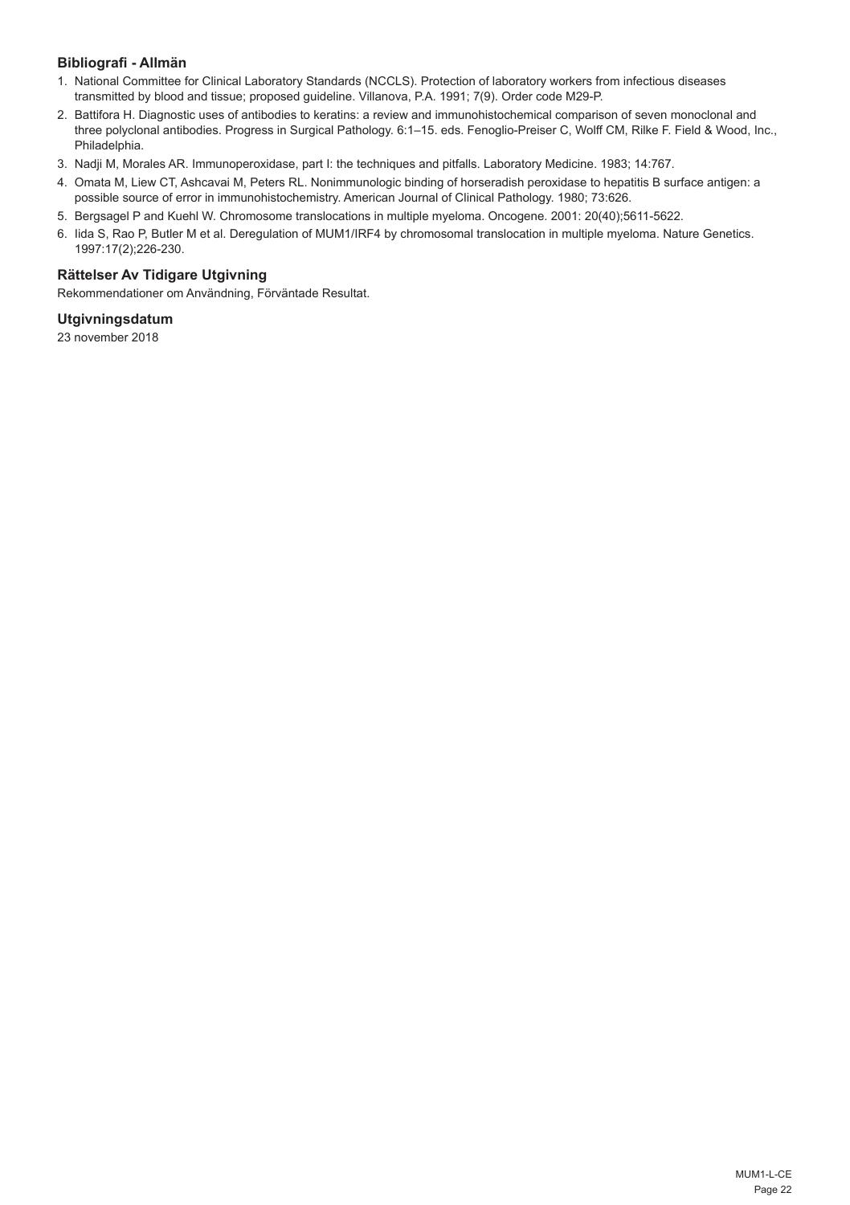## Bibliografi - Allmän

1. National Committee for Clinical Laboratory Standards (NCCLS). Protection of laboratory workers from infectious diseases transmitted by blood and tissue; proposed guideline. Villanova, P.A. 1991; 7(9). Order code M29-P.
2. Battifora H. Diagnostic uses of antibodies to keratins: a review and immunohistochemical comparison of seven monoclonal and three polyclonal antibodies. Progress in Surgical Pathology. 6:1–15. eds. Fenoglio-Preiser C, Wolff CM, Rilke F. Field & Wood, Inc., Philadelphia.
3. Nadji M, Morales AR. Immunoperoxidase, part I: the techniques and pitfalls. Laboratory Medicine. 1983; 14:767.
4. Omata M, Liew CT, Ashcavai M, Peters RL. Nonimmunologic binding of horseradish peroxidase to hepatitis B surface antigen: a possible source of error in immunohistochemistry. American Journal of Clinical Pathology. 1980; 73:626.
5. Bergsagel P and Kuehl W. Chromosome translocations in multiple myeloma. Oncogene. 2001: 20(40);5611-5622.
6. Iida S, Rao P, Butler M et al. Deregulation of MUM1/IRF4 by chromosomal translocation in multiple myeloma. Nature Genetics. 1997:17(2);226-230.

## Rättelser Av Tidigare Utgivning

Rekommendationer om Användning, Förväntade Resultat.

## Utgivningsdatum

23 november 2018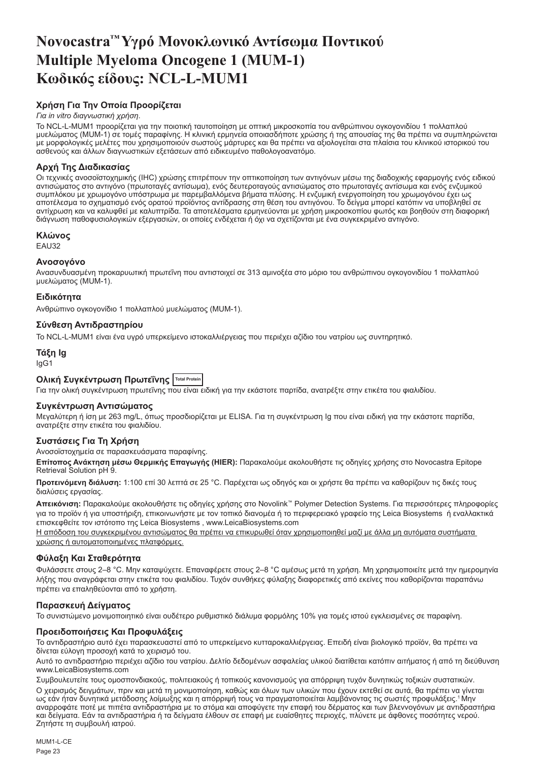# Novocastra™ Υγρό Μονοκλωνικό Αντίσωμα Ποντικού Multiple Myeloma Oncogene 1 (MUM-1) Κωδικός είδους: NCL-L-MUM1

## Χρήση Για Την Οποία Προορίζεται

*Για in vitro διαγνωστική χρήση*.

Το NCL-L-MUM1 προορίζεται για την ποιοτική ταυτοποίηση με οπτική μικροσκοπία του ανθρώπινου ογκογονιδίου 1 πολλαπλού μυελώματος (MUM-1) σε τομές παραφίνης. Η κλινική ερμηνεία οποιασδήποτε χρώσης ή της απουσίας της θα πρέπει να συμπληρώνεται με μορφολογικές μελέτες που χρησιμοποιούν σωστούς μάρτυρες και θα πρέπει να αξιολογείται στα πλαίσια του κλινικού ιστορικού του ασθενούς και άλλων διαγνωστικών εξετάσεων από ειδικευμένο παθολογοανατόμο.

## Αρχή Της Διαδικασίας

Οι τεχνικές ανοσοϊστοχημικής (IHC) χρώσης επιτρέπουν την οπτικοποίηση των αντιγόνων μέσω της διαδοχικής εφαρμογής ενός ειδικού αντισώματος στο αντιγόνο (πρωτοταγές αντίσωμα), ενός δευτεροταγούς αντισώματος στο πρωτοταγές αντίσωμα και ενός ενζυμικού συμπλόκου με χρωμογόνο υπόστρωμα με παρεμβαλλόμενα βήματα πλύσης. Η ενζυμική ενεργοποίηση του χρωμογόνου έχει ως αποτέλεσμα το σχηματισμό ενός ορατού προϊόντος αντίδρασης στη θέση του αντιγόνου. Το δείγμα μπορεί κατόπιν να υποβληθεί σε αντίχρωση και να καλυφθεί με καλυπτρίδα. Τα αποτελέσματα ερμηνεύονται με χρήση μικροσκοπίου φωτός και βοηθούν στη διαφορική διάγνωση παθοφυσιολογικών εξεργασιών, οι οποίες ενδέχεται ή όχι να σχετίζονται με ένα συγκεκριμένο αντιγόνο.

## Κλώνος

EAU32

## Ανοσογόνο

Ανασυνδυασμένη προκαρυωτική πρωτεΐνη που αντιστοιχεί σε 313 αμινοξέα στο μόριο του ανθρώπινου ογκογονιδίου 1 πολλαπλού μυελώματος (MUM-1).

## Ειδικότητα

Ανθρώπινο ογκογονίδιο 1 πολλαπλού μυελώματος (MUM-1).

## Σύνθεση Αντιδραστηρίου

Το NCL-L-MUM1 είναι ένα υγρό υπερκείμενο ιστοκαλλιέργειας που περιέχει αζίδιο του νατρίου ως συντηρητικό.

## Τάξη Ig

IgG1

## Ολική Συγκέντρωση Πρωτεΐνης Total Protein

Για την ολική συγκέντρωση πρωτεΐνης που είναι ειδική για την εκάστοτε παρτίδα, ανατρέξτε στην ετικέτα του φιαλιδίου.

## Συγκέντρωση Αντισώματος

Μεγαλύτερη ή ίση με 263 mg/L, όπως προσδιορίζεται με ELISA. Για τη συγκέντρωση Ig που είναι ειδική για την εκάστοτε παρτίδα, ανατρέξτε στην ετικέτα του φιαλιδίου.

## Συστάσεις Για Τη Χρήση

Ανοσοϊστοχημεία σε παρασκευάσματα παραφίνης.

**Επίτοπος Ανάκτηση μέσω Θερμικής Επαγωγής (HIER):** Παρακαλούμε ακολουθήστε τις οδηγίες χρήσης στο Novocastra Epitope Retrieval Solution pH 9.

**Προτεινόμενη διάλυση:** 1:100 επί 30 λεπτά σε 25 °C. Παρέχεται ως οδηγός και οι χρήστε θα πρέπει να καθορίζουν τις δικές τους διαλύσεις εργασίας.

**Απεικόνιση:** Παρακαλούμε ακολουθήστε τις οδηγίες χρήσης στο Novolink™ Polymer Detection Systems. Για περισσότερες πληροφορίες για το προϊόν ή για υποστήριξη, επικοινωνήστε με τον τοπικό διανομέα ή το περιφερειακό γραφείο της Leica Biosystems ή εναλλακτικά επισκεφθείτε τον ιστότοπο της Leica Biosystems , www.LeicaBiosystems.com

<u>Η απόδοση του συγκεκριμένου αντισώματος θα πρέπει να επικυρωθεί όταν χρησιμοποιηθεί μαζί με άλλα μη αυτόματα συστήματα χρώσης ή αυτοματοποιημένες πλατφόρμες.</u>

## Φύλαξη Και Σταθερότητα

Φυλάσσετε στους 2–8 °C. Μην καταψύχετε. Επαναφέρετε στους 2–8 °C αμέσως μετά τη χρήση. Μη χρησιμοποιείτε μετά την ημερομηνία λήξης που αναγράφεται στην ετικέτα του φιαλιδίου. Τυχόν συνθήκες φύλαξης διαφορετικές από εκείνες που καθορίζονται παραπάνω πρέπει να επαληθεύονται από το χρήστη.

## Παρασκευή Δείγματος

Το συνιστώμενο μονιμοποιητικό είναι ουδέτερο ρυθμιστικό διάλυμα φορμόλης 10% για τομές ιστού εγκλεισμένες σε παραφίνη.

## Προειδοποιήσεις Και Προφυλάξεις

Το αντιδραστήριο αυτό έχει παρασκευαστεί από το υπερκείμενο κυτταροκαλλιέργειας. Επειδή είναι βιολογικό προϊόν, θα πρέπει να δίνεται εύλογη προσοχή κατά το χειρισμό του.

Αυτό το αντιδραστήριο περιέχει αζίδιο του νατρίου. Δελτίο δεδομένων ασφαλείας υλικού διατίθεται κατόπιν αιτήματος ή από τη διεύθυνση www.LeicaBiosystems.com

Συμβουλευτείτε τους ομοσπονδιακούς, πολιτειακούς ή τοπικούς κανονισμούς για απόρριψη τυχόν δυνητικώς τοξικών συστατικών.

Ο χειρισμός δειγμάτων, πριν και μετά τη μονιμοποίηση, καθώς και όλων των υλικών που έχουν εκτεθεί σε αυτά, θα πρέπει να γίνεται ως εάν ήταν δυνητικά μετάδοσης λοίμωξης και η απόρριψή τους να πραγματοποιείται λαμβάνοντας τις σωστές προφυλάξεις.[1] Μην αναρροφάτε ποτέ με πιπέτα αντιδραστήρια με το στόμα και αποφύγετε την επαφή του δέρματος και των βλεννογόνων με αντιδραστήρια και δείγματα. Εάν τα αντιδραστήρια ή τα δείγματα έλθουν σε επαφή με ευαίσθητες περιοχές, πλύνετε με άφθονες ποσότητες νερού. Ζητήστε τη συμβουλή ιατρού.

MUM1-L-CE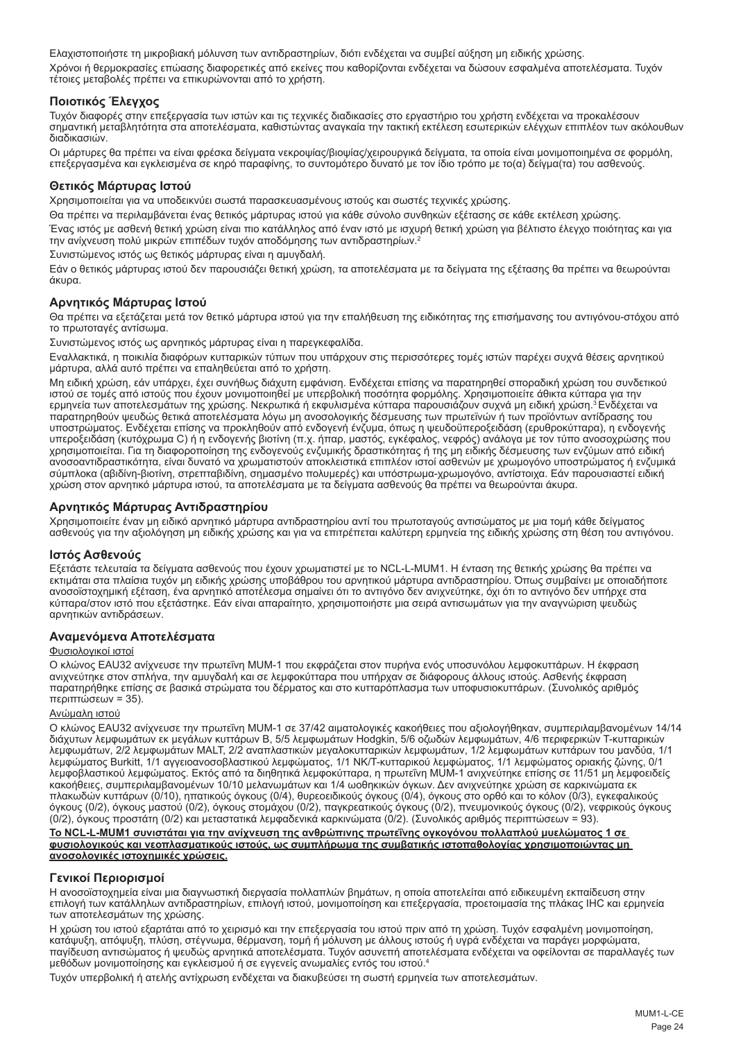Ελαχιστοποιήστε τη μικροβιακή μόλυνση των αντιδραστηρίων, διότι ενδέχεται να συμβεί αύξηση μη ειδικής χρώσης.

Χρόνοι ή θερμοκρασίες επώασης διαφορετικές από εκείνες που καθορίζονται ενδέχεται να δώσουν εσφαλμένα αποτελέσματα. Τυχόν τέτοιες μεταβολές πρέπει να επικυρώνονται από το χρήστη.

### Ποιοτικός Έλεγχος

Τυχόν διαφορές στην επεξεργασία των ιστών και τις τεχνικές διαδικασίες στο εργαστήριο του χρήστη ενδέχεται να προκαλέσουν σημαντική μεταβλητότητα στα αποτελέσματα, καθιστώντας αναγκαία την τακτική εκτέλεση εσωτερικών ελέγχων επιπλέον των ακόλουθων διαδικασιών.

Οι μάρτυρες θα πρέπει να είναι φρέσκα δείγματα νεκροψίας/βιοψίας/χειρουργικά δείγματα, τα οποία είναι μονιμοποιημένα σε φορμόλη, επεξεργασμένα και εγκλεισμένα σε κηρό παραφίνης, το συντομότερο δυνατό με τον ίδιο τρόπο με το(α) δείγμα(τα) του ασθενούς.

### Θετικός Μάρτυρας Ιστού

Χρησιμοποιείται για να υποδεικνύει σωστά παρασκευασμένους ιστούς και σωστές τεχνικές χρώσης.

Θα πρέπει να περιλαμβάνεται ένας θετικός μάρτυρας ιστού για κάθε σύνολο συνθηκών εξέτασης σε κάθε εκτέλεση χρώσης.

Ένας ιστός με ασθενή θετική χρώση είναι πιο κατάλληλος από έναν ιστό με ισχυρή θετική χρώση για βέλτιστο έλεγχο ποιότητας και για την ανίχνευση πολύ μικρών επιπέδων τυχόν αποδόμησης των αντιδραστηρίων.[2]

Συνιστώμενος ιστός ως θετικός μάρτυρας είναι η αμυγδαλή.

Εάν ο θετικός μάρτυρας ιστού δεν παρουσιάζει θετική χρώση, τα αποτελέσματα με τα δείγματα της εξέτασης θα πρέπει να θεωρούνται άκυρα.

### Αρνητικός Μάρτυρας Ιστού

Θα πρέπει να εξετάζεται μετά τον θετικό μάρτυρα ιστού για την επαλήθευση της ειδικότητας της επισήμανσης του αντιγόνου-στόχου από το πρωτοταγές αντίσωμα.

Συνιστώμενος ιστός ως αρνητικός μάρτυρας είναι η παρεγκεφαλίδα.

Εναλλακτικά, η ποικιλία διαφόρων κυτταρικών τύπων που υπάρχουν στις περισσότερες τομές ιστών παρέχει συχνά θέσεις αρνητικού μάρτυρα, αλλά αυτό πρέπει να επαληθεύεται από το χρήστη.

Μη ειδική χρώση, εάν υπάρχει, έχει συνήθως διάχυτη εμφάνιση. Ενδέχεται επίσης να παρατηρηθεί σποραδική χρώση του συνδετικού ιστού σε τομές από ιστούς που έχουν μονιμοποιηθεί με υπερβολική ποσότητα φορμόλης. Χρησιμοποιείτε άθικτα κύτταρα για την ερμηνεία των αποτελεσμάτων της χρώσης. Νεκρωτικά ή εκφυλισμένα κύτταρα παρουσιάζουν συχνά μη ειδική χρώση.[3] Ενδέχεται να παρατηρηθούν ψευδώς θετικά αποτελέσματα λόγω μη ανοσολογικής δέσμευσης των πρωτεϊνών ή των προϊόντων αντίδρασης του υποστρώματος. Ενδέχεται επίσης να προκληθούν από ενδογενή ένζυμα, όπως η ψευδοϋπεροξειδάση (ερυθροκύτταρα), η ενδογενής υπεροξειδάση (κυτόχρωμα C) ή η ενδογενής βιοτίνη (π.χ. ήπαρ, μαστός, εγκέφαλος, νεφρός) ανάλογα με τον τύπο ανοσοχρώσης που χρησιμοποιείται. Για τη διαφοροποίηση της ενδογενούς ενζυμικής δραστικότητας ή της μη ειδικής δέσμευσης των ενζύμων από ειδική ανοσοαντιδραστικότητα, είναι δυνατό να χρωματιστούν αποκλειστικά επιπλέον ιστοί ασθενών με χρωμογόνο υποστρώματος ή ενζυμικά σύμπλοκα (αβιδίνη-βιοτίνη, στρεπταβιδίνη, σημασμένο πολυμερές) και υπόστρωμα-χρωμογόνο, αντίστοιχα. Εάν παρουσιαστεί ειδική χρώση στον αρνητικό μάρτυρα ιστού, τα αποτελέσματα με τα δείγματα ασθενούς θα πρέπει να θεωρούνται άκυρα.

### Αρνητικός Μάρτυρας Αντιδραστηρίου

Χρησιμοποιείτε έναν μη ειδικό αρνητικό μάρτυρα αντιδραστηρίου αντί του πρωτοταγούς αντισώματος με μια τομή κάθε δείγματος ασθενούς για την αξιολόγηση μη ειδικής χρώσης και για να επιτρέπεται καλύτερη ερμηνεία της ειδικής χρώσης στη θέση του αντιγόνου.

### Ιστός Ασθενούς

Εξετάστε τελευταία τα δείγματα ασθενούς που έχουν χρωματιστεί με το NCL-L-MUM1. Η ένταση της θετικής χρώσης θα πρέπει να εκτιμάται στα πλαίσια τυχόν μη ειδικής χρώσης υποβάθρου του αρνητικού μάρτυρα αντιδραστηρίου. Όπως συμβαίνει με οποιαδήποτε ανοσοϊστοχημική εξέταση, ένα αρνητικό αποτέλεσμα σημαίνει ότι το αντιγόνο δεν ανιχνεύτηκε, όχι ότι το αντιγόνο δεν υπήρχε στα κύτταρα/στον ιστό που εξετάστηκε. Εάν είναι απαραίτητο, χρησιμοποιήστε μια σειρά αντισωμάτων για την αναγνώριση ψευδώς αρνητικών αντιδράσεων.

### Αναμενόμενα Αποτελέσματα

Φυσιολογικοί ιστοί

Ο κλώνος EAU32 ανίχνευσε την πρωτεΐνη MUM-1 που εκφράζεται στον πυρήνα ενός υποσυνόλου λεμφοκυττάρων. Η έκφραση ανιχνεύτηκε στον σπλήνα, την αμυγδαλή και σε λεμφοκύτταρα που υπήρχαν σε διάφορους άλλους ιστούς. Ασθενής έκφραση παρατηρήθηκε επίσης σε βασικά στρώματα του δέρματος και στο κυτταρόπλασμα των υποφυσιοκυττάρων. (Συνολικός αριθμός περιπτώσεων = 35).

Ανώμαλη ιστού

Ο κλώνος EAU32 ανίχνευσε την πρωτεΐνη MUM-1 σε 37/42 αιματολογικές κακοήθειες που αξιολογήθηκαν, συμπεριλαμβανομένων 14/14 διάχυτων λεμφωμάτων εκ μεγάλων κυττάρων B, 5/5 λεμφωμάτων Hodgkin, 5/6 οζωδών λεμφωμάτων, 4/6 περιφερικών T-κυτταρικών λεμφωμάτων, 2/2 λεμφωμάτων MALT, 2/2 αναπλαστικών μεγαλοκυτταρικών λεμφωμάτων, 1/2 λεμφωμάτων κυττάρων του μανδύα, 1/1 λεμφώματος Burkitt, 1/1 αγγειοανοσοβλαστικού λεμφώματος, 1/1 NK/T-κυτταρικού λεμφώματος, 1/1 λεμφώματος οριακής ζώνης, 0/1 λεμφοβλαστικού λεμφώματος. Εκτός από τα διηθητικά λεμφοκύτταρα, η πρωτεΐνη MUM-1 ανιχνεύτηκε επίσης σε 11/51 μη λεμφοειδείς κακοήθειες, συμπεριλαμβανομένων 10/10 μελανωμάτων και 1/4 ωοθηκικών όγκων. Δεν ανιχνεύτηκε χρώση σε καρκινώματα εκ πλακωδών κυττάρων (0/10), ηπατικούς όγκους (0/4), θυρεοειδικούς όγκους (0/4), όγκους στο ορθό και το κόλον (0/3), εγκεφαλικούς όγκους (0/2), όγκους μαστού (0/2), όγκους στομάχου (0/2), παγκρεατικούς όγκους (0/2), πνευμονικούς όγκους (0/2), νεφρικούς όγκους (0/2), όγκους προστάτη (0/2) και μεταστατικά λεμφαδενικά καρκινώματα (0/2). (Συνολικός αριθμός περιπτώσεων = 93).

**Το NCL-L-MUM1 συνιστάται για την ανίχνευση της ανθρώπινης πρωτεΐνης ογκογόνου πολλαπλού μυελώματος 1 σε φυσιολογικούς και νεοπλασματικούς ιστούς, ως συμπλήρωμα της συμβατικής ιστοπαθολογίας χρησιμοποιώντας μη ανοσολογικές ιστοχημικές χρώσεις.**

### Γενικοί Περιορισμοί

Η ανοσοϊστοχημεία είναι μια διαγνωστική διεργασία πολλαπλών βημάτων, η οποία αποτελείται από ειδικευμένη εκπαίδευση στην επιλογή των κατάλληλων αντιδραστηρίων, επιλογή ιστού, μονιμοποίηση και επεξεργασία, προετοιμασία της πλάκας IHC και ερμηνεία των αποτελεσμάτων της χρώσης.

Η χρώση του ιστού εξαρτάται από το χειρισμό και την επεξεργασία του ιστού πριν από τη χρώση. Τυχόν εσφαλμένη μονιμοποίηση, κατάψυξη, απόψυξη, πλύση, στέγνωμα, θέρμανση, τομή ή μόλυνση με άλλους ιστούς ή υγρά ενδέχεται να παράγει μορφώματα, παγίδευση αντισώματος ή ψευδώς αρνητικά αποτελέσματα. Τυχόν ασυνεπή αποτελέσματα ενδέχεται να οφείλονται σε παραλλαγές των μεθόδων μονιμοποίησης και εγκλεισμού ή σε εγγενείς ανωμαλίες εντός του ιστού.[4]

Τυχόν υπερβολική ή ατελής αντίχρωση ενδέχεται να διακυβεύσει τη σωστή ερμηνεία των αποτελεσμάτων.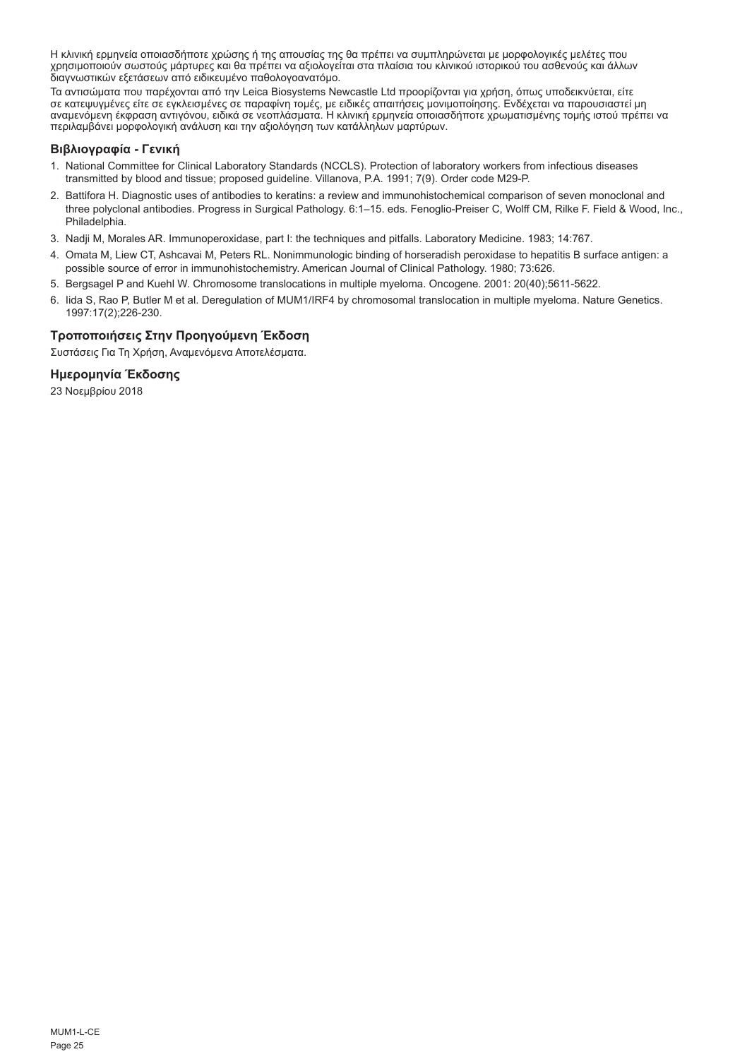Η κλινική ερμηνεία οποιασδήποτε χρώσης ή της απουσίας της θα πρέπει να συμπληρώνεται με μορφολογικές μελέτες που χρησιμοποιούν σωστούς μάρτυρες και θα πρέπει να αξιολογείται στα πλαίσια του κλινικού ιστορικού του ασθενούς και άλλων διαγνωστικών εξετάσεων από ειδικευμένο παθολογοανατόμο.

Τα αντισώματα που παρέχονται από την Leica Biosystems Newcastle Ltd προορίζονται για χρήση, όπως υποδεικνύεται, είτε σε κατεψυγμένες είτε σε εγκλεισμένες σε παραφίνη τομές, με ειδικές απαιτήσεις μονιμοποίησης. Ενδέχεται να παρουσιαστεί μη αναμενόμενη έκφραση αντιγόνου, ειδικά σε νεοπλάσματα. Η κλινική ερμηνεία οποιασδήποτε χρωματισμένης τομής ιστού πρέπει να περιλαμβάνει μορφολογική ανάλυση και την αξιολόγηση των κατάλληλων μαρτύρων.

## Βιβλιογραφία - Γενική

1. National Committee for Clinical Laboratory Standards (NCCLS). Protection of laboratory workers from infectious diseases transmitted by blood and tissue; proposed guideline. Villanova, P.A. 1991; 7(9). Order code M29-P.
2. Battifora H. Diagnostic uses of antibodies to keratins: a review and immunohistochemical comparison of seven monoclonal and three polyclonal antibodies. Progress in Surgical Pathology. 6:1–15. eds. Fenoglio-Preiser C, Wolff CM, Rilke F. Field & Wood, Inc., Philadelphia.
3. Nadji M, Morales AR. Immunoperoxidase, part I: the techniques and pitfalls. Laboratory Medicine. 1983; 14:767.
4. Omata M, Liew CT, Ashcavai M, Peters RL. Nonimmunologic binding of horseradish peroxidase to hepatitis B surface antigen: a possible source of error in immunohistochemistry. American Journal of Clinical Pathology. 1980; 73:626.
5. Bergsagel P and Kuehl W. Chromosome translocations in multiple myeloma. Oncogene. 2001: 20(40);5611-5622.
6. Iida S, Rao P, Butler M et al. Deregulation of MUM1/IRF4 by chromosomal translocation in multiple myeloma. Nature Genetics. 1997:17(2);226-230.

## Τροποποιήσεις Στην Προηγούμενη Έκδοση

Συστάσεις Για Τη Χρήση, Αναμενόμενα Αποτελέσματα.

## Ημερομηνία Έκδοσης

23 Νοεμβρίου 2018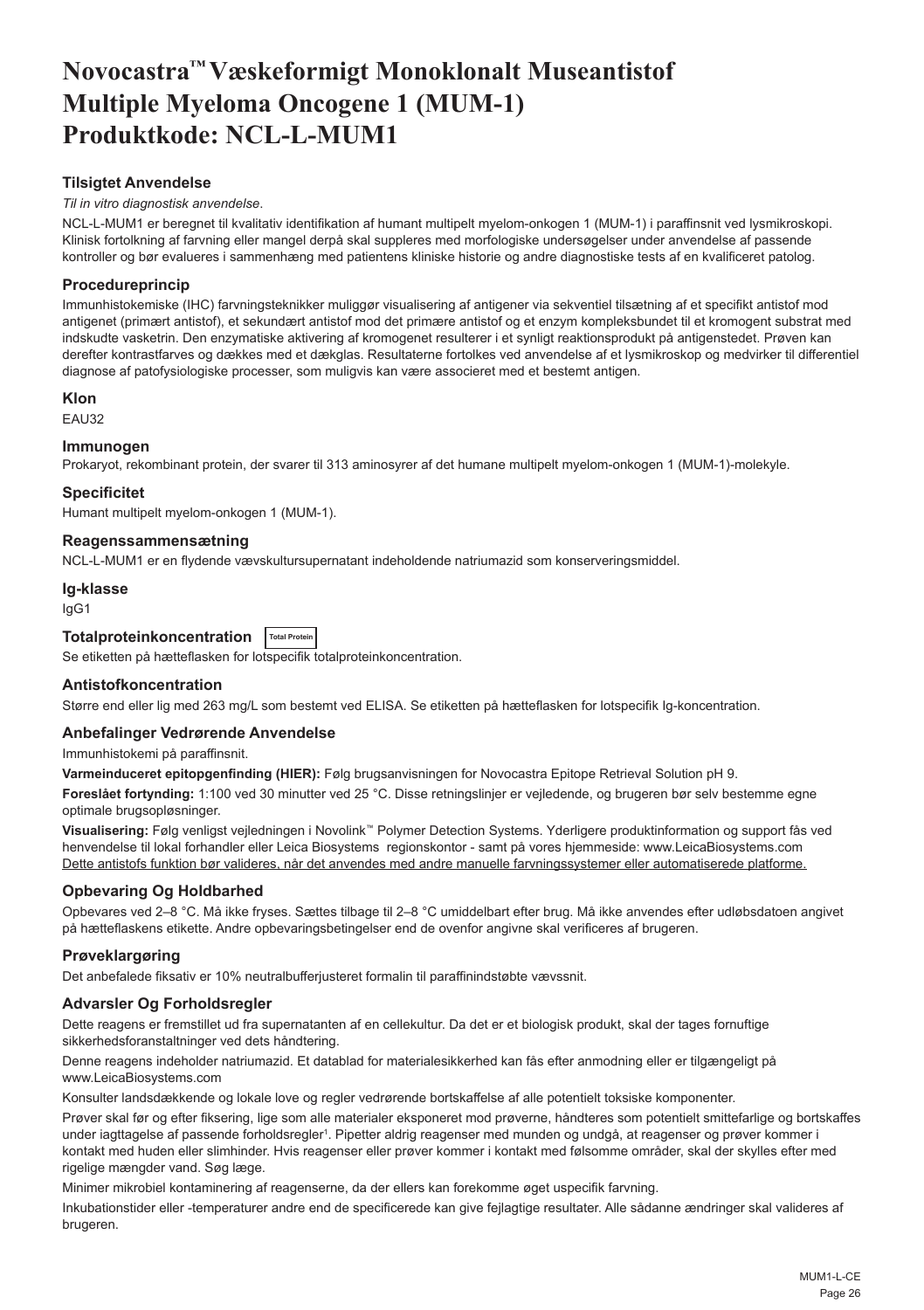# Novocastra™ Væskeformigt Monoklonalt Museantistof Multiple Myeloma Oncogene 1 (MUM-1) Produktkode: NCL-L-MUM1

### Tilsigtet Anvendelse

*Til in vitro diagnostisk anvendelse*.

NCL-L-MUM1 er beregnet til kvalitativ identifikation af humant multipelt myelom-onkogen 1 (MUM-1) i paraffinsnit ved lysmikroskopi. Klinisk fortolkning af farvning eller mangel derpå skal suppleres med morfologiske undersøgelser under anvendelse af passende kontroller og bør evalueres i sammenhæng med patientens kliniske historie og andre diagnostiske tests af en kvalificeret patolog.

### Procedureprincip

Immunhistokemiske (IHC) farvningsteknikker muliggør visualisering af antigener via sekventiel tilsætning af et specifikt antistof mod antigenet (primært antistof), et sekundært antistof mod det primære antistof og et enzym kompleksbundet til et kromogent substrat med indskudte vasketrin. Den enzymatiske aktivering af kromogenet resulterer i et synligt reaktionsprodukt på antigenstedet. Prøven kan derefter kontrastfarves og dækkes med et dækglas. Resultaterne fortolkes ved anvendelse af et lysmikroskop og medvirker til differentiel diagnose af patofysiologiske processer, som muligvis kan være associeret med et bestemt antigen.

### Klon

EAU32

### Immunogen

Prokaryot, rekombinant protein, der svarer til 313 aminosyrer af det humane multipelt myelom-onkogen 1 (MUM-1)-molekyle.

### Specificitet

Humant multipelt myelom-onkogen 1 (MUM-1).

### Reagenssammensætning

NCL-L-MUM1 er en flydende vævskultursupernatant indeholdende natriumazid som konserveringsmiddel.

### Ig-klasse

IgG1

### Totalproteinkoncentration Total Protein

Se etiketten på hætteflasken for lotspecifik totalproteinkoncentration.

### Antistofkoncentration

Større end eller lig med 263 mg/L som bestemt ved ELISA. Se etiketten på hætteflasken for lotspecifik Ig-koncentration.

### Anbefalinger Vedrørende Anvendelse

Immunhistokemi på paraffinsnit.

**Varmeinduceret epitopgenfinding (HIER):** Følg brugsanvisningen for Novocastra Epitope Retrieval Solution pH 9.

**Foreslået fortynding:** 1:100 ved 30 minutter ved 25 °C. Disse retningslinjer er vejledende, og brugeren bør selv bestemme egne optimale brugsopløsninger.

**Visualisering:** Følg venligst vejledningen i Novolink™ Polymer Detection Systems. Yderligere produktinformation og support fås ved henvendelse til lokal forhandler eller Leica Biosystems regionskontor - samt på vores hjemmeside: www.LeicaBiosystems.com
Dette antistofs funktion bør valideres, når det anvendes med andre manuelle farvningssystemer eller automatiserede platforme.

### Opbevaring Og Holdbarhed

Opbevares ved 2–8 °C. Må ikke fryses. Sættes tilbage til 2–8 °C umiddelbart efter brug. Må ikke anvendes efter udløbsdatoen angivet på hætteflaskens etikette. Andre opbevaringsbetingelser end de ovenfor angivne skal verificeres af brugeren.

### Prøveklargøring

Det anbefalede fiksativ er 10% neutralbufferjusteret formalin til paraffinindstøbte vævssnit.

### Advarsler Og Forholdsregler

Dette reagens er fremstillet ud fra supernatanten af en cellekultur. Da det er et biologisk produkt, skal der tages fornuftige sikkerhedsforanstaltninger ved dets håndtering.

Denne reagens indeholder natriumazid. Et datablad for materialesikkerhed kan fås efter anmodning eller er tilgængeligt på www.LeicaBiosystems.com

Konsulter landsdækkende og lokale love og regler vedrørende bortskaffelse af alle potentielt toksiske komponenter.

Prøver skal før og efter fiksering, lige som alle materialer eksponeret mod prøverne, håndteres som potentielt smittefarlige og bortskaffes under iagttagelse af passende forholdsregler[1]. Pipetter aldrig reagenser med munden og undgå, at reagenser og prøver kommer i kontakt med huden eller slimhinder. Hvis reagenser eller prøver kommer i kontakt med følsomme områder, skal der skylles efter med rigelige mængder vand. Søg læge.

Minimer mikrobiel kontaminering af reagenserne, da der ellers kan forekomme øget uspecifik farvning.

Inkubationstider eller -temperaturer andre end de specificerede kan give fejlagtige resultater. Alle sådanne ændringer skal valideres af brugeren.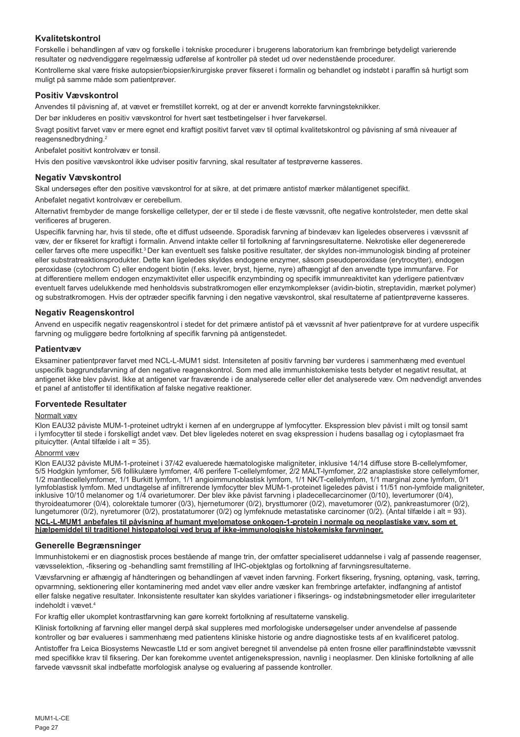## Kvalitetskontrol

Forskelle i behandlingen af væv og forskelle i tekniske procedurer i brugerens laboratorium kan frembringe betydeligt varierende resultater og nødvendiggøre regelmæssig udførelse af kontroller på stedet ud over nedenstående procedurer.

Kontrollerne skal være friske autopsier/biopsier/kirurgiske prøver fikseret i formalin og behandlet og indstøbt i paraffin så hurtigt som muligt på samme måde som patientprøver.

## Positiv Vævskontrol

Anvendes til påvisning af, at vævet er fremstillet korrekt, og at der er anvendt korrekte farvningsteknikker.

Der bør inkluderes en positiv vævskontrol for hvert sæt testbetingelser i hver farvekørsel.

Svagt positivt farvet væv er mere egnet end kraftigt positivt farvet væv til optimal kvalitetskontrol og påvisning af små niveauer af reagensnedbrydning.[2]

Anbefalet positivt kontrolvæv er tonsil.

Hvis den positive vævskontrol ikke udviser positiv farvning, skal resultater af testprøverne kasseres.

## Negativ Vævskontrol

Skal undersøges efter den positive vævskontrol for at sikre, at det primære antistof mærker målantigenet specifikt.

Anbefalet negativt kontrolvæv er cerebellum.

Alternativt frembyder de mange forskellige celletyper, der er til stede i de fleste vævssnit, ofte negative kontrolsteder, men dette skal verificeres af brugeren.

Uspecifik farvning har, hvis til stede, ofte et diffust udseende. Sporadisk farvning af bindevæv kan ligeledes observeres i vævssnit af væv, der er fikseret for kraftigt i formalin. Anvend intakte celler til fortolkning af farvningsresultaterne. Nekrotiske eller degenererede celler farves ofte mere uspecifikt.[3] Der kan eventuelt ses falske positive resultater, der skyldes non-immunologisk binding af proteiner eller substratreaktionsprodukter. Dette kan ligeledes skyldes endogene enzymer, såsom pseudoperoxidase (erytrocytter), endogen peroxidase (cytochrom C) eller endogent biotin (f.eks. lever, bryst, hjerne, nyre) afhængigt af den anvendte type immunfarve. For at differentiere mellem endogen enzymaktivitet eller uspecifik enzymbinding og specifik immunreaktivitet kan yderligere patientvæv eventuelt farves udelukkende med henholdsvis substratkromogen eller enzymkomplekser (avidin-biotin, streptavidin, mærket polymer) og substratkromogen. Hvis der optræder specifik farvning i den negative vævskontrol, skal resultaterne af patientprøverne kasseres.

## Negativ Reagenskontrol

Anvend en uspecifik negativ reagenskontrol i stedet for det primære antistof på et vævssnit af hver patientprøve for at vurdere uspecifik farvning og muliggøre bedre fortolkning af specifik farvning på antigenstedet.

## Patientvæv

Eksaminer patientprøver farvet med NCL-L-MUM1 sidst. Intensiteten af positiv farvning bør vurderes i sammenhæng med eventuel uspecifik baggrundsfarvning af den negative reagenskontrol. Som med alle immunhistokemiske tests betyder et negativt resultat, at antigenet ikke blev påvist. Ikke at antigenet var fraværende i de analyserede celler eller det analyserede væv. Om nødvendigt anvendes et panel af antistoffer til identifikation af falske negative reaktioner.

## Forventede Resultater

Normalt væv

Klon EAU32 påviste MUM-1-proteinet udtrykt i kernen af en undergruppe af lymfocytter. Ekspression blev påvist i milt og tonsil samt i lymfocytter til stede i forskelligt andet væv. Det blev ligeledes noteret en svag ekspression i hudens basallag og i cytoplasmaet fra pituicytter. (Antal tilfælde i alt = 35).

Abnormt væv

Klon EAU32 påviste MUM-1-proteinet i 37/42 evaluerede hæmatologiske maligniteter, inklusive 14/14 diffuse store B-cellelymfomer, 5/5 Hodgkin lymfomer, 5/6 follikulære lymfomer, 4/6 perifere T-cellelymfomer, 2/2 MALT-lymfomer, 2/2 anaplastiske store cellelymfomer, 1/2 mantlecellelymfomer, 1/1 Burkitt lymfom, 1/1 angioimmunoblastisk lymfom, 1/1 NK/T-cellelymfom, 1/1 marginal zone lymfom, 0/1 lymfoblastisk lymfom. Med undtagelse af infiltrerende lymfocytter blev MUM-1-proteinet ligeledes påvist i 11/51 non-lymfoide maligniteter, inklusive 10/10 melanomer og 1/4 ovarietumorer. Der blev ikke påvist farvning i pladecellecarcinomer (0/10), levertumorer (0/4), thyroideatumorer (0/4), colorektale tumorer (0/3), hjernetumorer (0/2), brysttumorer (0/2), mavetumorer (0/2), pankreastumorer (0/2), lungetumorer (0/2), nyretumorer (0/2), prostatatumorer (0/2) og lymfeknude metastatiske carcinomer (0/2). (Antal tilfælde i alt = 93).

**NCL-L-MUM1 anbefales til påvisning af humant myelomatose onkogen-1-protein i normale og neoplastiske væv, som et hjælpemiddel til traditionel histopatologi ved brug af ikke-immunologiske histokemiske farvninger.**

## Generelle Begrænsninger

Immunhistokemi er en diagnostisk proces bestående af mange trin, der omfatter specialiseret uddannelse i valg af passende reagenser, vævsselektion, -fiksering og -behandling samt fremstilling af IHC-objektglas og fortolkning af farvningsresultaterne.

Vævsfarvning er afhængig af håndteringen og behandlingen af vævet inden farvning. Forkert fiksering, frysning, optøning, vask, tørring, opvarmning, sektionering eller kontaminering med andet væv eller andre væsker kan frembringe artefakter, indfangning af antistof eller falske negative resultater. Inkonsistente resultater kan skyldes variationer i fikserings- og indstøbningsmetoder eller irregulariteter indeholdt i vævet.[4]

For kraftig eller ukomplet kontrastfarvning kan gøre korrekt fortolkning af resultaterne vanskelig.

Klinisk fortolkning af farvning eller mangel derpå skal suppleres med morfologiske undersøgelser under anvendelse af passende kontroller og bør evalueres i sammenhæng med patientens kliniske historie og andre diagnostiske tests af en kvalificeret patolog.

Antistoffer fra Leica Biosystems Newcastle Ltd er som angivet beregnet til anvendelse på enten frosne eller paraffinindstøbte vævssnit med specifikke krav til fiksering. Der kan forekomme uventet antigenekspression, navnlig i neoplasmer. Den kliniske fortolkning af alle farvede vævssnit skal indbefatte morfologisk analyse og evaluering af passende kontroller.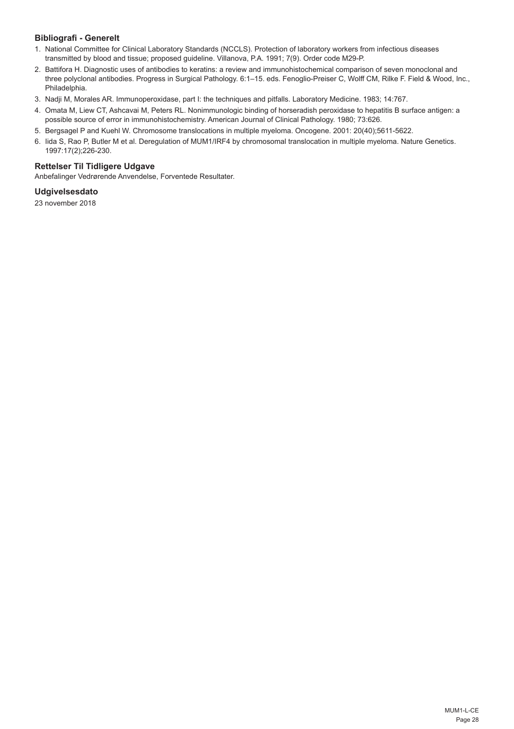## Bibliografi - Generelt

1. National Committee for Clinical Laboratory Standards (NCCLS). Protection of laboratory workers from infectious diseases transmitted by blood and tissue; proposed guideline. Villanova, P.A. 1991; 7(9). Order code M29-P.
2. Battifora H. Diagnostic uses of antibodies to keratins: a review and immunohistochemical comparison of seven monoclonal and three polyclonal antibodies. Progress in Surgical Pathology. 6:1–15. eds. Fenoglio-Preiser C, Wolff CM, Rilke F. Field & Wood, Inc., Philadelphia.
3. Nadji M, Morales AR. Immunoperoxidase, part I: the techniques and pitfalls. Laboratory Medicine. 1983; 14:767.
4. Omata M, Liew CT, Ashcavai M, Peters RL. Nonimmunologic binding of horseradish peroxidase to hepatitis B surface antigen: a possible source of error in immunohistochemistry. American Journal of Clinical Pathology. 1980; 73:626.
5. Bergsagel P and Kuehl W. Chromosome translocations in multiple myeloma. Oncogene. 2001: 20(40);5611-5622.
6. Iida S, Rao P, Butler M et al. Deregulation of MUM1/IRF4 by chromosomal translocation in multiple myeloma. Nature Genetics. 1997:17(2);226-230.

## Rettelser Til Tidligere Udgave

Anbefalinger Vedrørende Anvendelse, Forventede Resultater.

## Udgivelsesdato

23 november 2018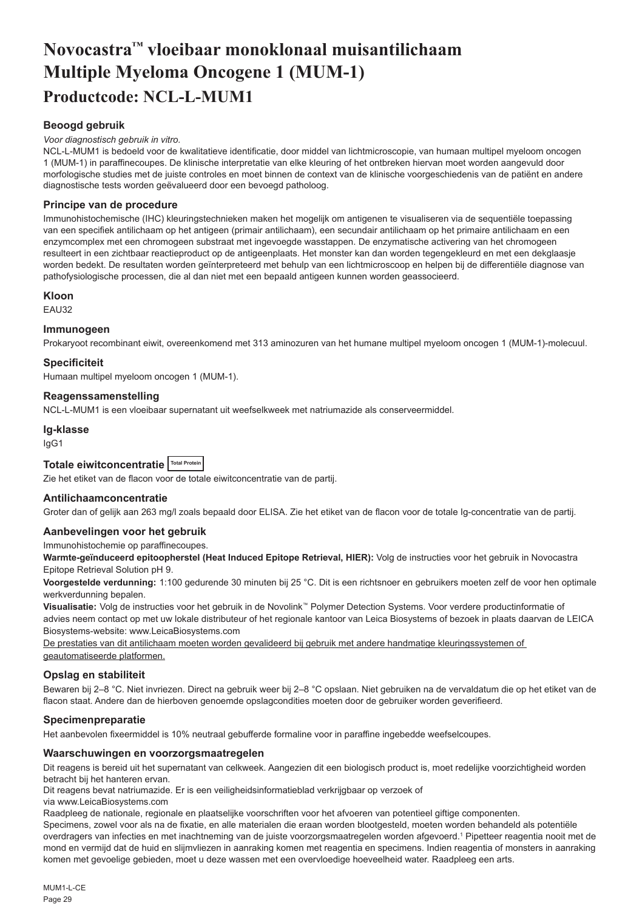# Novocastra™ vloeibaar monoklonaal muisantilichaam Multiple Myeloma Oncogene 1 (MUM-1)

## Productcode: NCL-L-MUM1

### Beoogd gebruik

*Voor diagnostisch gebruik in vitro.*

NCL-L-MUM1 is bedoeld voor de kwalitatieve identificatie, door middel van lichtmicroscopie, van humaan multipel myeloom oncogen 1 (MUM-1) in paraffinecoupes. De klinische interpretatie van elke kleuring of het ontbreken hiervan moet worden aangevuld door morfologische studies met de juiste controles en moet binnen de context van de klinische voorgeschiedenis van de patiënt en andere diagnostische tests worden geëvalueerd door een bevoegd patholoog.

### Principe van de procedure

Immunohistochemische (IHC) kleuringstechnieken maken het mogelijk om antigenen te visualiseren via de sequentiële toepassing van een specifiek antilichaam op het antigeen (primair antilichaam), een secundair antilichaam op het primaire antilichaam en een enzymcomplex met een chromogeen substraat met ingevoegde wasstappen. De enzymatische activering van het chromogeen resulteert in een zichtbaar reactieproduct op de antigeenplaats. Het monster kan dan worden tegengekleurd en met een dekglaasje worden bedekt. De resultaten worden geïnterpreteerd met behulp van een lichtmicroscoop en helpen bij de differentiële diagnose van pathofysiologische processen, die al dan niet met een bepaald antigeen kunnen worden geassocieerd.

### Kloon

EAU32

### Immunogeen

Prokaryoot recombinant eiwit, overeenkomend met 313 aminozuren van het humane multipel myeloom oncogen 1 (MUM-1)-molecuul.

### Specificiteit

Humaan multipel myeloom oncogen 1 (MUM-1).

### Reagenssamenstelling

NCL-L-MUM1 is een vloeibaar supernatant uit weefselkweek met natriumazide als conserveermiddel.

### Ig-klasse

IgG1

### Totale eiwitconcentratie Total Protein

Zie het etiket van de flacon voor de totale eiwitconcentratie van de partij.

### Antilichaamconcentratie

Groter dan of gelijk aan 263 mg/l zoals bepaald door ELISA. Zie het etiket van de flacon voor de totale Ig-concentratie van de partij.

### Aanbevelingen voor het gebruik

Immunohistochemie op paraffinecoupes.

**Warmte-geïnduceerd epitoopherstel (Heat Induced Epitope Retrieval, HIER):** Volg de instructies voor het gebruik in Novocastra Epitope Retrieval Solution pH 9.

**Voorgestelde verdunning:** 1:100 gedurende 30 minuten bij 25 °C. Dit is een richtsnoer en gebruikers moeten zelf de voor hen optimale werkverdunning bepalen.

**Visualisatie:** Volg de instructies voor het gebruik in de Novolink™ Polymer Detection Systems. Voor verdere productinformatie of advies neem contact op met uw lokale distributeur of het regionale kantoor van Leica Biosystems of bezoek in plaats daarvan de LEICA Biosystems-website: www.LeicaBiosystems.com

De prestaties van dit antilichaam moeten worden gevalideerd bij gebruik met andere handmatige kleuringssystemen of geautomatiseerde platformen.

### Opslag en stabiliteit

Bewaren bij 2–8 °C. Niet invriezen. Direct na gebruik weer bij 2–8 °C opslaan. Niet gebruiken na de vervaldatum die op het etiket van de flacon staat. Andere dan de hierboven genoemde opslagcondities moeten door de gebruiker worden geverifieerd.

### Specimenpreparatie

Het aanbevolen fixeermiddel is 10% neutraal gebufferde formaline voor in paraffine ingebedde weefselcoupes.

### Waarschuwingen en voorzorgsmaatregelen

Dit reagens is bereid uit het supernatant van celkweek. Aangezien dit een biologisch product is, moet redelijke voorzichtigheid worden betracht bij het hanteren ervan.

Dit reagens bevat natriumazide. Er is een veiligheidsinformatieblad verkrijgbaar op verzoek of via www.LeicaBiosystems.com

Raadpleeg de nationale, regionale en plaatselijke voorschriften voor het afvoeren van potentieel giftige componenten.

Specimens, zowel voor als na de fixatie, en alle materialen die eraan worden blootgesteld, moeten worden behandeld als potentiële overdragers van infecties en met inachtneming van de juiste voorzorgsmaatregelen worden afgevoerd.[1] Pipetteer reagentia nooit met de mond en vermijd dat de huid en slijmvliezen in aanraking komen met reagentia en specimens. Indien reagentia of monsters in aanraking komen met gevoelige gebieden, moet u deze wassen met een overvloedige hoeveelheid water. Raadpleeg een arts.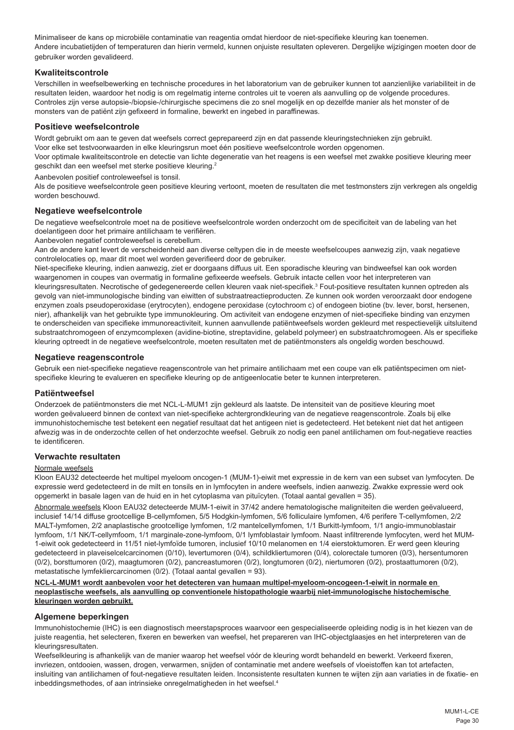Minimaliseer de kans op microbiële contaminatie van reagentia omdat hierdoor de niet-specifieke kleuring kan toenemen.
Andere incubatietijden of temperaturen dan hierin vermeld, kunnen onjuiste resultaten opleveren. Dergelijke wijzigingen moeten door de gebruiker worden gevalideerd.

## Kwaliteitscontrole

Verschillen in weefselbewerking en technische procedures in het laboratorium van de gebruiker kunnen tot aanzienlijke variabiliteit in de resultaten leiden, waardoor het nodig is om regelmatig interne controles uit te voeren als aanvulling op de volgende procedures.
Controles zijn verse autopsie-/biopsie-/chirurgische specimens die zo snel mogelijk en op dezelfde manier als het monster of de monsters van de patiënt zijn gefixeerd in formaline, bewerkt en ingebed in paraffinewas.

## Positieve weefselcontrole

Wordt gebruikt om aan te geven dat weefsels correct geprepareerd zijn en dat passende kleuringstechnieken zijn gebruikt.
Voor elke set testvoorwaarden in elke kleuringsrun moet één positieve weefselcontrole worden opgenomen.
Voor optimale kwaliteitscontrole en detectie van lichte degeneratie van het reagens is een weefsel met zwakke positieve kleuring meer geschikt dan een weefsel met sterke positieve kleuring.[2]
Aanbevolen positief controleweefsel is tonsil.
Als de positieve weefselcontrole geen positieve kleuring vertoont, moeten de resultaten die met testmonsters zijn verkregen als ongeldig worden beschouwd.

## Negatieve weefselcontrole

De negatieve weefselcontrole moet na de positieve weefselcontrole worden onderzocht om de specificiteit van de labeling van het doelantigeen door het primaire antilichaam te verifiëren.
Aanbevolen negatief controleweefsel is cerebellum.
Aan de andere kant levert de verscheidenheid aan diverse celtypen die in de meeste weefselcoupes aanwezig zijn, vaak negatieve controlelocaties op, maar dit moet wel worden geverifieerd door de gebruiker.
Niet-specifieke kleuring, indien aanwezig, ziet er doorgaans diffuus uit. Een sporadische kleuring van bindweefsel kan ook worden waargenomen in coupes van overmatig in formaline gefixeerde weefsels. Gebruik intacte cellen voor het interpreteren van kleuringsresultaten. Necrotische of gedegenereerde cellen kleuren vaak niet-specifiek.[3] Fout-positieve resultaten kunnen optreden als gevolg van niet-immunologische binding van eiwitten of substraatreactieproducten. Ze kunnen ook worden veroorzaakt door endogene enzymen zoals pseudoperoxidase (erytrocyten), endogene peroxidase (cytochroom c) of endogeen biotine (bv. lever, borst, hersenen, nier), afhankelijk van het gebruikte type immunokleuring. Om activiteit van endogene enzymen of niet-specifieke binding van enzymen te onderscheiden van specifieke immunoreactiviteit, kunnen aanvullende patiëntweefsels worden gekleurd met respectievelijk uitsluitend substraatchromogeen of enzymcomplexen (avidine-biotine, streptavidine, gelabeld polymeer) en substraatchromogeen. Als er specifieke kleuring optreedt in de negatieve weefselcontrole, moeten resultaten met de patiëntmonsters als ongeldig worden beschouwd.

## Negatieve reagenscontrole

Gebruik een niet-specifieke negatieve reagenscontrole van het primaire antilichaam met een coupe van elk patiëntspecimen om niet-specifieke kleuring te evalueren en specifieke kleuring op de antigeenlocatie beter te kunnen interpreteren.

## Patiëntweefsel

Onderzoek de patiëntmonsters die met NCL-L-MUM1 zijn gekleurd als laatste. De intensiteit van de positieve kleuring moet worden geëvalueerd binnen de context van niet-specifieke achtergrondkleuring van de negatieve reagenscontrole. Zoals bij elke immunohistochemische test betekent een negatief resultaat dat het antigeen niet is gedetecteerd. Het betekent niet dat het antigeen afwezig was in de onderzochte cellen of het onderzochte weefsel. Gebruik zo nodig een panel antilichamen om fout-negatieve reacties te identificeren.

## Verwachte resultaten

Normale weefsels

Kloon EAU32 detecteerde het multipel myeloom oncogen-1 (MUM-1)-eiwit met expressie in de kern van een subset van lymfocyten. De expressie werd gedetecteerd in de milt en tonsils en in lymfocyten in andere weefsels, indien aanwezig. Zwakke expressie werd ook opgemerkt in basale lagen van de huid en in het cytoplasma van pituïcyten. (Totaal aantal gevallen = 35).

Abnormale weefsels Kloon EAU32 detecteerde MUM-1-eiwit in 37/42 andere hematologische maligniteiten die werden geëvalueerd, inclusief 14/14 diffuse grootcellige B-cellymfomen, 5/5 Hodgkin-lymfomen, 5/6 folliculaire lymfomen, 4/6 perifere T-cellymfomen, 2/2 MALT-lymfomen, 2/2 anaplastische grootcellige lymfomen, 1/2 mantelcellymfomen, 1/1 Burkitt-lymfoom, 1/1 angio-immunoblastair lymfoom, 1/1 NK/T-cellymfoom, 1/1 marginale-zone-lymfoom, 0/1 lymfoblastair lymfoom. Naast infiltrerende lymfocyten, werd het MUM-1-eiwit ook gedetecteerd in 11/51 niet-lymfoïde tumoren, inclusief 10/10 melanomen en 1/4 eierstoktumoren. Er werd geen kleuring gedetecteerd in plaveiselcelcarcinomen (0/10), levertumoren (0/4), schildkliertumoren (0/4), colorectale tumoren (0/3), hersentumoren (0/2), borsttumoren (0/2), maagtumoren (0/2), pancreastumoren (0/2), longtumoren (0/2), niertumoren (0/2), prostaattumoren (0/2), metastatische lymfekliercarcinomen (0/2). (Totaal aantal gevallen = 93).

**NCL-L-MUM1 wordt aanbevolen voor het detecteren van humaan multipel-myeloom-oncogeen-1-eiwit in normale en neoplastische weefsels, als aanvulling op conventionele histopathologie waarbij niet-immunologische histochemische kleuringen worden gebruikt.**

## Algemene beperkingen

Immunohistochemie (IHC) is een diagnostisch meerstapsproces waarvoor een gespecialiseerde opleiding nodig is in het kiezen van de juiste reagentia, het selecteren, fixeren en bewerken van weefsel, het prepareren van IHC-objectglaasjes en het interpreteren van de kleuringsresultaten.
Weefselkleuring is afhankelijk van de manier waarop het weefsel vóór de kleuring wordt behandeld en bewerkt. Verkeerd fixeren, invriezen, ontdooien, wassen, drogen, verwarmen, snijden of contaminatie met andere weefsels of vloeistoffen kan tot artefacten, insluiting van antilichamen of fout-negatieve resultaten leiden. Inconsistente resultaten kunnen te wijten zijn aan variaties in de fixatie- en inbeddingsmethodes, of aan intrinsieke onregelmatigheden in het weefsel.[4]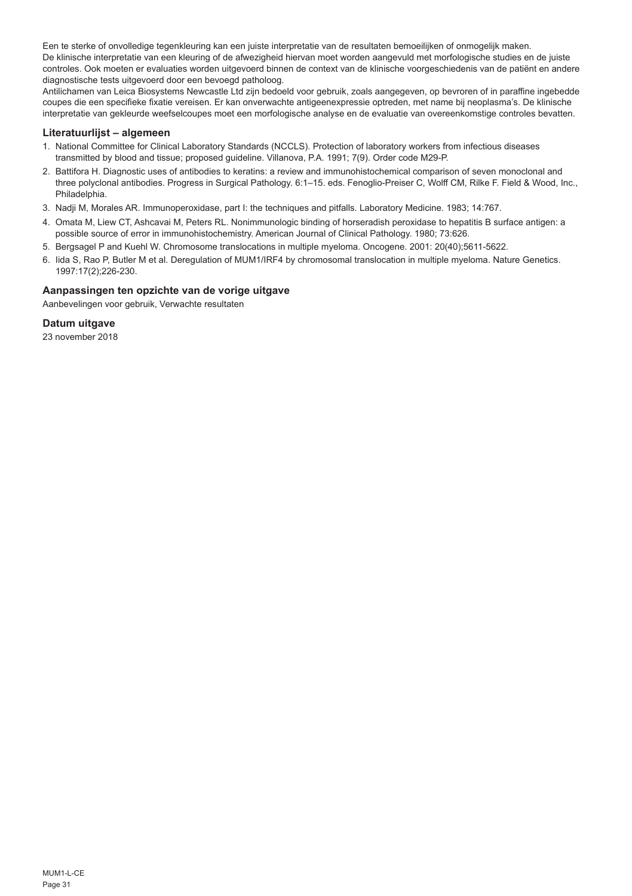Een te sterke of onvolledige tegenkleuring kan een juiste interpretatie van de resultaten bemoeilijken of onmogelijk maken.
De klinische interpretatie van een kleuring of de afwezigheid hiervan moet worden aangevuld met morfologische studies en de juiste controles. Ook moeten er evaluaties worden uitgevoerd binnen de context van de klinische voorgeschiedenis van de patiënt en andere diagnostische tests uitgevoerd door een bevoegd patholoog.
Antilichamen van Leica Biosystems Newcastle Ltd zijn bedoeld voor gebruik, zoals aangegeven, op bevroren of in paraffine ingebedde coupes die een specifieke fixatie vereisen. Er kan onverwachte antigeenexpressie optreden, met name bij neoplasma's. De klinische interpretatie van gekleurde weefselcoupes moet een morfologische analyse en de evaluatie van overeenkomstige controles bevatten.

## Literatuurlijst – algemeen

1. National Committee for Clinical Laboratory Standards (NCCLS). Protection of laboratory workers from infectious diseases transmitted by blood and tissue; proposed guideline. Villanova, P.A. 1991; 7(9). Order code M29-P.
2. Battifora H. Diagnostic uses of antibodies to keratins: a review and immunohistochemical comparison of seven monoclonal and three polyclonal antibodies. Progress in Surgical Pathology. 6:1–15. eds. Fenoglio-Preiser C, Wolff CM, Rilke F. Field & Wood, Inc., Philadelphia.
3. Nadji M, Morales AR. Immunoperoxidase, part I: the techniques and pitfalls. Laboratory Medicine. 1983; 14:767.
4. Omata M, Liew CT, Ashcavai M, Peters RL. Nonimmunologic binding of horseradish peroxidase to hepatitis B surface antigen: a possible source of error in immunohistochemistry. American Journal of Clinical Pathology. 1980; 73:626.
5. Bergsagel P and Kuehl W. Chromosome translocations in multiple myeloma. Oncogene. 2001: 20(40);5611-5622.
6. Iida S, Rao P, Butler M et al. Deregulation of MUM1/IRF4 by chromosomal translocation in multiple myeloma. Nature Genetics. 1997:17(2);226-230.

## Aanpassingen ten opzichte van de vorige uitgave

Aanbevelingen voor gebruik, Verwachte resultaten

## Datum uitgave

23 november 2018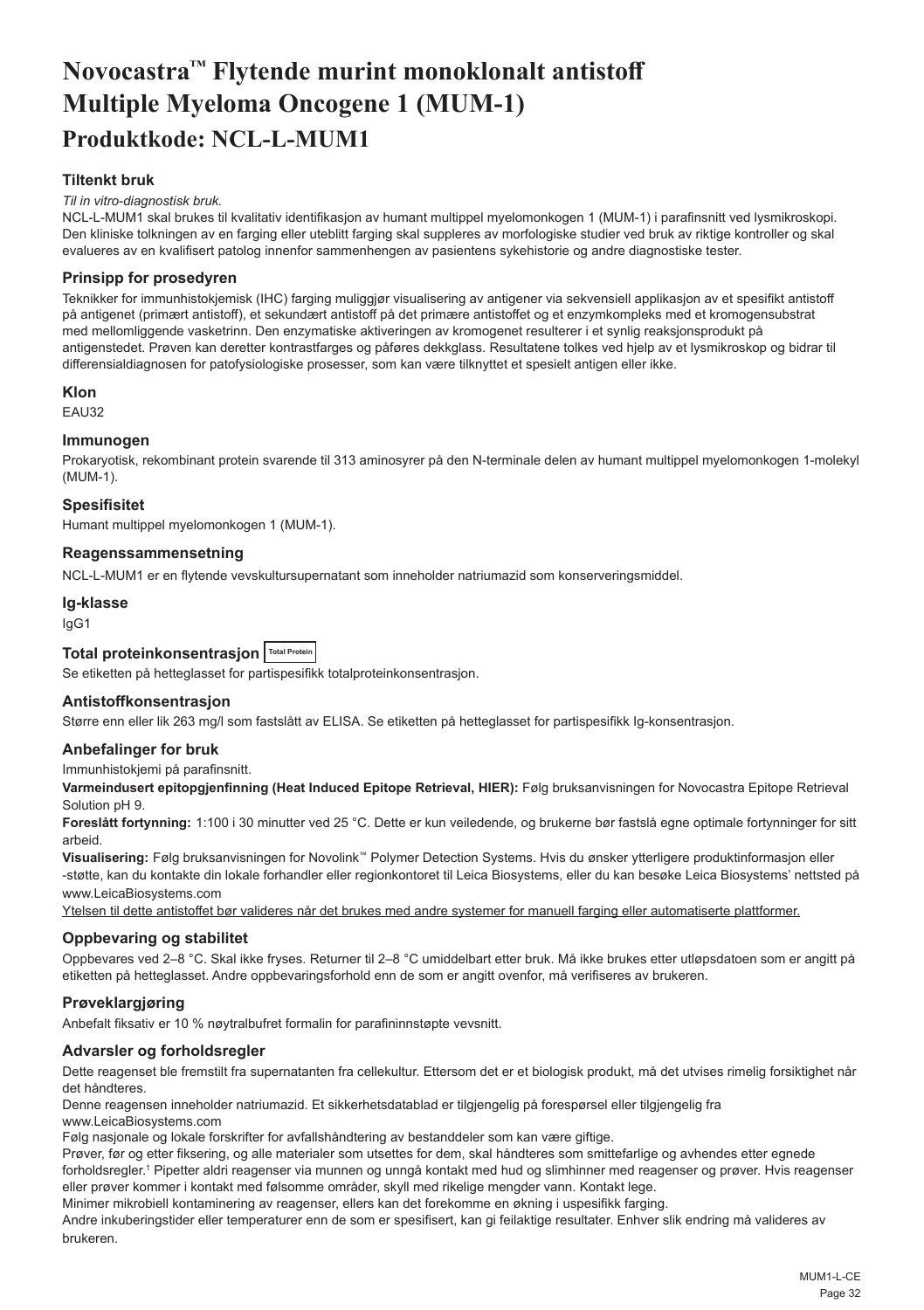# Novocastra™ Flytende murint monoklonalt antistoff Multiple Myeloma Oncogene 1 (MUM-1)

# Produktkode: NCL-L-MUM1

### Tiltenkt bruk

*Til in vitro-diagnostisk bruk.*

NCL-L-MUM1 skal brukes til kvalitativ identifikasjon av humant multippel myelomonkogen 1 (MUM-1) i parafinsnitt ved lysmikroskopi. Den kliniske tolkningen av en farging eller uteblitt farging skal suppleres av morfologiske studier ved bruk av riktige kontroller og skal evalueres av en kvalifisert patolog innenfor sammenhengen av pasientens sykehistorie og andre diagnostiske tester.

### Prinsipp for prosedyren

Teknikker for immunhistokjemisk (IHC) farging muliggjør visualisering av antigener via sekvensiell applikasjon av et spesifikt antistoff på antigenet (primært antistoff), et sekundært antistoff på det primære antistoffet og et enzymkompleks med et kromogensubstrat med mellomliggende vasketrinn. Den enzymatiske aktiveringen av kromogenet resulterer i et synlig reaksjonsprodukt på antigenstedet. Prøven kan deretter kontrastfarges og påføres dekkglass. Resultatene tolkes ved hjelp av et lysmikroskop og bidrar til differensialdiagnosen for patofysiologiske prosesser, som kan være tilknyttet et spesielt antigen eller ikke.

### Klon

EAU32

### Immunogen

Prokaryotisk, rekombinant protein svarende til 313 aminosyrer på den N-terminale delen av humant multippel myelomonkogen 1-molekyl (MUM-1).

### Spesifisitet

Humant multippel myelomonkogen 1 (MUM-1).

### Reagenssammensetning

NCL-L-MUM1 er en flytende vevskultursupernatant som inneholder natriumazid som konserveringsmiddel.

### Ig-klasse

IgG1

### Total proteinkonsentrasjon Total Protein

Se etiketten på hetteglasset for partispesifikk totalproteinkonsentrasjon.

### Antistoffkonsentrasjon

Større enn eller lik 263 mg/l som fastslått av ELISA. Se etiketten på hetteglasset for partispesifikk Ig-konsentrasjon.

### Anbefalinger for bruk

Immunhistokjemi på parafinsnitt.

**Varmeindusert epitopgjenfinning (Heat Induced Epitope Retrieval, HIER):** Følg bruksanvisningen for Novocastra Epitope Retrieval Solution pH 9.

**Foreslått fortynning:** 1:100 i 30 minutter ved 25 °C. Dette er kun veiledende, og brukerne bør fastslå egne optimale fortynninger for sitt arbeid.

**Visualisering:** Følg bruksanvisningen for Novolink™ Polymer Detection Systems. Hvis du ønsker ytterligere produktinformasjon eller -støtte, kan du kontakte din lokale forhandler eller regionkontoret til Leica Biosystems, eller du kan besøke Leica Biosystems' nettsted på www.LeicaBiosystems.com

<u>Ytelsen til dette antistoffet bør valideres når det brukes med andre systemer for manuell farging eller automatiserte plattformer.</u>

### Oppbevaring og stabilitet

Oppbevares ved 2–8 °C. Skal ikke fryses. Returner til 2–8 °C umiddelbart etter bruk. Må ikke brukes etter utløpsdatoen som er angitt på etiketten på hetteglasset. Andre oppbevaringsforhold enn de som er angitt ovenfor, må verifiseres av brukeren.

### Prøveklargjøring

Anbefalt fiksativ er 10 % nøytralbufret formalin for parafininnstøpte vevsnitt.

### Advarsler og forholdsregler

Dette reagenset ble fremstilt fra supernatanten fra cellekultur. Ettersom det er et biologisk produkt, må det utvises rimelig forsiktighet når det håndteres.

Denne reagensen inneholder natriumazid. Et sikkerhetsdatablad er tilgjengelig på forespørsel eller tilgjengelig fra www.LeicaBiosystems.com

Følg nasjonale og lokale forskrifter for avfallshåndtering av bestanddeler som kan være giftige.

Prøver, før og etter fiksering, og alle materialer som utsettes for dem, skal håndteres som smittefarlige og avhendes etter egnede forholdsregler.[1] Pipetter aldri reagenser via munnen og unngå kontakt med hud og slimhinner med reagenser og prøver. Hvis reagenser eller prøver kommer i kontakt med følsomme områder, skyll med rikelige mengder vann. Kontakt lege.

Minimer mikrobiell kontaminering av reagenser, ellers kan det forekomme en økning i uspesifikk farging.

Andre inkuberingstider eller temperaturer enn de som er spesifisert, kan gi feilaktige resultater. Enhver slik endring må valideres av brukeren.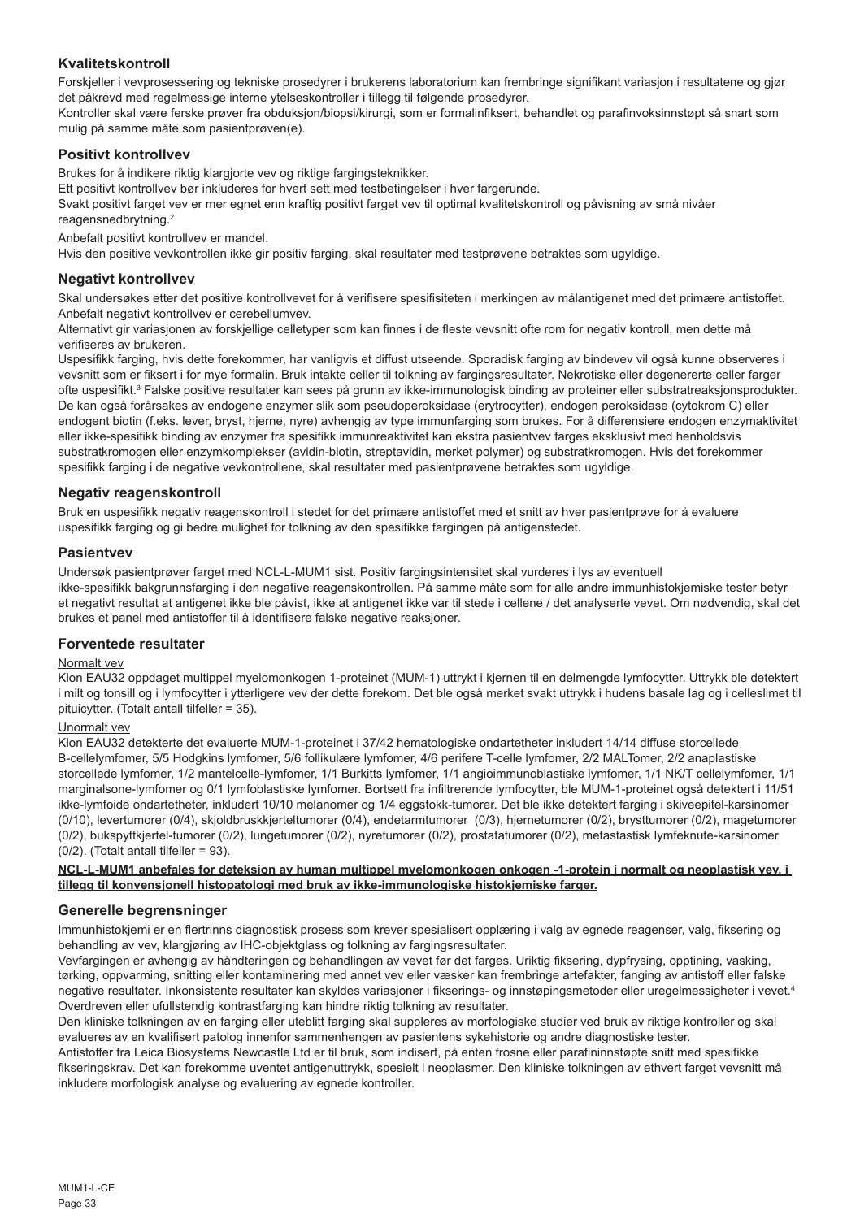## Kvalitetskontroll

Forskjeller i vevprosessering og tekniske prosedyrer i brukerens laboratorium kan frembringe signifikant variasjon i resultatene og gjør det påkrevd med regelmessige interne ytelseskontroller i tillegg til følgende prosedyrer.

Kontroller skal være ferske prøver fra obduksjon/biopsi/kirurgi, som er formalinfiksert, behandlet og parafinvoksinnstøpt så snart som mulig på samme måte som pasientprøven(e).

## Positivt kontrollvev

Brukes for å indikere riktig klargjorte vev og riktige fargingsteknikker.

Ett positivt kontrollvev bør inkluderes for hvert sett med testbetingelser i hver fargerunde.

Svakt positivt farget vev er mer egnet enn kraftig positivt farget vev til optimal kvalitetskontroll og påvisning av små nivåer reagensnedbrytning.[2]

Anbefalt positivt kontrollvev er mandel.

Hvis den positive vevkontrollen ikke gir positiv farging, skal resultater med testprøvene betraktes som ugyldige.

## Negativt kontrollvev

Skal undersøkes etter det positive kontrollvevet for å verifisere spesifisiteten i merkingen av målantigenet med det primære antistoffet. Anbefalt negativt kontrollvev er cerebellumvev.

Alternativt gir variasjonen av forskjellige celletyper som kan finnes i de fleste vevsnitt ofte rom for negativ kontroll, men dette må verifiseres av brukeren.

Uspesifikk farging, hvis dette forekommer, har vanligvis et diffust utseende. Sporadisk farging av bindevev vil også kunne observeres i vevsnitt som er fiksert i for mye formalin. Bruk intakte celler til tolkning av fargingsresultater. Nekrotiske eller degenererte celler farger ofte uspesifikt.[3] Falske positive resultater kan sees på grunn av ikke-immunologisk binding av proteiner eller substratreaksjonsprodukter. De kan også forårsakes av endogene enzymer slik som pseudoperoksidase (erytrocytter), endogen peroksidase (cytokrom C) eller endogent biotin (f.eks. lever, bryst, hjerne, nyre) avhengig av type immunfarging som brukes. For å differensiere endogen enzymaktivitet eller ikke-spesifikk binding av enzymer fra spesifikk immunreaktivitet kan ekstra pasientvev farges eksklusivt med henholdsvis substratkromogen eller enzymkomplekser (avidin-biotin, streptavidin, merket polymer) og substratkromogen. Hvis det forekommer spesifikk farging i de negative vevkontrollene, skal resultater med pasientprøvene betraktes som ugyldige.

## Negativ reagenskontroll

Bruk en uspesifikk negativ reagenskontroll i stedet for det primære antistoffet med et snitt av hver pasientprøve for å evaluere uspesifikk farging og gi bedre mulighet for tolkning av den spesifikke fargingen på antigenstedet.

## Pasientvev

Undersøk pasientprøver farget med NCL-L-MUM1 sist. Positiv fargingsintensitet skal vurderes i lys av eventuell ikke-spesifikk bakgrunnsfarging i den negative reagenskontrollen. På samme måte som for alle andre immunhistokjemiske tester betyr et negativt resultat at antigenet ikke ble påvist, ikke at antigenet ikke var til stede i cellene / det analyserte vevet. Om nødvendig, skal det brukes et panel med antistoffer til å identifisere falske negative reaksjoner.

## Forventede resultater

Normalt vev

Klon EAU32 oppdaget multippel myelomonkogen 1-proteinet (MUM-1) uttrykt i kjernen til en delmengde lymfocytter. Uttrykk ble detektert i milt og tonsill og i lymfocytter i ytterligere vev der dette forekom. Det ble også merket svakt uttrykk i hudens basale lag og i celleslimet til pituicytter. (Totalt antall tilfeller = 35).

Unormalt vev

Klon EAU32 detekterte det evaluerte MUM-1-proteinet i 37/42 hematologiske ondartetheter inkludert 14/14 diffuse storcellede B-cellelymfomer, 5/5 Hodgkins lymfomer, 5/6 follikulære lymfomer, 4/6 perifere T-celle lymfomer, 2/2 MALTomer, 2/2 anaplastiske storcellede lymfomer, 1/2 mantelcelle-lymfomer, 1/1 Burkitts lymfomer, 1/1 angioimmunoblastiske lymfomer, 1/1 NK/T cellelymfomer, 1/1 marginalsone-lymfomer og 0/1 lymfoblastiske lymfomer. Bortsett fra infiltrerende lymfocytter, ble MUM-1-proteinet også detektert i 11/51 ikke-lymfoide ondartetheter, inkludert 10/10 melanomer og 1/4 eggstokk-tumorer. Det ble ikke detektert farging i skiveepitel-karsinomer (0/10), levertumorer (0/4), skjoldbruskkjerteltumorer (0/4), endetarmtumorer (0/3), hjernetumorer (0/2), brysttumorer (0/2), magetumorer (0/2), bukspyttkjertel-tumorer (0/2), lungetumorer (0/2), nyretumorer (0/2), prostatatumorer (0/2), metastastisk lymfeknute-karsinomer (0/2). (Totalt antall tilfeller = 93).

**NCL-L-MUM1 anbefales for deteksjon av human multippel myelomonkogen onkogen -1-protein i normalt og neoplastisk vev, i tillegg til konvensjonell histopatologi med bruk av ikke-immunologiske histokjemiske farger.**

## Generelle begrensninger

Immunhistokjemi er en flertrinns diagnostisk prosess som krever spesialisert opplæring i valg av egnede reagenser, valg, fiksering og behandling av vev, klargjøring av IHC-objektglass og tolkning av fargingsresultater.

Vevfargingen er avhengig av håndteringen og behandlingen av vevet før det farges. Uriktig fiksering, dypfrysing, opptining, vasking, tørking, oppvarming, snitting eller kontaminering med annet vev eller væsker kan frembringe artefakter, fanging av antistoff eller falske negative resultater. Inkonsistente resultater kan skyldes variasjoner i fikserings- og innstøpingsmetoder eller uregelmessigheter i vevet.[4] Overdreven eller ufullstendig kontrastfarging kan hindre riktig tolkning av resultater.

Den kliniske tolkningen av en farging eller uteblitt farging skal suppleres av morfologiske studier ved bruk av riktige kontroller og skal evalueres av en kvalifisert patolog innenfor sammenhengen av pasientens sykehistorie og andre diagnostiske tester.

Antistoffer fra Leica Biosystems Newcastle Ltd er til bruk, som indisert, på enten frosne eller parafininnstøpte snitt med spesifikke fikseringskrav. Det kan forekomme uventet antigenuttrykk, spesielt i neoplasmer. Den kliniske tolkningen av ethvert farget vevsnitt må inkludere morfologisk analyse og evaluering av egnede kontroller.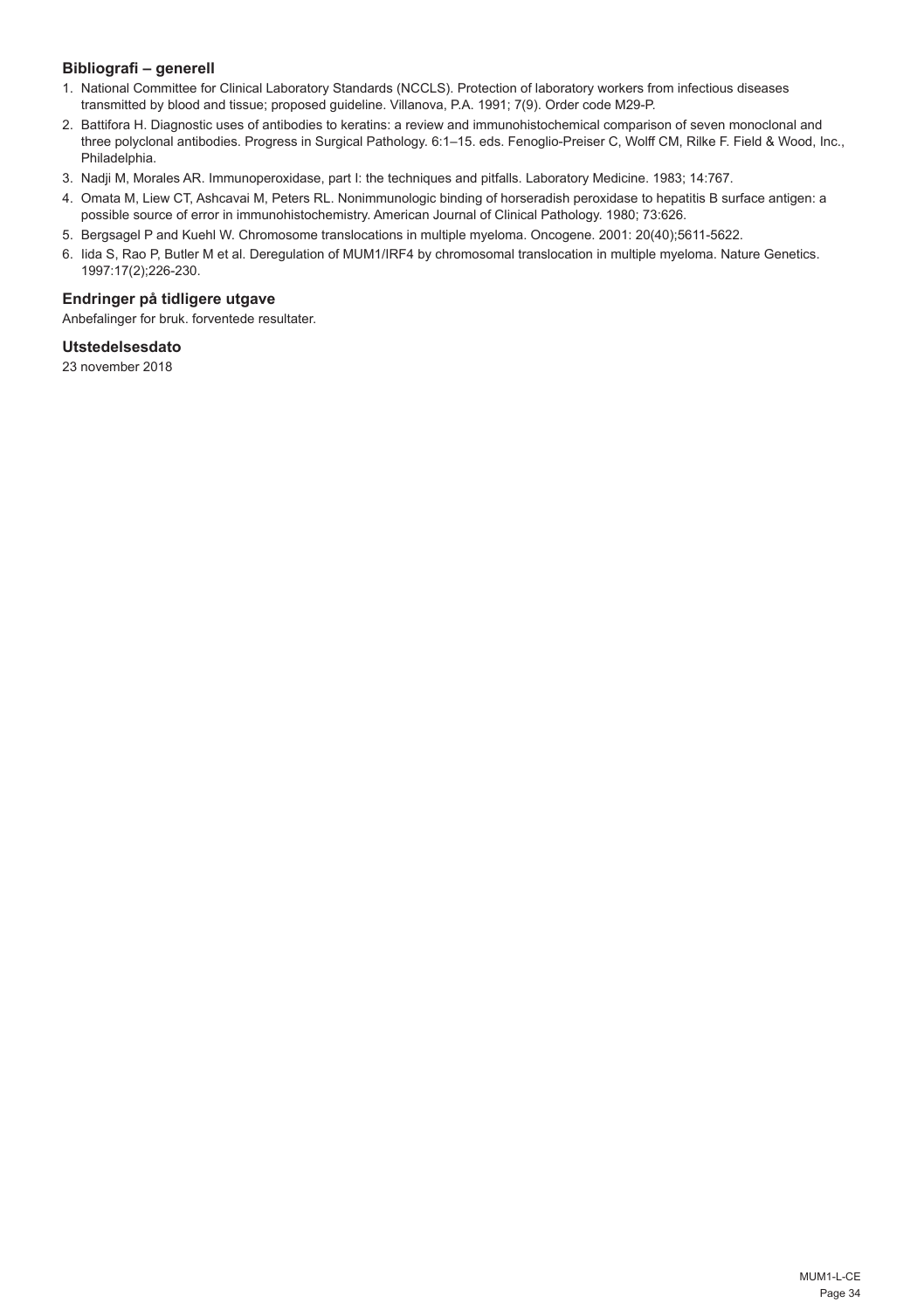### Bibliografi – generell

1. National Committee for Clinical Laboratory Standards (NCCLS). Protection of laboratory workers from infectious diseases transmitted by blood and tissue; proposed guideline. Villanova, P.A. 1991; 7(9). Order code M29-P.
2. Battifora H. Diagnostic uses of antibodies to keratins: a review and immunohistochemical comparison of seven monoclonal and three polyclonal antibodies. Progress in Surgical Pathology. 6:1–15. eds. Fenoglio-Preiser C, Wolff CM, Rilke F. Field & Wood, Inc., Philadelphia.
3. Nadji M, Morales AR. Immunoperoxidase, part I: the techniques and pitfalls. Laboratory Medicine. 1983; 14:767.
4. Omata M, Liew CT, Ashcavai M, Peters RL. Nonimmunologic binding of horseradish peroxidase to hepatitis B surface antigen: a possible source of error in immunohistochemistry. American Journal of Clinical Pathology. 1980; 73:626.
5. Bergsagel P and Kuehl W. Chromosome translocations in multiple myeloma. Oncogene. 2001: 20(40);5611-5622.
6. Iida S, Rao P, Butler M et al. Deregulation of MUM1/IRF4 by chromosomal translocation in multiple myeloma. Nature Genetics. 1997:17(2);226-230.

### Endringer på tidligere utgave

Anbefalinger for bruk. forventede resultater.

### Utstedelsesdato

23 november 2018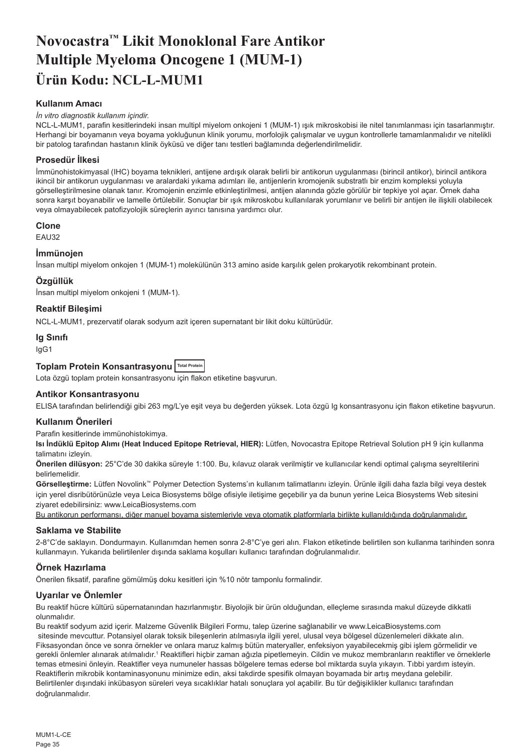# Novocastra™ Likit Monoklonal Fare Antikor Multiple Myeloma Oncogene 1 (MUM-1)

# Ürün Kodu: NCL-L-MUM1

### Kullanım Amacı

*İn vitro diagnostik kullanım içindir.*

NCL-L-MUM1, parafin kesitlerindeki insan multipl miyelom onkojeni 1 (MUM-1) ışık mikroskobisi ile nitel tanımlanması için tasarlanmıştır. Herhangi bir boyamanın veya boyama yokluğunun klinik yorumu, morfolojik çalışmalar ve uygun kontrollerle tamamlanmalıdır ve nitelikli bir patolog tarafından hastanın klinik öyküsü ve diğer tanı testleri bağlamında değerlendirilmelidir.

### Prosedür İlkesi

İmmünohistokimyasal (IHC) boyama teknikleri, antijene ardışık olarak belirli bir antikorun uygulanması (birincil antikor), birincil antikora ikincil bir antikorun uygulanması ve aralardaki yıkama adımları ile, antijenlerin kromojenik substratlı bir enzim kompleksi yoluyla görselleştirilmesine olanak tanır. Kromojenin enzimle etkinleştirilmesi, antijen alanında gözle görülür bir tepkiye yol açar. Örnek daha sonra karşıt boyanabilir ve lamelle örtülebilir. Sonuçlar bir ışık mikroskobu kullanılarak yorumlanır ve belirli bir antijen ile ilişkili olabilecek veya olmayabilecek patofizyolojik süreçlerin ayırıcı tanısına yardımcı olur.

### Clone

EAU32

### İmmünojen

İnsan multipl miyelom onkojen 1 (MUM-1) molekülünün 313 amino aside karşılık gelen prokaryotik rekombinant protein.

### Özgüllük

İnsan multipl miyelom onkojeni 1 (MUM-1).

### Reaktif Bileşimi

NCL-L-MUM1, prezervatif olarak sodyum azit içeren supernatant bir likit doku kültürüdür.

### Ig Sınıfı

IgG1

### Toplam Protein Konsantrasyonu Total Protein

Lota özgü toplam protein konsantrasyonu için flakon etiketine başvurun.

### Antikor Konsantrasyonu

ELISA tarafından belirlendiği gibi 263 mg/L'ye eşit veya bu değerden yüksek. Lota özgü Ig konsantrasyonu için flakon etiketine başvurun.

### Kullanım Önerileri

Parafin kesitlerinde immünohistokimya.

**Isı İndüklü Epitop Alımı (Heat Induced Epitope Retrieval, HIER):** Lütfen, Novocastra Epitope Retrieval Solution pH 9 için kullanma talimatını izleyin.

**Önerilen dilüsyon:** 25°C'de 30 dakika süreyle 1:100. Bu, kılavuz olarak verilmiştir ve kullanıcılar kendi optimal çalışma seyreltilerini belirlemelidir.

**Görselleştirme:** Lütfen Novolink™ Polymer Detection Systems'ın kullanım talimatlarını izleyin. Ürünle ilgili daha fazla bilgi veya destek için yerel disribütörünüzle veya Leica Biosystems bölge ofisiyle iletişime geçebilir ya da bunun yerine Leica Biosystems Web sitesini ziyaret edebilirsiniz: www.LeicaBiosystems.com

<u>Bu antikorun performansı, diğer manuel boyama sistemleriyle veya otomatik platformlarla birlikte kullanıldığında doğrulanmalıdır.</u>

### Saklama ve Stabilite

2-8°C'de saklayın. Dondurmayın. Kullanımdan hemen sonra 2-8°C'ye geri alın. Flakon etiketinde belirtilen son kullanma tarihinden sonra kullanmayın. Yukarıda belirtilenler dışında saklama koşulları kullanıcı tarafından doğrulanmalıdır.

### Örnek Hazırlama

Önerilen fiksatif, parafine gömülmüş doku kesitleri için %10 nötr tamponlu formalindir.

### Uyarılar ve Önlemler

Bu reaktif hücre kültürü süpernatanından hazırlanmıştır. Biyolojik bir ürün olduğundan, elleçleme sırasında makul düzeyde dikkatli olunmalıdır.

Bu reaktif sodyum azid içerir. Malzeme Güvenlik Bilgileri Formu, talep üzerine sağlanabilir ve www.LeicaBiosystems.com sitesinde mevcuttur. Potansiyel olarak toksik bileşenlerin atılmasıyla ilgili yerel, ulusal veya bölgesel düzenlemeleri dikkate alın. Fiksasyondan önce ve sonra örnekler ve onlara maruz kalmış bütün materyaller, enfeksiyon yayabilecekmiş gibi işlem görmelidir ve gerekli önlemler alınarak atılmalıdır.[1] Reaktifleri hiçbir zaman ağızla pipetlemeyin. Cildin ve mukoz membranların reaktifler ve örneklerle temas etmesini önleyin. Reaktifler veya numuneler hassas bölgelere temas ederse bol miktarda suyla yıkayın. Tıbbi yardım isteyin. Reaktiflerin mikrobik kontaminasyonunu minimize edin, aksi takdirde spesifik olmayan boyamada bir artış meydana gelebilir. Belirtilenler dışındaki inkübasyon süreleri veya sıcaklıklar hatalı sonuçlara yol açabilir. Bu tür değişiklikler kullanıcı tarafından doğrulanmalıdır.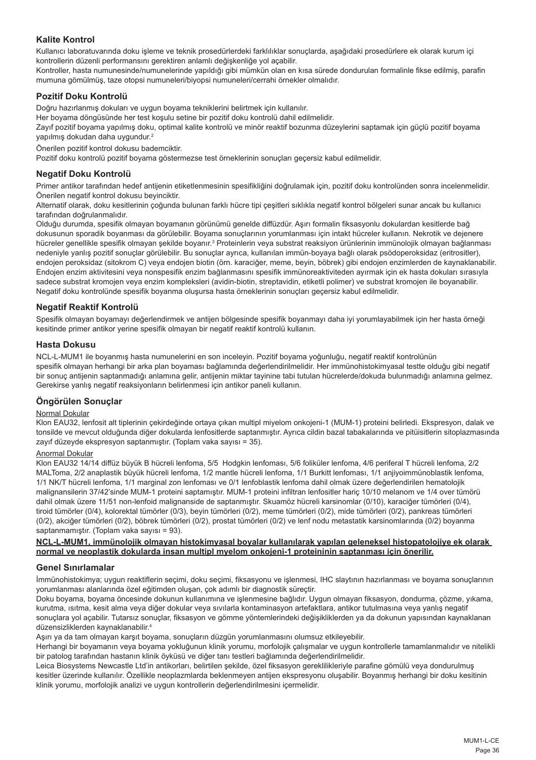## Kalite Kontrol

Kullanıcı laboratuvarında doku işleme ve teknik prosedürlerdeki farklılıklar sonuçlarda, aşağıdaki prosedürlere ek olarak kurum içi kontrollerin düzenli performansını gerektiren anlamlı değişkenliğe yol açabilir.

Kontroller, hasta numunesinde/numunelerinde yapıldığı gibi mümkün olan en kısa sürede dondurulan formalinle fikse edilmiş, parafin mumuna gömülmüş, taze otopsi numuneleri/biyopsi numuneleri/cerrahi örnekler olmalıdır.

## Pozitif Doku Kontrolü

Doğru hazırlanmış dokuları ve uygun boyama tekniklerini belirtmek için kullanılır.

Her boyama döngüsünde her test koşulu setine bir pozitif doku kontrolü dahil edilmelidir.

Zayıf pozitif boyama yapılmış doku, optimal kalite kontrolü ve minör reaktif bozunma düzeylerini saptamak için güçlü pozitif boyama yapılmış dokudan daha uygundur.[2]

Önerilen pozitif kontrol dokusu bademciktir.

Pozitif doku kontrolü pozitif boyama göstermezse test örneklerinin sonuçları geçersiz kabul edilmelidir.

## Negatif Doku Kontrolü

Primer antikor tarafından hedef antijenin etiketlenmesinin spesifikliğini doğrulamak için, pozitif doku kontrolünden sonra incelenmelidir.

Önerilen negatif kontrol dokusu beyinciktir.

Alternatif olarak, doku kesitlerinin çoğunda bulunan farklı hücre tipi çeşitleri sıklıkla negatif kontrol bölgeleri sunar ancak bu kullanıcı tarafından doğrulanmalıdır.

Olduğu durumda, spesifik olmayan boyamanın görünümü genelde diffüzdür. Aşırı formalin fiksasyonlu dokulardan kesitlerde bağ dokusunun sporadik boyanması da görülebilir. Boyama sonuçlarının yorumlanması için intakt hücreler kullanın. Nekrotik ve dejenere hücreler genellikle spesifik olmayan şekilde boyanır.[3] Proteinlerin veya substrat reaksiyon ürünlerinin immünolojik olmayan bağlanması nedeniyle yanlış pozitif sonuçlar görülebilir. Bu sonuçlar ayrıca, kullanılan immün-boyaya bağlı olarak psödoperoksidaz (eritrositler), endojen peroksidaz (sitokrom C) veya endojen biotin (örn. karaciğer, meme, beyin, böbrek) gibi endojen enzimlerden de kaynaklanabilir. Endojen enzim aktivitesini veya nonspesifik enzim bağlanmasını spesifik immünoreaktiviteden ayırmak için ek hasta dokuları sırasıyla sadece substrat kromojen veya enzim kompleksleri (avidin-biotin, streptavidin, etiketli polimer) ve substrat kromojen ile boyanabilir. Negatif doku kontrolünde spesifik boyanma oluşursa hasta örneklerinin sonuçları geçersiz kabul edilmelidir.

## Negatif Reaktif Kontrolü

Spesifik olmayan boyamayı değerlendirmek ve antijen bölgesinde spesifik boyanmayı daha iyi yorumlayabilmek için her hasta örneği kesitinde primer antikor yerine spesifik olmayan bir negatif reaktif kontrolü kullanın.

## Hasta Dokusu

NCL-L-MUM1 ile boyanmış hasta numunelerini en son inceleyin. Pozitif boyama yoğunluğu, negatif reaktif kontrolünün spesifik olmayan herhangi bir arka plan boyaması bağlamında değerlendirilmelidir. Her immünohistokimyasal testte olduğu gibi negatif bir sonuç antijenin saptanmadığı anlamına gelir, antijenin miktar tayinine tabi tutulan hücrelerde/dokuda bulunmadığı anlamına gelmez. Gerekirse yanlış negatif reaksiyonların belirlenmesi için antikor paneli kullanın.

## Öngörülen Sonuçlar

Normal Dokular

Klon EAU32, lenfosit alt tiplerinin çekirdeğinde ortaya çıkan multipl miyelom onkojeni-1 (MUM-1) proteini belirledi. Ekspresyon, dalak ve tonsilde ve mevcut olduğunda diğer dokularda lenfositlerde saptanmıştır. Ayrıca cildin bazal tabakalarında ve pitüisitlerin sitoplazmasında zayıf düzeyde ekspresyon saptanmıştır. (Toplam vaka sayısı = 35).

Anormal Dokular

Klon EAU32 14/14 diffüz büyük B hücreli lenfoma, 5/5 Hodgkin lenfoması, 5/6 foliküler lenfoma, 4/6 periferal T hücreli lenfoma, 2/2 MALToma, 2/2 anaplastik büyük hücreli lenfoma, 1/2 mantle hücreli lenfoma, 1/1 Burkitt lenfoması, 1/1 anjiyoimmünoblastik lenfoma, 1/1 NK/T hücreli lenfoma, 1/1 marginal zon lenfoması ve 0/1 lenfoblastik lenfoma dahil olmak üzere değerlendirilen hematolojik malignansilerin 37/42'sinde MUM-1 proteini saptamıştır. MUM-1 proteini infiltran lenfositler hariç 10/10 melanom ve 1/4 over tümörü dahil olmak üzere 11/51 non-lenfoid malignanside de saptanmıştır. Skuamöz hücreli karsinomlar (0/10), karaciğer tümörleri (0/4), tiroid tümörler (0/4), kolorektal tümörler (0/3), beyin tümörleri (0/2), meme tümörleri (0/2), mide tümörleri (0/2), pankreas tümörleri (0/2), akciğer tümörleri (0/2), böbrek tümörleri (0/2), prostat tümörleri (0/2) ve lenf nodu metastatik karsinomlarında (0/2) boyanma saptanmamıştır. (Toplam vaka sayısı = 93).

**NCL-L-MUM1, immünolojik olmayan histokimyasal boyalar kullanılarak yapılan geleneksel histopatolojiye ek olarak normal ve neoplastik dokularda insan multipl miyelom onkojeni-1 proteininin saptanması için önerilir.**

## Genel Sınırlamalar

İmmünohistokimya; uygun reaktiflerin seçimi, doku seçimi, fiksasyonu ve işlenmesi, IHC slaytının hazırlanması ve boyama sonuçlarının yorumlanması alanlarında özel eğitimden oluşan, çok adımlı bir diagnostik süreçtir.

Doku boyama, boyama öncesinde dokunun kullanımına ve işlenmesine bağlıdır. Uygun olmayan fiksasyon, dondurma, çözme, yıkama, kurutma, ısıtma, kesit alma veya diğer dokular veya sıvılarla kontaminasyon artefaktlara, antikor tutulmasına veya yanlış negatif sonuçlara yol açabilir. Tutarsız sonuçlar, fiksasyon ve gömme yöntemlerindeki değişikliklerden ya da dokunun yapısından kaynaklanan düzensizliklerden kaynaklanabilir.[4]

Aşırı ya da tam olmayan karşıt boyama, sonuçların düzgün yorumlanmasını olumsuz etkileyebilir.

Herhangi bir boyamanın veya boyama yokluğunun klinik yorumu, morfolojik çalışmalar ve uygun kontrollerle tamamlanmalıdır ve nitelikli bir patolog tarafından hastanın klinik öyküsü ve diğer tanı testleri bağlamında değerlendirilmelidir.

Leica Biosystems Newcastle Ltd'in antikorları, belirtilen şekilde, özel fiksasyon gereklilikleriyle parafine gömülü veya dondurulmuş kesitler üzerinde kullanılır. Özellikle neoplazmlarda beklenmeyen antijen ekspresyonu oluşabilir. Boyanmış herhangi bir doku kesitinin klinik yorumu, morfolojik analizi ve uygun kontrollerin değerlendirilmesini içermelidir.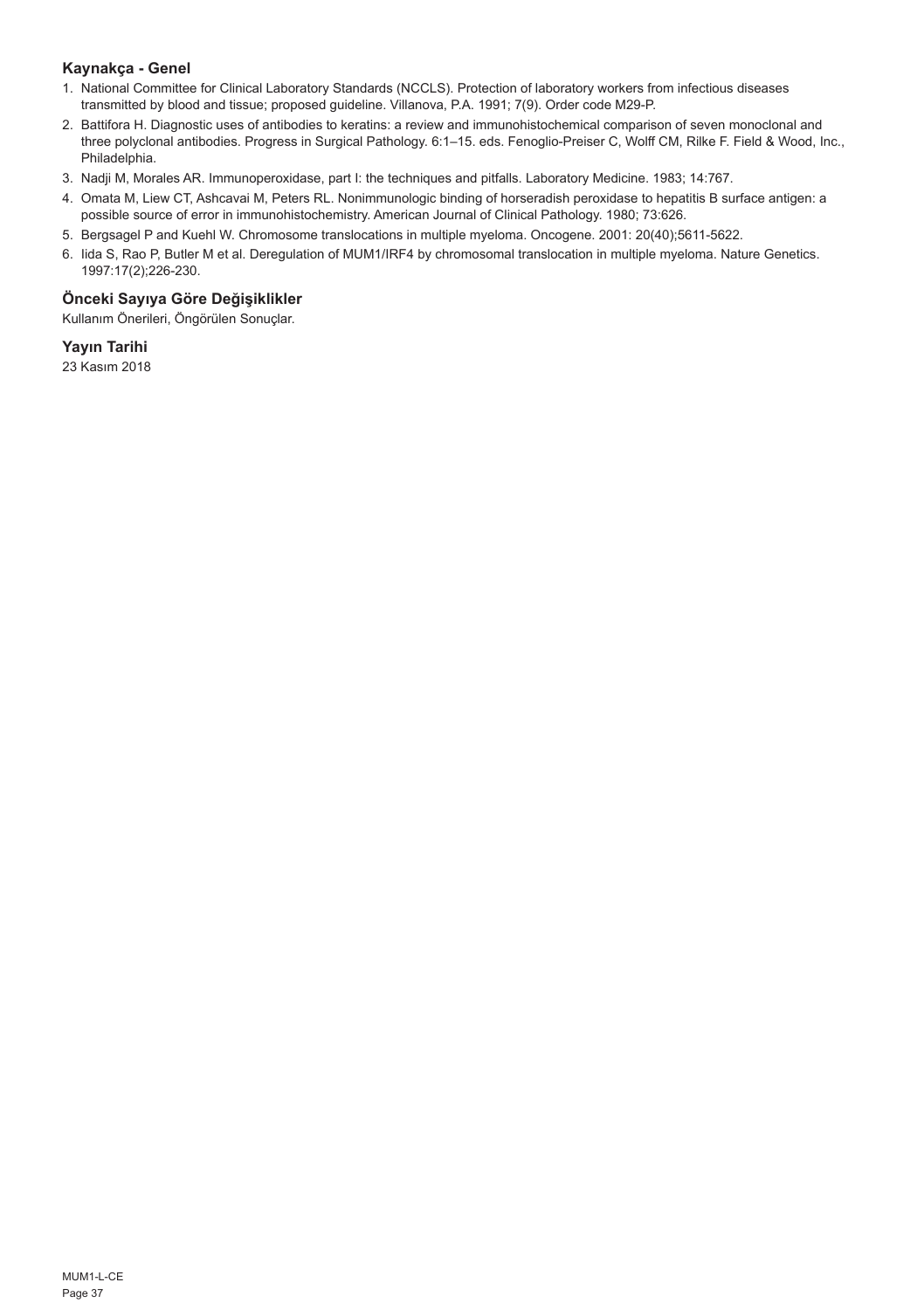## Kaynakça - Genel

1. National Committee for Clinical Laboratory Standards (NCCLS). Protection of laboratory workers from infectious diseases transmitted by blood and tissue; proposed guideline. Villanova, P.A. 1991; 7(9). Order code M29-P.
2. Battifora H. Diagnostic uses of antibodies to keratins: a review and immunohistochemical comparison of seven monoclonal and three polyclonal antibodies. Progress in Surgical Pathology. 6:1–15. eds. Fenoglio-Preiser C, Wolff CM, Rilke F. Field & Wood, Inc., Philadelphia.
3. Nadji M, Morales AR. Immunoperoxidase, part I: the techniques and pitfalls. Laboratory Medicine. 1983; 14:767.
4. Omata M, Liew CT, Ashcavai M, Peters RL. Nonimmunologic binding of horseradish peroxidase to hepatitis B surface antigen: a possible source of error in immunohistochemistry. American Journal of Clinical Pathology. 1980; 73:626.
5. Bergsagel P and Kuehl W. Chromosome translocations in multiple myeloma. Oncogene. 2001: 20(40);5611-5622.
6. Iida S, Rao P, Butler M et al. Deregulation of MUM1/IRF4 by chromosomal translocation in multiple myeloma. Nature Genetics. 1997:17(2);226-230.

## Önceki Sayıya Göre Değişiklikler

Kullanım Önerileri, Öngörülen Sonuçlar.

## Yayın Tarihi

23 Kasım 2018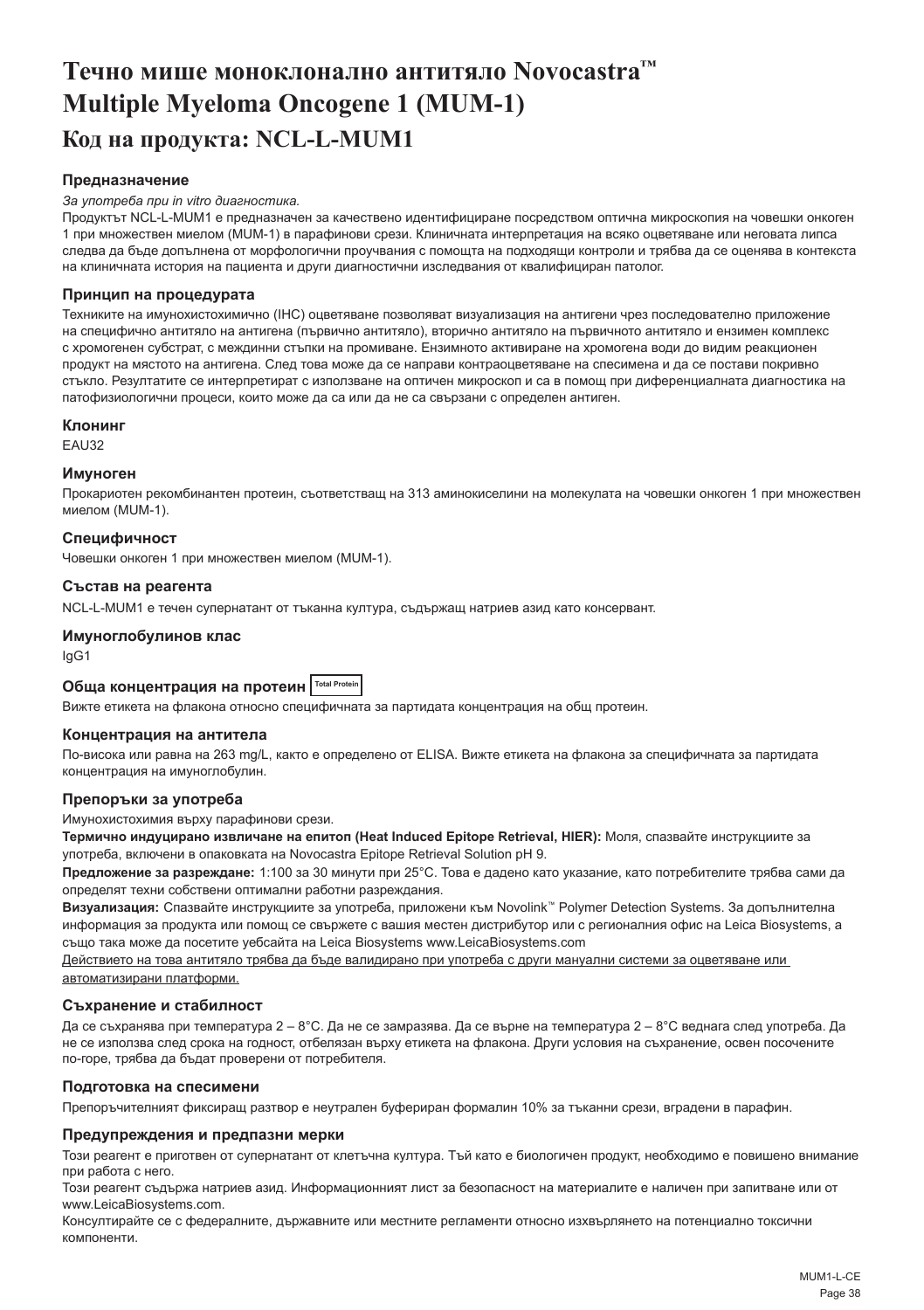# Течно мише моноклонално антитяло Novocastra™ Multiple Myeloma Oncogene 1 (MUM-1)

## Код на продукта: NCL-L-MUM1

### Предназначение

*За употреба при in vitro диагностика.*

Продуктът NCL-L-MUM1 е предназначен за качествено идентифициране посредством оптична микроскопия на човешки онкоген 1 при множествен миелом (MUM-1) в парафинови срези. Клиничната интерпретация на всяко оцветяване или неговата липса следва да бъде допълнена от морфологични проучвания с помощта на подходящи контроли и трябва да се оценява в контекста на клиничната история на пациента и други диагностични изследвания от квалифициран патолог.

### Принцип на процедурата

Техниките на имунохистохимично (IHC) оцветяване позволяват визуализация на антигени чрез последователно приложение на специфично антитяло на антигена (първично антитяло), вторично антитяло на първичното антитяло и ензимен комплекс с хромогенен субстрат, с междинни стъпки на промиване. Ензимното активиране на хромогена води до видим реакционен продукт на мястото на антигена. След това може да се направи контраоцветяване на спесимена и да се постави покривно стъкло. Резултатите се интерпретират с използване на оптичен микроскоп и са в помощ при диференциалната диагностика на патофизиологични процеси, които може да са или да не са свързани с определен антиген.

### Клонинг

EAU32

### Имуноген

Прокариотен рекомбинантен протеин, съответстващ на 313 аминокиселини на молекулата на човешки онкоген 1 при множествен миелом (MUM-1).

### Специфичност

Човешки онкоген 1 при множествен миелом (MUM-1).

### Състав на реагента

NCL-L-MUM1 е течен супернатант от тъканна култура, съдържащ натриев азид като консервант.

### Имуноглобулинов клас

IgG1

### Обща концентрация на протеин Total Protein

Вижте етикета на флакона относно специфичната за партидата концентрация на общ протеин.

### Концентрация на антитела

По-висока или равна на 263 mg/L, както е определено от ELISA. Вижте етикета на флакона за специфичната за партидата концентрация на имуноглобулин.

### Препоръки за употреба

Имунохистохимия върху парафинови срези.

**Термично индуцирано извличане на епитоп (Heat Induced Epitope Retrieval, HIER):** Моля, спазвайте инструкциите за употреба, включени в опаковката на Novocastra Epitope Retrieval Solution pH 9.

**Предложение за разреждане:** 1:100 за 30 минути при 25°C. Това е дадено като указание, като потребителите трябва сами да определят техни собствени оптимални работни разреждания.

**Визуализация:** Спазвайте инструкциите за употреба, приложени към Novolink™ Polymer Detection Systems. За допълнителна информация за продукта или помощ се свържете с вашия местен дистрибутор или с регионалния офис на Leica Biosystems, а също така може да посетите уебсайта на Leica Biosystems www.LeicaBiosystems.com

Действието на това антитяло трябва да бъде валидирано при употреба с други мануални системи за оцветяване или автоматизирани платформи.

### Съхранение и стабилност

Да се съхранява при температура 2 – 8°C. Да не се замразява. Да се върне на температура 2 – 8°C веднага след употреба. Да не се използва след срока на годност, отбелязан върху етикета на флакона. Други условия на съхранение, освен посочените по-горе, трябва да бъдат проверени от потребителя.

### Подготовка на спесимени

Препоръчителният фиксиращ разтвор е неутрален буфериран формалин 10% за тъканни срези, вградени в парафин.

### Предупреждения и предпазни мерки

Този реагент е приготвен от супернатант от клетъчна култура. Тъй като е биологичен продукт, необходимо е повишено внимание при работа с него.

Този реагент съдържа натриев азид. Информационният лист за безопасност на материалите е наличен при запитване или от www.LeicaBiosystems.com.

Консултирайте се с федералните, държавните или местните регламенти относно изхвърлянето на потенциално токсични компоненти.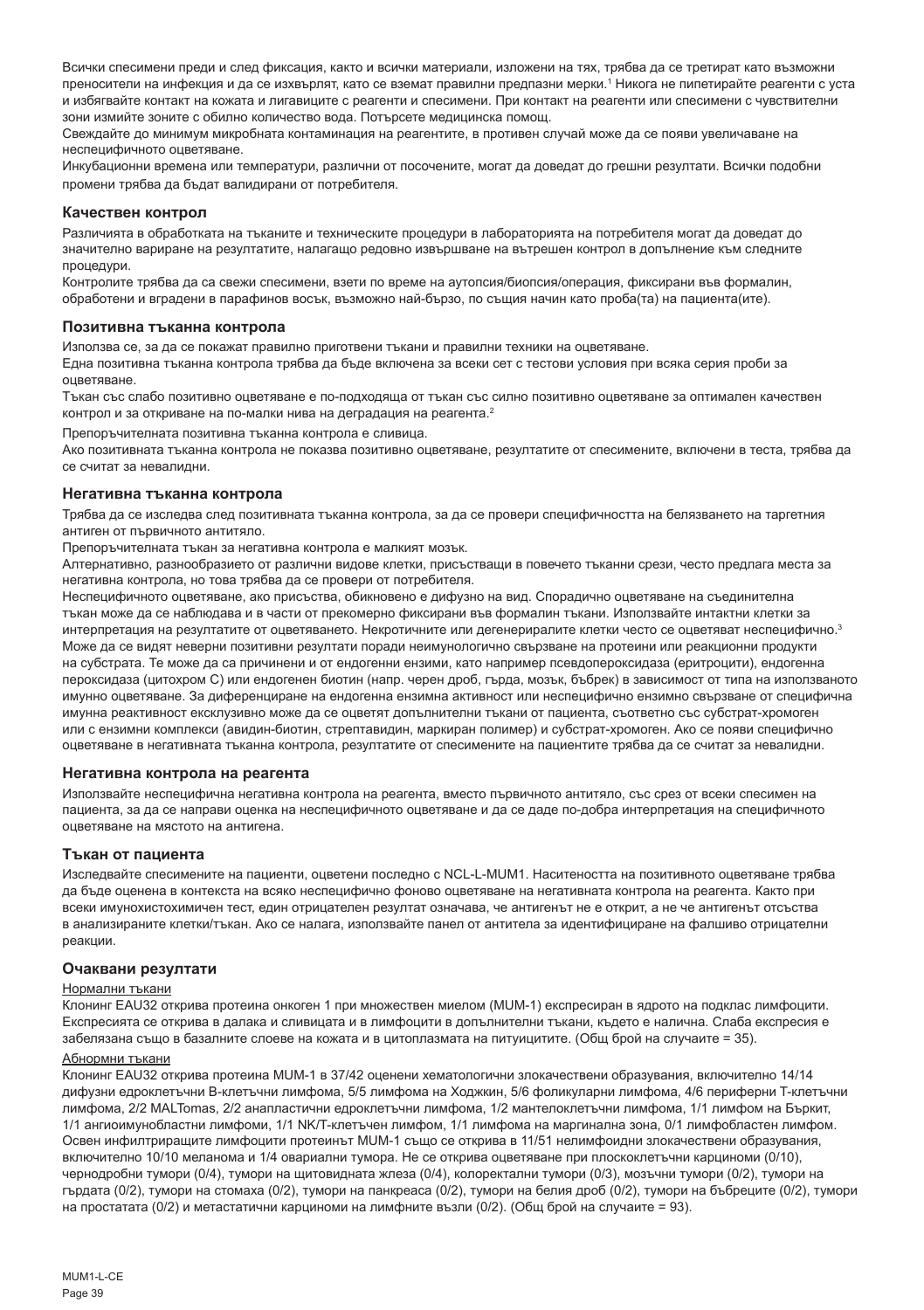Всички спесимени преди и след фиксация, както и всички материали, изложени на тях, трябва да се третират като възможни преносители на инфекция и да се изхвърлят, като се вземат правилни предпазни мерки.[1] Никога не пипетирайте реагенти с уста и избягвайте контакт на кожата и лигавиците с реагенти и спесимени. При контакт на реагенти или спесимени с чувствителни зони измийте зоните с обилно количество вода. Потърсете медицинска помощ.

Свеждайте до минимум микробната контаминация на реагентите, в противен случай може да се появи увеличаване на неспецифичното оцветяване.

Инкубационни времена или температури, различни от посочените, могат да доведат до грешни резултати. Всички подобни промени трябва да бъдат валидирани от потребителя.

## Качествен контрол

Различията в обработката на тъканите и техническите процедури в лабораторията на потребителя могат да доведат до значително вариране на резултатите, налагащо редовно извършване на вътрешен контрол в допълнение към следните процедури.

Контролите трябва да са свежи спесимени, взети по време на аутопсия/биопсия/операция, фиксирани във формалин, обработени и вградени в парафинов восък, възможно най-бързо, по същия начин като проба(та) на пациента(ите).

## Позитивна тъканна контрола

Използва се, за да се покажат правилно приготвени тъкани и правилни техники на оцветяване.

Една позитивна тъканна контрола трябва да бъде включена за всеки сет с тестови условия при всяка серия проби за оцветяване.

Тъкан със слабо позитивно оцветяване е по-подходяща от тъкан със силно позитивно оцветяване за оптимален качествен контрол и за откриване на по-малки нива на деградация на реагента.[2]

Препоръчителната позитивна тъканна контрола е сливица.

Ако позитивната тъканна контрола не показва позитивно оцветяване, резултатите от спесимените, включени в теста, трябва да се считат за невалидни.

## Негативна тъканна контрола

Трябва да се изследва след позитивната тъканна контрола, за да се провери специфичността на белязването на таргетния антиген от първичното антитяло.

Препоръчителната тъкан за негативна контрола е малкият мозък.

Алтернативно, разнообразието от различни видове клетки, присъстващи в повечето тъканни срези, често предлага места за негативна контрола, но това трябва да се провери от потребителя.

Неспецифичното оцветяване, ако присъства, обикновено е дифузно на вид. Спорадично оцветяване на съединителна тъкан може да се наблюдава и в части от прекомерно фиксирани във формалин тъкани. Използвайте интактни клетки за интерпретация на резултатите от оцветяването. Некротичните или дегенерирали клетки често се оцветяват неспецифично.[3] Може да се видят неверни позитивни резултати поради неимунологично свързване на протеини или реакционни продукти на субстрата. Те може да са причинени и от ендогенни ензими, като например псевдопероксидаза (еритроцити), ендогенна пероксидаза (цитохром C) или ендогенен биотин (напр. черен дроб, гърда, мозък, бъбрек) в зависимост от типа на използваното имунно оцветяване. За диференциране на ендогенна ензимна активност или неспецифично ензимно свързване от специфична имунна реактивност ексклузивно може да се оцветят допълнителни тъкани от пациента, съответно със субстрат-хромоген или с ензимни комплекси (авидин-биотин, стрептавидин, маркиран полимер) и субстрат-хромоген. Ако се появи специфично оцветяване в негативната тъканна контрола, резултатите от спесимените на пациентите трябва да се считат за невалидни.

## Негативна контрола на реагента

Използвайте неспецифична негативна контрола на реагента, вместо първичното антитяло, със срез от всеки спесимен на пациента, за да се направи оценка на неспецифичното оцветяване и да се даде по-добра интерпретация на специфичното оцветяване на мястото на антигена.

## Тъкан от пациента

Изследвайте спесимените на пациенти, оцветени последно с NCL-L-MUM1. Наситеността на позитивното оцветяване трябва да бъде оценена в контекста на всяко неспецифично фоново оцветяване на негативната контрола на реагента. Както при всеки имунохистохимичен тест, един отрицателен резултат означава, че антигенът не е открит, а не че антигенът отсъства в анализираните клетки/тъкан. Ако се налага, използвайте панел от антитела за идентифициране на фалшиво отрицателни реакции.

## Очаквани резултати

### Нормални тъкани

Клонинг EAU32 открива протеина онкоген 1 при множествен миелом (MUM-1) експресиран в ядрото на подклас лимфоцити. Експресията се открива в далака и сливицата и в лимфоцити в допълнителни тъкани, където е налична. Слаба експресия е забелязана също в базалните слоеве на кожата и в цитоплазмата на питуицитите. (Общ брой на случаите = 35).

### Абнормни тъкани

Клонинг EAU32 открива протеина MUM-1 в 37/42 оценени хематологични злокачествени образувания, включително 14/14 дифузни едроклетъчни B-клетъчни лимфома, 5/5 лимфома на Ходжкин, 5/6 фоликуларни лимфома, 4/6 периферни T-клетъчни лимфома, 2/2 MALTomas, 2/2 анапластични едроклетъчни лимфома, 1/2 мантелоклетъчни лимфома, 1/1 лимфом на Бъркит, 1/1 ангиоимунобластни лимфоми, 1/1 NK/T-клетъчен лимфом, 1/1 лимфома на маргинална зона, 0/1 лимфобластен лимфом. Освен инфилтриращите лимфоцити протеинът MUM-1 също се открива в 11/51 нелимфоидни злокачествени образувания, включително 10/10 меланома и 1/4 овариални тумора. Не се открива оцветяване при плоскоклетъчни карциноми (0/10), чернодробни тумори (0/4), тумори на щитовидната жлеза (0/4), колоректални тумори (0/3), мозъчни тумори (0/2), тумори на гърдата (0/2), тумори на стомаха (0/2), тумори на панкреаса (0/2), тумори на белия дроб (0/2), тумори на бъбреците (0/2), тумори на простатата (0/2) и метастатични карциноми на лимфните възли (0/2). (Общ брой на случаите = 93).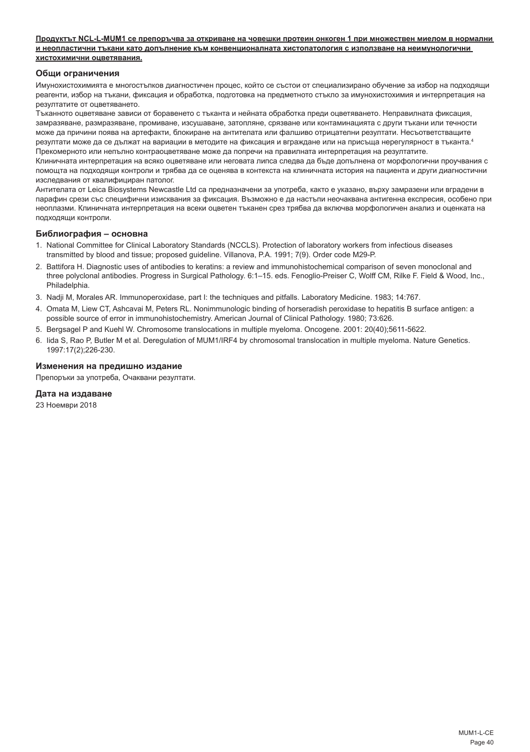**Продуктът NCL-L-MUM1 се препоръчва за откриване на човешки протеин онкоген 1 при множествен миелом в нормални и неопластични тъкани като допълнение към конвенционалната хистопатология с използване на неимунологични хистохимични оцветявания.**

## Общи ограничения

Имунохистохимията е многостъпков диагностичен процес, който се състои от специализирано обучение за избор на подходящи реагенти, избор на тъкани, фиксация и обработка, подготовка на предметното стъкло за имунохистохимия и интерпретация на резултатите от оцветяването.

Тъканното оцветяване зависи от боравенето с тъканта и нейната обработка преди оцветяването. Неправилната фиксация, замразяване, размразяване, промиване, изсушаване, затопляне, срязване или контаминацията с други тъкани или течности може да причини поява на артефакти, блокиране на антителата или фалшиво отрицателни резултати. Несъответстващите резултати може да се дължат на вариации в методите на фиксация и вграждане или на присъща нерегулярност в тъканта.[4]

Прекомерното или непълно контраоцветяване може да попречи на правилната интерпретация на резултатите.

Клиничната интерпретация на всяко оцветяване или неговата липса следва да бъде допълнена от морфологични проучвания с помощта на подходящи контроли и трябва да се оценява в контекста на клиничната история на пациента и други диагностични изследвания от квалифициран патолог.

Антителата от Leica Biosystems Newcastle Ltd са предназначени за употреба, както е указано, върху замразени или вградени в парафин срези със специфични изисквания за фиксация. Възможно е да настъпи неочаквана антигенна експресия, особено при неоплазми. Клиничната интерпретация на всеки оцветен тъканен срез трябва да включва морфологичен анализ и оценката на подходящи контроли.

## Библиография – основна

1. National Committee for Clinical Laboratory Standards (NCCLS). Protection of laboratory workers from infectious diseases transmitted by blood and tissue; proposed guideline. Villanova, P.A. 1991; 7(9). Order code M29-P.
2. Battifora H. Diagnostic uses of antibodies to keratins: a review and immunohistochemical comparison of seven monoclonal and three polyclonal antibodies. Progress in Surgical Pathology. 6:1–15. eds. Fenoglio-Preiser C, Wolff CM, Rilke F. Field & Wood, Inc., Philadelphia.
3. Nadji M, Morales AR. Immunoperoxidase, part I: the techniques and pitfalls. Laboratory Medicine. 1983; 14:767.
4. Omata M, Liew CT, Ashcavai M, Peters RL. Nonimmunologic binding of horseradish peroxidase to hepatitis B surface antigen: a possible source of error in immunohistochemistry. American Journal of Clinical Pathology. 1980; 73:626.
5. Bergsagel P and Kuehl W. Chromosome translocations in multiple myeloma. Oncogene. 2001: 20(40);5611-5622.
6. Iida S, Rao P, Butler M et al. Deregulation of MUM1/IRF4 by chromosomal translocation in multiple myeloma. Nature Genetics. 1997:17(2);226-230.

## Изменения на предишно издание

Препоръки за употреба, Очаквани резултати.

## Дата на издаване

23 Ноември 2018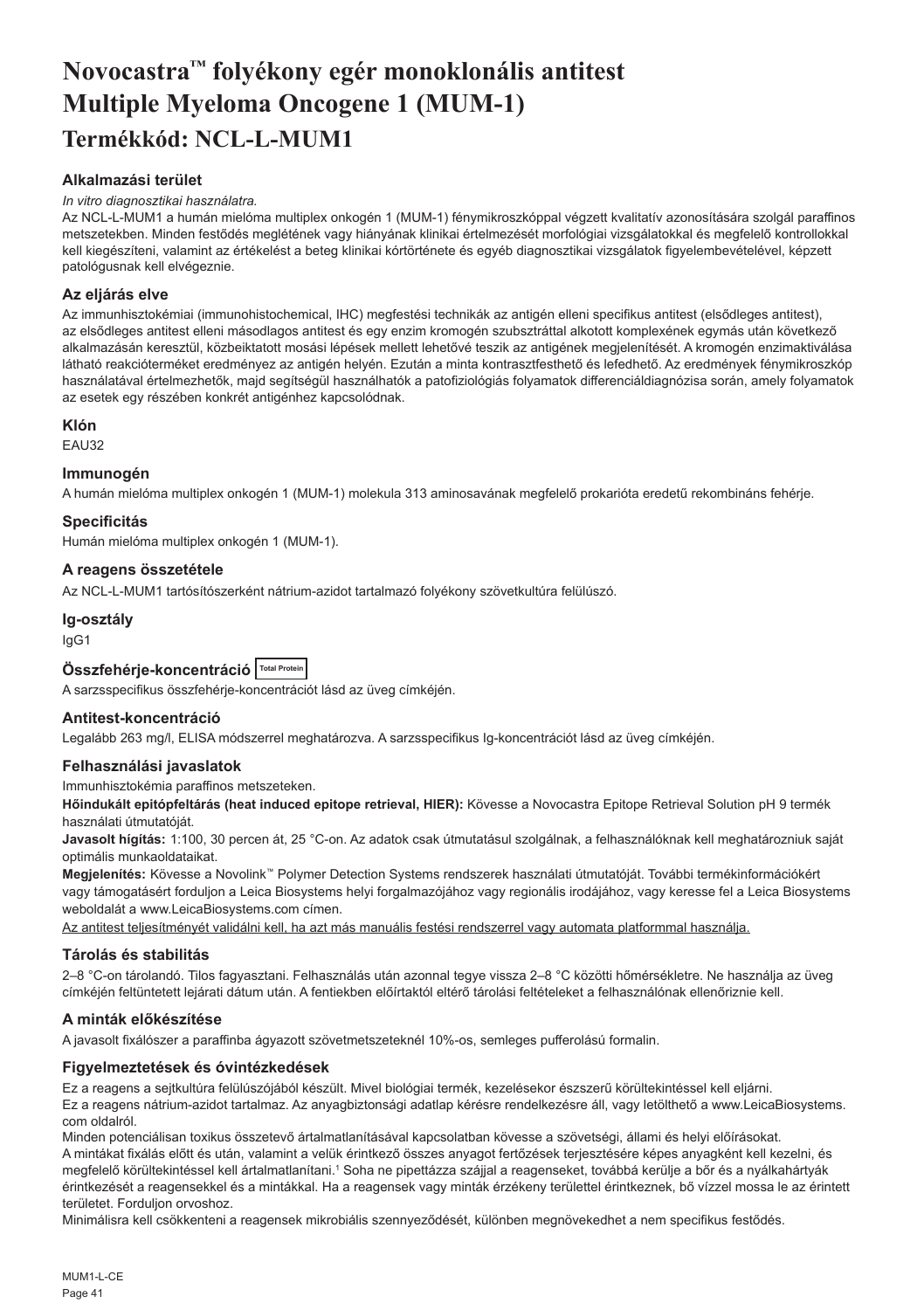# Novocastra™ folyékony egér monoklonális antitest Multiple Myeloma Oncogene 1 (MUM-1)

# Termékkód: NCL-L-MUM1

## Alkalmazási terület

*In vitro diagnosztikai használatra.*

Az NCL-L-MUM1 a humán mielóma multiplex onkogén 1 (MUM-1) fénymikroszkóppal végzett kvalitatív azonosítására szolgál paraffinos metszetekben. Minden festődés meglétének vagy hiányának klinikai értelmezését morfológiai vizsgálatokkal és megfelelő kontrollokkal kell kiegészíteni, valamint az értékelést a beteg klinikai kórtörténete és egyéb diagnosztikai vizsgálatok figyelembevételével, képzett patológusnak kell elvégeznie.

## Az eljárás elve

Az immunhisztokémiai (immunohistochemical, IHC) megfestési technikák az antigén elleni specifikus antitest (elsődleges antitest), az elsődleges antitest elleni másodlagos antitest és egy enzim kromogén szubsztráttal alkotott komplexének egymás után következő alkalmazásán keresztül, közbeiktatott mosási lépések mellett lehetővé teszik az antigének megjelenítését. A kromogén enzimaktiválása látható reakcióterméket eredményez az antigén helyén. Ezután a minta kontrasztfesthető és lefedhető. Az eredmények fénymikroszkóp használatával értelmezhetők, majd segítségül használhatók a patofiziológiás folyamatok differenciáldiagnózisa során, amely folyamatok az esetek egy részében konkrét antigénhez kapcsolódnak.

## Klón

EAU32

## Immunogén

A humán mielóma multiplex onkogén 1 (MUM-1) molekula 313 aminosavának megfelelő prokarióta eredetű rekombináns fehérje.

## Specificitás

Humán mielóma multiplex onkogén 1 (MUM-1).

## A reagens összetétele

Az NCL-L-MUM1 tartósítószerként nátrium-azidot tartalmazó folyékony szövetkultúra felülúszó.

## Ig-osztály

IgG1

## Összfehérje-koncentráció Total Protein

A sarzsspecifikus összfehérje-koncentrációt lásd az üveg címkéjén.

## Antitest-koncentráció

Legalább 263 mg/l, ELISA módszerrel meghatározva. A sarzsspecifikus Ig-koncentrációt lásd az üveg címkéjén.

## Felhasználási javaslatok

Immunhisztokémia paraffinos metszeteken.

**Hőindukált epitópfeltárás (heat induced epitope retrieval, HIER):** Kövesse a Novocastra Epitope Retrieval Solution pH 9 termék használati útmutatóját.

**Javasolt hígítás:** 1:100, 30 percen át, 25 °C-on. Az adatok csak útmutatásul szolgálnak, a felhasználóknak kell meghatározniuk saját optimális munkaoldataikat.

**Megjelenítés:** Kövesse a Novolink™ Polymer Detection Systems rendszerek használati útmutatóját. További termékinformációkért vagy támogatásért forduljon a Leica Biosystems helyi forgalmazójához vagy regionális irodájához, vagy keresse fel a Leica Biosystems weboldalát a www.LeicaBiosystems.com címen.

Az antitest teljesítményét validálni kell, ha azt más manuális festési rendszerrel vagy automata platformmal használja.

## Tárolás és stabilitás

2–8 °C-on tárolandó. Tilos fagyasztani. Felhasználás után azonnal tegye vissza 2–8 °C közötti hőmérsékletre. Ne használja az üveg címkéjén feltüntetett lejárati dátum után. A fentiekben előírtaktól eltérő tárolási feltételeket a felhasználónak ellenőriznie kell.

## A minták előkészítése

A javasolt fixálószer a paraffinba ágyazott szövetmetszeteknél 10%-os, semleges pufferolású formalin.

## Figyelmeztetések és óvintézkedések

Ez a reagens a sejtkultúra felülúszójából készült. Mivel biológiai termék, kezelésekor észszerű körültekintéssel kell eljárni.

Ez a reagens nátrium-azidot tartalmaz. Az anyagbiztonsági adatlap kérésre rendelkezésre áll, vagy letölthető a www.LeicaBiosystems.com oldalról.

Minden potenciálisan toxikus összetevő ártalmatlanításával kapcsolatban kövesse a szövetségi, állami és helyi előírásokat.

A mintákat fixálás előtt és után, valamint a velük érintkező összes anyagot fertőzések terjesztésére képes anyagként kell kezelni, és megfelelő körültekintéssel kell ártalmatlanítani.[1] Soha ne pipettázza szájjal a reagenseket, továbbá kerülje a bőr és a nyálkahártyák érintkezését a reagensekkel és a mintákkal. Ha a reagensek vagy minták érzékeny területtel érintkeznek, bő vízzel mossa le az érintett területet. Forduljon orvoshoz.

Minimálisra kell csökkenteni a reagensek mikrobiális szennyeződését, különben megnövekedhet a nem specifikus festődés.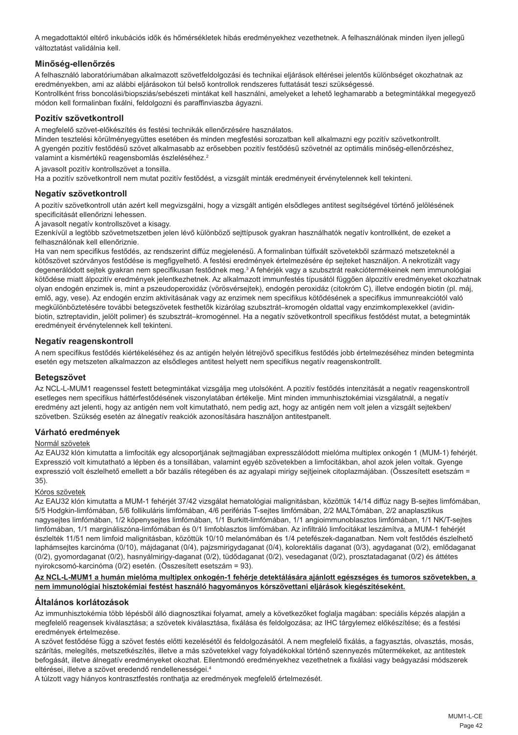A megadottaktól eltérő inkubációs idők és hőmérsékletek hibás eredményekhez vezethetnek. A felhasználónak minden ilyen jellegű változtatást validálnia kell.

## Minőség-ellenőrzés

A felhasználó laboratóriumában alkalmazott szövetfeldolgozási és technikai eljárások eltérései jelentős különbséget okozhatnak az eredményekben, ami az alábbi eljárásokon túl belső kontrollok rendszeres futtatását teszi szükségessé.
Kontrollként friss boncolási/biopsziás/sebészeti mintákat kell használni, amelyeket a lehető leghamarabb a betegmintákkal megegyező módon kell formalinban fixálni, feldolgozni és paraffinviaszba ágyazni.

## Pozitív szövetkontroll

A megfelelő szövet-előkészítés és festési technikák ellenőrzésére használatos.
Minden tesztelési körülményegyüttes esetében és minden megfestési sorozatban kell alkalmazni egy pozitív szövetkontrollt.
A gyengén pozitív festődésű szövet alkalmasabb az erősebben pozitív festődésű szövetnél az optimális minőség-ellenőrzéshez, valamint a kismértékű reagensbomlás észleléséhez.[2]

A javasolt pozitív kontrollszövet a tonsilla.
Ha a pozitív szövetkontroll nem mutat pozitív festődést, a vizsgált minták eredményeit érvénytelennek kell tekinteni.

## Negatív szövetkontroll

A pozitív szövetkontroll után azért kell megvizsgálni, hogy a vizsgált antigén elsődleges antitest segítségével történő jelölésének specificitását ellenőrizni lehessen.
A javasolt negatív kontrollszövet a kisagy.
Ezenkívül a legtöbb szövetmetszetben jelen lévő különböző sejttípusok gyakran használhatók negatív kontrollként, de ezeket a felhasználónak kell ellenőriznie.
Ha van nem specifikus festődés, az rendszerint diffúz megjelenésű. A formalinban túlfixált szövetekből származó metszeteknél a kötőszövet szórványos festődése is megfigyelhető. A festési eredmények értelmezésére ép sejteket használjon. A nekrotizált vagy degenerálódott sejtek gyakran nem specifikusan festődnek meg.[3] A fehérjék vagy a szubsztrát reakciótermékeinek nem immunológiai kötődése miatt álpozitív eredmények jelentkezhetnek. Az alkalmazott immunfestés típusától függően álpozitív eredményeket okozhatnak olyan endogén enzimek is, mint a pszeudoperoxidáz (vörösvérsejtek), endogén peroxidáz (citokróm C), illetve endogén biotin (pl. máj, emlő, agy, vese). Az endogén enzim aktivitásának vagy az enzimek nem specifikus kötődésének a specifikus immunreakciótól való megkülönböztetésére további betegszövetek festhetők kizárólag szubsztrát–kromogén oldattal vagy enzimkomplexekkel (avidin-biotin, sztreptavidin, jelölt polimer) és szubsztrát–kromogénnel. Ha a negatív szövetkontroll specifikus festődést mutat, a betegminták eredményeit érvénytelennek kell tekinteni.

## Negatív reagenskontroll

A nem specifikus festődés kiértékeléséhez és az antigén helyén létrejövő specifikus festődés jobb értelmezéséhez minden betegminta esetén egy metszeten alkalmazzon az elsődleges antitest helyett nem specifikus negatív reagenskontrollt.

## Betegszövet

Az NCL-L-MUM1 reagenssel festett betegmintákat vizsgálja meg utolsóként. A pozitív festődés intenzitását a negatív reagenskontroll esetleges nem specifikus háttérfestődésének viszonylatában értékelje. Mint minden immunhisztokémiai vizsgálatnál, a negatív eredmény azt jelenti, hogy az antigén nem volt kimutatható, nem pedig azt, hogy az antigén nem volt jelen a vizsgált sejtekben/szövetben. Szükség esetén az álnegatív reakciók azonosítására használjon antitestpanelt.

## Várható eredmények

Normál szövetek

Az EAU32 klón kimutatta a limfociták egy alcsoportjának sejtmagjában expresszálódott mielóma multiplex onkogén 1 (MUM-1) fehérjét. Expresszió volt kimutatható a lépben és a tonsillában, valamint egyéb szövetekben a limfocitákban, ahol azok jelen voltak. Gyenge expresszió volt észlelhető emellett a bőr bazális rétegében és az agyalapi mirigy sejtjeinek citoplazmájában. (Összesített esetszám = 35).

Kóros szövetek

Az EAU32 klón kimutatta a MUM-1 fehérjét 37/42 vizsgálat hematológiai malignitásban, közöttük 14/14 diffúz nagy B-sejtes limfómában, 5/5 Hodgkin-limfómában, 5/6 follikuláris limfómában, 4/6 perifériás T-sejtes limfómában, 2/2 MALTómában, 2/2 anaplasztikus nagysejtes limfómában, 1/2 köpenysejtes limfómában, 1/1 Burkitt-limfómában, 1/1 angioimmunoblasztos limfómában, 1/1 NK/T-sejtes limfómában, 1/1 margináliszóna-limfómában és 0/1 limfoblasztos limfómában. Az infiltráló limfocitákat leszámítva, a MUM-1 fehérjét észlelték 11/51 nem limfoid malignitásban, közöttük 10/10 melanómában és 1/4 petefészek-daganatban. Nem volt festődés észlelhető laphámsejtes karcinóma (0/10), májdaganat (0/4), pajzsmirigydaganat (0/4), kolorektális daganat (0/3), agydaganat (0/2), emlődaganat (0/2), gyomordaganat (0/2), hasnyálmirigy-daganat (0/2), tüdődaganat (0/2), vesedaganat (0/2), prosztatadaganat (0/2) és áttétes nyirokcsomó-karcinóma (0/2) esetén. (Összesített esetszám = 93).

**Az NCL-L-MUM1 a humán mielóma multiplex onkogén-1 fehérje detektálására ajánlott egészséges és tumoros szövetekben, a nem immunológiai hisztokémiai festést használó hagyományos kórszövettani eljárások kiegészítéseként.**

## Általános korlátozások

Az immunhisztokémia több lépésből álló diagnosztikai folyamat, amely a következőket foglalja magában: speciális képzés alapján a megfelelő reagensek kiválasztása; a szövetek kiválasztása, fixálása és feldolgozása; az IHC tárgylemez előkészítése; és a festési eredmények értelmezése.
A szövet festődése függ a szövet festés előtti kezelésétől és feldolgozásától. A nem megfelelő fixálás, a fagyasztás, olvasztás, mosás, szárítás, melegítés, metszetkészítés, illetve a más szövetekkel vagy folyadékokkal történő szennyeződés műtermékeket, az antitestek befogását, illetve álnegatív eredményeket okozhat. Ellentmondó eredményekhez vezethetnek a fixálási vagy beágyazási módszerek eltérései, illetve a szövet eredendő rendellenességei.[4]
A túlzott vagy hiányos kontrasztfestés ronthatja az eredmények megfelelő értelmezését.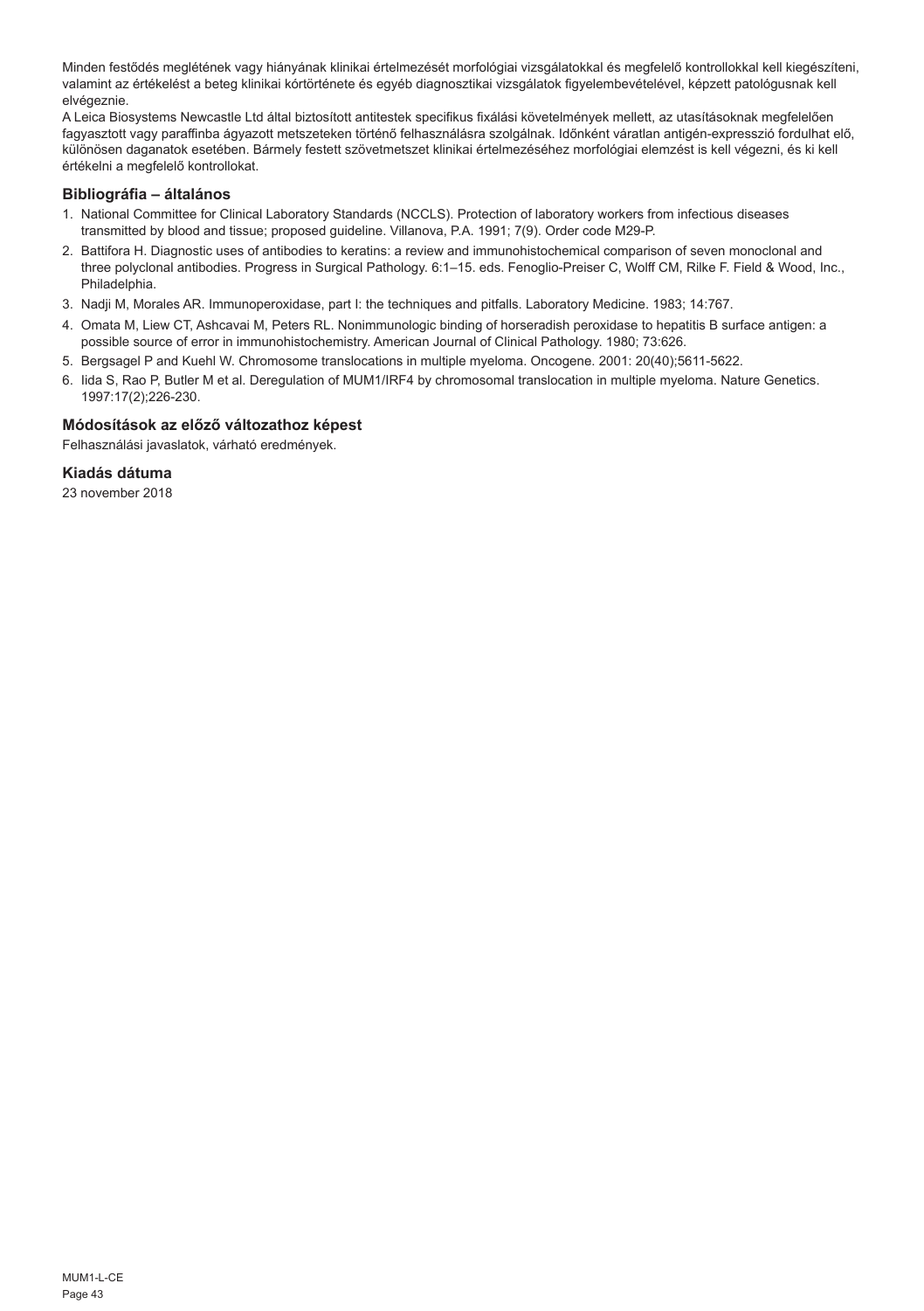Minden festődés meglétének vagy hiányának klinikai értelmezését morfológiai vizsgálatokkal és megfelelő kontrollokkal kell kiegészíteni, valamint az értékelést a beteg klinikai kórtörténete és egyéb diagnosztikai vizsgálatok figyelembevételével, képzett patológusnak kell elvégeznie.

A Leica Biosystems Newcastle Ltd által biztosított antitestek specifikus fixálási követelmények mellett, az utasításoknak megfelelően fagyasztott vagy paraffinba ágyazott metszeteken történő felhasználásra szolgálnak. Időnként váratlan antigén-expresszió fordulhat elő, különösen daganatok esetében. Bármely festett szövetmetszet klinikai értelmezéséhez morfológiai elemzést is kell végezni, és ki kell értékelni a megfelelő kontrollokat.

## Bibliográfia – általános

1. National Committee for Clinical Laboratory Standards (NCCLS). Protection of laboratory workers from infectious diseases transmitted by blood and tissue; proposed guideline. Villanova, P.A. 1991; 7(9). Order code M29-P.
2. Battifora H. Diagnostic uses of antibodies to keratins: a review and immunohistochemical comparison of seven monoclonal and three polyclonal antibodies. Progress in Surgical Pathology. 6:1–15. eds. Fenoglio-Preiser C, Wolff CM, Rilke F. Field & Wood, Inc., Philadelphia.
3. Nadji M, Morales AR. Immunoperoxidase, part I: the techniques and pitfalls. Laboratory Medicine. 1983; 14:767.
4. Omata M, Liew CT, Ashcavai M, Peters RL. Nonimmunologic binding of horseradish peroxidase to hepatitis B surface antigen: a possible source of error in immunohistochemistry. American Journal of Clinical Pathology. 1980; 73:626.
5. Bergsagel P and Kuehl W. Chromosome translocations in multiple myeloma. Oncogene. 2001: 20(40);5611-5622.
6. Iida S, Rao P, Butler M et al. Deregulation of MUM1/IRF4 by chromosomal translocation in multiple myeloma. Nature Genetics. 1997:17(2);226-230.

## Módosítások az előző változathoz képest

Felhasználási javaslatok, várható eredmények.

## Kiadás dátuma

23 november 2018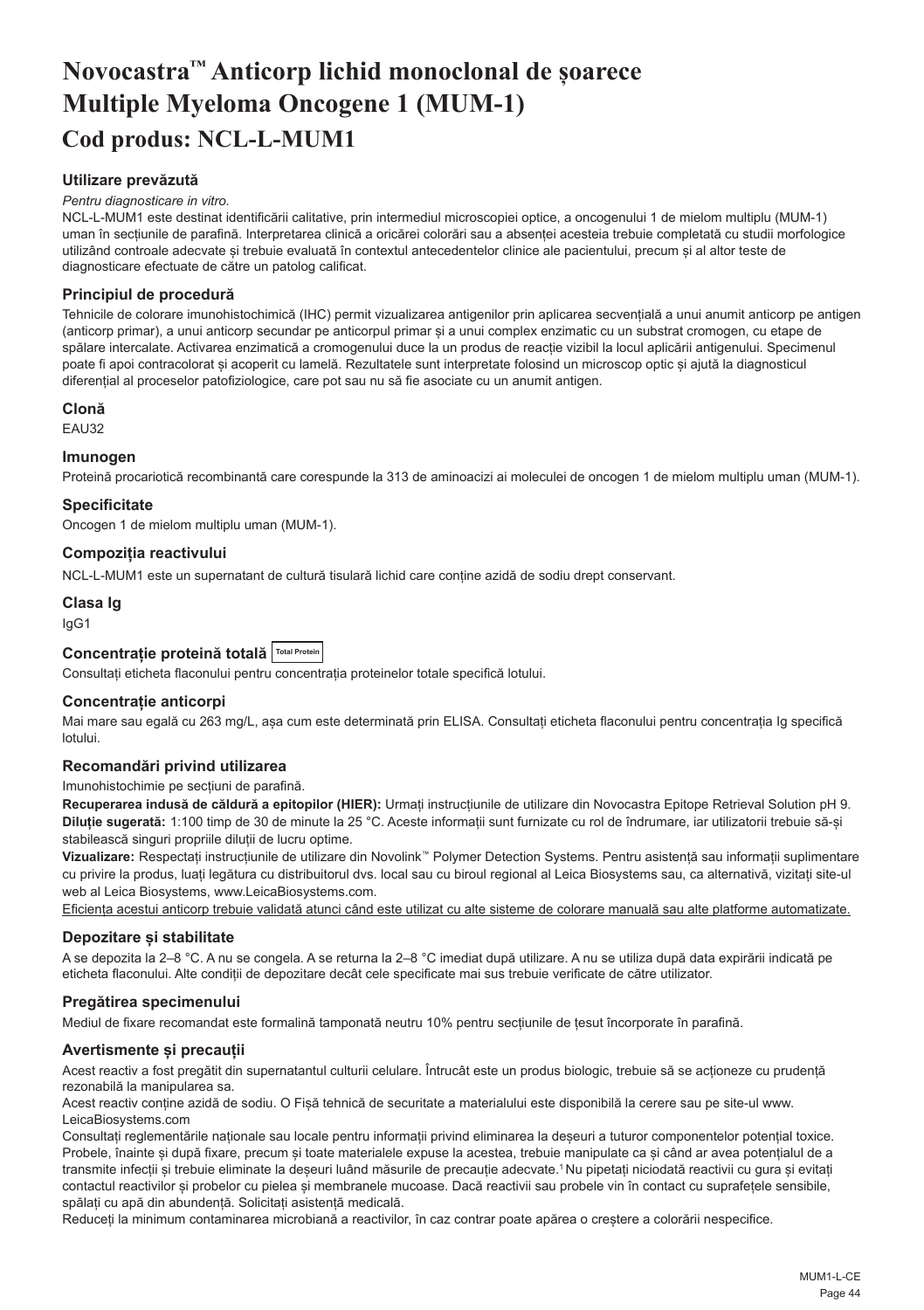# Novocastra™ Anticorp lichid monoclonal de șoarece Multiple Myeloma Oncogene 1 (MUM-1)

## Cod produs: NCL-L-MUM1

### Utilizare prevăzută

*Pentru diagnosticare in vitro.*

NCL-L-MUM1 este destinat identificării calitative, prin intermediul microscopiei optice, a oncogenului 1 de mielom multiplu (MUM-1) uman în secțiunile de parafină. Interpretarea clinică a oricărei colorări sau a absenței acesteia trebuie completată cu studii morfologice utilizând controale adecvate și trebuie evaluată în contextul antecedentelor clinice ale pacientului, precum și al altor teste de diagnosticare efectuate de către un patolog calificat.

### Principiul de procedură

Tehnicile de colorare imunohistochimică (IHC) permit vizualizarea antigenilor prin aplicarea secvențială a unui anumit anticorp pe antigen (anticorp primar), a unui anticorp secundar pe anticorpul primar și a unui complex enzimatic cu un substrat cromogen, cu etape de spălare intercalate. Activarea enzimatică a cromogenului duce la un produs de reacție vizibil la locul aplicării antigenului. Specimenul poate fi apoi contracolorat și acoperit cu lamelă. Rezultatele sunt interpretate folosind un microscop optic și ajută la diagnosticul diferențial al proceselor patofiziologice, care pot sau nu să fie asociate cu un anumit antigen.

### Clonă

EAU32

### Imunogen

Proteină procariotică recombinantă care corespunde la 313 de aminoacizi ai moleculei de oncogen 1 de mielom multiplu uman (MUM-1).

### Specificitate

Oncogen 1 de mielom multiplu uman (MUM-1).

### Compoziția reactivului

NCL-L-MUM1 este un supernatant de cultură tisulară lichid care conține azidă de sodiu drept conservant.

### Clasa Ig

IgG1

### Concentrație proteină totală Total Protein

Consultați eticheta flaconului pentru concentrația proteinelor totale specifică lotului.

### Concentrație anticorpi

Mai mare sau egală cu 263 mg/L, așa cum este determinată prin ELISA. Consultați eticheta flaconului pentru concentrația Ig specifică lotului.

### Recomandări privind utilizarea

Imunohistochimie pe secțiuni de parafină.

**Recuperarea indusă de căldură a epitopilor (HIER):** Urmați instrucțiunile de utilizare din Novocastra Epitope Retrieval Solution pH 9.

**Diluție sugerată:** 1:100 timp de 30 de minute la 25 °C. Aceste informații sunt furnizate cu rol de îndrumare, iar utilizatorii trebuie să-și stabilească singuri propriile diluții de lucru optime.

**Vizualizare:** Respectați instrucțiunile de utilizare din Novolink™ Polymer Detection Systems. Pentru asistență sau informații suplimentare cu privire la produs, luați legătura cu distribuitorul dvs. local sau cu biroul regional al Leica Biosystems sau, ca alternativă, vizitați site-ul web al Leica Biosystems, www.LeicaBiosystems.com.

Eficiența acestui anticorp trebuie validată atunci când este utilizat cu alte sisteme de colorare manuală sau alte platforme automatizate.

### Depozitare și stabilitate

A se depozita la 2–8 °C. A nu se congela. A se returna la 2–8 °C imediat după utilizare. A nu se utiliza după data expirării indicată pe eticheta flaconului. Alte condiții de depozitare decât cele specificate mai sus trebuie verificate de către utilizator.

### Pregătirea specimenului

Mediul de fixare recomandat este formalină tamponată neutru 10% pentru secțiunile de țesut încorporate în parafină.

### Avertismente și precauții

Acest reactiv a fost pregătit din supernatantul culturii celulare. Întrucât este un produs biologic, trebuie să se acționeze cu prudență rezonabilă la manipularea sa.

Acest reactiv conține azidă de sodiu. O Fișă tehnică de securitate a materialului este disponibilă la cerere sau pe site-ul www.LeicaBiosystems.com

Consultați reglementările naționale sau locale pentru informații privind eliminarea la deșeuri a tuturor componentelor potențial toxice. Probele, înainte și după fixare, precum și toate materialele expuse la acestea, trebuie manipulate ca și când ar avea potențialul de a transmite infecții și trebuie eliminate la deșeuri luând măsurile de precauție adecvate.[1] Nu pipetați niciodată reactivii cu gura și evitați contactul reactivilor și probelor cu pielea și membranele mucoase. Dacă reactivii sau probele vin în contact cu suprafețele sensibile, spălați cu apă din abundență. Solicitați asistență medicală.

Reduceți la minimum contaminarea microbiană a reactivilor, în caz contrar poate apărea o creștere a colorării nespecifice.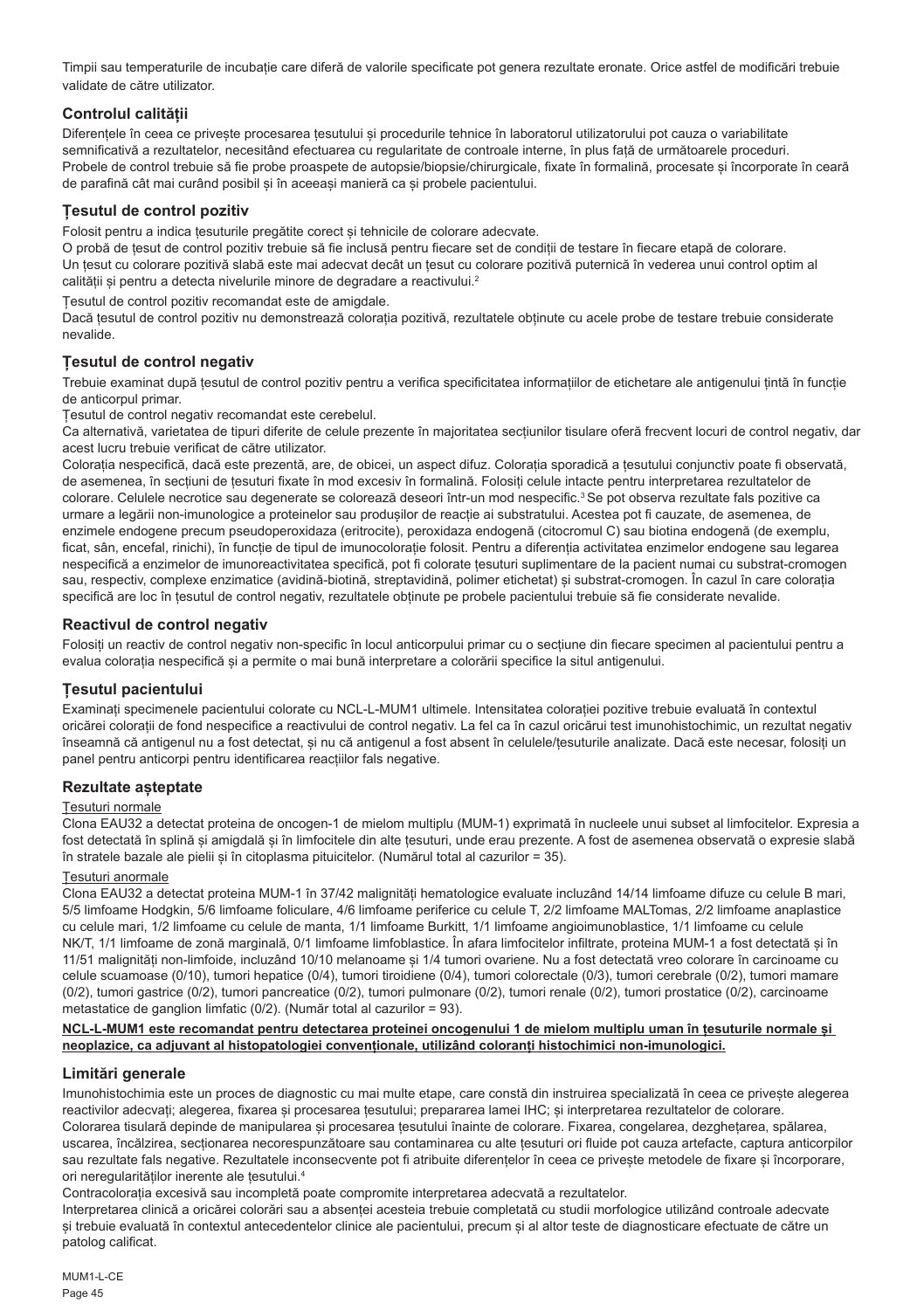Timpii sau temperaturile de incubație care diferă de valorile specificate pot genera rezultate eronate. Orice astfel de modificări trebuie validate de către utilizator.

## Controlul calității

Diferențele în ceea ce privește procesarea țesutului și procedurile tehnice în laboratorul utilizatorului pot cauza o variabilitate semnificativă a rezultatelor, necesitând efectuarea cu regularitate de controale interne, în plus față de următoarele proceduri. Probele de control trebuie să fie probe proaspete de autopsie/biopsie/chirurgicale, fixate în formalină, procesate și încorporate în ceară de parafină cât mai curând posibil și în aceeași manieră ca și probele pacientului.

## Țesutul de control pozitiv

Folosit pentru a indica țesuturile pregătite corect și tehnicile de colorare adecvate.

O probă de țesut de control pozitiv trebuie să fie inclusă pentru fiecare set de condiții de testare în fiecare etapă de colorare.

Un țesut cu colorare pozitivă slabă este mai adecvat decât un țesut cu colorare pozitivă puternică în vederea unui control optim al calității și pentru a detecta nivelurile minore de degradare a reactivului.[2]

Țesutul de control pozitiv recomandat este de amigdale.

Dacă țesutul de control pozitiv nu demonstrează colorația pozitivă, rezultatele obținute cu acele probe de testare trebuie considerate nevalide.

## Țesutul de control negativ

Trebuie examinat după țesutul de control pozitiv pentru a verifica specificitatea informațiilor de etichetare ale antigenului țintă în funcție de anticorpul primar.

Țesutul de control negativ recomandat este cerebelul.

Ca alternativă, varietatea de tipuri diferite de celule prezente în majoritatea secțiunilor tisulare oferă frecvent locuri de control negativ, dar acest lucru trebuie verificat de către utilizator.

Colorația nespecifică, dacă este prezentă, are, de obicei, un aspect difuz. Colorația sporadică a țesutului conjunctiv poate fi observată, de asemenea, în secțiuni de țesuturi fixate în mod excesiv în formalină. Folosiți celule intacte pentru interpretarea rezultatelor de colorare. Celulele necrotice sau degenerate se colorează deseori într-un mod nespecific.[3] Se pot observa rezultate fals pozitive ca urmare a legării non-imunologice a proteinelor sau produșilor de reacție ai substratului. Acestea pot fi cauzate, de asemenea, de enzimele endogene precum pseudoperoxidaza (eritrocite), peroxidaza endogenă (citocromul C) sau biotina endogenă (de exemplu, ficat, sân, encefal, rinichi), în funcție de tipul de imunocolorație folosit. Pentru a diferenția activitatea enzimelor endogene sau legarea nespecifică a enzimelor de imunoreactivitatea specifică, pot fi colorate țesuturi suplimentare de la pacient numai cu substrat-cromogen sau, respectiv, complexe enzimatice (avidină-biotină, streptavidină, polimer etichetat) și substrat-cromogen. În cazul în care colorația specifică are loc în țesutul de control negativ, rezultatele obținute pe probele pacientului trebuie să fie considerate nevalide.

## Reactivul de control negativ

Folosiți un reactiv de control negativ non-specific în locul anticorpului primar cu o secțiune din fiecare specimen al pacientului pentru a evalua colorația nespecifică și a permite o mai bună interpretare a colorării specifice la situl antigenului.

## Țesutul pacientului

Examinați specimenele pacientului colorate cu NCL-L-MUM1 ultimele. Intensitatea colorației pozitive trebuie evaluată în contextul oricărei colorații de fond nespecifice a reactivului de control negativ. La fel ca în cazul oricărui test imunohistochimic, un rezultat negativ înseamnă că antigenul nu a fost detectat, și nu că antigenul a fost absent în celulele/țesuturile analizate. Dacă este necesar, folosiți un panel pentru anticorpi pentru identificarea reacțiilor fals negative.

## Rezultate așteptate

Țesuturi normale

Clona EAU32 a detectat proteina de oncogen-1 de mielom multiplu (MUM-1) exprimată în nucleele unui subset al limfocitelor. Expresia a fost detectată în splină și amigdală și în limfocitele din alte țesuturi, unde erau prezente. A fost de asemenea observată o expresie slabă în stratele bazale ale pielii și în citoplasma pituicitelor. (Numărul total al cazurilor = 35).

Țesuturi anormale

Clona EAU32 a detectat proteina MUM-1 în 37/42 malignități hematologice evaluate incluzând 14/14 limfoame difuze cu celule B mari, 5/5 limfoame Hodgkin, 5/6 limfoame foliculare, 4/6 limfoame periferice cu celule T, 2/2 limfoame MALTomas, 2/2 limfoame anaplastice cu celule mari, 1/2 limfoame cu celule de manta, 1/1 limfoame Burkitt, 1/1 limfoame angioimunoblastice, 1/1 limfoame cu celule NK/T, 1/1 limfoame de zonă marginală, 0/1 limfoame limfoblastice. În afara limfocitelor infiltrate, proteina MUM-1 a fost detectată și în 11/51 malignități non-limfoide, incluzând 10/10 melanoame și 1/4 tumori ovariene. Nu a fost detectată vreo colorare în carcinoame cu celule scuamoase (0/10), tumori hepatice (0/4), tumori tiroidiene (0/4), tumori colorectale (0/3), tumori cerebrale (0/2), tumori mamare (0/2), tumori gastrice (0/2), tumori pancreatice (0/2), tumori pulmonare (0/2), tumori renale (0/2), tumori prostatice (0/2), carcinoame metastatice de ganglion limfatic (0/2). (Număr total al cazurilor = 93).

**NCL-L-MUM1 este recomandat pentru detectarea proteinei oncogenului 1 de mielom multiplu uman în țesuturile normale și neoplazice, ca adjuvant al histopatologiei convenționale, utilizând coloranți histochimici non-imunologici.**

## Limitări generale

Imunohistochimia este un proces de diagnostic cu mai multe etape, care constă din instruirea specializată în ceea ce privește alegerea reactivilor adecvați; alegerea, fixarea și procesarea țesutului; prepararea lamei IHC; și interpretarea rezultatelor de colorare.

Colorarea tisulară depinde de manipularea și procesarea țesutului înainte de colorare. Fixarea, congelarea, dezghețarea, spălarea, uscarea, încălzirea, secționarea necorespunzătoare sau contaminarea cu alte țesuturi ori fluide pot cauza artefacte, captura anticorpilor sau rezultate fals negative. Rezultatele inconsecvente pot fi atribuite diferențelor în ceea ce privește metodele de fixare și încorporare, ori neregularităților inerente ale țesutului.[4]

Contracolorația excesivă sau incompletă poate compromite interpretarea adecvată a rezultatelor.

Interpretarea clinică a oricărei colorări sau a absenței acesteia trebuie completată cu studii morfologice utilizând controale adecvate și trebuie evaluată în contextul antecedentelor clinice ale pacientului, precum și al altor teste de diagnosticare efectuate de către un patolog calificat.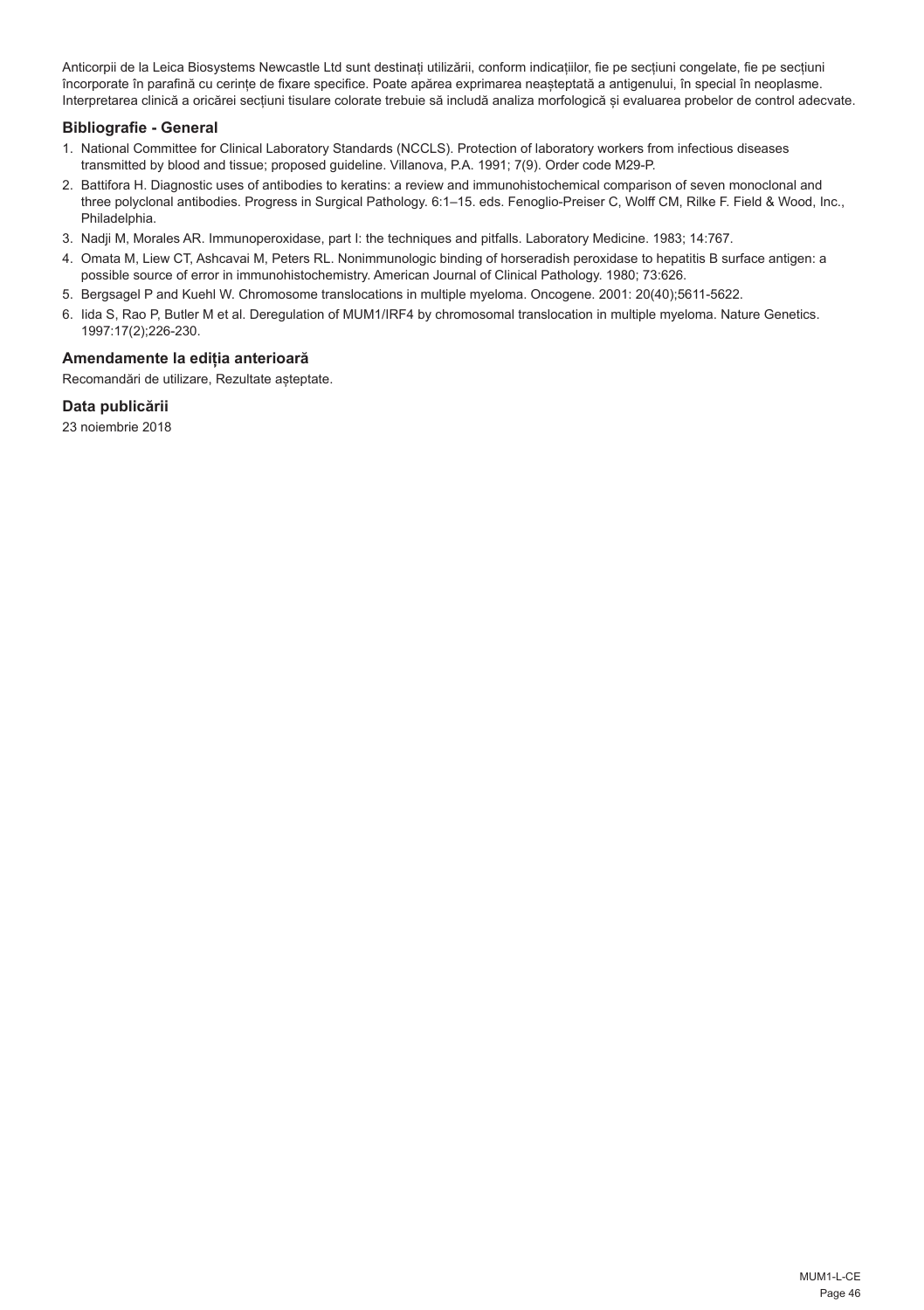Anticorpii de la Leica Biosystems Newcastle Ltd sunt destinați utilizării, conform indicațiilor, fie pe secțiuni congelate, fie pe secțiuni încorporate în parafină cu cerințe de fixare specifice. Poate apărea exprimarea neașteptată a antigenului, în special în neoplasme. Interpretarea clinică a oricărei secțiuni tisulare colorate trebuie să includă analiza morfologică și evaluarea probelor de control adecvate.

### Bibliografie - General

1. National Committee for Clinical Laboratory Standards (NCCLS). Protection of laboratory workers from infectious diseases transmitted by blood and tissue; proposed guideline. Villanova, P.A. 1991; 7(9). Order code M29-P.
2. Battifora H. Diagnostic uses of antibodies to keratins: a review and immunohistochemical comparison of seven monoclonal and three polyclonal antibodies. Progress in Surgical Pathology. 6:1–15. eds. Fenoglio-Preiser C, Wolff CM, Rilke F. Field & Wood, Inc., Philadelphia.
3. Nadji M, Morales AR. Immunoperoxidase, part I: the techniques and pitfalls. Laboratory Medicine. 1983; 14:767.
4. Omata M, Liew CT, Ashcavai M, Peters RL. Nonimmunologic binding of horseradish peroxidase to hepatitis B surface antigen: a possible source of error in immunohistochemistry. American Journal of Clinical Pathology. 1980; 73:626.
5. Bergsagel P and Kuehl W. Chromosome translocations in multiple myeloma. Oncogene. 2001: 20(40);5611-5622.
6. Iida S, Rao P, Butler M et al. Deregulation of MUM1/IRF4 by chromosomal translocation in multiple myeloma. Nature Genetics. 1997:17(2);226-230.

### Amendamente la ediția anterioară

Recomandări de utilizare, Rezultate așteptate.

### Data publicării

23 noiembrie 2018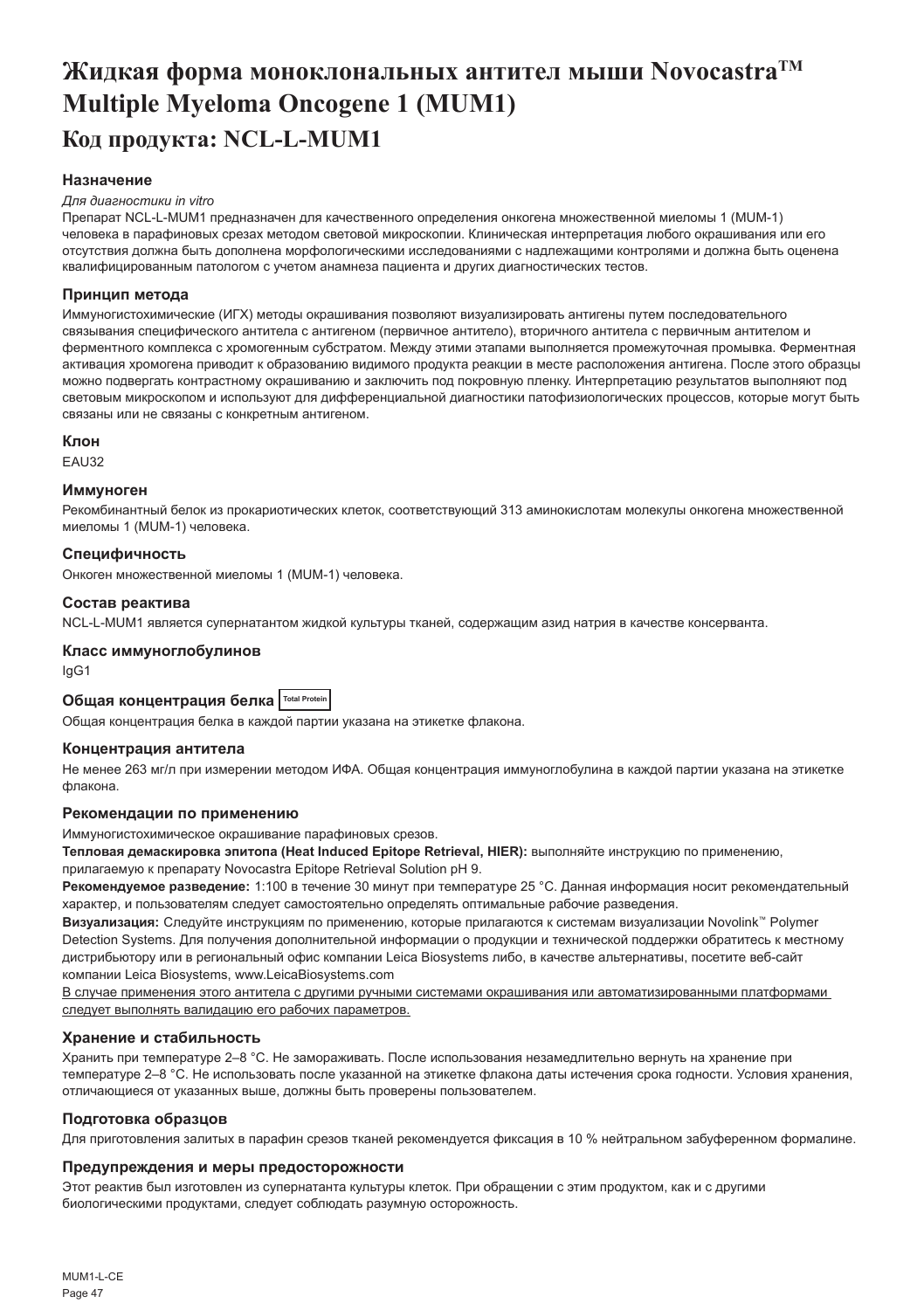# Жидкая форма моноклональных антител мыши Novocastra™ Multiple Myeloma Oncogene 1 (MUM1)

## Код продукта: NCL-L-MUM1

### Назначение

*Для диагностики in vitro*

Препарат NCL-L-MUM1 предназначен для качественного определения онкогена множественной миеломы 1 (MUM-1) человека в парафиновых срезах методом световой микроскопии. Клиническая интерпретация любого окрашивания или его отсутствия должна быть дополнена морфологическими исследованиями с надлежащими контролями и должна быть оценена квалифицированным патологом с учетом анамнеза пациента и других диагностических тестов.

### Принцип метода

Иммуногистохимические (ИГХ) методы окрашивания позволяют визуализировать антигены путем последовательного связывания специфического антитела с антигеном (первичное антитело), вторичного антитела с первичным антителом и ферментного комплекса с хромогенным субстратом. Между этими этапами выполняется промежуточная промывка. Ферментная активация хромогена приводит к образованию видимого продукта реакции в месте расположения антигена. После этого образцы можно подвергать контрастному окрашиванию и заключить под покровную пленку. Интерпретацию результатов выполняют под световым микроскопом и используют для дифференциальной диагностики патофизиологических процессов, которые могут быть связаны или не связаны с конкретным антигеном.

### Клон

EAU32

### Иммуноген

Рекомбинантный белок из прокариотических клеток, соответствующий 313 аминокислотам молекулы онкогена множественной миеломы 1 (MUM-1) человека.

### Специфичность

Онкоген множественной миеломы 1 (MUM-1) человека.

### Состав реактива

NCL-L-MUM1 является супернатантом жидкой культуры тканей, содержащим азид натрия в качестве консерванта.

### Класс иммуноглобулинов

IgG1

### Общая концентрация белка Total Protein

Общая концентрация белка в каждой партии указана на этикетке флакона.

### Концентрация антитела

Не менее 263 мг/л при измерении методом ИФА. Общая концентрация иммуноглобулина в каждой партии указана на этикетке флакона.

### Рекомендации по применению

Иммуногистохимическое окрашивание парафиновых срезов.

**Тепловая демаскировка эпитопа (Heat Induced Epitope Retrieval, HIER):** выполняйте инструкцию по применению, прилагаемую к препарату Novocastra Epitope Retrieval Solution pH 9.

**Рекомендуемое разведение:** 1:100 в течение 30 минут при температуре 25 °C. Данная информация носит рекомендательный характер, и пользователям следует самостоятельно определять оптимальные рабочие разведения.

**Визуализация:** Следуйте инструкциям по применению, которые прилагаются к системам визуализации Novolink™ Polymer Detection Systems. Для получения дополнительной информации о продукции и технической поддержки обратитесь к местному дистрибьютору или в региональный офис компании Leica Biosystems либо, в качестве альтернативы, посетите веб-сайт компании Leica Biosystems, www.LeicaBiosystems.com

В случае применения этого антитела с другими ручными системами окрашивания или автоматизированными платформами следует выполнять валидацию его рабочих параметров.

### Хранение и стабильность

Хранить при температуре 2–8 °C. Не замораживать. После использования незамедлительно вернуть на хранение при температуре 2–8 °C. Не использовать после указанной на этикетке флакона даты истечения срока годности. Условия хранения, отличающиеся от указанных выше, должны быть проверены пользователем.

### Подготовка образцов

Для приготовления залитых в парафин срезов тканей рекомендуется фиксация в 10 % нейтральном забуференном формалине.

### Предупреждения и меры предосторожности

Этот реактив был изготовлен из супернатанта культуры клеток. При обращении с этим продуктом, как и с другими биологическими продуктами, следует соблюдать разумную осторожность.

MUM1-L-CE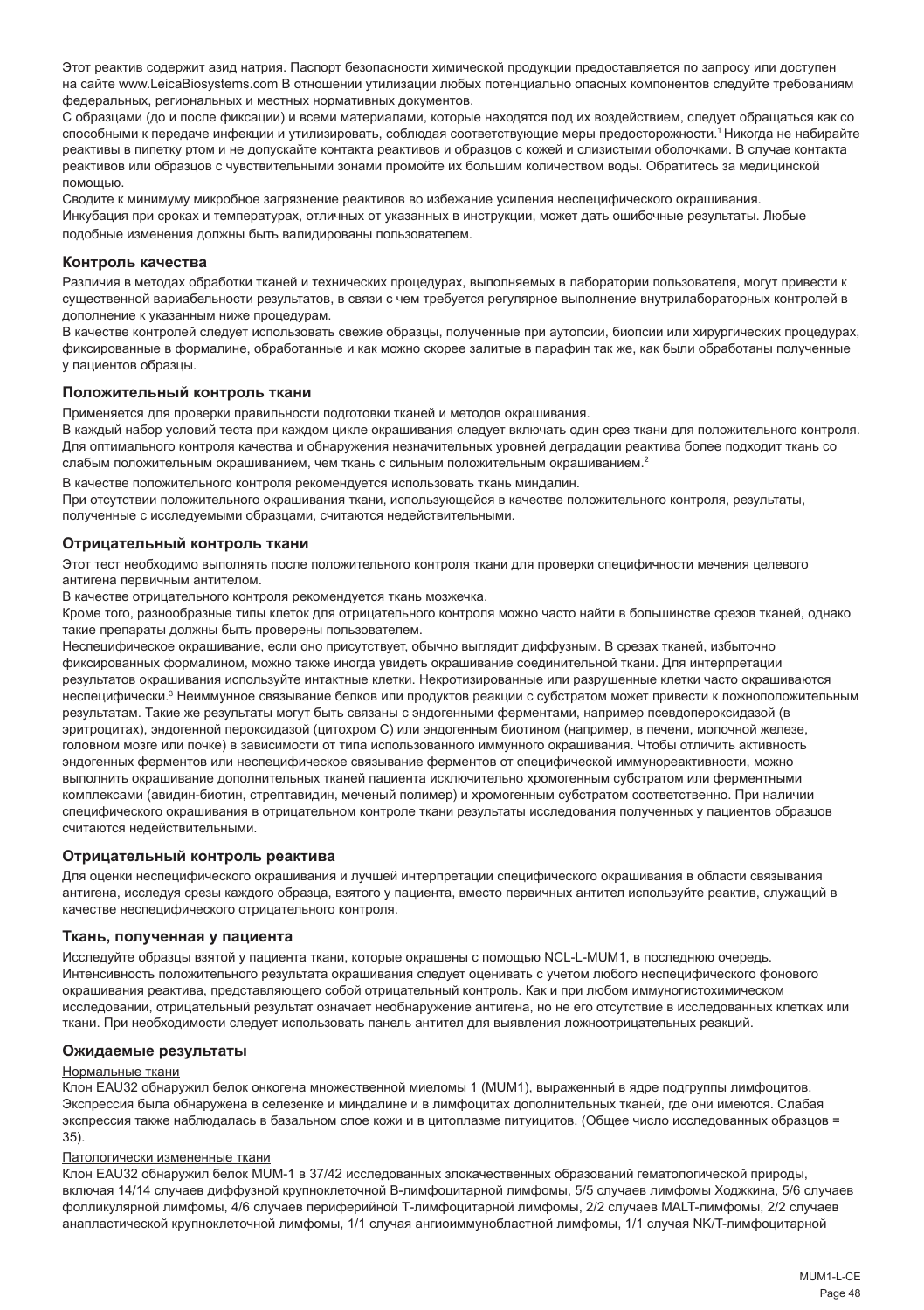Этот реактив содержит азид натрия. Паспорт безопасности химической продукции предоставляется по запросу или доступен на сайте www.LeicaBiosystems.com В отношении утилизации любых потенциально опасных компонентов следуйте требованиям федеральных, региональных и местных нормативных документов.

С образцами (до и после фиксации) и всеми материалами, которые находятся под их воздействием, следует обращаться как со способными к передаче инфекции и утилизировать, соблюдая соответствующие меры предосторожности.[1] Никогда не набирайте реактивы в пипетку ртом и не допускайте контакта реактивов и образцов с кожей и слизистыми оболочками. В случае контакта реактивов или образцов с чувствительными зонами промойте их большим количеством воды. Обратитесь за медицинской помощью.

Сводите к минимуму микробное загрязнение реактивов во избежание усиления неспецифического окрашивания.

Инкубация при сроках и температурах, отличных от указанных в инструкции, может дать ошибочные результаты. Любые подобные изменения должны быть валидированы пользователем.

### Контроль качества

Различия в методах обработки тканей и технических процедурах, выполняемых в лаборатории пользователя, могут привести к существенной вариабельности результатов, в связи с чем требуется регулярное выполнение внутрилабораторных контролей в дополнение к указанным ниже процедурам.

В качестве контролей следует использовать свежие образцы, полученные при аутопсии, биопсии или хирургических процедурах, фиксированные в формалине, обработанные и как можно скорее залитые в парафин так же, как были обработаны полученные у пациентов образцы.

### Положительный контроль ткани

Применяется для проверки правильности подготовки тканей и методов окрашивания.

В каждый набор условий теста при каждом цикле окрашивания следует включать один срез ткани для положительного контроля. Для оптимального контроля качества и обнаружения незначительных уровней деградации реактива более подходит ткань со слабым положительным окрашиванием, чем ткань с сильным положительным окрашиванием.[2]

В качестве положительного контроля рекомендуется использовать ткань миндалин.

При отсутствии положительного окрашивания ткани, использующейся в качестве положительного контроля, результаты, полученные с исследуемыми образцами, считаются недействительными.

### Отрицательный контроль ткани

Этот тест необходимо выполнять после положительного контроля ткани для проверки специфичности мечения целевого антигена первичным антителом.

В качестве отрицательного контроля рекомендуется ткань мозжечка.

Кроме того, разнообразные типы клеток для отрицательного контроля можно часто найти в большинстве срезов тканей, однако такие препараты должны быть проверены пользователем.

Неспецифическое окрашивание, если оно присутствует, обычно выглядит диффузным. В срезах тканей, избыточно фиксированных формалином, можно также иногда увидеть окрашивание соединительной ткани. Для интерпретации результатов окрашивания используйте интактные клетки. Некротизированные или разрушенные клетки часто окрашиваются неспецифически.[3] Неиммунное связывание белков или продуктов реакции с субстратом может привести к ложноположительным результатам. Такие же результаты могут быть связаны с эндогенными ферментами, например псевдопероксидазой (в эритроцитах), эндогенной пероксидазой (цитохром C) или эндогенным биотином (например, в печени, молочной железе, головном мозге или почке) в зависимости от типа использованного иммунного окрашивания. Чтобы отличить активность эндогенных ферментов или неспецифическое связывание ферментов от специфической иммунореактивности, можно выполнить окрашивание дополнительных тканей пациента исключительно хромогенным субстратом или ферментными комплексами (авидин-биотин, стрептавидин, меченый полимер) и хромогенным субстратом соответственно. При наличии специфического окрашивания в отрицательном контроле ткани результаты исследования полученных у пациентов образцов считаются недействительными.

### Отрицательный контроль реактива

Для оценки неспецифического окрашивания и лучшей интерпретации специфического окрашивания в области связывания антигена, исследуя срезы каждого образца, взятого у пациента, вместо первичных антител используйте реактив, служащий в качестве неспецифического отрицательного контроля.

### Ткань, полученная у пациента

Исследуйте образцы взятой у пациента ткани, которые окрашены с помощью NCL-L-MUM1, в последнюю очередь. Интенсивность положительного результата окрашивания следует оценивать с учетом любого неспецифического фонового окрашивания реактива, представляющего собой отрицательный контроль. Как и при любом иммуногистохимическом исследовании, отрицательный результат означает необнаружение антигена, но не его отсутствие в исследованных клетках или ткани. При необходимости следует использовать панель антител для выявления ложноотрицательных реакций.

### Ожидаемые результаты

Нормальные ткани

Клон EAU32 обнаружил белок онкогена множественной миеломы 1 (MUM1), выраженный в ядре подгруппы лимфоцитов. Экспрессия была обнаружена в селезенке и миндалине и в лимфоцитах дополнительных тканей, где они имеются. Слабая экспрессия также наблюдалась в базальном слое кожи и в цитоплазме питуицитов. (Общее число исследованных образцов = 35).

Патологически измененные ткани

Клон EAU32 обнаружил белок MUM-1 в 37/42 исследованных злокачественных образований гематологической природы, включая 14/14 случаев диффузной крупноклеточной В-лимфоцитарной лимфомы, 5/5 случаев лимфомы Ходжкина, 5/6 случаев фолликулярной лимфомы, 4/6 случаев периферийной Т-лимфоцитарной лимфомы, 2/2 случаев MALT-лимфомы, 2/2 случаев анапластической крупноклеточной лимфомы, 1/1 случая ангиоиммунобластной лимфомы, 1/1 случая NK/T-лимфоцитарной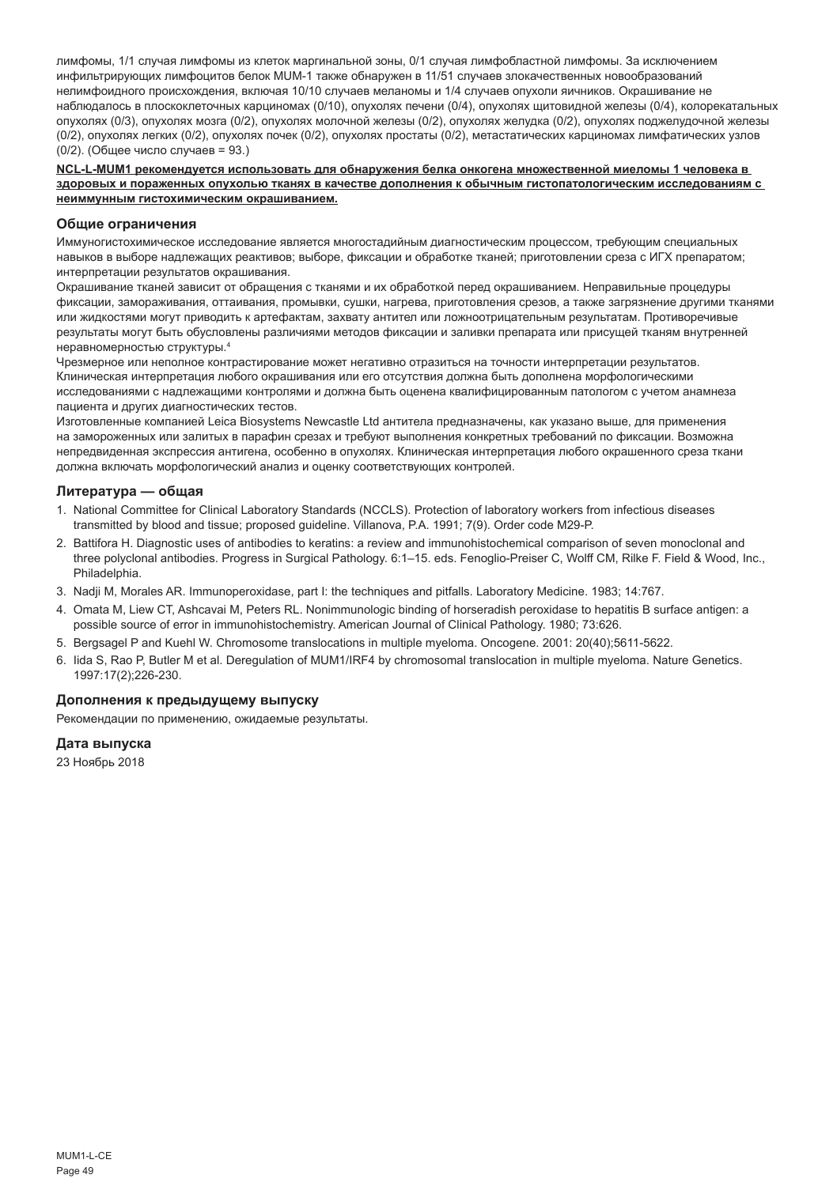лимфомы, 1/1 случая лимфомы из клеток маргинальной зоны, 0/1 случая лимфобластной лимфомы. За исключением инфильтрирующих лимфоцитов белок MUM-1 также обнаружен в 11/51 случаев злокачественных новообразований нелимфоидного происхождения, включая 10/10 случаев меланомы и 1/4 случаев опухоли яичников. Окрашивание не наблюдалось в плоскоклеточных карциномах (0/10), опухолях печени (0/4), опухолях щитовидной железы (0/4), колоректальных опухолях (0/3), опухолях мозга (0/2), опухолях молочной железы (0/2), опухолях желудка (0/2), опухолях поджелудочной железы (0/2), опухолях легких (0/2), опухолях почек (0/2), опухолях простаты (0/2), метастатических карциномах лимфатических узлов (0/2). (Общее число случаев = 93.)

**NCL-L-MUM1 рекомендуется использовать для обнаружения белка онкогена множественной миеломы 1 человека в здоровых и пораженных опухолью тканях в качестве дополнения к обычным гистопатологическим исследованиям с неиммунным гистохимическим окрашиванием.**

## Общие ограничения

Иммуногистохимическое исследование является многостадийным диагностическим процессом, требующим специальных навыков в выборе надлежащих реактивов; выборе, фиксации и обработке тканей; приготовлении среза с ИГХ препаратом; интерпретации результатов окрашивания.

Окрашивание тканей зависит от обращения с тканями и их обработкой перед окрашиванием. Неправильные процедуры фиксации, замораживания, оттаивания, промывки, сушки, нагрева, приготовления срезов, а также загрязнение другими тканями или жидкостями могут приводить к артефактам, захвату антител или ложноотрицательным результатам. Противоречивые результаты могут быть обусловлены различиями методов фиксации и заливки препарата или присущей тканям внутренней неравномерностью структуры.[4]

Чрезмерное или неполное контрастирование может негативно отразиться на точности интерпретации результатов. Клиническая интерпретация любого окрашивания или его отсутствия должна быть дополнена морфологическими исследованиями с надлежащими контролями и должна быть оценена квалифицированным патологом с учетом анамнеза пациента и других диагностических тестов.

Изготовленные компанией Leica Biosystems Newcastle Ltd антитела предназначены, как указано выше, для применения на замороженных или залитых в парафин срезах и требуют выполнения конкретных требований по фиксации. Возможна непредвиденная экспрессия антигена, особенно в опухолях. Клиническая интерпретация любого окрашенного среза ткани должна включать морфологический анализ и оценку соответствующих контролей.

## Литература — общая

1. National Committee for Clinical Laboratory Standards (NCCLS). Protection of laboratory workers from infectious diseases transmitted by blood and tissue; proposed guideline. Villanova, P.A. 1991; 7(9). Order code M29-P.
2. Battifora H. Diagnostic uses of antibodies to keratins: a review and immunohistochemical comparison of seven monoclonal and three polyclonal antibodies. Progress in Surgical Pathology. 6:1–15. eds. Fenoglio-Preiser C, Wolff CM, Rilke F. Field & Wood, Inc., Philadelphia.
3. Nadji M, Morales AR. Immunoperoxidase, part I: the techniques and pitfalls. Laboratory Medicine. 1983; 14:767.
4. Omata M, Liew CT, Ashcavai M, Peters RL. Nonimmunologic binding of horseradish peroxidase to hepatitis B surface antigen: a possible source of error in immunohistochemistry. American Journal of Clinical Pathology. 1980; 73:626.
5. Bergsagel P and Kuehl W. Chromosome translocations in multiple myeloma. Oncogene. 2001: 20(40);5611-5622.
6. Iida S, Rao P, Butler M et al. Deregulation of MUM1/IRF4 by chromosomal translocation in multiple myeloma. Nature Genetics. 1997:17(2);226-230.

## Дополнения к предыдущему выпуску

Рекомендации по применению, ожидаемые результаты.

## Дата выпуска

23 Ноябрь 2018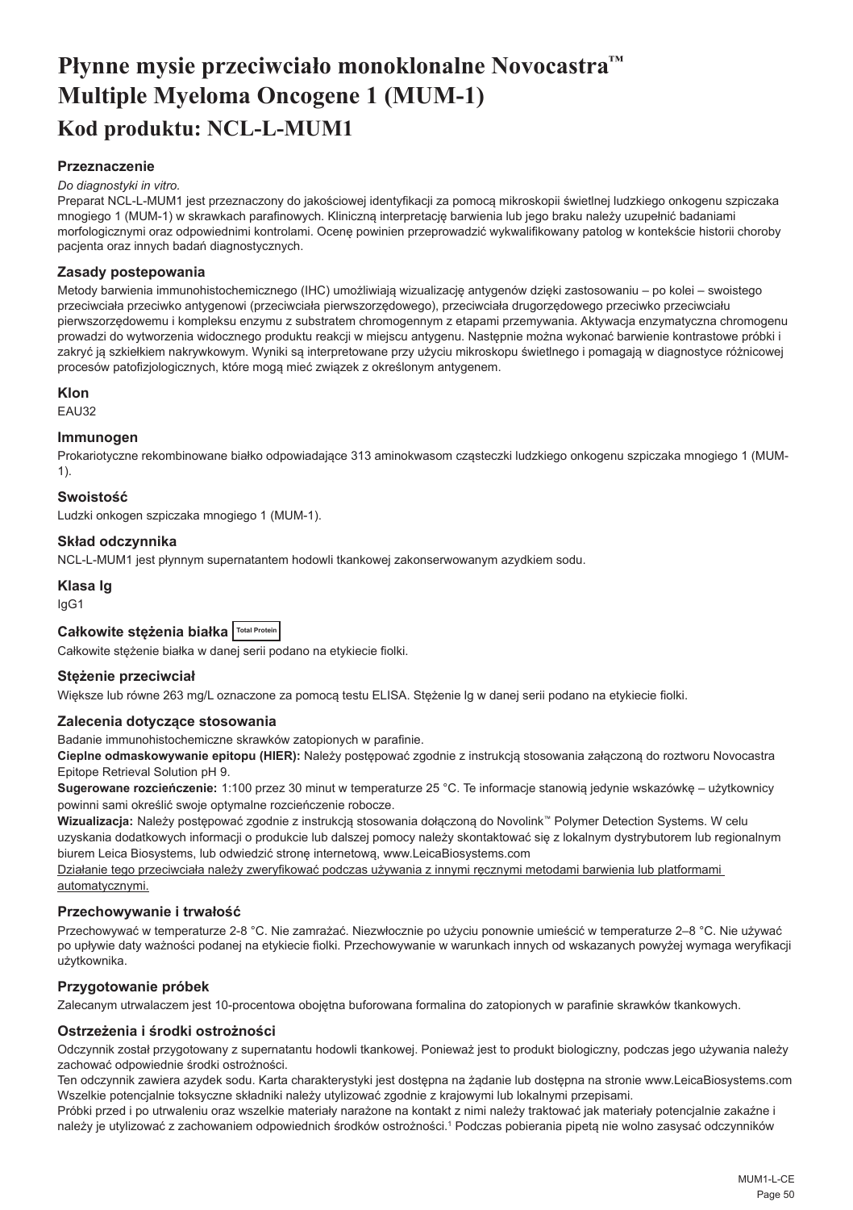# Płynne mysie przeciwciało monoklonalne Novocastra™ Multiple Myeloma Oncogene 1 (MUM-1)

## Kod produktu: NCL-L-MUM1

### Przeznaczenie

*Do diagnostyki in vitro.*

Preparat NCL-L-MUM1 jest przeznaczony do jakościowej identyfikacji za pomocą mikroskopii świetlnej ludzkiego onkogenu szpiczaka mnogiego 1 (MUM-1) w skrawkach parafinowych. Kliniczną interpretację barwienia lub jego braku należy uzupełnić badaniami morfologicznymi oraz odpowiednimi kontrolami. Ocenę powinien przeprowadzić wykwalifikowany patolog w kontekście historii choroby pacjenta oraz innych badań diagnostycznych.

### Zasady postepowania

Metody barwienia immunohistochemicznego (IHC) umożliwiają wizualizację antygenów dzięki zastosowaniu – po kolei – swoistego przeciwciała przeciwko antygenowi (przeciwciała pierwszorzędowego), przeciwciała drugorzędowego przeciwko przeciwciału pierwszorzędowemu i kompleksu enzymu z substratem chromogennym z etapami przemywania. Aktywacja enzymatyczna chromogenu prowadzi do wytworzenia widocznego produktu reakcji w miejscu antygenu. Następnie można wykonać barwienie kontrastowe próbki i zakryć ją szkiełkiem nakrywkowym. Wyniki są interpretowane przy użyciu mikroskopu świetlnego i pomagają w diagnostyce różnicowej procesów patofizjologicznych, które mogą mieć związek z określonym antygenem.

### Klon

EAU32

### Immunogen

Prokariotyczne rekombinowane białko odpowiadające 313 aminokwasom cząsteczki ludzkiego onkogenu szpiczaka mnogiego 1 (MUM-1).

### Swoistość

Ludzki onkogen szpiczaka mnogiego 1 (MUM-1).

### Skład odczynnika

NCL-L-MUM1 jest płynnym supernatantem hodowli tkankowej zakonserwowanym azydkiem sodu.

### Klasa Ig

IgG1

### Całkowite stężenia białka Total Protein

Całkowite stężenie białka w danej serii podano na etykiecie fiolki.

### Stężenie przeciwciał

Większe lub równe 263 mg/L oznaczone za pomocą testu ELISA. Stężenie lg w danej serii podano na etykiecie fiolki.

### Zalecenia dotyczące stosowania

Badanie immunohistochemiczne skrawków zatopionych w parafinie.

**Cieplne odmaskowywanie epitopu (HIER):** Należy postępować zgodnie z instrukcją stosowania załączoną do roztworu Novocastra Epitope Retrieval Solution pH 9.

**Sugerowane rozcieńczenie:** 1:100 przez 30 minut w temperaturze 25 °C. Te informacje stanowią jedynie wskazówkę – użytkownicy powinni sami określić swoje optymalne rozcieńczenie robocze.

**Wizualizacja:** Należy postępować zgodnie z instrukcją stosowania dołączoną do Novolink™ Polymer Detection Systems. W celu uzyskania dodatkowych informacji o produkcie lub dalszej pomocy należy skontaktować się z lokalnym dystrybutorem lub regionalnym biurem Leica Biosystems, lub odwiedzić stronę internetową, www.LeicaBiosystems.com

Działanie tego przeciwciała należy zweryfikować podczas używania z innymi ręcznymi metodami barwienia lub platformami automatycznymi.

### Przechowywanie i trwałość

Przechowywać w temperaturze 2-8 °C. Nie zamrażać. Niezwłocznie po użyciu ponownie umieścić w temperaturze 2–8 °C. Nie używać po upływie daty ważności podanej na etykiecie fiolki. Przechowywanie w warunkach innych od wskazanych powyżej wymaga weryfikacji użytkownika.

### Przygotowanie próbek

Zalecanym utrwalaczem jest 10-procentowa obojętna buforowana formalina do zatopionych w parafinie skrawków tkankowych.

### Ostrzeżenia i środki ostrożności

Odczynnik został przygotowany z supernatantu hodowli tkankowej. Ponieważ jest to produkt biologiczny, podczas jego używania należy zachować odpowiednie środki ostrożności.

Ten odczynnik zawiera azydek sodu. Karta charakterystyki jest dostępna na żądanie lub dostępna na stronie www.LeicaBiosystems.com

Wszelkie potencjalnie toksyczne składniki należy utylizować zgodnie z krajowymi lub lokalnymi przepisami.

Próbki przed i po utrwaleniu oraz wszelkie materiały narażone na kontakt z nimi należy traktować jak materiały potencjalnie zakaźne i należy je utylizować z zachowaniem odpowiednich środków ostrożności.[1] Podczas pobierania pipetą nie wolno zasysać odczynników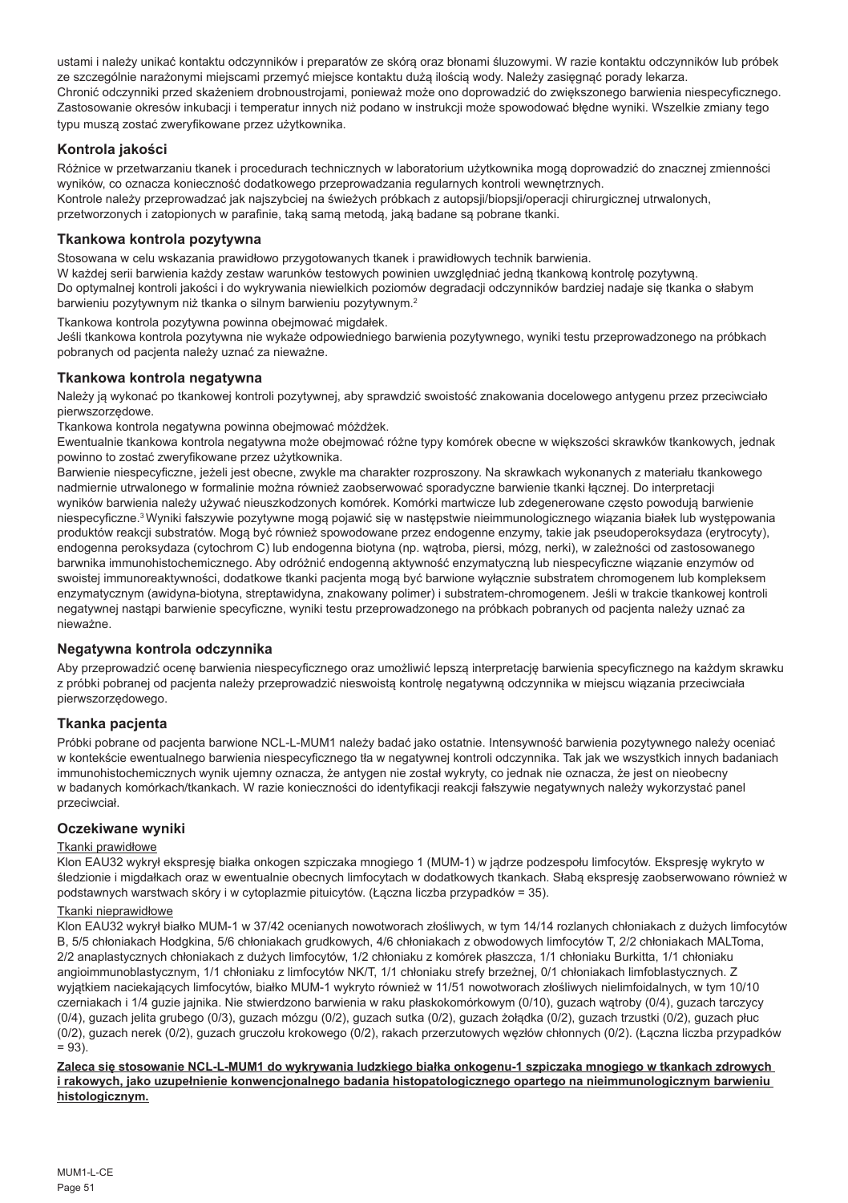ustami i należy unikać kontaktu odczynników i preparatów ze skórą oraz błonami śluzowymi. W razie kontaktu odczynników lub próbek ze szczególnie narażonymi miejscami przemyć miejsce kontaktu dużą ilością wody. Należy zasięgnąć porady lekarza.
Chronić odczynniki przed skażeniem drobnoustrojami, ponieważ może ono doprowadzić do zwiększonego barwienia niespecyficznego.
Zastosowanie okresów inkubacji i temperatur innych niż podano w instrukcji może spowodować błędne wyniki. Wszelkie zmiany tego typu muszą zostać zweryfikowane przez użytkownika.

## Kontrola jakości

Różnice w przetwarzaniu tkanek i procedurach technicznych w laboratorium użytkownika mogą doprowadzić do znacznej zmienności wyników, co oznacza konieczność dodatkowego przeprowadzania regularnych kontroli wewnętrznych.
Kontrole należy przeprowadzać jak najszybciej na świeżych próbkach z autopsji/biopsji/operacji chirurgicznej utrwalonych, przetworzonych i zatopionych w parafinie, taką samą metodą, jaką badane są pobrane tkanki.

## Tkankowa kontrola pozytywna

Stosowana w celu wskazania prawidłowo przygotowanych tkanek i prawidłowych technik barwienia.
W każdej serii barwienia każdy zestaw warunków testowych powinien uwzględniać jedną tkankową kontrolę pozytywną.
Do optymalnej kontroli jakości i do wykrywania niewielkich poziomów degradacji odczynników bardziej nadaje się tkanka o słabym barwieniu pozytywnym niż tkanka o silnym barwieniu pozytywnym.[2]

Tkankowa kontrola pozytywna powinna obejmować migdałek.
Jeśli tkankowa kontrola pozytywna nie wykaże odpowiedniego barwienia pozytywnego, wyniki testu przeprowadzonego na próbkach pobranych od pacjenta należy uznać za nieważne.

## Tkankowa kontrola negatywna

Należy ją wykonać po tkankowej kontroli pozytywnej, aby sprawdzić swoistość znakowania docelowego antygenu przez przeciwciało pierwszorzędowe.
Tkankowa kontrola negatywna powinna obejmować móżdżek.
Ewentualnie tkankowa kontrola negatywna może obejmować różne typy komórek obecne w większości skrawków tkankowych, jednak powinno to zostać zweryfikowane przez użytkownika.
Barwienie niespecyficzne, jeżeli jest obecne, zwykle ma charakter rozproszony. Na skrawkach wykonanych z materiału tkankowego nadmiernie utrwalonego w formalinie można również zaobserwować sporadyczne barwienie tkanki łącznej. Do interpretacji wyników barwienia należy używać nieuszkodzonych komórek. Komórki martwicze lub zdegenerowane często powodują barwienie niespecyficzne.[3] Wyniki fałszywie pozytywne mogą pojawić się w następstwie nieimmunologicznego wiązania białek lub występowania produktów reakcji substratów. Mogą być również spowodowane przez endogenne enzymy, takie jak pseudoperoksydaza (erytrocyty), endogenna peroksydaza (cytochrom C) lub endogenna biotyna (np. wątroba, piersi, mózg, nerki), w zależności od zastosowanego barwnika immunohistochemicznego. Aby odróżnić endogenną aktywność enzymatyczną lub niespecyficzne wiązanie enzymów od swoistej immunoreaktywności, dodatkowe tkanki pacjenta mogą być barwione wyłącznie substratem chromogenem lub kompleksem enzymatycznym (awidyna-biotyna, streptawidyna, znakowany polimer) i substratem-chromogenem. Jeśli w trakcie tkankowej kontroli negatywnej nastąpi barwienie specyficzne, wyniki testu przeprowadzonego na próbkach pobranych od pacjenta należy uznać za nieważne.

## Negatywna kontrola odczynnika

Aby przeprowadzić ocenę barwienia niespecyficznego oraz umożliwić lepszą interpretację barwienia specyficznego na każdym skrawku z próbki pobranej od pacjenta należy przeprowadzić nieswoistą kontrolę negatywną odczynnika w miejscu wiązania przeciwciała pierwszorzędowego.

## Tkanka pacjenta

Próbki pobrane od pacjenta barwione NCL-L-MUM1 należy badać jako ostatnie. Intensywność barwienia pozytywnego należy oceniać w kontekście ewentualnego barwienia niespecyficznego tła w negatywnej kontroli odczynnika. Tak jak we wszystkich innych badaniach immunohistochemicznych wynik ujemny oznacza, że antygen nie został wykryty, co jednak nie oznacza, że jest on nieobecny w badanych komórkach/tkankach. W razie konieczności do identyfikacji reakcji fałszywie negatywnych należy wykorzystać panel przeciwciał.

## Oczekiwane wyniki

Tkanki prawidłowe

Klon EAU32 wykrył ekspresję białka onkogen szpiczaka mnogiego 1 (MUM-1) w jądrze podzespołu limfocytów. Ekspresję wykryto w śledzionie i migdałkach oraz w ewentualnie obecnych limfocytach w dodatkowych tkankach. Słabą ekspresję zaobserwowano również w podstawnych warstwach skóry i w cytoplazmie pituicytów. (Łączna liczba przypadków = 35).

Tkanki nieprawidłowe

Klon EAU32 wykrył białko MUM-1 w 37/42 ocenianych nowotworach złośliwych, w tym 14/14 rozlanych chłoniakach z dużych limfocytów B, 5/5 chłoniakach Hodgkina, 5/6 chłoniakach grudkowych, 4/6 chłoniakach z obwodowych limfocytów T, 2/2 chłoniakach MALToma, 2/2 anaplastycznych chłoniakach z dużych limfocytów, 1/2 chłoniaku z komórek płaszcza, 1/1 chłoniaku Burkitta, 1/1 chłoniaku angioimmunoblastycznym, 1/1 chłoniaku z limfocytów NK/T, 1/1 chłoniaku strefy brzeżnej, 0/1 chłoniakach limfoblastycznych. Z wyjątkiem naciekających limfocytów, białko MUM-1 wykryto również w 11/51 nowotworach złośliwych nielimfoidalnych, w tym 10/10 czerniakach i 1/4 guzie jajnika. Nie stwierdzono barwienia w raku płaskokomórkowym (0/10), guzach wątroby (0/4), guzach tarczycy (0/4), guzach jelita grubego (0/3), guzach mózgu (0/2), guzach sutka (0/2), guzach żołądka (0/2), guzach trzustki (0/2), guzach płuc (0/2), guzach nerek (0/2), guzach gruczołu krokowego (0/2), rakach przerzutowych węzłów chłonnych (0/2). (Łączna liczba przypadków = 93).

**Zaleca się stosowanie NCL-L-MUM1 do wykrywania ludzkiego białka onkogenu-1 szpiczaka mnogiego w tkankach zdrowych i rakowych, jako uzupełnienie konwencjonalnego badania histopatologicznego opartego na nieimmunologicznym barwieniu histologicznym.**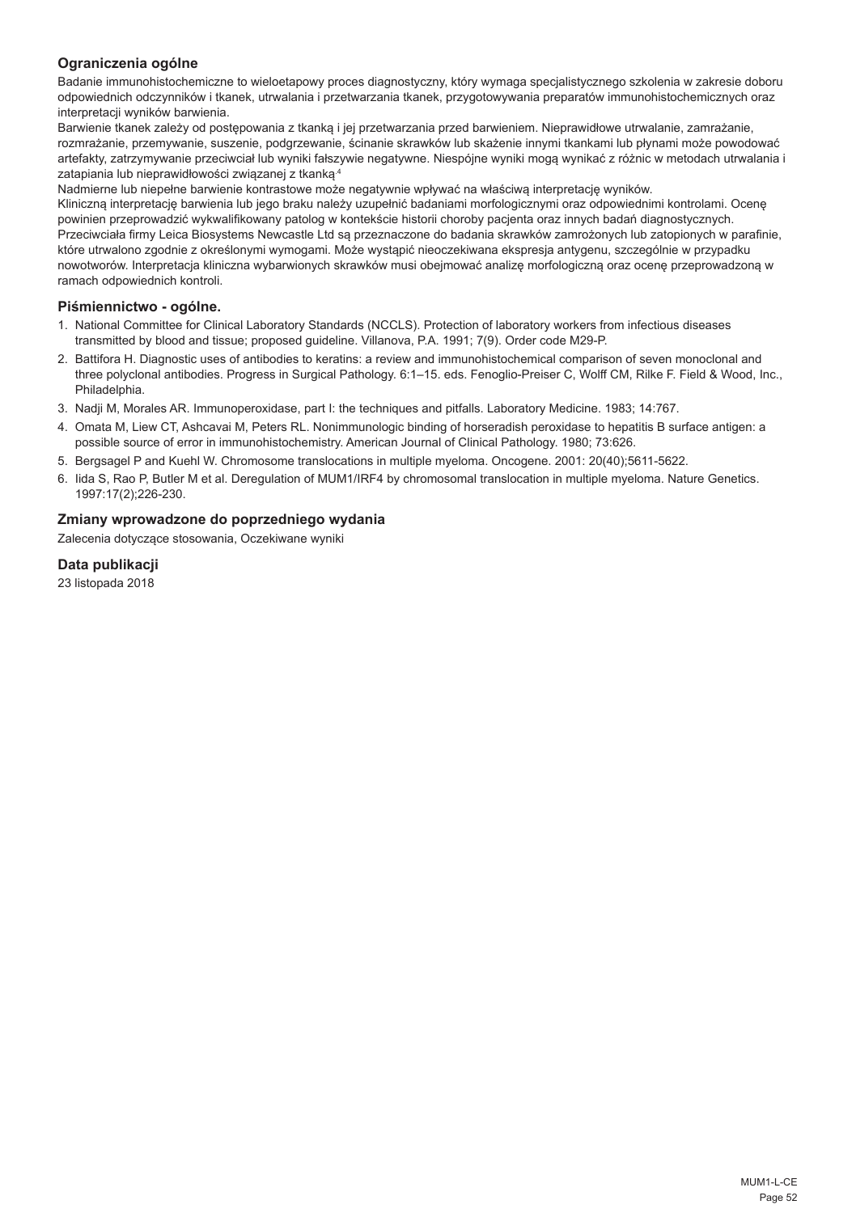## Ograniczenia ogólne

Badanie immunohistochemiczne to wieloetapowy proces diagnostyczny, który wymaga specjalistycznego szkolenia w zakresie doboru odpowiednich odczynników i tkanek, utrwalania i przetwarzania tkanek, przygotowywania preparatów immunohistochemicznych oraz interpretacji wyników barwienia.

Barwienie tkanek zależy od postępowania z tkanką i jej przetwarzania przed barwieniem. Nieprawidłowe utrwalanie, zamrażanie, rozmrażanie, przemywanie, suszenie, podgrzewanie, ścinanie skrawków lub skażenie innymi tkankami lub płynami może powodować artefakty, zatrzymywanie przeciwciał lub wyniki fałszywie negatywne. Niespójne wyniki mogą wynikać z różnic w metodach utrwalania i zatapiania lub nieprawidłowości związanej z tkanką.[4]

Nadmierne lub niepełne barwienie kontrastowe może negatywnie wpływać na właściwą interpretację wyników.

Kliniczną interpretację barwienia lub jego braku należy uzupełnić badaniami morfologicznymi oraz odpowiednimi kontrolami. Ocenę powinien przeprowadzić wykwalifikowany patolog w kontekście historii choroby pacjenta oraz innych badań diagnostycznych.

Przeciwciała firmy Leica Biosystems Newcastle Ltd są przeznaczone do badania skrawków zamrożonych lub zatopionych w parafinie, które utrwalono zgodnie z określonymi wymogami. Może wystąpić nieoczekiwana ekspresja antygenu, szczególnie w przypadku nowotworów. Interpretacja kliniczna wybarwionych skrawków musi obejmować analizę morfologiczną oraz ocenę przeprowadzoną w ramach odpowiednich kontroli.

## Piśmiennictwo - ogólne.

1. National Committee for Clinical Laboratory Standards (NCCLS). Protection of laboratory workers from infectious diseases transmitted by blood and tissue; proposed guideline. Villanova, P.A. 1991; 7(9). Order code M29-P.
2. Battifora H. Diagnostic uses of antibodies to keratins: a review and immunohistochemical comparison of seven monoclonal and three polyclonal antibodies. Progress in Surgical Pathology. 6:1–15. eds. Fenoglio-Preiser C, Wolff CM, Rilke F. Field & Wood, Inc., Philadelphia.
3. Nadji M, Morales AR. Immunoperoxidase, part I: the techniques and pitfalls. Laboratory Medicine. 1983; 14:767.
4. Omata M, Liew CT, Ashcavai M, Peters RL. Nonimmunologic binding of horseradish peroxidase to hepatitis B surface antigen: a possible source of error in immunohistochemistry. American Journal of Clinical Pathology. 1980; 73:626.
5. Bergsagel P and Kuehl W. Chromosome translocations in multiple myeloma. Oncogene. 2001: 20(40);5611-5622.
6. Iida S, Rao P, Butler M et al. Deregulation of MUM1/IRF4 by chromosomal translocation in multiple myeloma. Nature Genetics. 1997:17(2);226-230.

## Zmiany wprowadzone do poprzedniego wydania

Zalecenia dotyczące stosowania, Oczekiwane wyniki

## Data publikacji

23 listopada 2018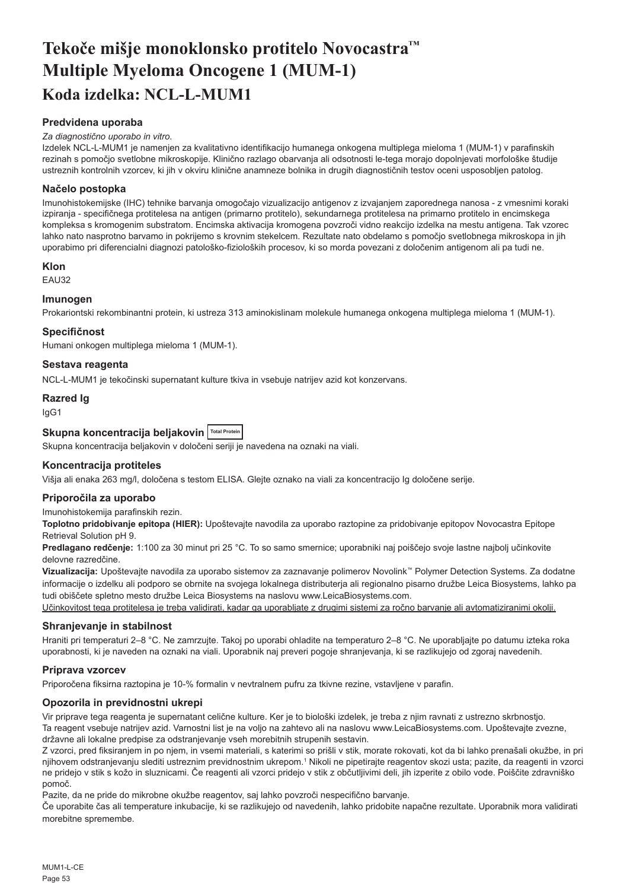# Tekoče mišje monoklonsko protitelo Novocastra™ Multiple Myeloma Oncogene 1 (MUM-1)

## Koda izdelka: NCL-L-MUM1

### Predvidena uporaba

*Za diagnostično uporabo in vitro.*

Izdelek NCL-L-MUM1 je namenjen za kvalitativno identifikacijo humanega onkogena multiplega mieloma 1 (MUM-1) v parafinskih rezinah s pomočjo svetlobne mikroskopije. Klinično razlago obarvanja ali odsotnosti le-tega morajo dopolnjevati morfološke študije ustreznih kontrolnih vzorcev, ki jih v okviru klinične anamneze bolnika in drugih diagnostičnih testov oceni usposobljen patolog.

### Načelo postopka

Imunohistokemijske (IHC) tehnike barvanja omogočajo vizualizacijo antigenov z izvajanjem zaporednega nanosa - z vmesnimi koraki izpiranja - specifičnega protitelesa na antigen (primarno protitelo), sekundarnega protitelesa na primarno protitelo in encimskega kompleksa s kromogenim substratom. Encimska aktivacija kromogena povzroči vidno reakcijo izdelka na mestu antigena. Tak vzorec lahko nato nasprotno barvamo in pokrijemo s krovnim stekelcem. Rezultate nato obdelamo s pomočjo svetlobnega mikroskopa in jih uporabimo pri diferencialni diagnozi patološko-fizioloških procesov, ki so morda povezani z določenim antigenom ali pa tudi ne.

### Klon

EAU32

### Imunogen

Prokariontski rekombinantni protein, ki ustreza 313 aminokislinam molekule humanega onkogena multiplega mieloma 1 (MUM-1).

### Specifičnost

Humani onkogen multiplega mieloma 1 (MUM-1).

### Sestava reagenta

NCL-L-MUM1 je tekočinski supernatant kulture tkiva in vsebuje natrijev azid kot konzervans.

### Razred Ig

IgG1

### Skupna koncentracija beljakovin Total Protein

Skupna koncentracija beljakovin v določeni seriji je navedena na oznaki na viali.

### Koncentracija protiteles

Višja ali enaka 263 mg/l, določena s testom ELISA. Glejte oznako na viali za koncentracijo Ig določene serije.

### Priporočila za uporabo

Imunohistokemija parafinskih rezin.

**Toplotno pridobivanje epitopa (HIER):** Upoštevajte navodila za uporabo raztopine za pridobivanje epitopov Novocastra Epitope Retrieval Solution pH 9.

**Predlagano redčenje:** 1:100 za 30 minut pri 25 °C. To so samo smernice; uporabniki naj poiščejo svoje lastne najbolj učinkovite delovne razredčine.

**Vizualizacija:** Upoštevajte navodila za uporabo sistemov za zaznavanje polimerov Novolink™ Polymer Detection Systems. Za dodatne informacije o izdelku ali podporo se obrnite na svojega lokalnega distributerja ali regionalno pisarno družbe Leica Biosystems, lahko pa tudi obiščete spletno mesto družbe Leica Biosystems na naslovu www.LeicaBiosystems.com.

Učinkovitost tega protitelesa je treba validirati, kadar ga uporabljate z drugimi sistemi za ročno barvanje ali avtomatiziranimi okolji.

### Shranjevanje in stabilnost

Hraniti pri temperaturi 2–8 °C. Ne zamrzujte. Takoj po uporabi ohladite na temperaturo 2–8 °C. Ne uporabljajte po datumu izteka roka uporabnosti, ki je naveden na oznaki na viali. Uporabnik naj preveri pogoje shranjevanja, ki se razlikujejo od zgoraj navedenih.

### Priprava vzorcev

Priporočena fiksirna raztopina je 10-% formalin v nevtralnem pufru za tkivne rezine, vstavljene v parafin.

### Opozorila in previdnostni ukrepi

Vir priprave tega reagenta je supernatant celične kulture. Ker je to biološki izdelek, je treba z njim ravnati z ustrezno skrbnostjo.

Ta reagent vsebuje natrijev azid. Varnostni list je na voljo na zahtevo ali na naslovu www.LeicaBiosystems.com. Upoštevajte zvezne, državne ali lokalne predpise za odstranjevanje vseh morebitnih strupenih sestavin.

Z vzorci, pred fiksiranjem in po njem, in vsemi materiali, s katerimi so prišli v stik, morate rokovati, kot da bi lahko prenašali okužbe, in pri njihovem odstranjevanju slediti ustreznim previdnostnim ukrepom.[1] Nikoli ne pipetirajte reagentov skozi usta; pazite, da reagenti in vzorci ne pridejo v stik s kožo in sluznicami. Če reagenti ali vzorci pridejo v stik z občutljivimi deli, jih izperite z obilo vode. Poiščite zdravniško pomoč.

Pazite, da ne pride do mikrobne okužbe reagentov, saj lahko povzroči nespecifično barvanje.

Če uporabite čas ali temperature inkubacije, ki se razlikujejo od navedenih, lahko pridobite napačne rezultate. Uporabnik mora validirati morebitne spremembe.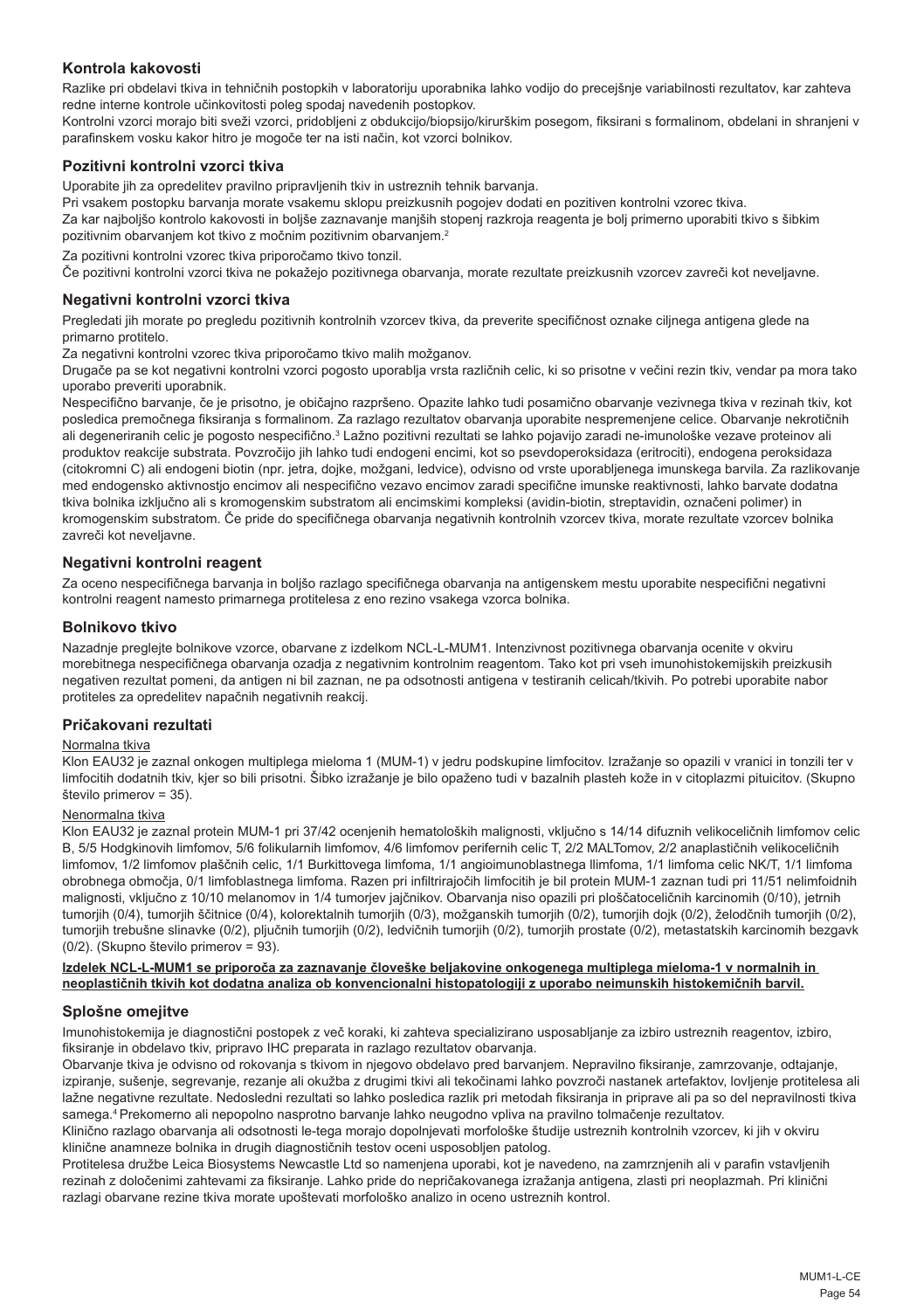## Kontrola kakovosti

Razlike pri obdelavi tkiva in tehničnih postopkih v laboratoriju uporabnika lahko vodijo do precejšnje variabilnosti rezultatov, kar zahteva redne interne kontrole učinkovitosti poleg spodaj navedenih postopkov.

Kontrolni vzorci morajo biti sveži vzorci, pridobljeni z obdukcijo/biopsijo/kirurškim posegom, fiksirani s formalinom, obdelani in shranjeni v parafinskem vosku kakor hitro je mogoče ter na isti način, kot vzorci bolnikov.

## Pozitivni kontrolni vzorci tkiva

Uporabite jih za opredelitev pravilno pripravljenih tkiv in ustreznih tehnik barvanja.

Pri vsakem postopku barvanja morate vsakemu sklopu preizkusnih pogojev dodati en pozitiven kontrolni vzorec tkiva.

Za kar najboljšo kontrolo kakovosti in boljše zaznavanje manjših stopenj razkroja reagenta je bolj primerno uporabiti tkivo s šibkim pozitivnim obarvanjem kot tkivo z močnim pozitivnim obarvanjem.[2]

Za pozitivni kontrolni vzorec tkiva priporočamo tkivo tonzil.

Če pozitivni kontrolni vzorci tkiva ne pokažejo pozitivnega obarvanja, morate rezultate preizkusnih vzorcev zavreči kot neveljavne.

## Negativni kontrolni vzorci tkiva

Pregledati jih morate po pregledu pozitivnih kontrolnih vzorcev tkiva, da preverite specifičnost oznake ciljnega antigena glede na primarno protitelo.

Za negativni kontrolni vzorec tkiva priporočamo tkivo malih možganov.

Drugače pa se kot negativni kontrolni vzorci pogosto uporablja vrsta različnih celic, ki so prisotne v večini rezin tkiv, vendar pa mora tako uporabo preveriti uporabnik.

Nespecifično barvanje, če je prisotno, je običajno razpršeno. Opazite lahko tudi posamično obarvanje vezivnega tkiva v rezinah tkiv, kot posledica premočnega fiksiranja s formalinom. Za razlago rezultatov obarvanja uporabite nespremenjene celice. Obarvanje nekrotičnih ali degeneriranih celic je pogosto nespecifično.[3] Lažno pozitivni rezultati se lahko pojavijo zaradi ne-imunološke vezave proteinov ali produktov reakcije substrata. Povzročijo jih lahko tudi endogeni encimi, kot so psevdoperoksidaza (eritrociti), endogena peroksidaza (citokromni C) ali endogeni biotin (npr. jetra, dojke, možgani, ledvice), odvisno od vrste uporabljenega imunskega barvila. Za razlikovanje med endogensko aktivnostjo encimov ali nespecifično vezavo encimov zaradi specifične imunske reaktivnosti, lahko barvate dodatna tkiva bolnika izključno ali s kromogenskim substratom ali encimskimi kompleksi (avidin-biotin, streptavidin, označeni polimer) in kromogenskim substratom. Če pride do specifičnega obarvanja negativnih kontrolnih vzorcev tkiva, morate rezultate vzorcev bolnika zavreči kot neveljavne.

## Negativni kontrolni reagent

Za oceno nespecifičnega barvanja in boljšo razlago specifičnega obarvanja na antigenskem mestu uporabite nespecifični negativni kontrolni reagent namesto primarnega protitelesa z eno rezino vsakega vzorca bolnika.

## Bolnikovo tkivo

Nazadnje preglejte bolnikove vzorce, obarvane z izdelkom NCL-L-MUM1. Intenzivnost pozitivnega obarvanja ocenite v okviru morebitnega nespecifičnega obarvanja ozadja z negativnim kontrolnim reagentom. Tako kot pri vseh imunohistokemijskih preizkusih negativen rezultat pomeni, da antigen ni bil zaznan, ne pa odsotnosti antigena v testiranih celicah/tkivih. Po potrebi uporabite nabor protiteles za opredelitev napačnih negativnih reakcij.

## Pričakovani rezultati

Normalna tkiva

Klon EAU32 je zaznal onkogen multiplega mieloma 1 (MUM-1) v jedru podskupine limfocitov. Izražanje so opazili v vranici in tonzili ter v limfocitih dodatnih tkiv, kjer so bili prisotni. Šibko izražanje je bilo opaženo tudi v bazalnih plasteh kože in v citoplazmi pituicitov. (Skupno število primerov = 35).

Nenormalna tkiva

Klon EAU32 je zaznal protein MUM-1 pri 37/42 ocenjenih hematoloških malignosti, vključno s 14/14 difuznih velikoceličnih limfomov celic B, 5/5 Hodgkinovih limfomov, 5/6 folikularnih limfomov, 4/6 limfomov perifernih celic T, 2/2 MALTomov, 2/2 anaplastičnih velikoceličnih limfomov, 1/2 limfomov plaščnih celic, 1/1 Burkittovega limfoma, 1/1 angioimunoblastnega llimfoma, 1/1 limfoma celic NK/T, 1/1 limfoma obrobnega območja, 0/1 limfoblastnega limfoma. Razen pri infiltrirajočih limfocitih je bil protein MUM-1 zaznan tudi pri 11/51 nelimfoidnih malignosti, vključno z 10/10 melanomov in 1/4 tumorjev jajčnikov. Obarvanja niso opazili pri ploščatoceličnih karcinomih (0/10), jetrnih tumorjih (0/4), tumorjih ščitnice (0/4), kolorektalnih tumorjih (0/3), možganskih tumorjih (0/2), tumorjih dojk (0/2), želodčnih tumorjih (0/2), tumorjih trebušne slinavke (0/2), pljučnih tumorjih (0/2), ledvičnih tumorjih (0/2), tumorjih prostate (0/2), metastatskih karcinomih bezgavk (0/2). (Skupno število primerov = 93).

**Izdelek NCL-L-MUM1 se priporoča za zaznavanje človeške beljakovine onkogenega multiplega mieloma-1 v normalnih in neoplastičnih tkivih kot dodatna analiza ob konvencionalni histopatologiji z uporabo neimunskih histokemičnih barvil.**

## Splošne omejitve

Imunohistokemija je diagnostični postopek z več koraki, ki zahteva specializirano usposabljanje za izbiro ustreznih reagentov, izbiro, fiksiranje in obdelavo tkiv, pripravo IHC preparata in razlago rezultatov obarvanja.

Obarvanje tkiva je odvisno od rokovanja s tkivom in njegovo obdelavo pred barvanjem. Nepravilno fiksiranje, zamrzovanje, odtajanje, izpiranje, sušenje, segrevanje, rezanje ali okužba z drugimi tkivi ali tekočinami lahko povzroči nastanek artefaktov, lovljenje protitelesa ali lažne negativne rezultate. Nedosledni rezultati so lahko posledica razlik pri metodah fiksiranja in priprave ali pa so del nepravilnosti tkiva samega.[4] Prekomerno ali nepopolno nasprotno barvanje lahko neugodno vpliva na pravilno tolmačenje rezultatov.

Klinično razlago obarvanja ali odsotnosti le-tega morajo dopolnjevati morfološke študije ustreznih kontrolnih vzorcev, ki jih v okviru klinične anamneze bolnika in drugih diagnostičnih testov oceni usposobljen patolog.

Protitelesa družbe Leica Biosystems Newcastle Ltd so namenjena uporabi, kot je navedeno, na zamrznjenih ali v parafin vstavljenih rezinah z določenimi zahtevami za fiksiranje. Lahko pride do nepričakovanega izražanja antigena, zlasti pri neoplazmah. Pri klinični razlagi obarvane rezine tkiva morate upoštevati morfološko analizo in oceno ustreznih kontrol.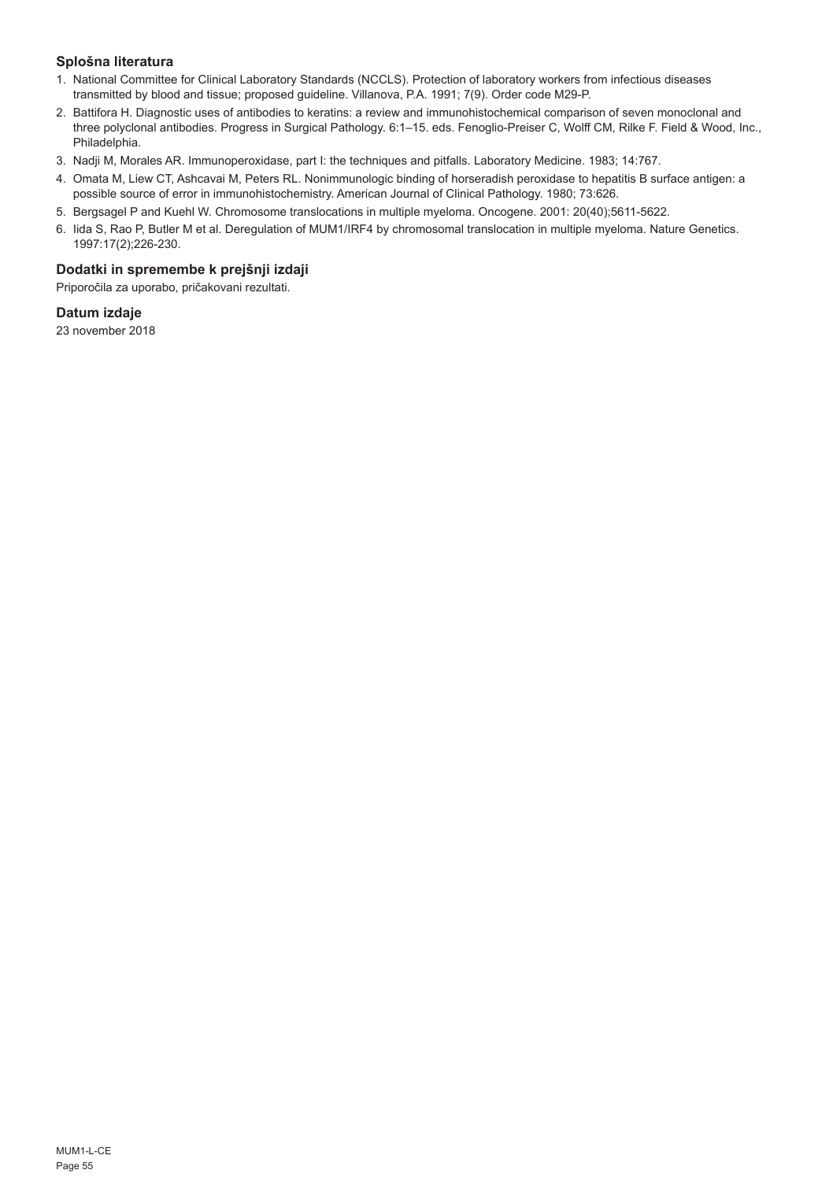## Splošna literatura

1. National Committee for Clinical Laboratory Standards (NCCLS). Protection of laboratory workers from infectious diseases transmitted by blood and tissue; proposed guideline. Villanova, P.A. 1991; 7(9). Order code M29-P.
2. Battifora H. Diagnostic uses of antibodies to keratins: a review and immunohistochemical comparison of seven monoclonal and three polyclonal antibodies. Progress in Surgical Pathology. 6:1–15. eds. Fenoglio-Preiser C, Wolff CM, Rilke F. Field & Wood, Inc., Philadelphia.
3. Nadji M, Morales AR. Immunoperoxidase, part I: the techniques and pitfalls. Laboratory Medicine. 1983; 14:767.
4. Omata M, Liew CT, Ashcavai M, Peters RL. Nonimmunologic binding of horseradish peroxidase to hepatitis B surface antigen: a possible source of error in immunohistochemistry. American Journal of Clinical Pathology. 1980; 73:626.
5. Bergsagel P and Kuehl W. Chromosome translocations in multiple myeloma. Oncogene. 2001: 20(40);5611-5622.
6. Iida S, Rao P, Butler M et al. Deregulation of MUM1/IRF4 by chromosomal translocation in multiple myeloma. Nature Genetics. 1997:17(2);226-230.

## Dodatki in spremembe k prejšnji izdaji

Priporočila za uporabo, pričakovani rezultati.

## Datum izdaje

23 november 2018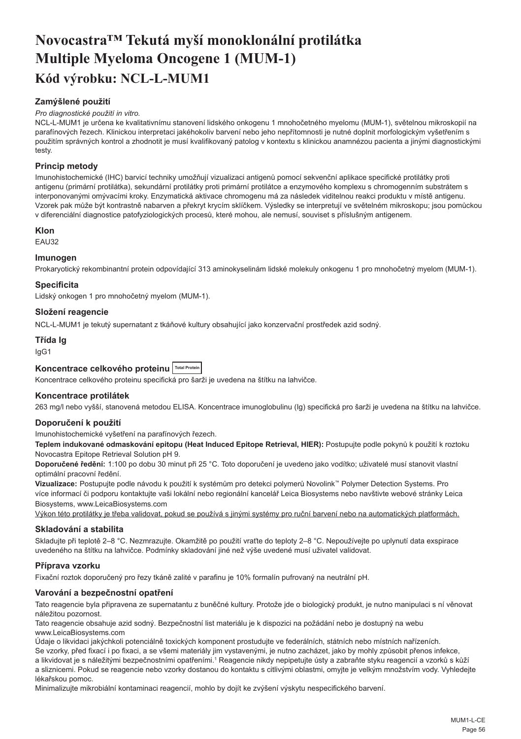# Novocastra™ Tekutá myší monoklonální protilátka Multiple Myeloma Oncogene 1 (MUM-1)

## Kód výrobku: NCL-L-MUM1

### Zamýšlené použití

*Pro diagnostické použití in vitro.*

NCL-L-MUM1 je určena ke kvalitativnímu stanovení lidského onkogenu 1 mnohočetného myelomu (MUM-1), světelnou mikroskopií na parafínových řezech. Klinickou interpretaci jakéhokoliv barvení nebo jeho nepřítomnosti je nutné doplnit morfologickým vyšetřením s použitím správných kontrol a zhodnotit je musí kvalifikovaný patolog v kontextu s klinickou anamnézou pacienta a jinými diagnostickými testy.

### Princip metody

Imunohistochemické (IHC) barvicí techniky umožňují vizualizaci antigenů pomocí sekvenční aplikace specifické protilátky proti antigenu (primární protilátka), sekundární protilátky proti primární protilátce a enzymového komplexu s chromogenním substrátem s interponovanými omývacími kroky. Enzymatická aktivace chromogenu má za následek viditelnou reakci produktu v místě antigenu. Vzorek pak může být kontrastně nabarven a překryt krycím sklíčkem. Výsledky se interpretují ve světelném mikroskopu; jsou pomůckou v diferenciální diagnostice patofyziologických procesů, které mohou, ale nemusí, souviset s příslušným antigenem.

### Klon

EAU32

### Imunogen

Prokaryotický rekombinantní protein odpovídající 313 aminokyselinám lidské molekuly onkogenu 1 pro mnohočetný myelom (MUM-1).

### Specificita

Lidský onkogen 1 pro mnohočetný myelom (MUM-1).

### Složení reagencie

NCL-L-MUM1 je tekutý supernatant z tkáňové kultury obsahující jako konzervační prostředek azid sodný.

### Třída Ig

IgG1

### Koncentrace celkového proteinu Total Protein

Koncentrace celkového proteinu specifická pro šarži je uvedena na štítku na lahvičce.

### Koncentrace protilátek

263 mg/l nebo vyšší, stanovená metodou ELISA. Koncentrace imunoglobulinu (Ig) specifická pro šarži je uvedena na štítku na lahvičce.

### Doporučení k použití

Imunohistochemické vyšetření na parafínových řezech.

**Teplem indukované odmaskování epitopu (Heat Induced Epitope Retrieval, HIER):** Postupujte podle pokynů k použití k roztoku Novocastra Epitope Retrieval Solution pH 9.

**Doporučené ředění:** 1:100 po dobu 30 minut při 25 °C. Toto doporučení je uvedeno jako vodítko; uživatelé musí stanovit vlastní optimální pracovní ředění.

**Vizualizace:** Postupujte podle návodu k použití k systémům pro detekci polymerů Novolink™ Polymer Detection Systems. Pro více informací či podporu kontaktujte vaši lokální nebo regionální kancelář Leica Biosystems nebo navštivte webové stránky Leica Biosystems, www.LeicaBiosystems.com

Výkon této protilátky je třeba validovat, pokud se používá s jinými systémy pro ruční barvení nebo na automatických platformách.

### Skladování a stabilita

Skladujte při teplotě 2–8 °C. Nezmrazujte. Okamžitě po použití vraťte do teploty 2–8 °C. Nepoužívejte po uplynutí data exspirace uvedeného na štítku na lahvičce. Podmínky skladování jiné než výše uvedené musí uživatel validovat.

### Příprava vzorku

Fixační roztok doporučený pro řezy tkáně zalité v parafinu je 10% formalín pufrovaný na neutrální pH.

### Varování a bezpečnostní opatření

Tato reagencie byla připravena ze supernatantu z buněčné kultury. Protože jde o biologický produkt, je nutno manipulaci s ní věnovat náležitou pozornost.

Tato reagencie obsahuje azid sodný. Bezpečnostní list materiálu je k dispozici na požádání nebo je dostupný na webu www.LeicaBiosystems.com

Údaje o likvidaci jakýchkoli potenciálně toxických komponent prostudujte ve federálních, státních nebo místních nařízeních.

Se vzorky, před fixací i po fixaci, a se všemi materiály jim vystavenými, je nutno zacházet, jako by mohly způsobit přenos infekce, a likvidovat je s náležitými bezpečnostními opatřeními.[1] Reagencie nikdy nepipetujte ústy a zabraňte styku reagencií a vzorků s kůží a sliznicemi. Pokud se reagencie nebo vzorky dostanou do kontaktu s citlivými oblastmi, omyjte je velkým množstvím vody. Vyhledejte lékařskou pomoc.

Minimalizujte mikrobiální kontaminaci reagencií, mohlo by dojít ke zvýšení výskytu nespecifického barvení.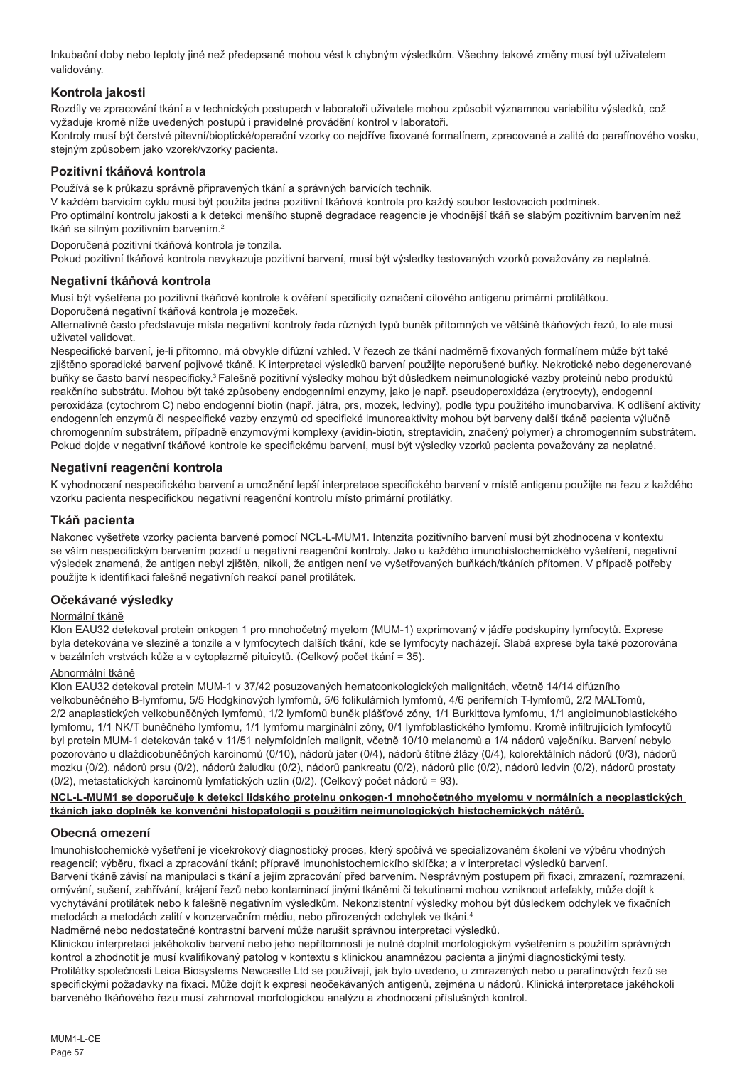Inkubační doby nebo teploty jiné než předepsané mohou vést k chybným výsledkům. Všechny takové změny musí být uživatelem validovány.

### Kontrola jakosti

Rozdíly ve zpracování tkání a v technických postupech v laboratoři uživatele mohou způsobit významnou variabilitu výsledků, což vyžaduje kromě níže uvedených postupů i pravidelné provádění kontrol v laboratoři.

Kontroly musí být čerstvé pitevní/bioptické/operační vzorky co nejdříve fixované formalínem, zpracované a zalité do parafínového vosku, stejným způsobem jako vzorek/vzorky pacienta.

### Pozitivní tkáňová kontrola

Používá se k průkazu správně připravených tkání a správných barvicích technik.

V každém barvicím cyklu musí být použita jedna pozitivní tkáňová kontrola pro každý soubor testovacích podmínek.

Pro optimální kontrolu jakosti a k detekci menšího stupně degradace reagencie je vhodnější tkáň se slabým pozitivním barvením než tkáň se silným pozitivním barvením.[2]

Doporučená pozitivní tkáňová kontrola je tonzila.

Pokud pozitivní tkáňová kontrola nevykazuje pozitivní barvení, musí být výsledky testovaných vzorků považovány za neplatné.

### Negativní tkáňová kontrola

Musí být vyšetřena po pozitivní tkáňové kontrole k ověření specificity označení cílového antigenu primární protilátkou.

Doporučená negativní tkáňová kontrola je mozeček.

Alternativně často představuje místa negativní kontroly řada různých typů buněk přítomných ve většině tkáňových řezů, to ale musí uživatel validovat.

Nespecifické barvení, je-li přítomno, má obvykle difúzní vzhled. V řezech ze tkání nadměrně fixovaných formalínem může být také zjištěno sporadické barvení pojivové tkáně. K interpretaci výsledků barvení použijte neporušené buňky. Nekrotické nebo degenerované buňky se často barví nespecificky.[3] Falešně pozitivní výsledky mohou být důsledkem neimunologické vazby proteinů nebo produktů reakčního substrátu. Mohou být také způsobeny endogenními enzymy, jako je např. pseudoperoxidáza (erytrocyty), endogenní peroxidáza (cytochrom C) nebo endogenní biotin (např. játra, prs, mozek, ledviny), podle typu použitého imunobarviva. K odlišení aktivity endogenních enzymů či nespecifické vazby enzymů od specifické imunoreaktivity mohou být barveny další tkáně pacienta výlučně chromogenním substrátem, případně enzymovými komplexy (avidin-biotin, streptavidin, značený polymer) a chromogenním substrátem. Pokud dojde v negativní tkáňové kontrole ke specifickému barvení, musí být výsledky vzorků pacienta považovány za neplatné.

### Negativní reagenční kontrola

K vyhodnocení nespecifického barvení a umožnění lepší interpretace specifického barvení v místě antigenu použijte na řezu z každého vzorku pacienta nespecifickou negativní reagenční kontrolu místo primární protilátky.

### Tkáň pacienta

Nakonec vyšetřete vzorky pacienta barvené pomocí NCL-L-MUM1. Intenzita pozitivního barvení musí být zhodnocena v kontextu se vším nespecifickým barvením pozadí u negativní reagenční kontroly. Jako u každého imunohistochemického vyšetření, negativní výsledek znamená, že antigen nebyl zjištěn, nikoli, že antigen není ve vyšetřovaných buňkách/tkáních přítomen. V případě potřeby použijte k identifikaci falešně negativních reakcí panel protilátek.

### Očekávané výsledky

Normální tkáně

Klon EAU32 detekoval protein onkogen 1 pro mnohočetný myelom (MUM-1) exprimovaný v jádře podskupiny lymfocytů. Exprese byla detekována ve slezině a tonzile a v lymfocytech dalších tkání, kde se lymfocyty nacházejí. Slabá exprese byla také pozorována v bazálních vrstvách kůže a v cytoplazmě pituicytů. (Celkový počet tkání = 35).

Abnormální tkáně

Klon EAU32 detekoval protein MUM-1 v 37/42 posuzovaných hematoonkologických malignitách, včetně 14/14 difúzního velkobuněčného B-lymfomu, 5/5 Hodgkinových lymfomů, 5/6 folikulárních lymfomů, 4/6 periferních T-lymfomů, 2/2 MALTomů, 2/2 anaplastických velkobuněčných lymfomů, 1/2 lymfomů buněk plášťové zóny, 1/1 Burkittova lymfomu, 1/1 angioimunoblastického lymfomu, 1/1 NK/T buněčného lymfomu, 1/1 lymfomu marginální zóny, 0/1 lymfoblastického lymfomu. Kromě infiltrujících lymfocytů byl protein MUM-1 detekován také v 11/51 nelymfoidních malignit, včetně 10/10 melanomů a 1/4 nádorů vaječníku. Barvení nebylo pozorováno u dlaždicobuněčných karcinomů (0/10), nádorů jater (0/4), nádorů štítné žlázy (0/4), kolorektálních nádorů (0/3), nádorů mozku (0/2), nádorů prsu (0/2), nádorů žaludku (0/2), nádorů pankreatu (0/2), nádorů plic (0/2), nádorů ledvin (0/2), nádorů prostaty (0/2), metastatických karcinomů lymfatických uzlin (0/2). (Celkový počet nádorů = 93).

**NCL-L-MUM1 se doporučuje k detekci lidského proteinu onkogen-1 mnohočetného myelomu v normálních a neoplastických tkáních jako doplněk ke konvenční histopatologii s použitím neimunologických histochemických nátěrů.**

### Obecná omezení

Imunohistochemické vyšetření je vícekrokový diagnostický proces, který spočívá ve specializovaném školení ve výběru vhodných reagencií; výběru, fixaci a zpracování tkání; přípravě imunohistochemického sklíčka; a v interpretaci výsledků barvení.

Barvení tkáně závisí na manipulaci s tkání a jejím zpracování před barvením. Nesprávným postupem při fixaci, zmrazení, rozmrazení, omývání, sušení, zahřívání, krájení řezů nebo kontaminací jinými tkáněmi či tekutinami mohou vzniknout artefakty, může dojít k vychytávání protilátek nebo k falešně negativním výsledkům. Nekonzistentní výsledky mohou být důsledkem odchylek ve fixačních metodách a metodách zalití v konzervačním médiu, nebo přirozených odchylek ve tkáni.[4]

Nadměrné nebo nedostatečné kontrastní barvení může narušit správnou interpretaci výsledků.

Klinickou interpretaci jakéhokoliv barvení nebo jeho nepřítomnosti je nutné doplnit morfologickým vyšetřením s použitím správných kontrol a zhodnotit je musí kvalifikovaný patolog v kontextu s klinickou anamnézou pacienta a jinými diagnostickými testy.

Protilátky společnosti Leica Biosystems Newcastle Ltd se používají, jak bylo uvedeno, u zmrazených nebo u parafínových řezů se specifickými požadavky na fixaci. Může dojít k expresi neočekávaných antigenů, zejména u nádorů. Klinická interpretace jakéhokoli barveného tkáňového řezu musí zahrnovat morfologickou analýzu a zhodnocení příslušných kontrol.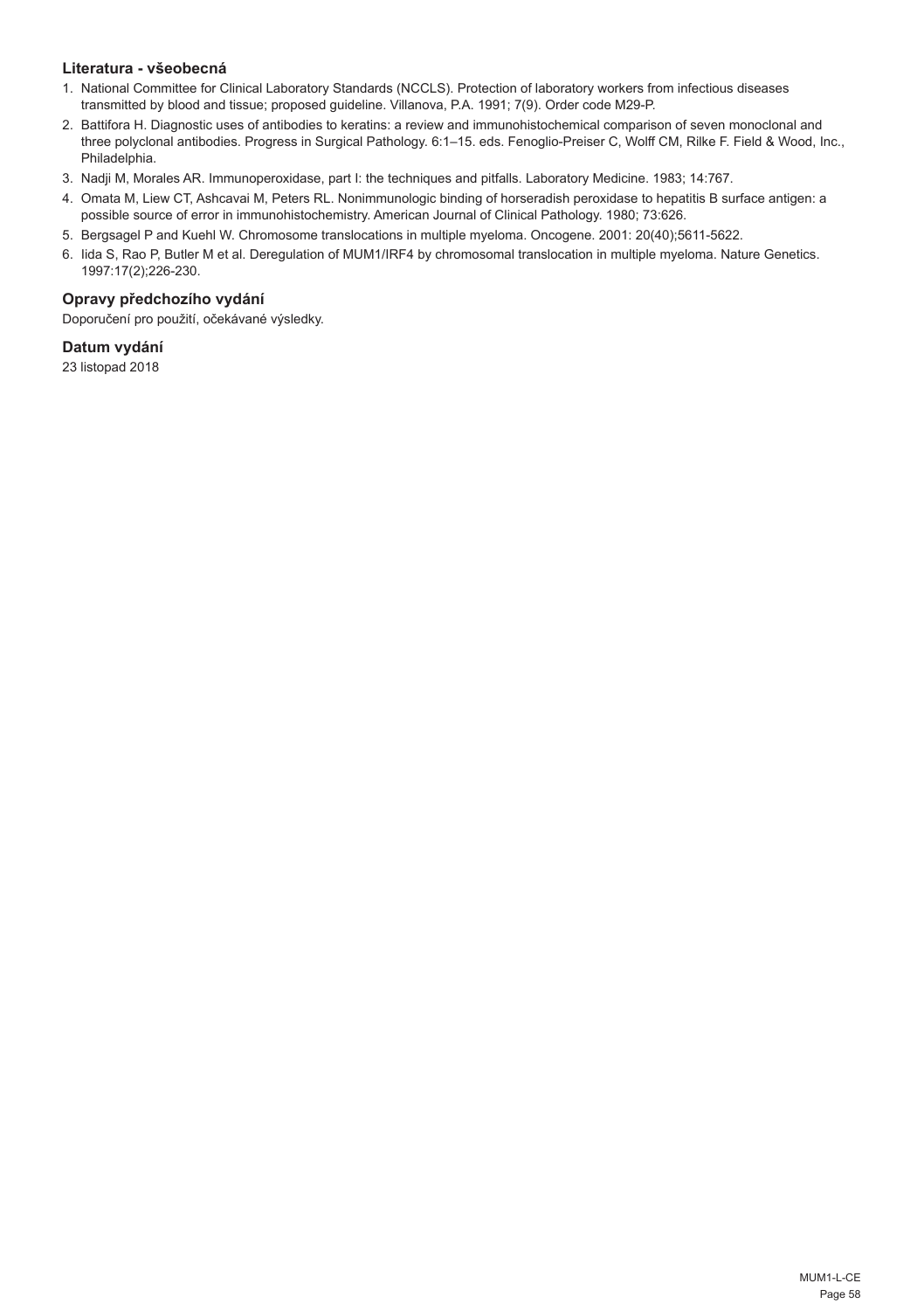### Literatura - všeobecná

1. National Committee for Clinical Laboratory Standards (NCCLS). Protection of laboratory workers from infectious diseases transmitted by blood and tissue; proposed guideline. Villanova, P.A. 1991; 7(9). Order code M29-P.
2. Battifora H. Diagnostic uses of antibodies to keratins: a review and immunohistochemical comparison of seven monoclonal and three polyclonal antibodies. Progress in Surgical Pathology. 6:1–15. eds. Fenoglio-Preiser C, Wolff CM, Rilke F. Field & Wood, Inc., Philadelphia.
3. Nadji M, Morales AR. Immunoperoxidase, part I: the techniques and pitfalls. Laboratory Medicine. 1983; 14:767.
4. Omata M, Liew CT, Ashcavai M, Peters RL. Nonimmunologic binding of horseradish peroxidase to hepatitis B surface antigen: a possible source of error in immunohistochemistry. American Journal of Clinical Pathology. 1980; 73:626.
5. Bergsagel P and Kuehl W. Chromosome translocations in multiple myeloma. Oncogene. 2001: 20(40);5611-5622.
6. Iida S, Rao P, Butler M et al. Deregulation of MUM1/IRF4 by chromosomal translocation in multiple myeloma. Nature Genetics. 1997:17(2);226-230.

### Opravy předchozího vydání

Doporučení pro použití, očekávané výsledky.

### Datum vydání

23 listopad 2018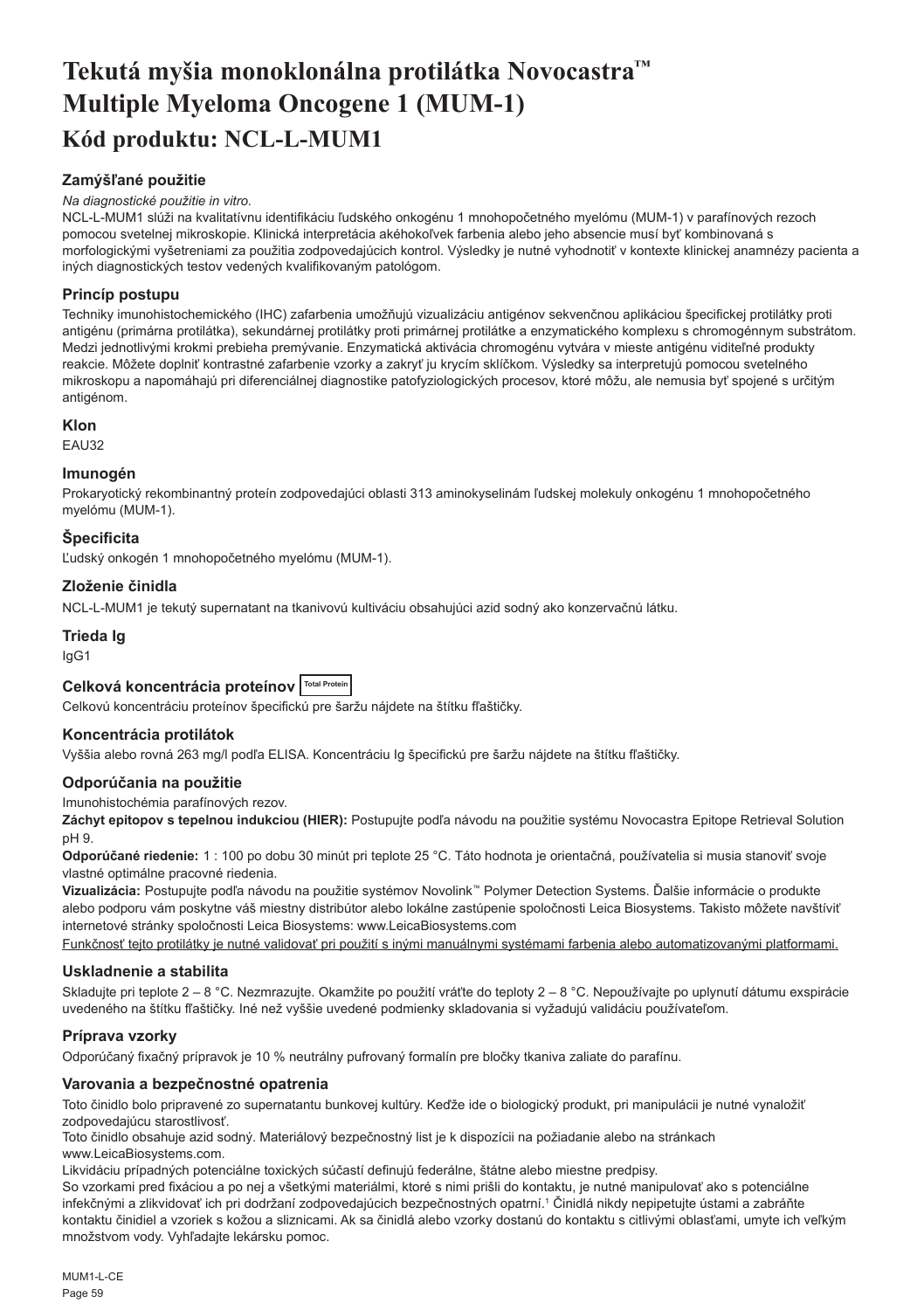# Tekutá myšia monoklonálna protilátka Novocastra™ Multiple Myeloma Oncogene 1 (MUM-1)

## Kód produktu: NCL-L-MUM1

### Zamýšľané použitie

*Na diagnostické použitie in vitro.*

NCL-L-MUM1 slúži na kvalitatívnu identifikáciu ľudského onkogénu 1 mnohopočetného myelómu (MUM-1) v parafínových rezoch pomocou svetelnej mikroskopie. Klinická interpretácia akéhokoľvek farbenia alebo jeho absencie musí byť kombinovaná s morfologickými vyšetreniami za použitia zodpovedajúcich kontrol. Výsledky je nutné vyhodnotiť v kontexte klinickej anamnézy pacienta a iných diagnostických testov vedených kvalifikovaným patológom.

### Princíp postupu

Techniky imunohistochemického (IHC) zafarbenia umožňujú vizualizáciu antigénov sekvenčnou aplikáciou špecifickej protilátky proti antigénu (primárna protilátka), sekundárnej protilátky proti primárnej protilátke a enzymatického komplexu s chromogénnym substrátom. Medzi jednotlivými krokmi prebieha premývanie. Enzymatická aktivácia chromogénu vytvára v mieste antigénu viditeľné produkty reakcie. Môžete doplniť kontrastné zafarbenie vzorky a zakryť ju krycím sklíčkom. Výsledky sa interpretujú pomocou svetelného mikroskopu a napomáhajú pri diferenciálnej diagnostike patofyziologických procesov, ktoré môžu, ale nemusia byť spojené s určitým antigénom.

### Klon

EAU32

### Imunogén

Prokaryotický rekombinantný proteín zodpovedajúci oblasti 313 aminokyselinám ľudskej molekuly onkogénu 1 mnohopočetného myelómu (MUM-1).

### Špecificita

Ľudský onkogén 1 mnohopočetného myelómu (MUM-1).

### Zloženie činidla

NCL-L-MUM1 je tekutý supernatant na tkanivovú kultiváciu obsahujúci azid sodný ako konzervačnú látku.

### Trieda Ig

IgG1

### Celková koncentrácia proteínov Total Protein

Celkovú koncentráciu proteínov špecifickú pre šaržu nájdete na štítku fľaštičky.

### Koncentrácia protilátok

Vyššia alebo rovná 263 mg/l podľa ELISA. Koncentráciu Ig špecifickú pre šaržu nájdete na štítku fľaštičky.

### Odporúčania na použitie

Imunohistochémia parafínových rezov.

**Záchyt epitopov s tepelnou indukciou (HIER):** Postupujte podľa návodu na použitie systému Novocastra Epitope Retrieval Solution pH 9.

**Odporúčané riedenie:** 1 : 100 po dobu 30 minút pri teplote 25 °C. Táto hodnota je orientačná, používatelia si musia stanoviť svoje vlastné optimálne pracovné riedenia.

**Vizualizácia:** Postupujte podľa návodu na použitie systémov Novolink™ Polymer Detection Systems. Ďalšie informácie o produkte alebo podporu vám poskytne váš miestny distribútor alebo lokálne zastúpenie spoločnosti Leica Biosystems. Takisto môžete navštíviť internetové stránky spoločnosti Leica Biosystems: www.LeicaBiosystems.com

Funkčnosť tejto protilátky je nutné validovať pri použití s inými manuálnymi systémami farbenia alebo automatizovanými platformami.

### Uskladnenie a stabilita

Skladujte pri teplote 2 – 8 °C. Nezmrazujte. Okamžite po použití vráťte do teploty 2 – 8 °C. Nepoužívajte po uplynutí dátumu exspirácie uvedeného na štítku fľaštičky. Iné než vyššie uvedené podmienky skladovania si vyžadujú validáciu používateľom.

### Príprava vzorky

Odporúčaný fixačný prípravok je 10 % neutrálny pufrovaný formalín pre bločky tkaniva zaliate do parafínu.

### Varovania a bezpečnostné opatrenia

Toto činidlo bolo pripravené zo supernatantu bunkovej kultúry. Keďže ide o biologický produkt, pri manipulácii je nutné vynaložiť zodpovedajúcu starostlivosť.

Toto činidlo obsahuje azid sodný. Materiálový bezpečnostný list je k dispozícii na požiadanie alebo na stránkach www.LeicaBiosystems.com.

Likvidáciu prípadných potenciálne toxických súčastí definujú federálne, štátne alebo miestne predpisy.

So vzorkami pred fixáciou a po nej a všetkými materiálmi, ktoré s nimi prišli do kontaktu, je nutné manipulovať ako s potenciálne infekčnými a zlikvidovať ich pri dodržaní zodpovedajúcich bezpečnostných opatrení.[1] Činidlá nikdy nepipetujte ústami a zabráňte kontaktu činidiel a vzoriek s kožou a sliznicami. Ak sa činidlá alebo vzorky dostanú do kontaktu s citlivými oblasťami, umyte ich veľkým množstvom vody. Vyhľadajte lekársku pomoc.

MUM1-L-CE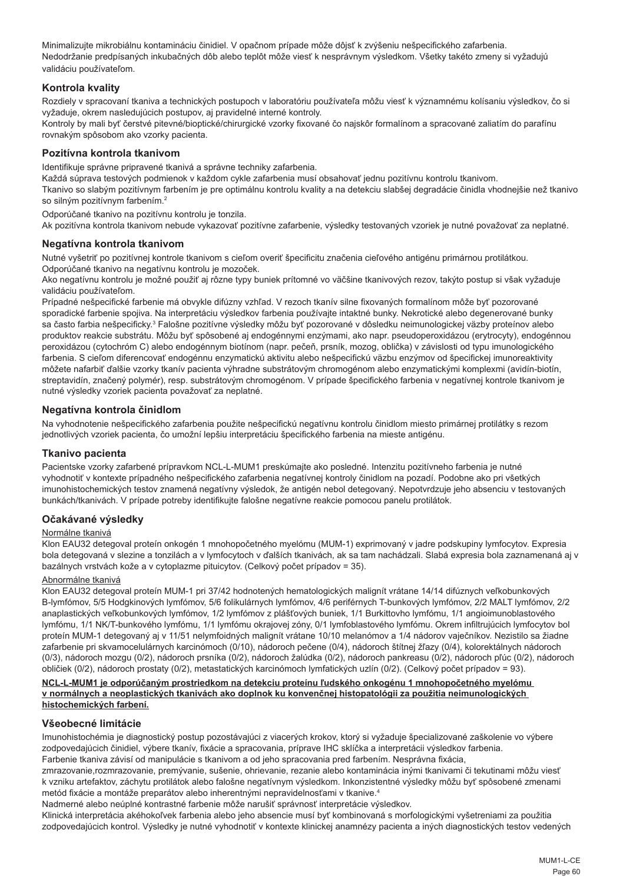Minimalizujte mikrobiálnu kontamináciu činidiel. V opačnom prípade môže dôjsť k zvýšeniu nešpecifického zafarbenia. Nedodržanie predpísaných inkubačných dôb alebo teplôt môže viesť k nesprávnym výsledkom. Všetky takéto zmeny si vyžadujú validáciu používateľom.

## Kontrola kvality

Rozdiely v spracovaní tkaniva a technických postupoch v laboratóriu používateľa môžu viesť k významnému kolísaniu výsledkov, čo si vyžaduje, okrem nasledujúcich postupov, aj pravidelné interné kontroly.
Kontroly by mali byť čerstvé pitevné/bioptické/chirurgické vzorky fixované čo najskôr formalínom a spracované zaliatím do parafínu rovnakým spôsobom ako vzorky pacienta.

## Pozitívna kontrola tkanivom

Identifikuje správne pripravené tkanivá a správne techniky zafarbenia.
Každá súprava testových podmienok v každom cykle zafarbenia musí obsahovať jednu pozitívnu kontrolu tkanivom.
Tkanivo so slabým pozitívnym farbením je pre optimálnu kontrolu kvality a na detekciu slabšej degradácie činidla vhodnejšie než tkanivo so silným pozitívnym farbením.[2]

Odporúčané tkanivo na pozitívnu kontrolu je tonzila.
Ak pozitívna kontrola tkanivom nebude vykazovať pozitívne zafarbenie, výsledky testovaných vzoriek je nutné považovať za neplatné.

## Negatívna kontrola tkanivom

Nutné vyšetriť po pozitívnej kontrole tkanivom s cieľom overiť špecificitu značenia cieľového antigénu primárnou protilátkou.
Odporúčané tkanivo na negatívnu kontrolu je mozoček.
Ako negatívnu kontrolu je možné použiť aj rôzne typy buniek prítomné vo väčšine tkanivových rezov, takýto postup si však vyžaduje validáciu používateľom.
Prípadné nešpecifické farbenie má obvykle difúzny vzhľad. V rezoch tkanív silne fixovaných formalínom môže byť pozorované sporadické farbenie spojiva. Na interpretáciu výsledkov farbenia používajte intaktné bunky. Nekrotické alebo degenerované bunky sa často farbia nešpecificky.[3] Falošne pozitívne výsledky môžu byť pozorované v dôsledku neimunologickej väzby proteínov alebo produktov reakcie substrátu. Môžu byť spôsobené aj endogénnymi enzýmami, ako napr. pseudoperoxidázou (erytrocyty), endogénnou peroxidázou (cytochróm C) alebo endogénnym biotínom (napr. pečeň, prsník, mozog, oblička) v závislosti od typu imunologického farbenia. S cieľom diferencovať endogénnu enzymatickú aktivitu alebo nešpecifickú väzbu enzýmov od špecifickej imunoreaktivity môžete nafarbiť ďalšie vzorky tkanív pacienta výhradne substrátovým chromogénom alebo enzymatickými komplexmi (avidín-biotín, streptavidín, značený polymér), resp. substrátovým chromogénom. V prípade špecifického farbenia v negatívnej kontrole tkanivom je nutné výsledky vzoriek pacienta považovať za neplatné.

## Negatívna kontrola činidlom

Na vyhodnotenie nešpecifického zafarbenia použite nešpecifickú negatívnu kontrolu činidlom miesto primárnej protilátky s rezom jednotlivých vzoriek pacienta, čo umožní lepšiu interpretáciu špecifického farbenia na mieste antigénu.

## Tkanivo pacienta

Pacientske vzorky zafarbené prípravkom NCL-L-MUM1 preskúmajte ako posledné. Intenzitu pozitívneho farbenia je nutné vyhodnotiť v kontexte prípadného nešpecifického zafarbenia negatívnej kontroly činidlom na pozadí. Podobne ako pri všetkých imunohistochemických testov znamená negatívny výsledok, že antigén nebol detegovaný. Nepotvrdzuje jeho absenciu v testovaných bunkách/tkanivách. V prípade potreby identifikujte falošne negatívne reakcie pomocou panelu protilátok.

## Očakávané výsledky

Normálne tkanivá

Klon EAU32 detegoval proteín onkogén 1 mnohopočetného myelómu (MUM-1) exprimovaný v jadre podskupiny lymfocytov. Expresia bola detegovaná v slezine a tonzilách a v lymfocytoch v ďalších tkanivách, ak sa tam nachádzali. Slabá expresia bola zaznamenaná aj v bazálnych vrstvách kože a v cytoplazme pituicytov. (Celkový počet prípadov = 35).

Abnormálne tkanivá

Klon EAU32 detegoval proteín MUM-1 pri 37/42 hodnotených hematologických malignít vrátane 14/14 difúznych veľkobunkových B-lymfómov, 5/5 Hodgkinových lymfómov, 5/6 folikulárnych lymfómov, 4/6 periférnych T-bunkových lymfómov, 2/2 MALT lymfómov, 2/2 anaplastických veľkobunkových lymfómov, 1/2 lymfómov z plášťových buniek, 1/1 Burkittovho lymfómu, 1/1 angioimunoblastového lymfómu, 1/1 NK/T-bunkového lymfómu, 1/1 lymfómu okrajovej zóny, 0/1 lymfoblastového lymfómu. Okrem infiltrujúcich lymfocytov bol proteín MUM-1 detegovaný aj v 11/51 nelymfoidných malignít vrátane 10/10 melanómov a 1/4 nádorov vaječníkov. Nezistilo sa žiadne zafarbenie pri skvamocelulárnych karcinómoch (0/10), nádoroch pečene (0/4), nádoroch štítnej žľazy (0/4), kolorektálnych nádoroch (0/3), nádoroch mozgu (0/2), nádoroch prsníka (0/2), nádoroch žalúdka (0/2), nádoroch pankreasu (0/2), nádoroch pľúc (0/2), nádoroch obličiek (0/2), nádoroch prostaty (0/2), metastatických karcinómoch lymfatických uzlín (0/2). (Celkový počet prípadov = 93).

**NCL-L-MUM1 je odporúčaným prostriedkom na detekciu proteínu ľudského onkogénu 1 mnohopočetného myelómu v normálnych a neoplastických tkanivách ako doplnok ku konvenčnej histopatológii za použitia neimunologických histochemických farbení.**

## Všeobecné limitácie

Imunohistochémia je diagnostický postup pozostávajúci z viacerých krokov, ktorý si vyžaduje špecializované zaškolenie vo výbere zodpovedajúcich činidiel, výbere tkanív, fixácie a spracovania, príprave IHC sklíčka a interpretácii výsledkov farbenia.
Farbenie tkaniva závisí od manipulácie s tkanivom a od jeho spracovania pred farbením. Nesprávna fixácia, zmrazovanie,rozmrazovanie, premývanie, sušenie, ohrievanie, rezanie alebo kontaminácia inými tkanivami či tekutinami môžu viesť k vzniku artefaktov, záchytu protilátok alebo falošne negatívnym výsledkom. Inkonzistentné výsledky môžu byť spôsobené zmenami metód fixácie a montáže preparátov alebo inherentnými nepravidelnosťami v tkanive.[4]
Nadmerné alebo neúplné kontrastné farbenie môže narušiť správnosť interpretácie výsledkov.
Klinická interpretácia akéhokoľvek farbenia alebo jeho absencie musí byť kombinovaná s morfologickými vyšetreniami za použitia zodpovedajúcich kontrol. Výsledky je nutné vyhodnotiť v kontexte klinickej anamnézy pacienta a iných diagnostických testov vedených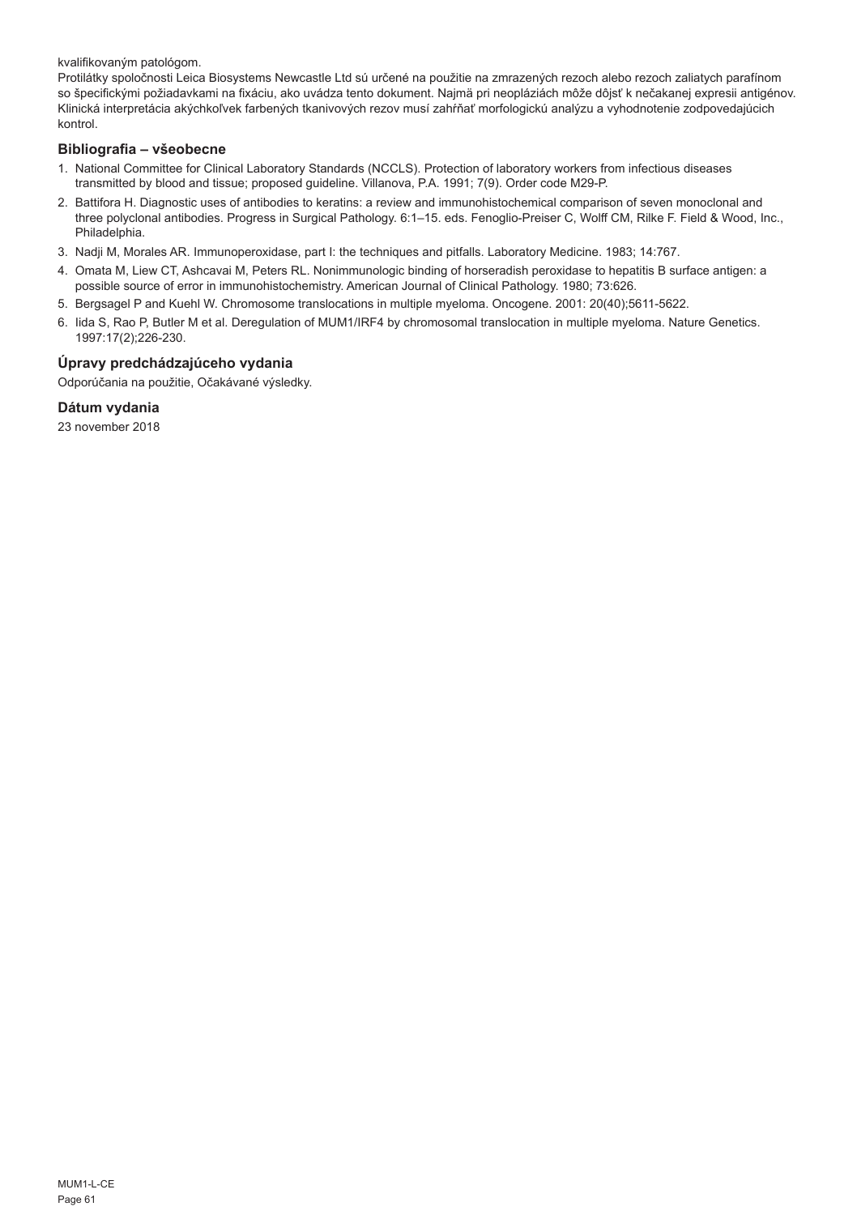kvalifikovaným patológom.
Protilátky spoločnosti Leica Biosystems Newcastle Ltd sú určené na použitie na zmrazených rezoch alebo rezoch zaliatych parafínom so špecifickými požiadavkami na fixáciu, ako uvádza tento dokument. Najmä pri neopláziách môže dôjsť k nečakanej expresii antigénov. Klinická interpretácia akýchkoľvek farbených tkanivových rezov musí zahŕňať morfologickú analýzu a vyhodnotenie zodpovedajúcich kontrol.

## Bibliografia – všeobecne

1. National Committee for Clinical Laboratory Standards (NCCLS). Protection of laboratory workers from infectious diseases transmitted by blood and tissue; proposed guideline. Villanova, P.A. 1991; 7(9). Order code M29-P.
2. Battifora H. Diagnostic uses of antibodies to keratins: a review and immunohistochemical comparison of seven monoclonal and three polyclonal antibodies. Progress in Surgical Pathology. 6:1–15. eds. Fenoglio-Preiser C, Wolff CM, Rilke F. Field & Wood, Inc., Philadelphia.
3. Nadji M, Morales AR. Immunoperoxidase, part I: the techniques and pitfalls. Laboratory Medicine. 1983; 14:767.
4. Omata M, Liew CT, Ashcavai M, Peters RL. Nonimmunologic binding of horseradish peroxidase to hepatitis B surface antigen: a possible source of error in immunohistochemistry. American Journal of Clinical Pathology. 1980; 73:626.
5. Bergsagel P and Kuehl W. Chromosome translocations in multiple myeloma. Oncogene. 2001: 20(40);5611-5622.
6. Iida S, Rao P, Butler M et al. Deregulation of MUM1/IRF4 by chromosomal translocation in multiple myeloma. Nature Genetics. 1997:17(2);226-230.

## Úpravy predchádzajúceho vydania

Odporúčania na použitie, Očakávané výsledky.

## Dátum vydania

23 november 2018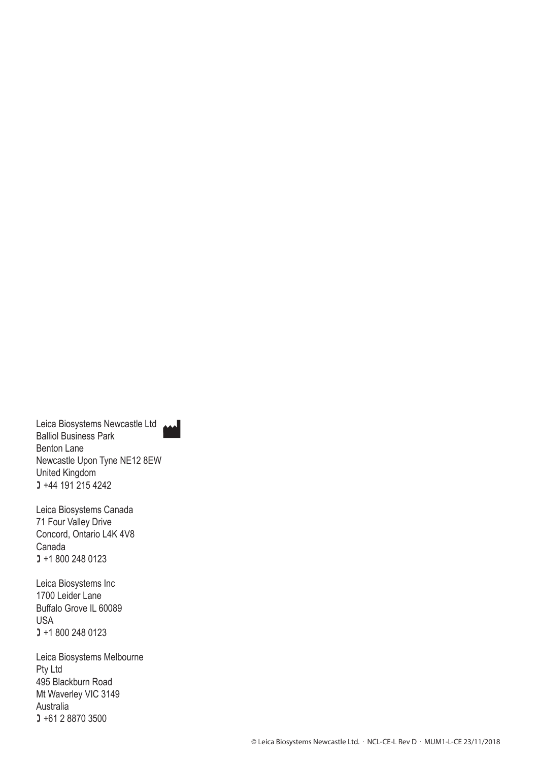Leica Biosystems Newcastle Ltd
Balliol Business Park
Benton Lane
Newcastle Upon Tyne NE12 8EW
United Kingdom
+44 191 215 4242

Leica Biosystems Canada
71 Four Valley Drive
Concord, Ontario L4K 4V8
Canada
+1 800 248 0123

Leica Biosystems Inc
1700 Leider Lane
Buffalo Grove IL 60089
USA
+1 800 248 0123

Leica Biosystems Melbourne
Pty Ltd
495 Blackburn Road
Mt Waverley VIC 3149
Australia
+61 2 8870 3500

© Leica Biosystems Newcastle Ltd. · NCL-CE-L Rev D · MUM1-L-CE 23/11/2018